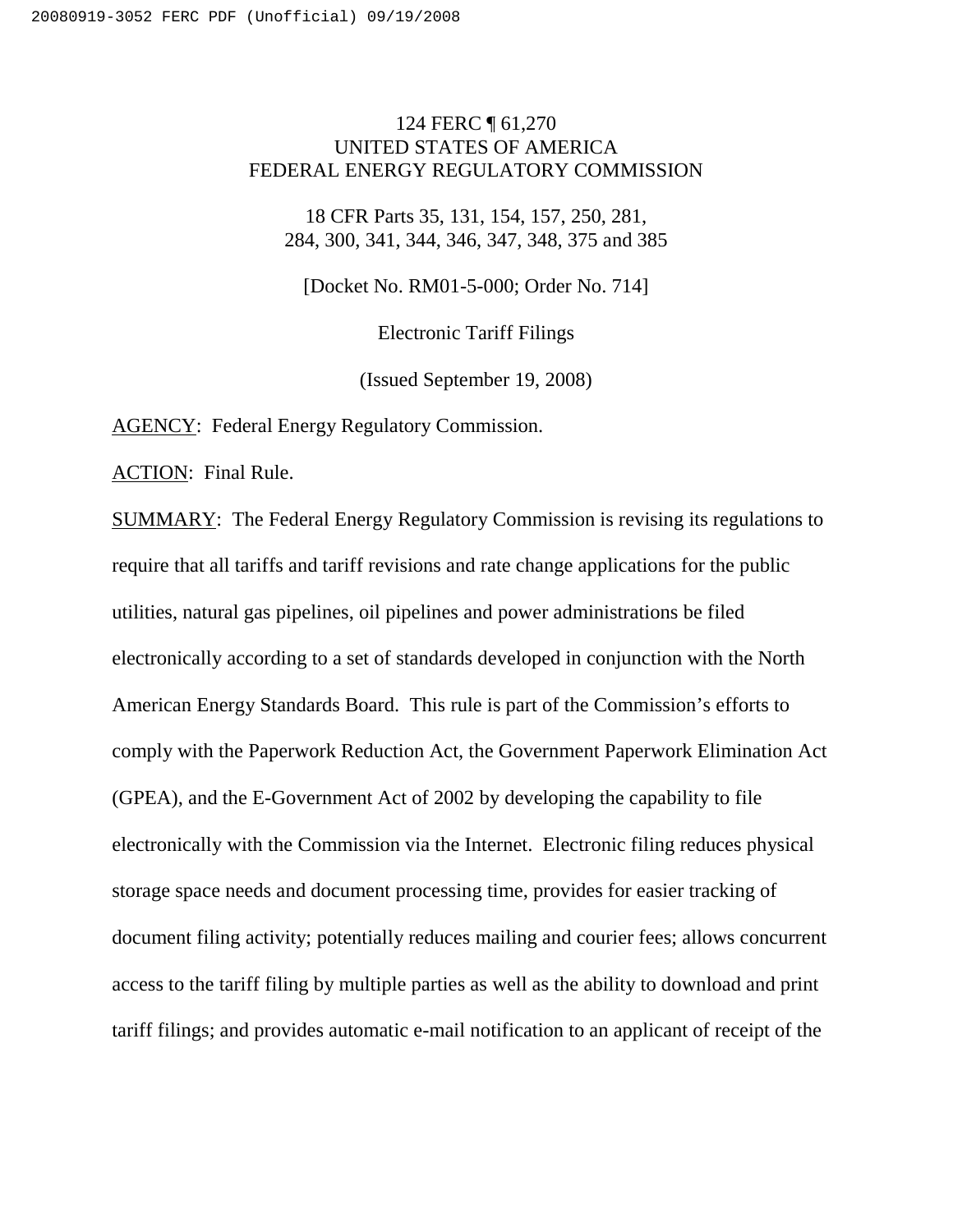124 FERC ¶ 61,270
UNITED STATES OF AMERICA
FEDERAL ENERGY REGULATORY COMMISSION

18 CFR Parts 35, 131, 154, 157, 250, 281,
284, 300, 341, 344, 346, 347, 348, 375 and 385

[Docket No. RM01-5-000; Order No. 714]

Electronic Tariff Filings

(Issued September 19, 2008)

AGENCY: Federal Energy Regulatory Commission.

ACTION: Final Rule.

SUMMARY: The Federal Energy Regulatory Commission is revising its regulations to require that all tariffs and tariff revisions and rate change applications for the public utilities, natural gas pipelines, oil pipelines and power administrations be filed electronically according to a set of standards developed in conjunction with the North American Energy Standards Board. This rule is part of the Commission's efforts to comply with the Paperwork Reduction Act, the Government Paperwork Elimination Act (GPEA), and the E-Government Act of 2002 by developing the capability to file electronically with the Commission via the Internet. Electronic filing reduces physical storage space needs and document processing time, provides for easier tracking of document filing activity; potentially reduces mailing and courier fees; allows concurrent access to the tariff filing by multiple parties as well as the ability to download and print tariff filings; and provides automatic e-mail notification to an applicant of receipt of the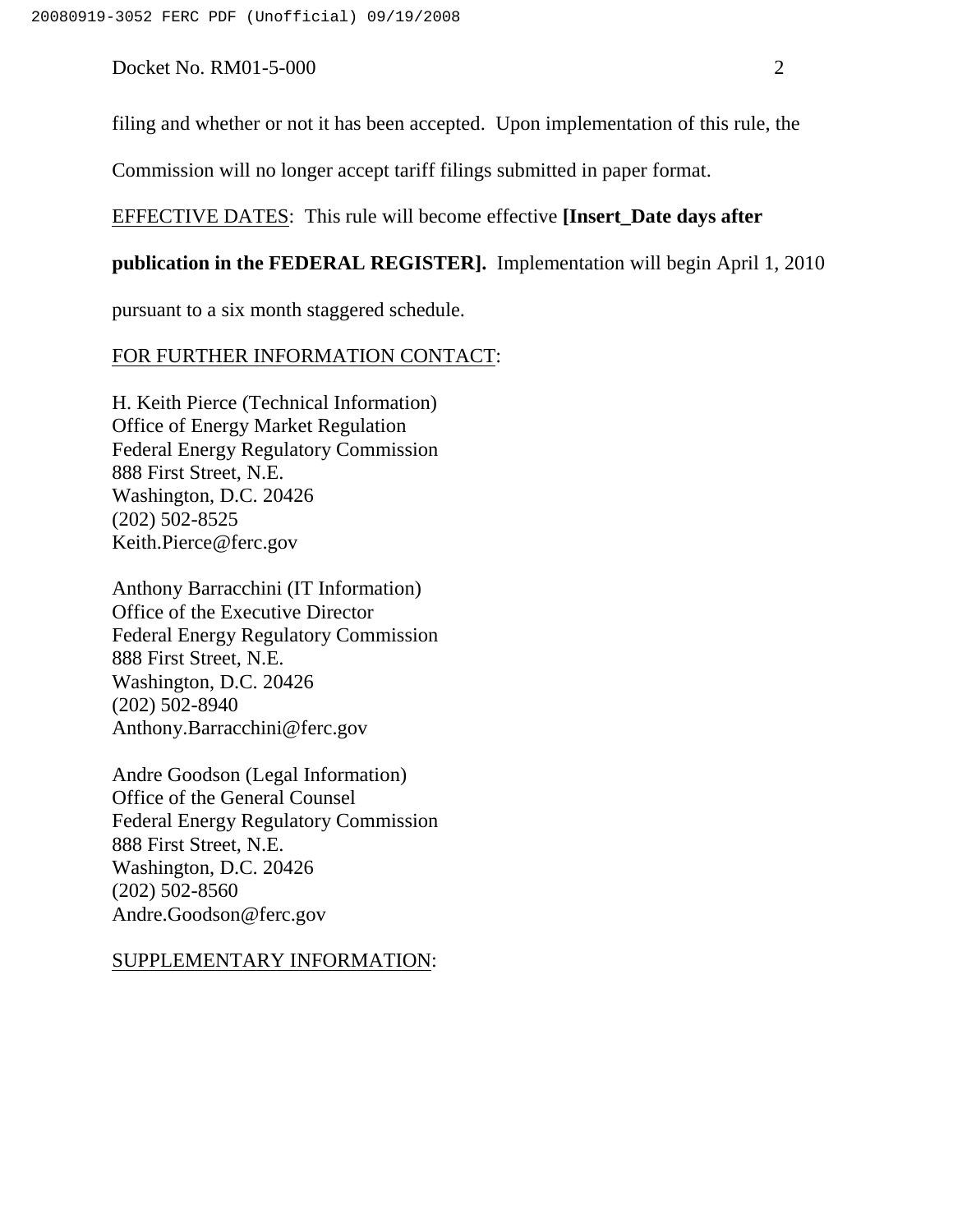filing and whether or not it has been accepted. Upon implementation of this rule, the Commission will no longer accept tariff filings submitted in paper format.

EFFECTIVE DATES: This rule will become effective **[Insert_Date days after publication in the FEDERAL REGISTER].** Implementation will begin April 1, 2010 pursuant to a six month staggered schedule.

FOR FURTHER INFORMATION CONTACT:

H. Keith Pierce (Technical Information)
Office of Energy Market Regulation
Federal Energy Regulatory Commission
888 First Street, N.E.
Washington, D.C. 20426
(202) 502-8525
Keith.Pierce@ferc.gov

Anthony Barracchini (IT Information)
Office of the Executive Director
Federal Energy Regulatory Commission
888 First Street, N.E.
Washington, D.C. 20426
(202) 502-8940
Anthony.Barracchini@ferc.gov

Andre Goodson (Legal Information)
Office of the General Counsel
Federal Energy Regulatory Commission
888 First Street, N.E.
Washington, D.C. 20426
(202) 502-8560
Andre.Goodson@ferc.gov

SUPPLEMENTARY INFORMATION: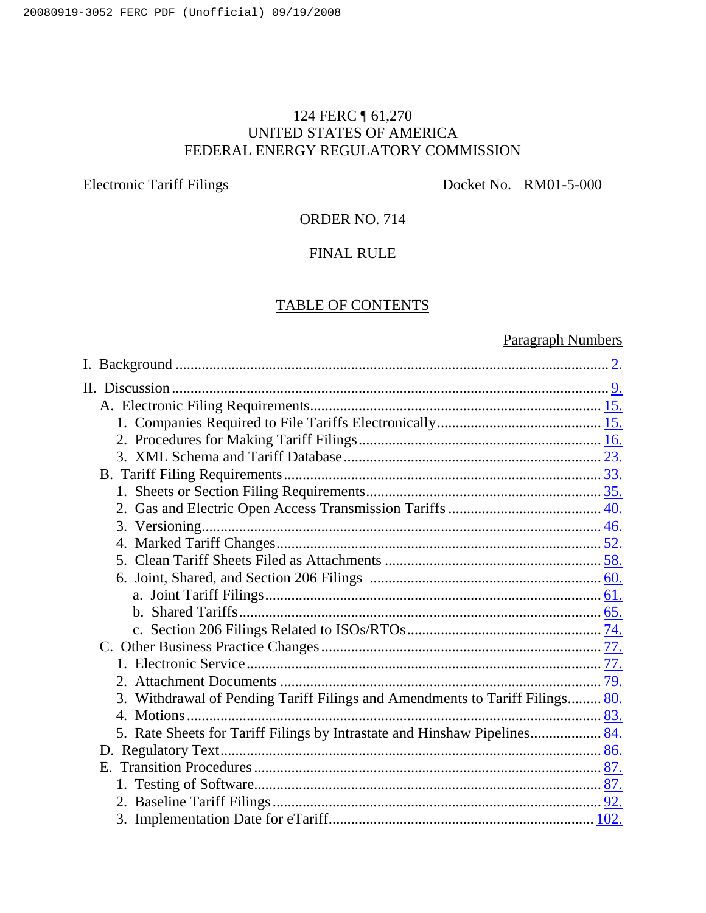124 FERC ¶ 61,270
UNITED STATES OF AMERICA
FEDERAL ENERGY REGULATORY COMMISSION

Electronic Tariff Filings Docket No. RM01-5-000

ORDER NO. 714

FINAL RULE

TABLE OF CONTENTS

| | Paragraph Numbers |
|---|---|
| I. Background | 2. |
| II. Discussion | 9. |
| A. Electronic Filing Requirements | 15. |
| 1. Companies Required to File Tariffs Electronically | 15. |
| 2. Procedures for Making Tariff Filings | 16. |
| 3. XML Schema and Tariff Database | 23. |
| B. Tariff Filing Requirements | 33. |
| 1. Sheets or Section Filing Requirements | 35. |
| 2. Gas and Electric Open Access Transmission Tariffs | 40. |
| 3. Versioning | 46. |
| 4. Marked Tariff Changes | 52. |
| 5. Clean Tariff Sheets Filed as Attachments | 58. |
| 6. Joint, Shared, and Section 206 Filings | 60. |
| a. Joint Tariff Filings | 61. |
| b. Shared Tariffs | 65. |
| c. Section 206 Filings Related to ISOs/RTOs | 74. |
| C. Other Business Practice Changes | 77. |
| 1. Electronic Service | 77. |
| 2. Attachment Documents | 79. |
| 3. Withdrawal of Pending Tariff Filings and Amendments to Tariff Filings | 80. |
| 4. Motions | 83. |
| 5. Rate Sheets for Tariff Filings by Intrastate and Hinshaw Pipelines | 84. |
| D. Regulatory Text | 86. |
| E. Transition Procedures | 87. |
| 1. Testing of Software | 87. |
| 2. Baseline Tariff Filings | 92. |
| 3. Implementation Date for eTariff | 102. |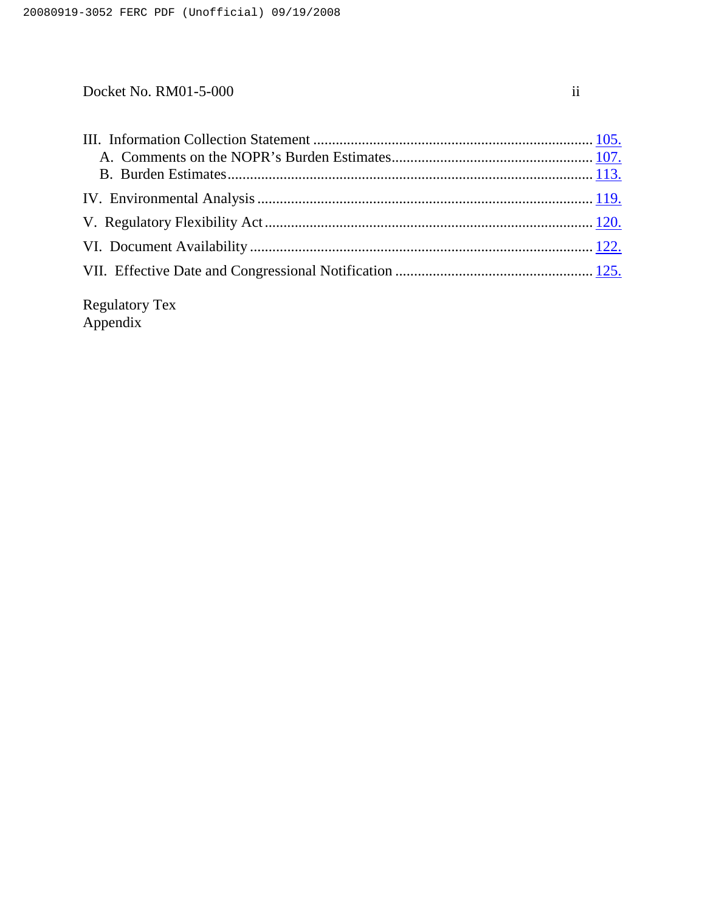III. Information Collection Statement .......................................................................... 105.
   A. Comments on the NOPR's Burden Estimates..................................................... 107.
   B. Burden Estimates................................................................................................ 113.

IV. Environmental Analysis ........................................................................................ 119.

V. Regulatory Flexibility Act ...................................................................................... 120.

VI. Document Availability ......................................................................................... 122.

VII. Effective Date and Congressional Notification .................................................... 125.

Regulatory Tex
Appendix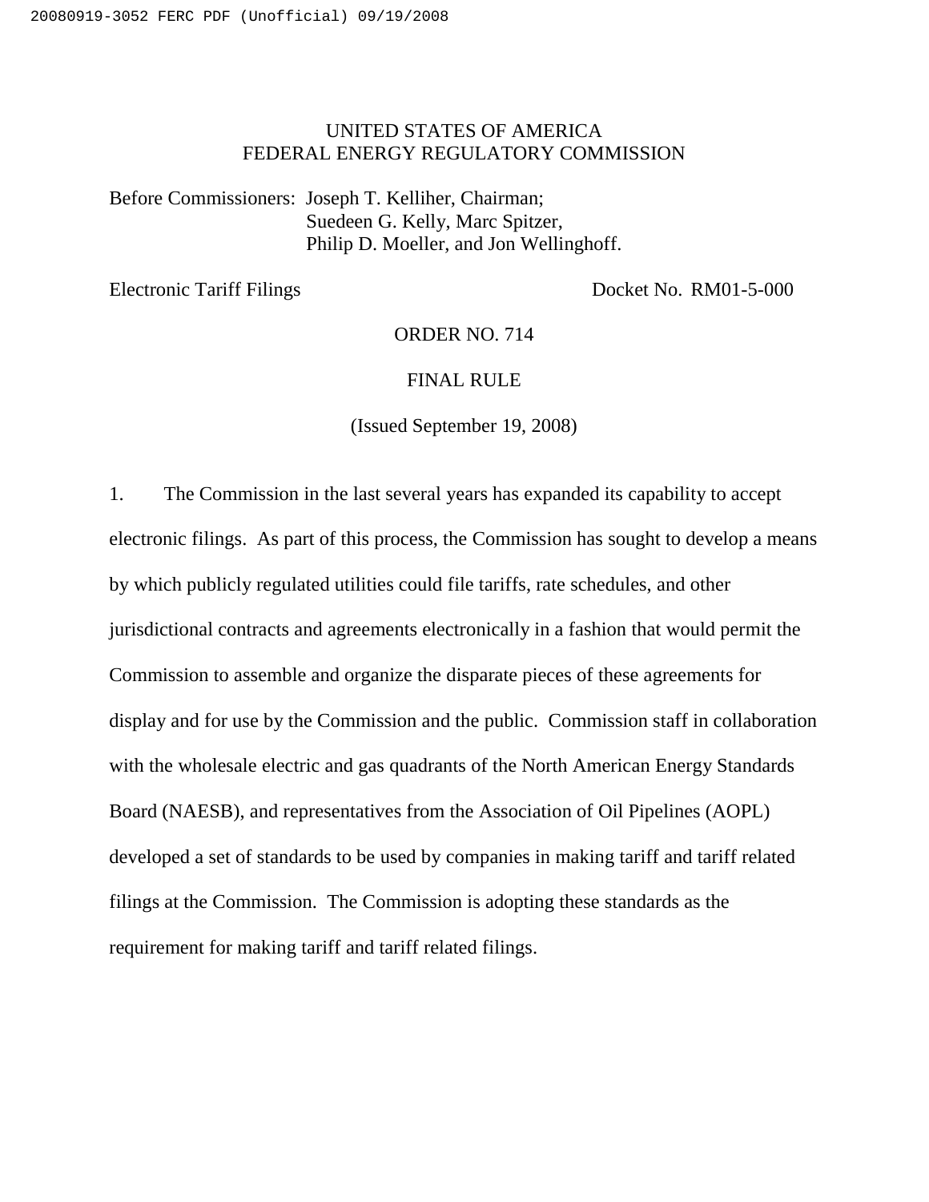UNITED STATES OF AMERICA
FEDERAL ENERGY REGULATORY COMMISSION

Before Commissioners: Joseph T. Kelliher, Chairman;
Suedeen G. Kelly, Marc Spitzer,
Philip D. Moeller, and Jon Wellinghoff.

Electronic Tariff Filings Docket No. RM01-5-000

ORDER NO. 714

FINAL RULE

(Issued September 19, 2008)

1. The Commission in the last several years has expanded its capability to accept electronic filings. As part of this process, the Commission has sought to develop a means by which publicly regulated utilities could file tariffs, rate schedules, and other jurisdictional contracts and agreements electronically in a fashion that would permit the Commission to assemble and organize the disparate pieces of these agreements for display and for use by the Commission and the public. Commission staff in collaboration with the wholesale electric and gas quadrants of the North American Energy Standards Board (NAESB), and representatives from the Association of Oil Pipelines (AOPL) developed a set of standards to be used by companies in making tariff and tariff related filings at the Commission. The Commission is adopting these standards as the requirement for making tariff and tariff related filings.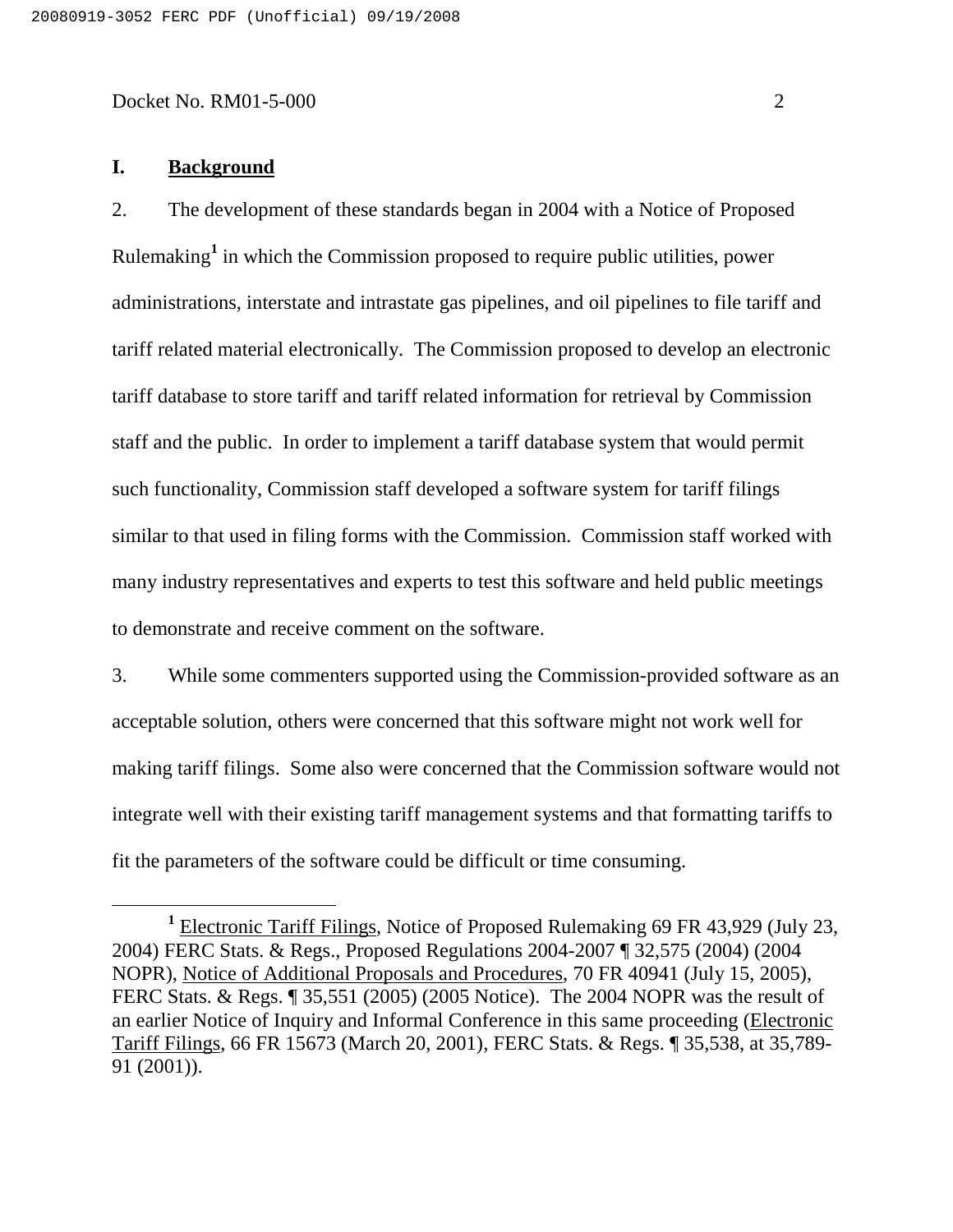## I. Background

2. The development of these standards began in 2004 with a Notice of Proposed Rulemaking[1] in which the Commission proposed to require public utilities, power administrations, interstate and intrastate gas pipelines, and oil pipelines to file tariff and tariff related material electronically. The Commission proposed to develop an electronic tariff database to store tariff and tariff related information for retrieval by Commission staff and the public. In order to implement a tariff database system that would permit such functionality, Commission staff developed a software system for tariff filings similar to that used in filing forms with the Commission. Commission staff worked with many industry representatives and experts to test this software and held public meetings to demonstrate and receive comment on the software.

3. While some commenters supported using the Commission-provided software as an acceptable solution, others were concerned that this software might not work well for making tariff filings. Some also were concerned that the Commission software would not integrate well with their existing tariff management systems and that formatting tariffs to fit the parameters of the software could be difficult or time consuming.

---

[1] Electronic Tariff Filings, Notice of Proposed Rulemaking 69 FR 43,929 (July 23, 2004) FERC Stats. & Regs., Proposed Regulations 2004-2007 ¶ 32,575 (2004) (2004 NOPR), Notice of Additional Proposals and Procedures, 70 FR 40941 (July 15, 2005), FERC Stats. & Regs. ¶ 35,551 (2005) (2005 Notice). The 2004 NOPR was the result of an earlier Notice of Inquiry and Informal Conference in this same proceeding (Electronic Tariff Filings, 66 FR 15673 (March 20, 2001), FERC Stats. & Regs. ¶ 35,538, at 35,789-91 (2001)).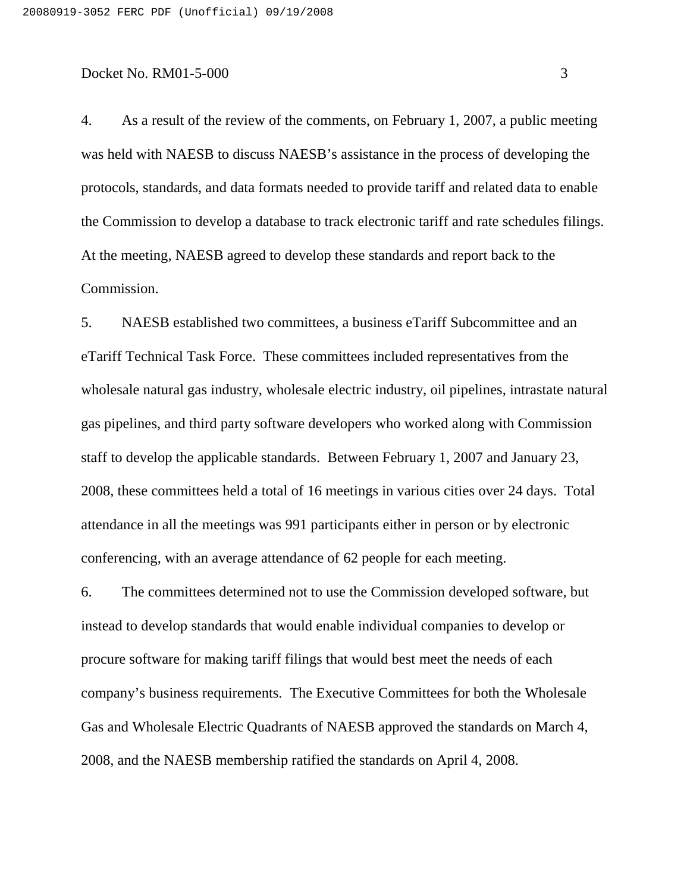4. As a result of the review of the comments, on February 1, 2007, a public meeting was held with NAESB to discuss NAESB's assistance in the process of developing the protocols, standards, and data formats needed to provide tariff and related data to enable the Commission to develop a database to track electronic tariff and rate schedules filings. At the meeting, NAESB agreed to develop these standards and report back to the Commission.

5. NAESB established two committees, a business eTariff Subcommittee and an eTariff Technical Task Force. These committees included representatives from the wholesale natural gas industry, wholesale electric industry, oil pipelines, intrastate natural gas pipelines, and third party software developers who worked along with Commission staff to develop the applicable standards. Between February 1, 2007 and January 23, 2008, these committees held a total of 16 meetings in various cities over 24 days. Total attendance in all the meetings was 991 participants either in person or by electronic conferencing, with an average attendance of 62 people for each meeting.

6. The committees determined not to use the Commission developed software, but instead to develop standards that would enable individual companies to develop or procure software for making tariff filings that would best meet the needs of each company's business requirements. The Executive Committees for both the Wholesale Gas and Wholesale Electric Quadrants of NAESB approved the standards on March 4, 2008, and the NAESB membership ratified the standards on April 4, 2008.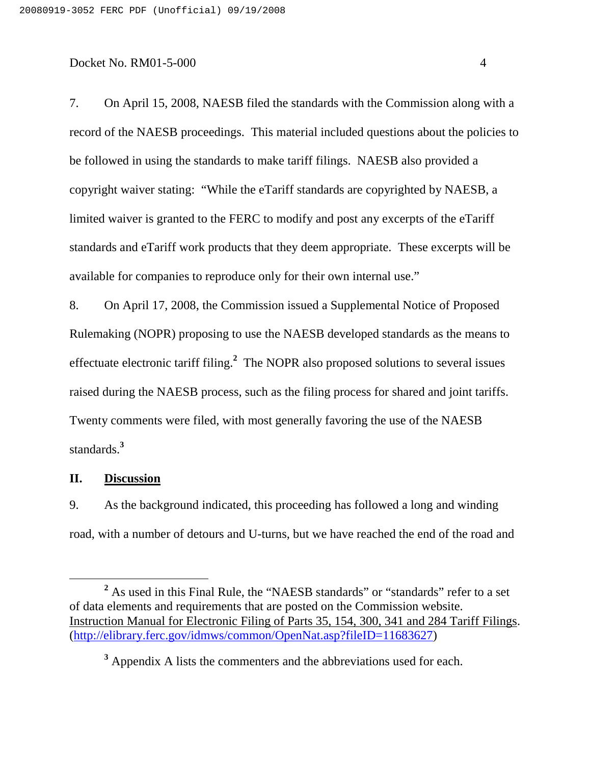7. On April 15, 2008, NAESB filed the standards with the Commission along with a record of the NAESB proceedings. This material included questions about the policies to be followed in using the standards to make tariff filings. NAESB also provided a copyright waiver stating: "While the eTariff standards are copyrighted by NAESB, a limited waiver is granted to the FERC to modify and post any excerpts of the eTariff standards and eTariff work products that they deem appropriate. These excerpts will be available for companies to reproduce only for their own internal use."

8. On April 17, 2008, the Commission issued a Supplemental Notice of Proposed Rulemaking (NOPR) proposing to use the NAESB developed standards as the means to effectuate electronic tariff filing.[2] The NOPR also proposed solutions to several issues raised during the NAESB process, such as the filing process for shared and joint tariffs. Twenty comments were filed, with most generally favoring the use of the NAESB standards.[3]

## II. Discussion

9. As the background indicated, this proceeding has followed a long and winding road, with a number of detours and U-turns, but we have reached the end of the road and

---

[2] As used in this Final Rule, the "NAESB standards" or "standards" refer to a set of data elements and requirements that are posted on the Commission website. Instruction Manual for Electronic Filing of Parts 35, 154, 300, 341 and 284 Tariff Filings. (http://elibrary.ferc.gov/idmws/common/OpenNat.asp?fileID=11683627)

[3] Appendix A lists the commenters and the abbreviations used for each.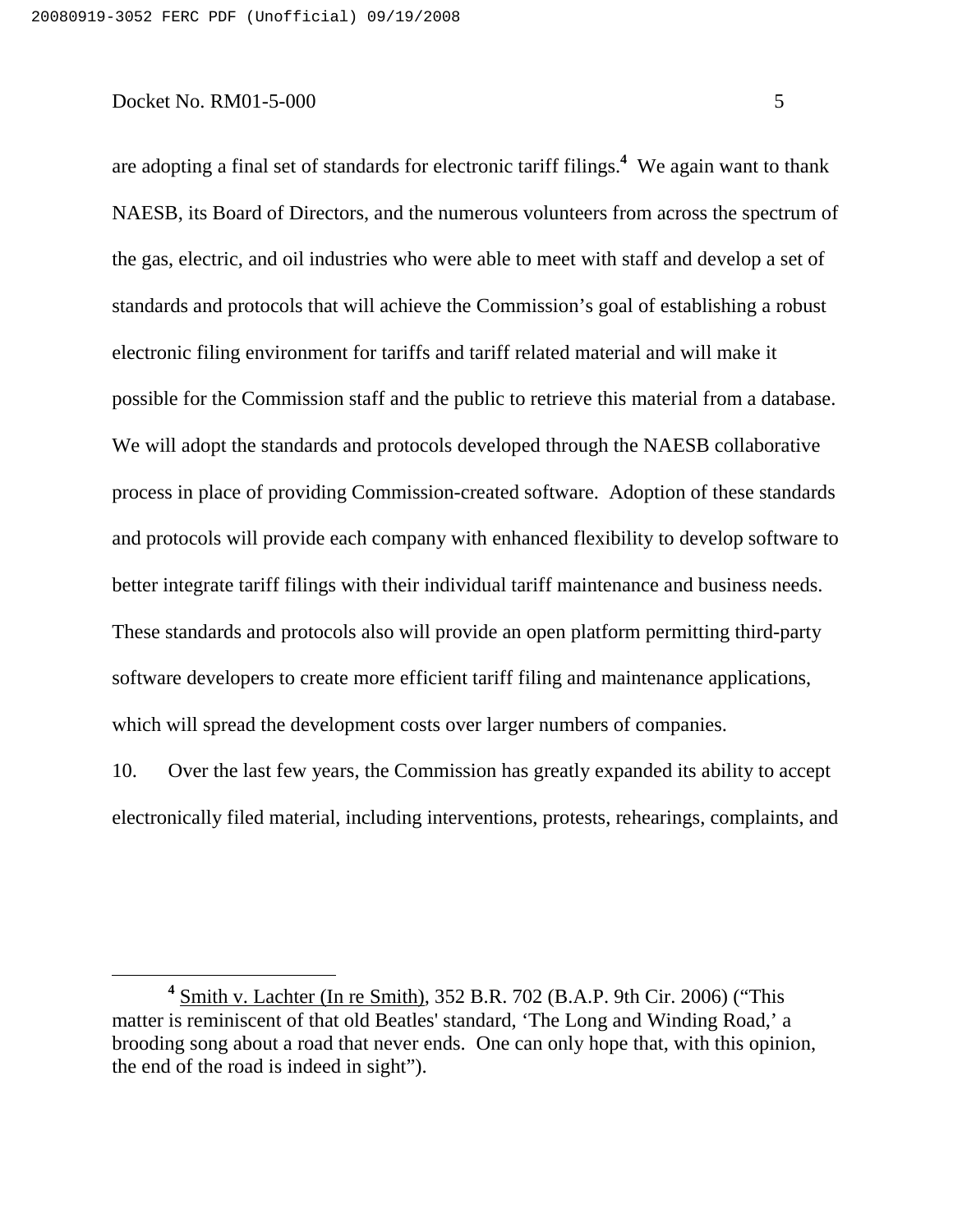are adopting a final set of standards for electronic tariff filings.[4] We again want to thank NAESB, its Board of Directors, and the numerous volunteers from across the spectrum of the gas, electric, and oil industries who were able to meet with staff and develop a set of standards and protocols that will achieve the Commission's goal of establishing a robust electronic filing environment for tariffs and tariff related material and will make it possible for the Commission staff and the public to retrieve this material from a database. We will adopt the standards and protocols developed through the NAESB collaborative process in place of providing Commission-created software. Adoption of these standards and protocols will provide each company with enhanced flexibility to develop software to better integrate tariff filings with their individual tariff maintenance and business needs. These standards and protocols also will provide an open platform permitting third-party software developers to create more efficient tariff filing and maintenance applications, which will spread the development costs over larger numbers of companies.

10. Over the last few years, the Commission has greatly expanded its ability to accept electronically filed material, including interventions, protests, rehearings, complaints, and

---

[4] Smith v. Lachter (In re Smith), 352 B.R. 702 (B.A.P. 9th Cir. 2006) ("This matter is reminiscent of that old Beatles' standard, 'The Long and Winding Road,' a brooding song about a road that never ends. One can only hope that, with this opinion, the end of the road is indeed in sight").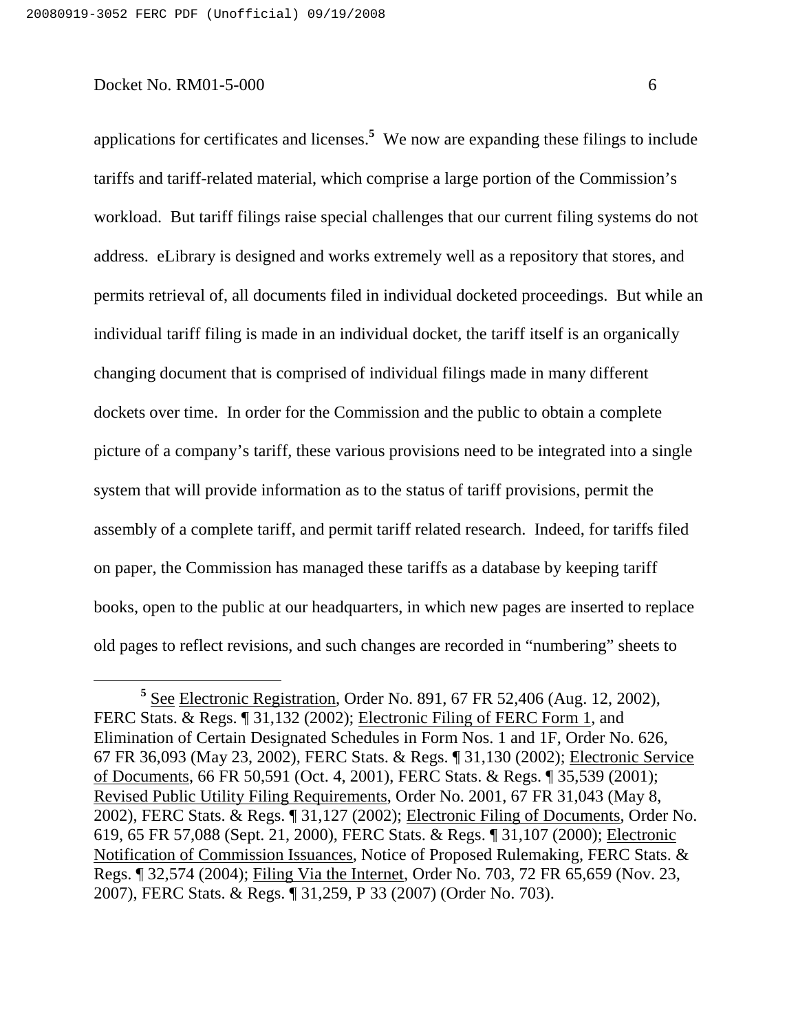applications for certificates and licenses.[5] We now are expanding these filings to include tariffs and tariff-related material, which comprise a large portion of the Commission's workload. But tariff filings raise special challenges that our current filing systems do not address. eLibrary is designed and works extremely well as a repository that stores, and permits retrieval of, all documents filed in individual docketed proceedings. But while an individual tariff filing is made in an individual docket, the tariff itself is an organically changing document that is comprised of individual filings made in many different dockets over time. In order for the Commission and the public to obtain a complete picture of a company's tariff, these various provisions need to be integrated into a single system that will provide information as to the status of tariff provisions, permit the assembly of a complete tariff, and permit tariff related research. Indeed, for tariffs filed on paper, the Commission has managed these tariffs as a database by keeping tariff books, open to the public at our headquarters, in which new pages are inserted to replace old pages to reflect revisions, and such changes are recorded in "numbering" sheets to

---

[5] See Electronic Registration, Order No. 891, 67 FR 52,406 (Aug. 12, 2002), FERC Stats. & Regs. ¶ 31,132 (2002); Electronic Filing of FERC Form 1, and Elimination of Certain Designated Schedules in Form Nos. 1 and 1F, Order No. 626, 67 FR 36,093 (May 23, 2002), FERC Stats. & Regs. ¶ 31,130 (2002); Electronic Service of Documents, 66 FR 50,591 (Oct. 4, 2001), FERC Stats. & Regs. ¶ 35,539 (2001); Revised Public Utility Filing Requirements, Order No. 2001, 67 FR 31,043 (May 8, 2002), FERC Stats. & Regs. ¶ 31,127 (2002); Electronic Filing of Documents, Order No. 619, 65 FR 57,088 (Sept. 21, 2000), FERC Stats. & Regs. ¶ 31,107 (2000); Electronic Notification of Commission Issuances, Notice of Proposed Rulemaking, FERC Stats. & Regs. ¶ 32,574 (2004); Filing Via the Internet, Order No. 703, 72 FR 65,659 (Nov. 23, 2007), FERC Stats. & Regs. ¶ 31,259, P 33 (2007) (Order No. 703).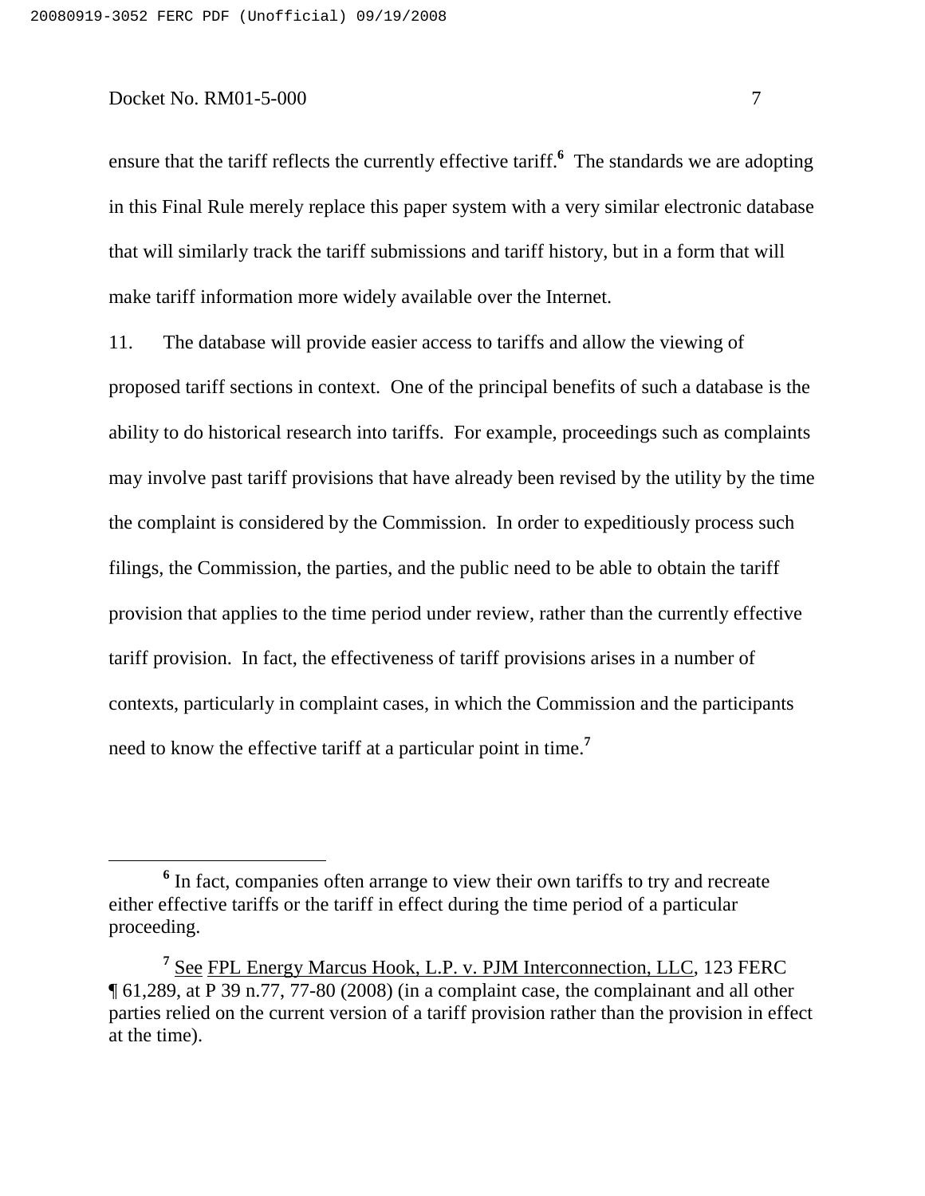ensure that the tariff reflects the currently effective tariff.[6] The standards we are adopting in this Final Rule merely replace this paper system with a very similar electronic database that will similarly track the tariff submissions and tariff history, but in a form that will make tariff information more widely available over the Internet.

11. The database will provide easier access to tariffs and allow the viewing of proposed tariff sections in context. One of the principal benefits of such a database is the ability to do historical research into tariffs. For example, proceedings such as complaints may involve past tariff provisions that have already been revised by the utility by the time the complaint is considered by the Commission. In order to expeditiously process such filings, the Commission, the parties, and the public need to be able to obtain the tariff provision that applies to the time period under review, rather than the currently effective tariff provision. In fact, the effectiveness of tariff provisions arises in a number of contexts, particularly in complaint cases, in which the Commission and the participants need to know the effective tariff at a particular point in time.[7]

---

[6] In fact, companies often arrange to view their own tariffs to try and recreate either effective tariffs or the tariff in effect during the time period of a particular proceeding.

[7] See FPL Energy Marcus Hook, L.P. v. PJM Interconnection, LLC, 123 FERC ¶ 61,289, at P 39 n.77, 77-80 (2008) (in a complaint case, the complainant and all other parties relied on the current version of a tariff provision rather than the provision in effect at the time).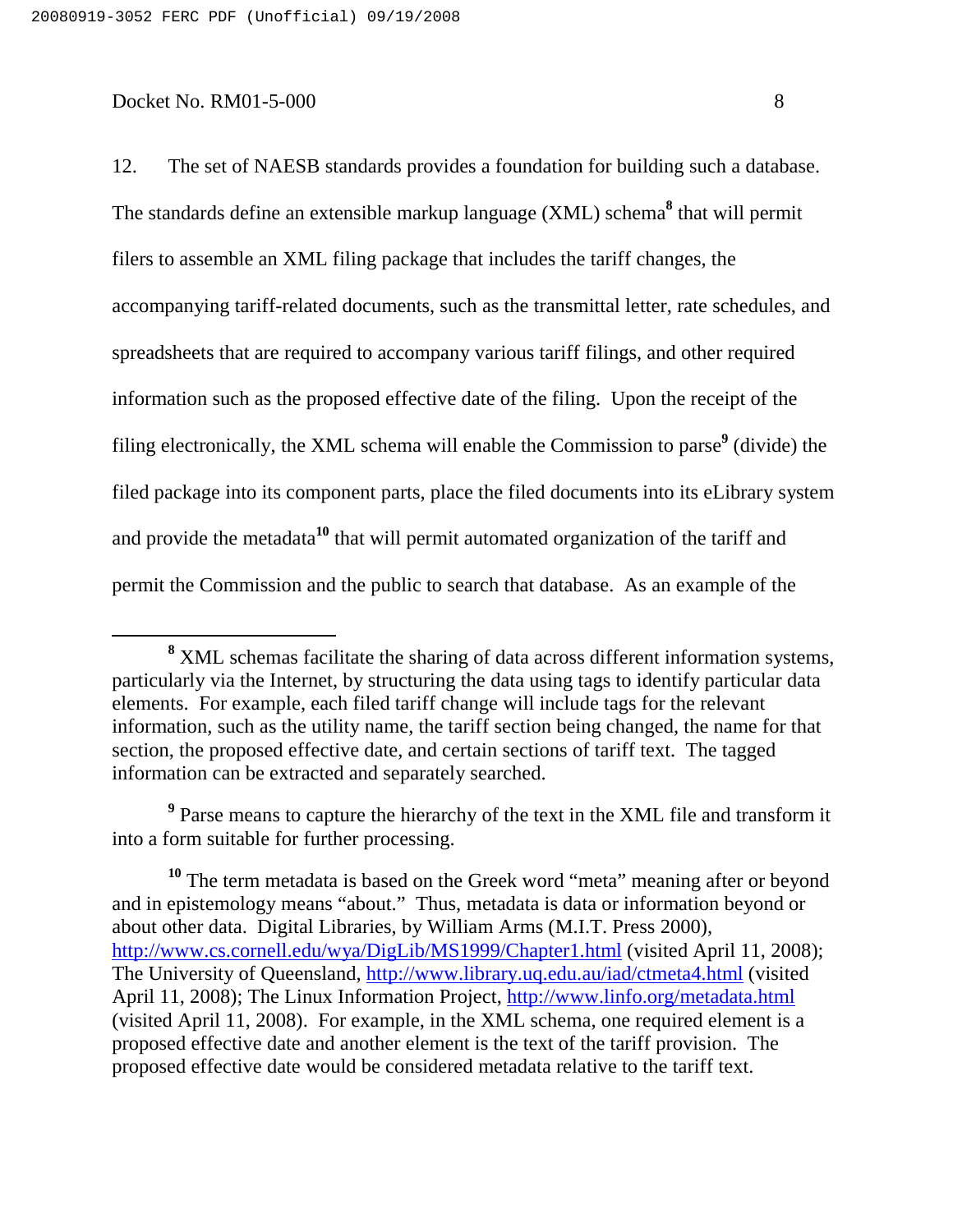12. The set of NAESB standards provides a foundation for building such a database. The standards define an extensible markup language (XML) schema[8] that will permit filers to assemble an XML filing package that includes the tariff changes, the accompanying tariff-related documents, such as the transmittal letter, rate schedules, and spreadsheets that are required to accompany various tariff filings, and other required information such as the proposed effective date of the filing. Upon the receipt of the filing electronically, the XML schema will enable the Commission to parse[9] (divide) the filed package into its component parts, place the filed documents into its eLibrary system and provide the metadata[10] that will permit automated organization of the tariff and permit the Commission and the public to search that database. As an example of the

---

[8] XML schemas facilitate the sharing of data across different information systems, particularly via the Internet, by structuring the data using tags to identify particular data elements. For example, each filed tariff change will include tags for the relevant information, such as the utility name, the tariff section being changed, the name for that section, the proposed effective date, and certain sections of tariff text. The tagged information can be extracted and separately searched.

[9] Parse means to capture the hierarchy of the text in the XML file and transform it into a form suitable for further processing.

[10] The term metadata is based on the Greek word "meta" meaning after or beyond and in epistemology means "about." Thus, metadata is data or information beyond or about other data. Digital Libraries, by William Arms (M.I.T. Press 2000), http://www.cs.cornell.edu/wya/DigLib/MS1999/Chapter1.html (visited April 11, 2008); The University of Queensland, http://www.library.uq.edu.au/iad/ctmeta4.html (visited April 11, 2008); The Linux Information Project, http://www.linfo.org/metadata.html (visited April 11, 2008). For example, in the XML schema, one required element is a proposed effective date and another element is the text of the tariff provision. The proposed effective date would be considered metadata relative to the tariff text.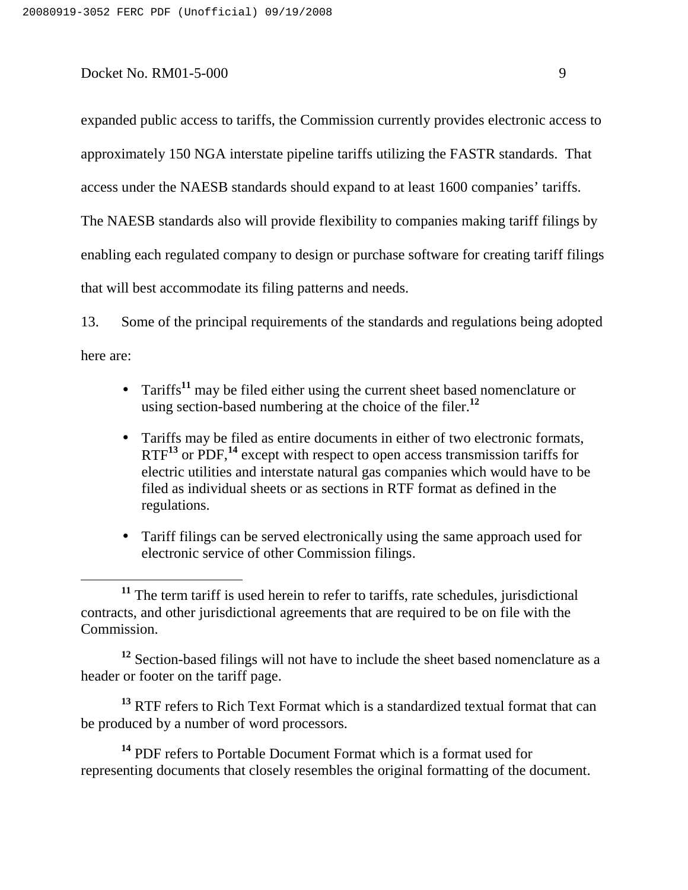expanded public access to tariffs, the Commission currently provides electronic access to approximately 150 NGA interstate pipeline tariffs utilizing the FASTR standards. That access under the NAESB standards should expand to at least 1600 companies' tariffs. The NAESB standards also will provide flexibility to companies making tariff filings by enabling each regulated company to design or purchase software for creating tariff filings that will best accommodate its filing patterns and needs.

13. Some of the principal requirements of the standards and regulations being adopted here are:

- Tariffs[11] may be filed either using the current sheet based nomenclature or using section-based numbering at the choice of the filer.[12]
- Tariffs may be filed as entire documents in either of two electronic formats, RTF[13] or PDF,[14] except with respect to open access transmission tariffs for electric utilities and interstate natural gas companies which would have to be filed as individual sheets or as sections in RTF format as defined in the regulations.
- Tariff filings can be served electronically using the same approach used for electronic service of other Commission filings.

---

[11] The term tariff is used herein to refer to tariffs, rate schedules, jurisdictional contracts, and other jurisdictional agreements that are required to be on file with the Commission.

[12] Section-based filings will not have to include the sheet based nomenclature as a header or footer on the tariff page.

[13] RTF refers to Rich Text Format which is a standardized textual format that can be produced by a number of word processors.

[14] PDF refers to Portable Document Format which is a format used for representing documents that closely resembles the original formatting of the document.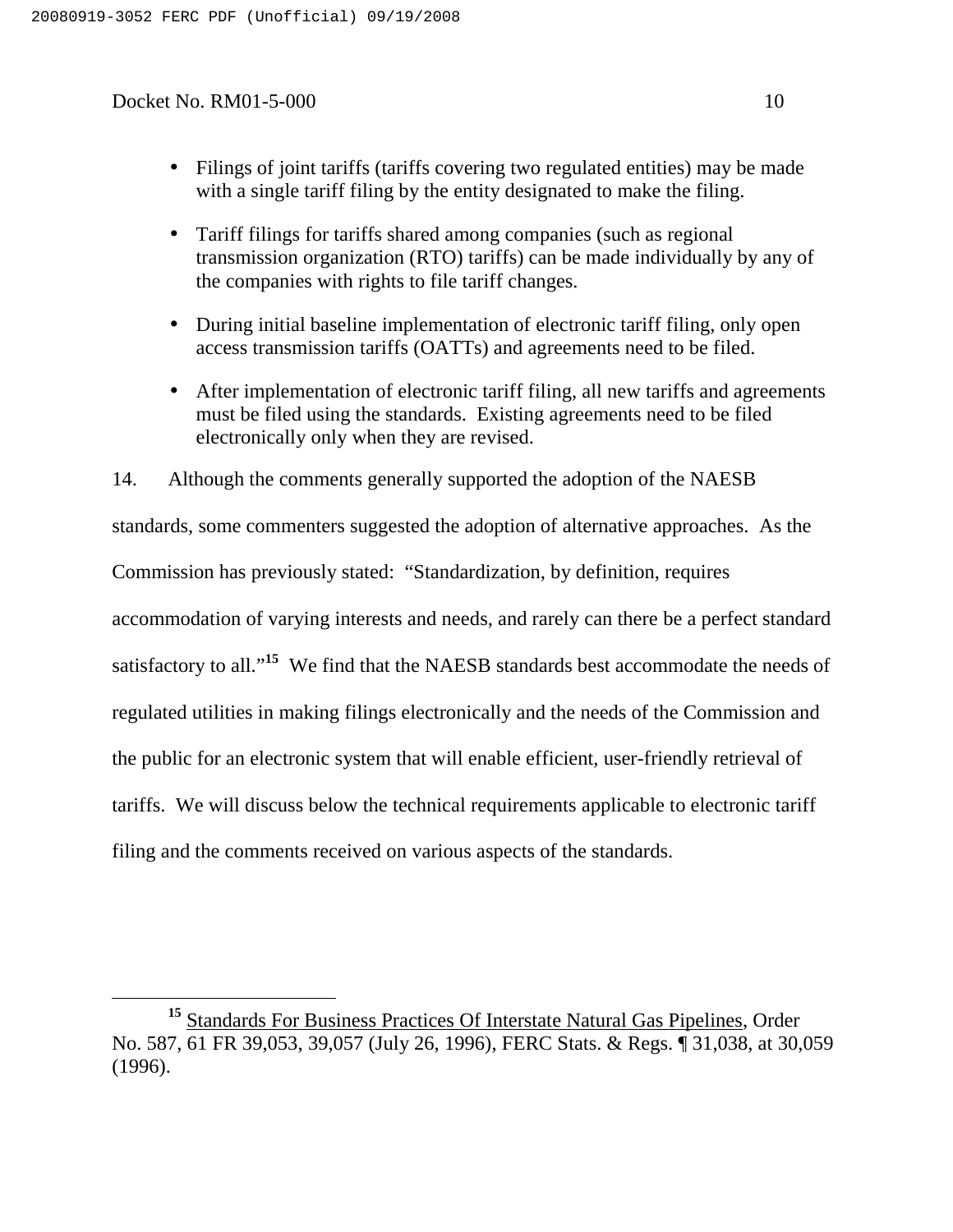- Filings of joint tariffs (tariffs covering two regulated entities) may be made with a single tariff filing by the entity designated to make the filing.

- Tariff filings for tariffs shared among companies (such as regional transmission organization (RTO) tariffs) can be made individually by any of the companies with rights to file tariff changes.

- During initial baseline implementation of electronic tariff filing, only open access transmission tariffs (OATTs) and agreements need to be filed.

- After implementation of electronic tariff filing, all new tariffs and agreements must be filed using the standards. Existing agreements need to be filed electronically only when they are revised.

14. Although the comments generally supported the adoption of the NAESB standards, some commenters suggested the adoption of alternative approaches. As the Commission has previously stated: "Standardization, by definition, requires accommodation of varying interests and needs, and rarely can there be a perfect standard satisfactory to all."[15] We find that the NAESB standards best accommodate the needs of regulated utilities in making filings electronically and the needs of the Commission and the public for an electronic system that will enable efficient, user-friendly retrieval of tariffs. We will discuss below the technical requirements applicable to electronic tariff filing and the comments received on various aspects of the standards.

---

[15] Standards For Business Practices Of Interstate Natural Gas Pipelines, Order No. 587, 61 FR 39,053, 39,057 (July 26, 1996), FERC Stats. & Regs. ¶ 31,038, at 30,059 (1996).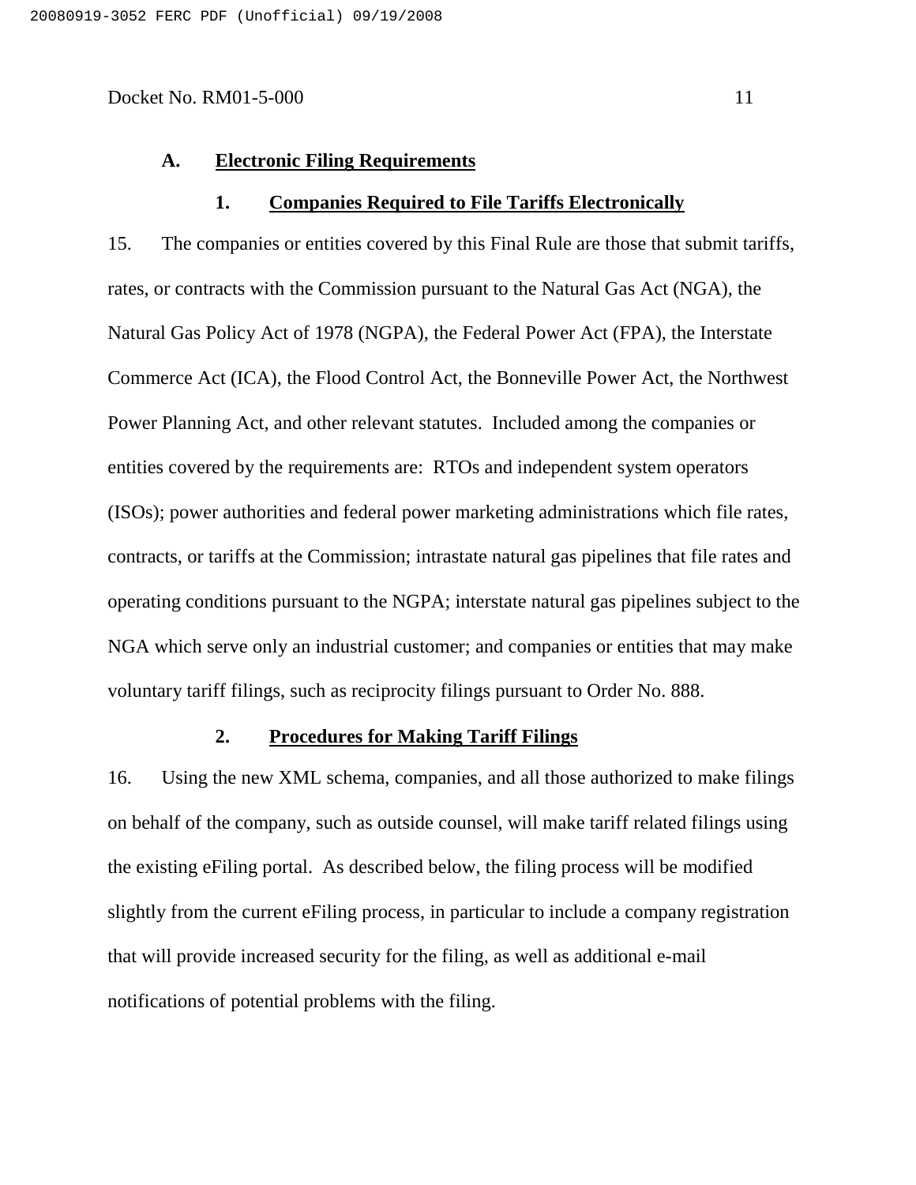## A. Electronic Filing Requirements

### 1. Companies Required to File Tariffs Electronically

15. The companies or entities covered by this Final Rule are those that submit tariffs, rates, or contracts with the Commission pursuant to the Natural Gas Act (NGA), the Natural Gas Policy Act of 1978 (NGPA), the Federal Power Act (FPA), the Interstate Commerce Act (ICA), the Flood Control Act, the Bonneville Power Act, the Northwest Power Planning Act, and other relevant statutes. Included among the companies or entities covered by the requirements are: RTOs and independent system operators (ISOs); power authorities and federal power marketing administrations which file rates, contracts, or tariffs at the Commission; intrastate natural gas pipelines that file rates and operating conditions pursuant to the NGPA; interstate natural gas pipelines subject to the NGA which serve only an industrial customer; and companies or entities that may make voluntary tariff filings, such as reciprocity filings pursuant to Order No. 888.

### 2. Procedures for Making Tariff Filings

16. Using the new XML schema, companies, and all those authorized to make filings on behalf of the company, such as outside counsel, will make tariff related filings using the existing eFiling portal. As described below, the filing process will be modified slightly from the current eFiling process, in particular to include a company registration that will provide increased security for the filing, as well as additional e-mail notifications of potential problems with the filing.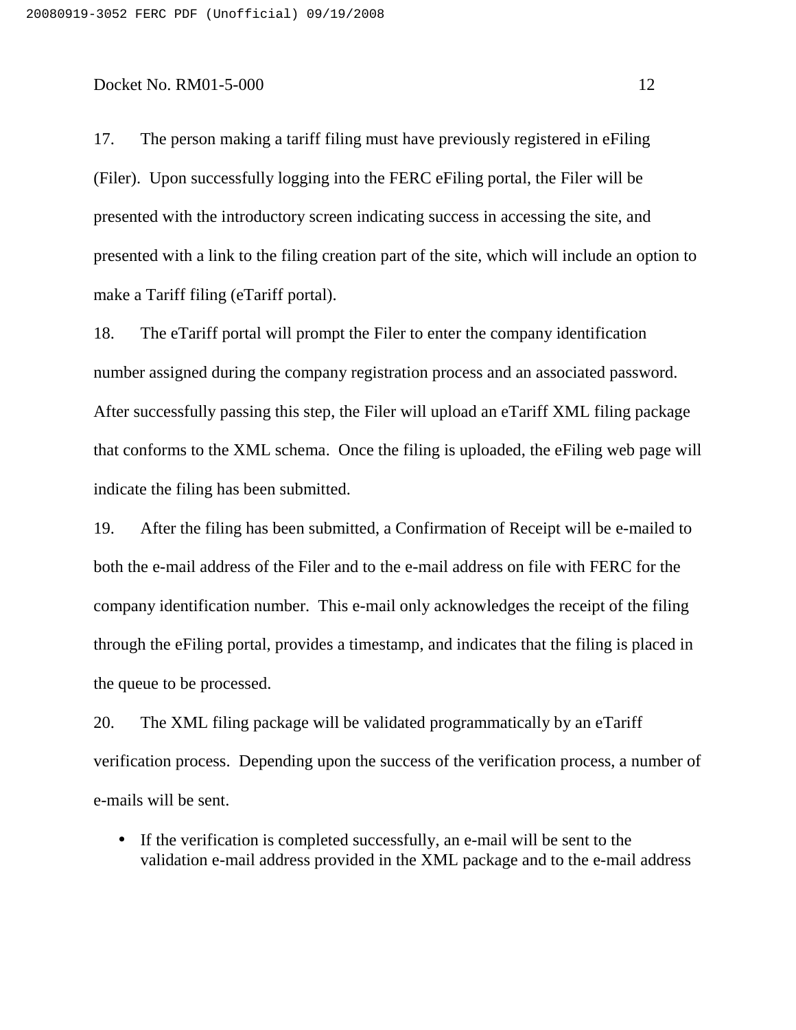17. The person making a tariff filing must have previously registered in eFiling (Filer). Upon successfully logging into the FERC eFiling portal, the Filer will be presented with the introductory screen indicating success in accessing the site, and presented with a link to the filing creation part of the site, which will include an option to make a Tariff filing (eTariff portal).

18. The eTariff portal will prompt the Filer to enter the company identification number assigned during the company registration process and an associated password. After successfully passing this step, the Filer will upload an eTariff XML filing package that conforms to the XML schema. Once the filing is uploaded, the eFiling web page will indicate the filing has been submitted.

19. After the filing has been submitted, a Confirmation of Receipt will be e-mailed to both the e-mail address of the Filer and to the e-mail address on file with FERC for the company identification number. This e-mail only acknowledges the receipt of the filing through the eFiling portal, provides a timestamp, and indicates that the filing is placed in the queue to be processed.

20. The XML filing package will be validated programmatically by an eTariff verification process. Depending upon the success of the verification process, a number of e-mails will be sent.

- If the verification is completed successfully, an e-mail will be sent to the validation e-mail address provided in the XML package and to the e-mail address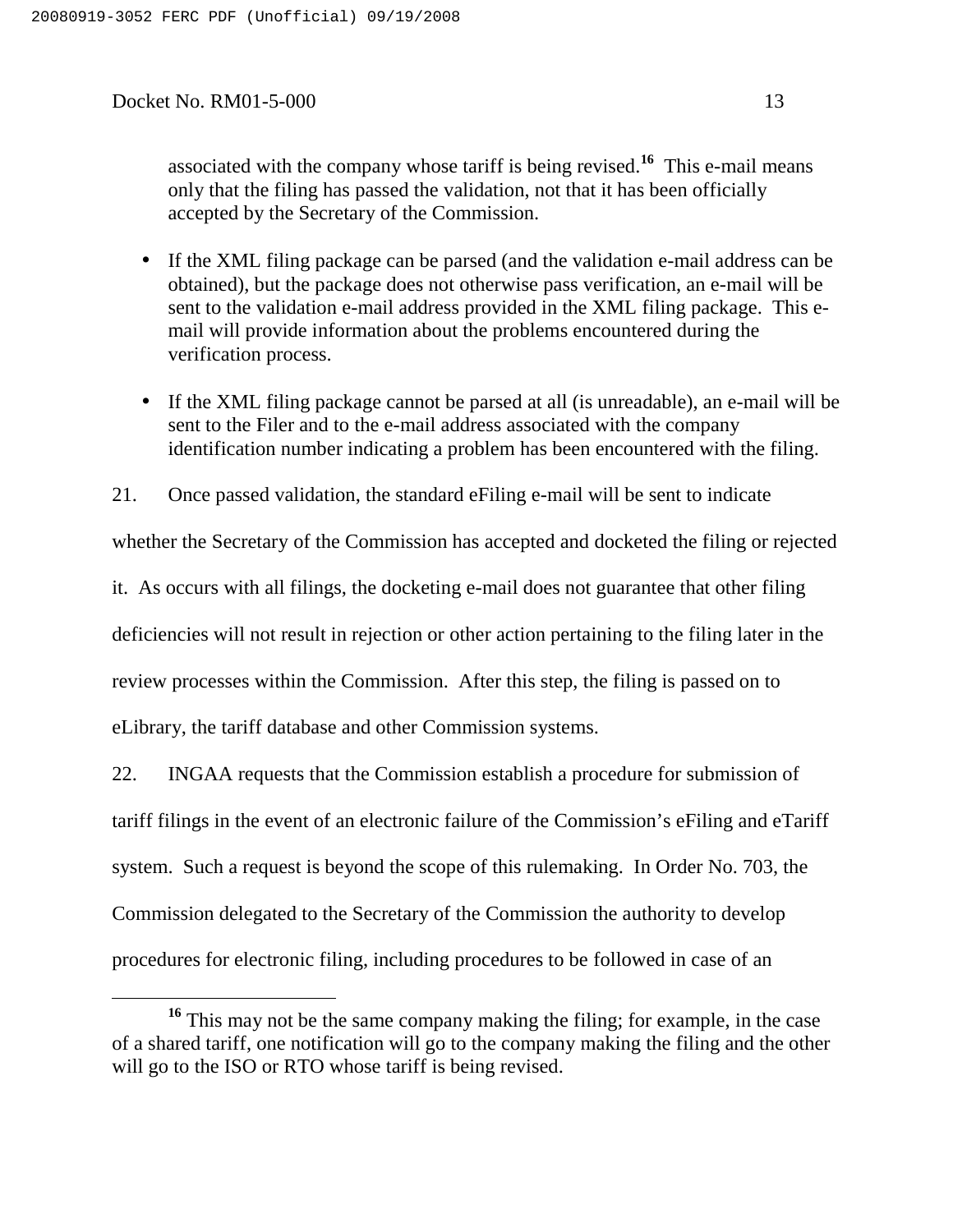associated with the company whose tariff is being revised.[16] This e-mail means only that the filing has passed the validation, not that it has been officially accepted by the Secretary of the Commission.

- If the XML filing package can be parsed (and the validation e-mail address can be obtained), but the package does not otherwise pass verification, an e-mail will be sent to the validation e-mail address provided in the XML filing package. This e-mail will provide information about the problems encountered during the verification process.

- If the XML filing package cannot be parsed at all (is unreadable), an e-mail will be sent to the Filer and to the e-mail address associated with the company identification number indicating a problem has been encountered with the filing.

21. Once passed validation, the standard eFiling e-mail will be sent to indicate whether the Secretary of the Commission has accepted and docketed the filing or rejected it. As occurs with all filings, the docketing e-mail does not guarantee that other filing deficiencies will not result in rejection or other action pertaining to the filing later in the review processes within the Commission. After this step, the filing is passed on to eLibrary, the tariff database and other Commission systems.

22. INGAA requests that the Commission establish a procedure for submission of tariff filings in the event of an electronic failure of the Commission's eFiling and eTariff system. Such a request is beyond the scope of this rulemaking. In Order No. 703, the Commission delegated to the Secretary of the Commission the authority to develop procedures for electronic filing, including procedures to be followed in case of an

---

[16] This may not be the same company making the filing; for example, in the case of a shared tariff, one notification will go to the company making the filing and the other will go to the ISO or RTO whose tariff is being revised.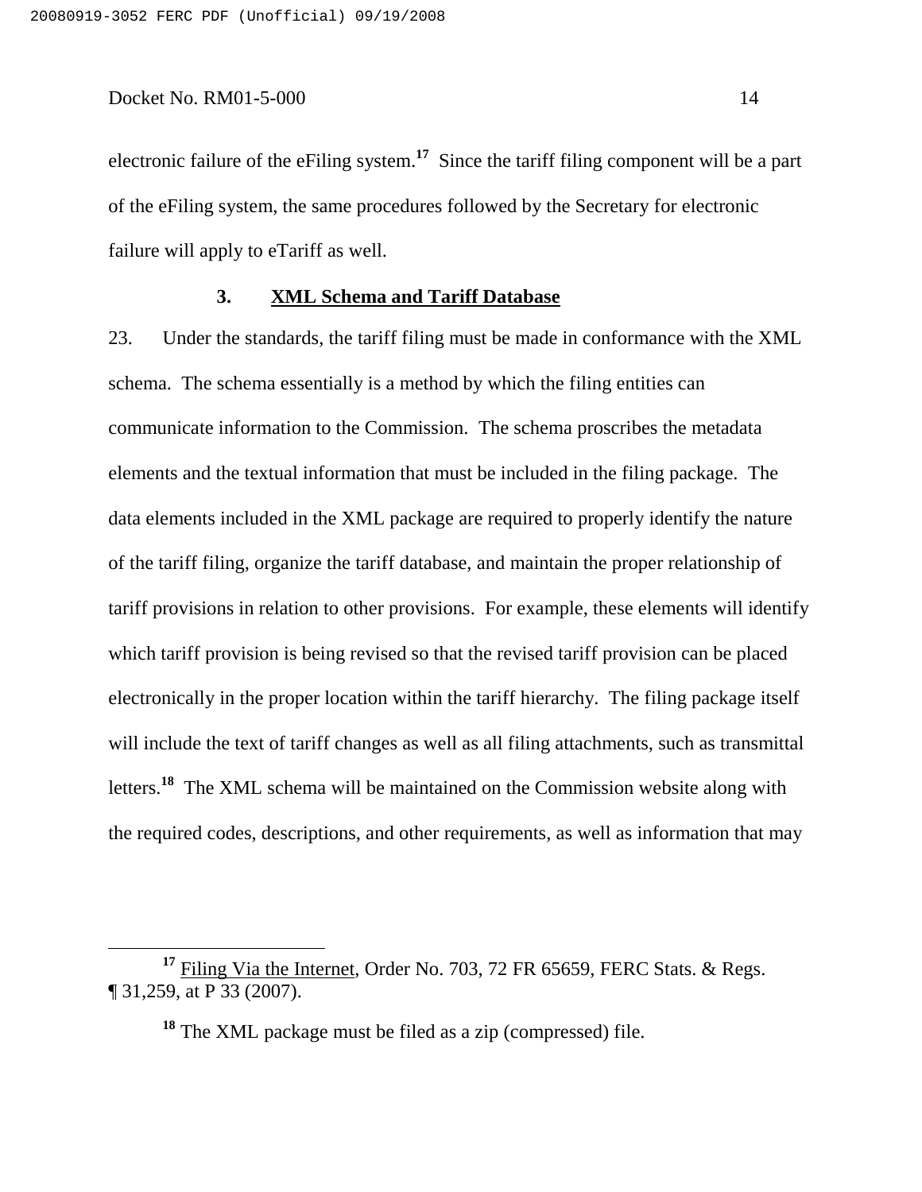electronic failure of the eFiling system.[17] Since the tariff filing component will be a part of the eFiling system, the same procedures followed by the Secretary for electronic failure will apply to eTariff as well.

### 3. XML Schema and Tariff Database

23. Under the standards, the tariff filing must be made in conformance with the XML schema. The schema essentially is a method by which the filing entities can communicate information to the Commission. The schema proscribes the metadata elements and the textual information that must be included in the filing package. The data elements included in the XML package are required to properly identify the nature of the tariff filing, organize the tariff database, and maintain the proper relationship of tariff provisions in relation to other provisions. For example, these elements will identify which tariff provision is being revised so that the revised tariff provision can be placed electronically in the proper location within the tariff hierarchy. The filing package itself will include the text of tariff changes as well as all filing attachments, such as transmittal letters.[18] The XML schema will be maintained on the Commission website along with the required codes, descriptions, and other requirements, as well as information that may

---

[17] Filing Via the Internet, Order No. 703, 72 FR 65659, FERC Stats. & Regs. ¶ 31,259, at P 33 (2007).

[18] The XML package must be filed as a zip (compressed) file.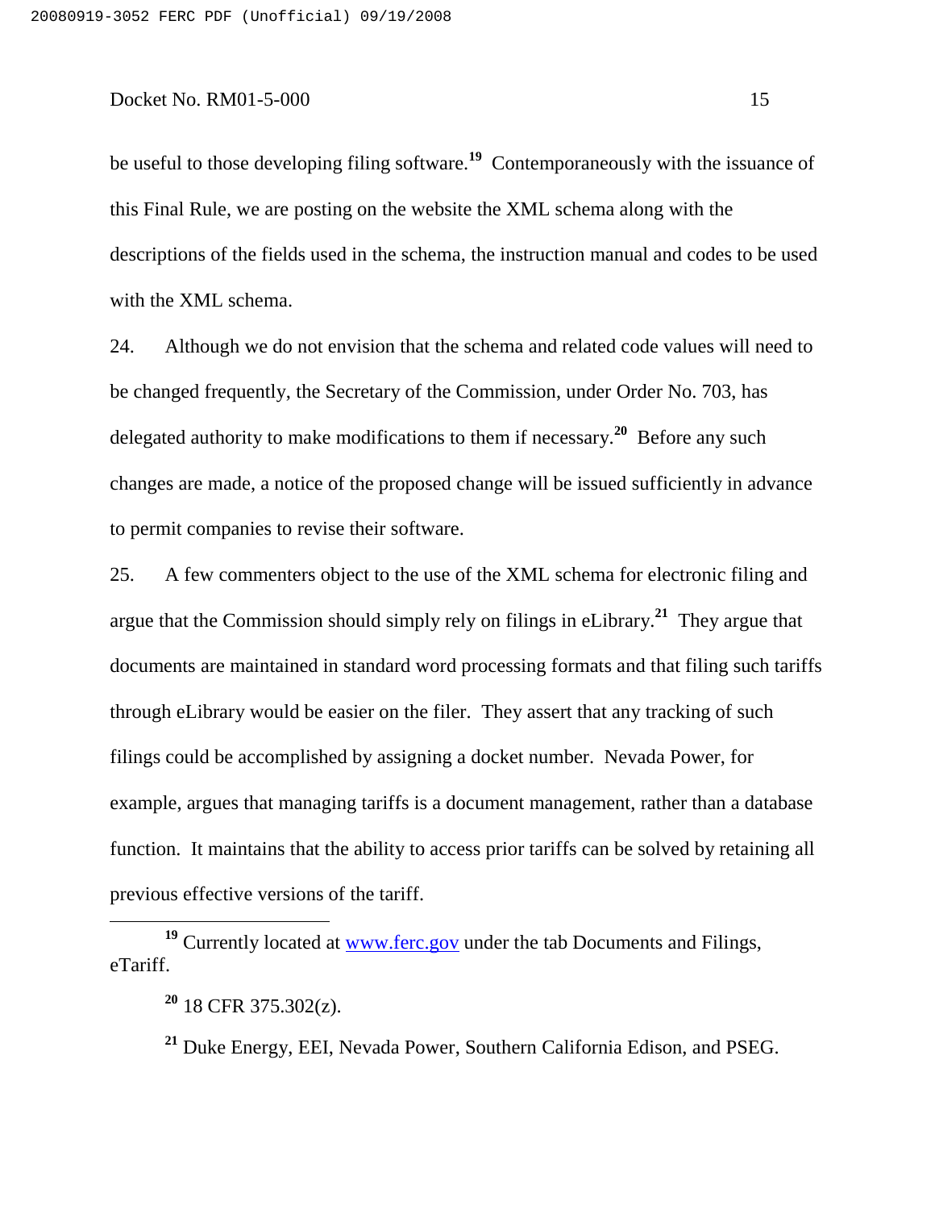be useful to those developing filing software.[19] Contemporaneously with the issuance of this Final Rule, we are posting on the website the XML schema along with the descriptions of the fields used in the schema, the instruction manual and codes to be used with the XML schema.

24. Although we do not envision that the schema and related code values will need to be changed frequently, the Secretary of the Commission, under Order No. 703, has delegated authority to make modifications to them if necessary.[20] Before any such changes are made, a notice of the proposed change will be issued sufficiently in advance to permit companies to revise their software.

25. A few commenters object to the use of the XML schema for electronic filing and argue that the Commission should simply rely on filings in eLibrary.[21] They argue that documents are maintained in standard word processing formats and that filing such tariffs through eLibrary would be easier on the filer. They assert that any tracking of such filings could be accomplished by assigning a docket number. Nevada Power, for example, argues that managing tariffs is a document management, rather than a database function. It maintains that the ability to access prior tariffs can be solved by retaining all previous effective versions of the tariff.

---

[19] Currently located at www.ferc.gov under the tab Documents and Filings, eTariff.

[20] 18 CFR 375.302(z).

[21] Duke Energy, EEI, Nevada Power, Southern California Edison, and PSEG.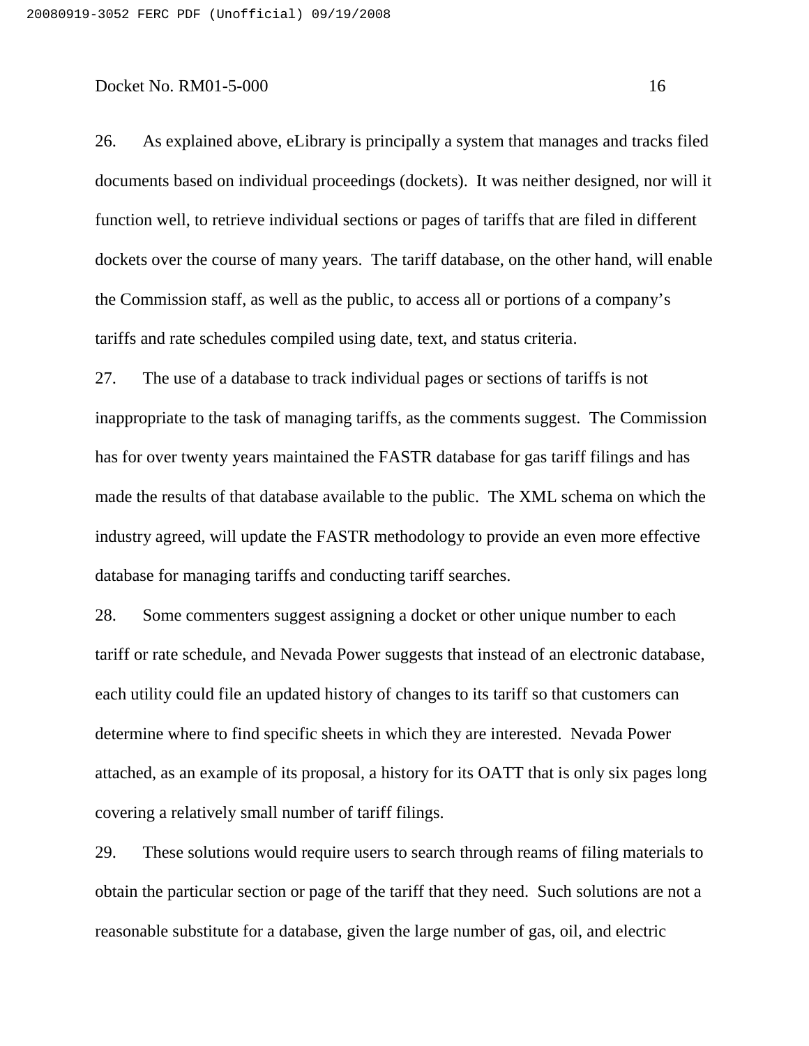26. As explained above, eLibrary is principally a system that manages and tracks filed documents based on individual proceedings (dockets). It was neither designed, nor will it function well, to retrieve individual sections or pages of tariffs that are filed in different dockets over the course of many years. The tariff database, on the other hand, will enable the Commission staff, as well as the public, to access all or portions of a company's tariffs and rate schedules compiled using date, text, and status criteria.

27. The use of a database to track individual pages or sections of tariffs is not inappropriate to the task of managing tariffs, as the comments suggest. The Commission has for over twenty years maintained the FASTR database for gas tariff filings and has made the results of that database available to the public. The XML schema on which the industry agreed, will update the FASTR methodology to provide an even more effective database for managing tariffs and conducting tariff searches.

28. Some commenters suggest assigning a docket or other unique number to each tariff or rate schedule, and Nevada Power suggests that instead of an electronic database, each utility could file an updated history of changes to its tariff so that customers can determine where to find specific sheets in which they are interested. Nevada Power attached, as an example of its proposal, a history for its OATT that is only six pages long covering a relatively small number of tariff filings.

29. These solutions would require users to search through reams of filing materials to obtain the particular section or page of the tariff that they need. Such solutions are not a reasonable substitute for a database, given the large number of gas, oil, and electric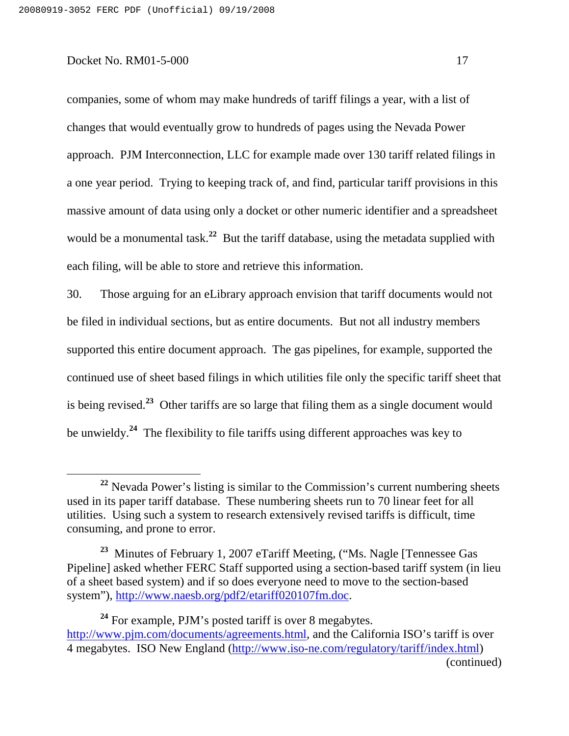companies, some of whom may make hundreds of tariff filings a year, with a list of changes that would eventually grow to hundreds of pages using the Nevada Power approach. PJM Interconnection, LLC for example made over 130 tariff related filings in a one year period. Trying to keeping track of, and find, particular tariff provisions in this massive amount of data using only a docket or other numeric identifier and a spreadsheet would be a monumental task.[22] But the tariff database, using the metadata supplied with each filing, will be able to store and retrieve this information.

30. Those arguing for an eLibrary approach envision that tariff documents would not be filed in individual sections, but as entire documents. But not all industry members supported this entire document approach. The gas pipelines, for example, supported the continued use of sheet based filings in which utilities file only the specific tariff sheet that is being revised.[23] Other tariffs are so large that filing them as a single document would be unwieldy.[24] The flexibility to file tariffs using different approaches was key to

---

[22] Nevada Power's listing is similar to the Commission's current numbering sheets used in its paper tariff database. These numbering sheets run to 70 linear feet for all utilities. Using such a system to research extensively revised tariffs is difficult, time consuming, and prone to error.

[23] Minutes of February 1, 2007 eTariff Meeting, ("Ms. Nagle [Tennessee Gas Pipeline] asked whether FERC Staff supported using a section-based tariff system (in lieu of a sheet based system) and if so does everyone need to move to the section-based system"), http://www.naesb.org/pdf2/etariff020107fm.doc.

[24] For example, PJM's posted tariff is over 8 megabytes. http://www.pjm.com/documents/agreements.html, and the California ISO's tariff is over 4 megabytes. ISO New England (http://www.iso-ne.com/regulatory/tariff/index.html)

(continued)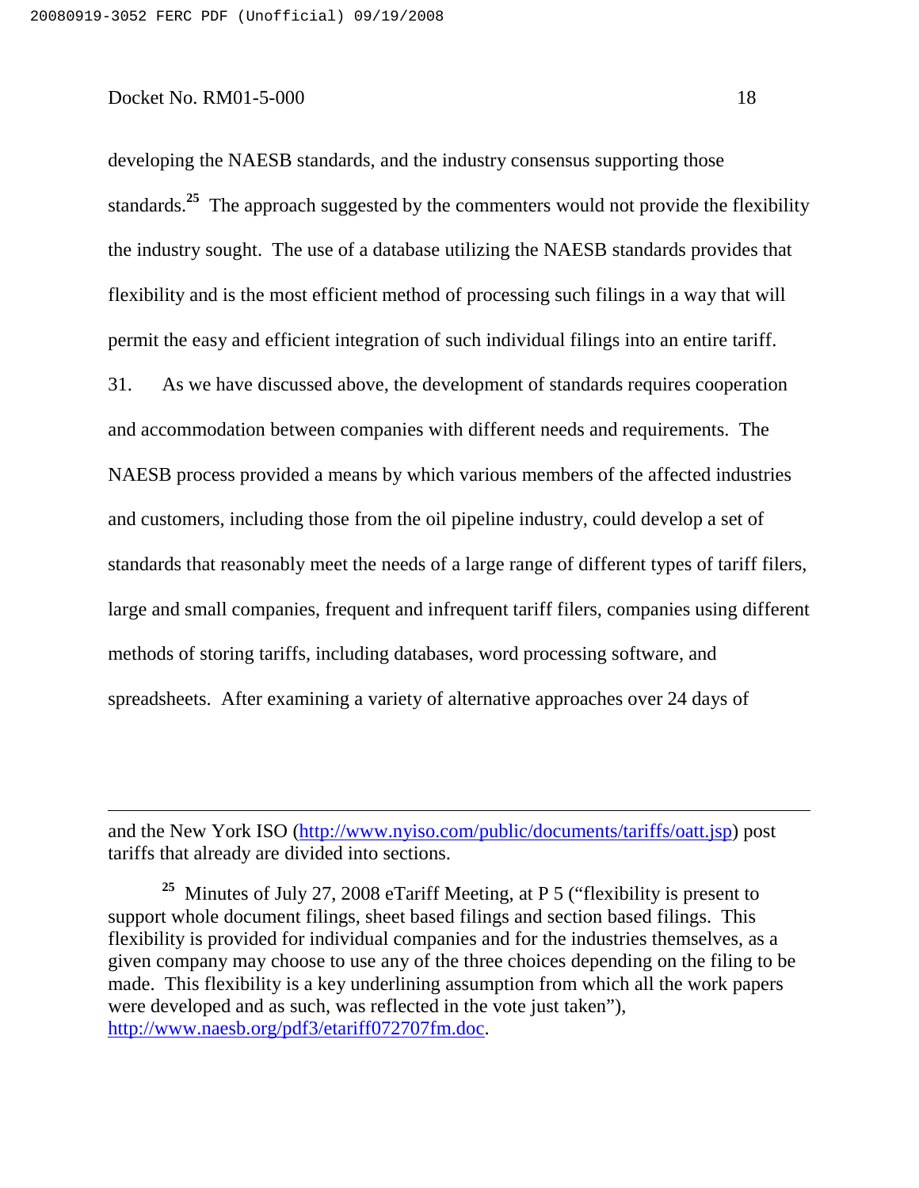developing the NAESB standards, and the industry consensus supporting those standards.[25] The approach suggested by the commenters would not provide the flexibility the industry sought. The use of a database utilizing the NAESB standards provides that flexibility and is the most efficient method of processing such filings in a way that will permit the easy and efficient integration of such individual filings into an entire tariff.

31. As we have discussed above, the development of standards requires cooperation and accommodation between companies with different needs and requirements. The NAESB process provided a means by which various members of the affected industries and customers, including those from the oil pipeline industry, could develop a set of standards that reasonably meet the needs of a large range of different types of tariff filers, large and small companies, frequent and infrequent tariff filers, companies using different methods of storing tariffs, including databases, word processing software, and spreadsheets. After examining a variety of alternative approaches over 24 days of

---

and the New York ISO (http://www.nyiso.com/public/documents/tariffs/oatt.jsp) post tariffs that already are divided into sections.

[25] Minutes of July 27, 2008 eTariff Meeting, at P 5 ("flexibility is present to support whole document filings, sheet based filings and section based filings. This flexibility is provided for individual companies and for the industries themselves, as a given company may choose to use any of the three choices depending on the filing to be made. This flexibility is a key underlining assumption from which all the work papers were developed and as such, was reflected in the vote just taken"), http://www.naesb.org/pdf3/etariff072707fm.doc.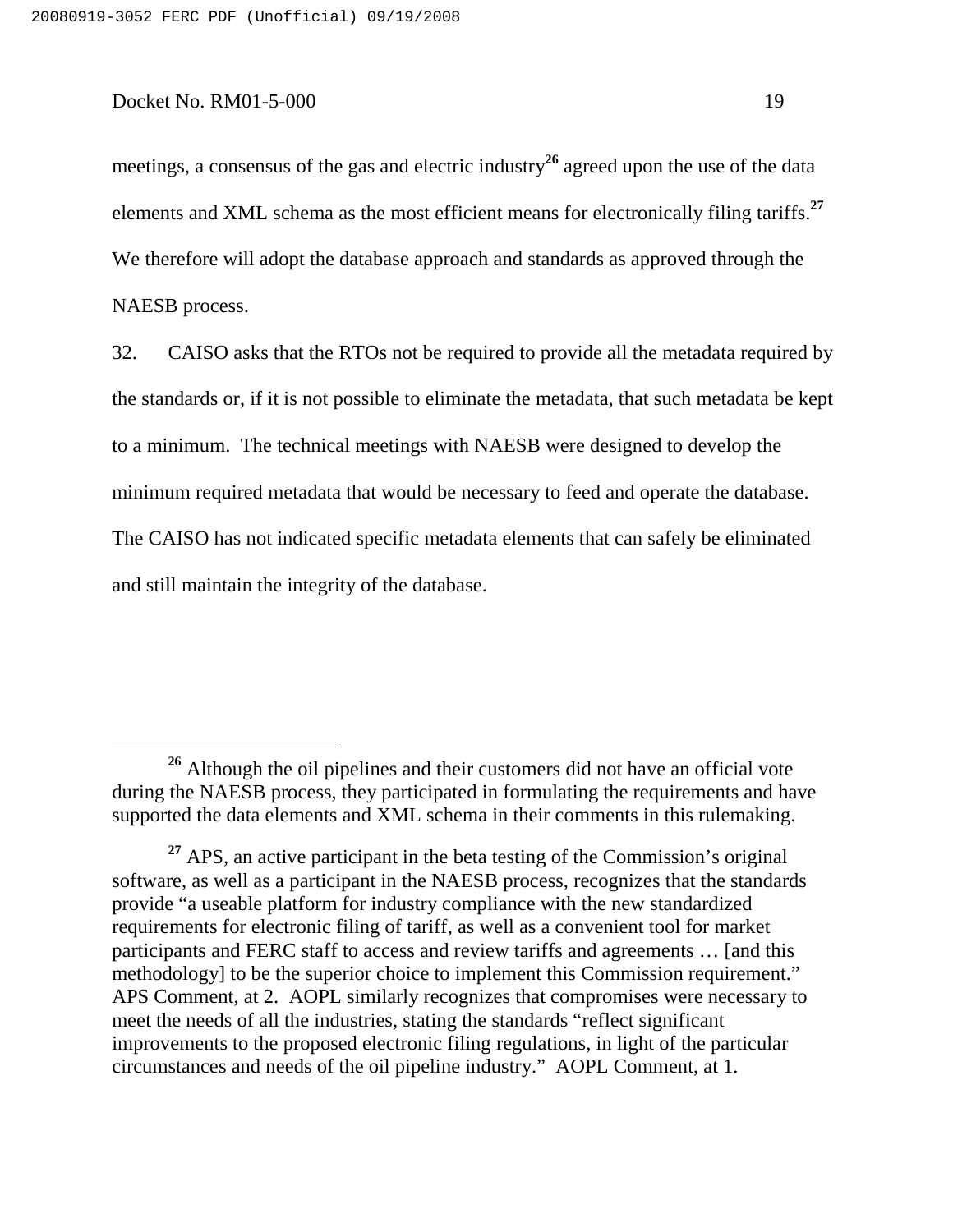meetings, a consensus of the gas and electric industry[26] agreed upon the use of the data elements and XML schema as the most efficient means for electronically filing tariffs.[27] We therefore will adopt the database approach and standards as approved through the NAESB process.

32. CAISO asks that the RTOs not be required to provide all the metadata required by the standards or, if it is not possible to eliminate the metadata, that such metadata be kept to a minimum. The technical meetings with NAESB were designed to develop the minimum required metadata that would be necessary to feed and operate the database. The CAISO has not indicated specific metadata elements that can safely be eliminated and still maintain the integrity of the database.

---

[26] Although the oil pipelines and their customers did not have an official vote during the NAESB process, they participated in formulating the requirements and have supported the data elements and XML schema in their comments in this rulemaking.

[27] APS, an active participant in the beta testing of the Commission's original software, as well as a participant in the NAESB process, recognizes that the standards provide "a useable platform for industry compliance with the new standardized requirements for electronic filing of tariff, as well as a convenient tool for market participants and FERC staff to access and review tariffs and agreements … [and this methodology] to be the superior choice to implement this Commission requirement." APS Comment, at 2. AOPL similarly recognizes that compromises were necessary to meet the needs of all the industries, stating the standards "reflect significant improvements to the proposed electronic filing regulations, in light of the particular circumstances and needs of the oil pipeline industry." AOPL Comment, at 1.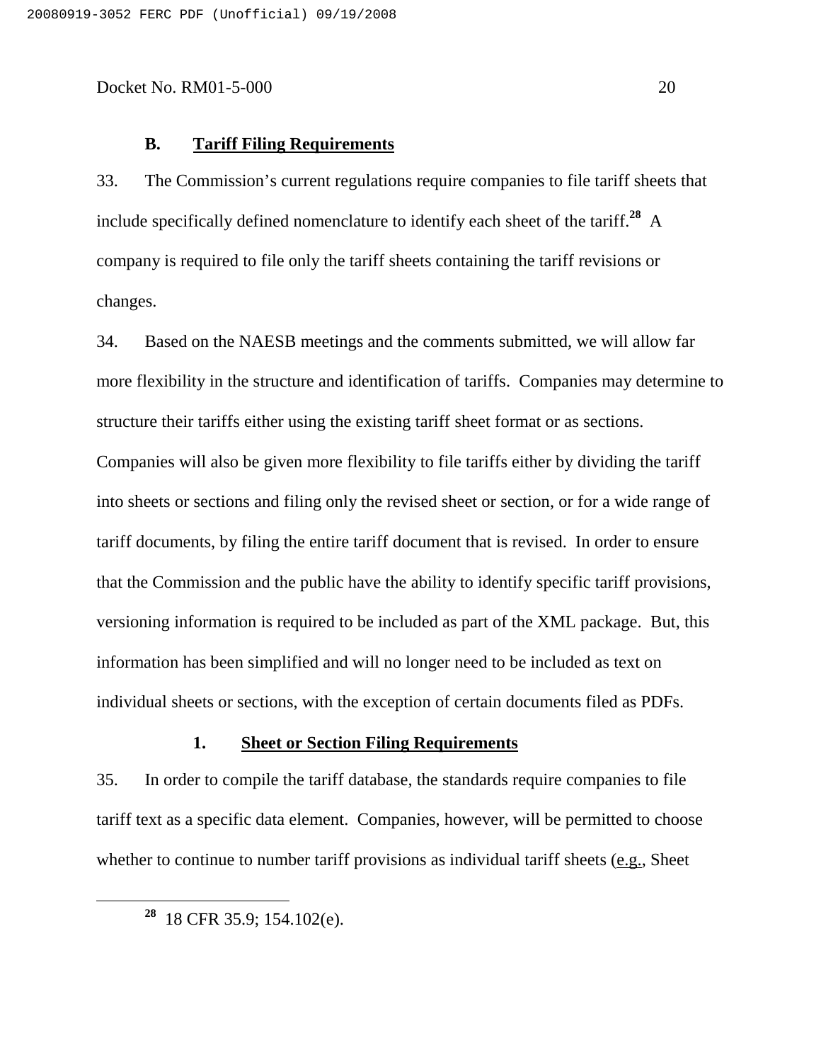### B. **Tariff Filing Requirements**

33. The Commission's current regulations require companies to file tariff sheets that include specifically defined nomenclature to identify each sheet of the tariff.[28] A company is required to file only the tariff sheets containing the tariff revisions or changes.

34. Based on the NAESB meetings and the comments submitted, we will allow far more flexibility in the structure and identification of tariffs. Companies may determine to structure their tariffs either using the existing tariff sheet format or as sections. Companies will also be given more flexibility to file tariffs either by dividing the tariff into sheets or sections and filing only the revised sheet or section, or for a wide range of tariff documents, by filing the entire tariff document that is revised. In order to ensure that the Commission and the public have the ability to identify specific tariff provisions, versioning information is required to be included as part of the XML package. But, this information has been simplified and will no longer need to be included as text on individual sheets or sections, with the exception of certain documents filed as PDFs.

#### 1. **Sheet or Section Filing Requirements**

35. In order to compile the tariff database, the standards require companies to file tariff text as a specific data element. Companies, however, will be permitted to choose whether to continue to number tariff provisions as individual tariff sheets (e.g., Sheet

---

[28] 18 CFR 35.9; 154.102(e).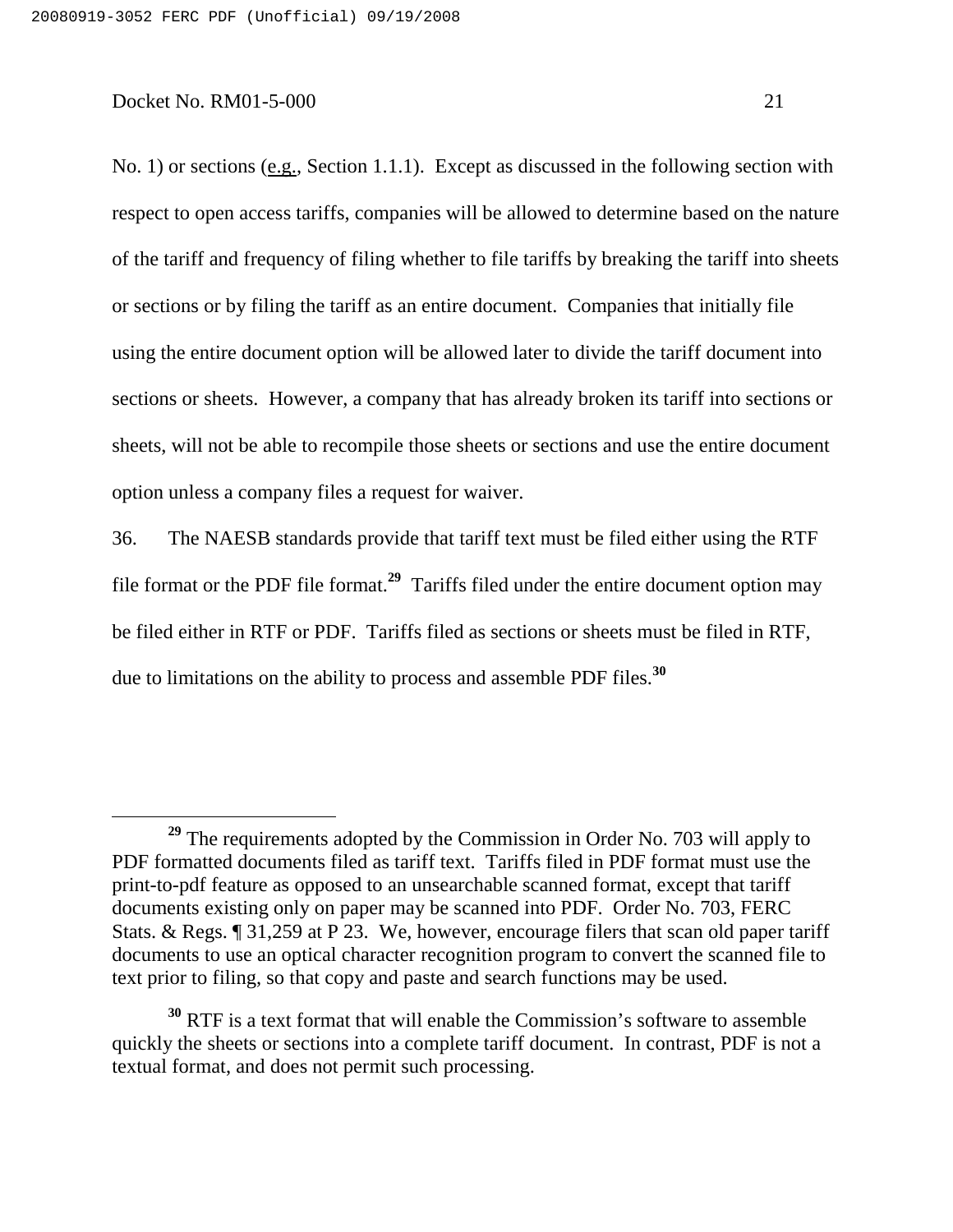No. 1) or sections (e.g., Section 1.1.1). Except as discussed in the following section with respect to open access tariffs, companies will be allowed to determine based on the nature of the tariff and frequency of filing whether to file tariffs by breaking the tariff into sheets or sections or by filing the tariff as an entire document. Companies that initially file using the entire document option will be allowed later to divide the tariff document into sections or sheets. However, a company that has already broken its tariff into sections or sheets, will not be able to recompile those sheets or sections and use the entire document option unless a company files a request for waiver.

36. The NAESB standards provide that tariff text must be filed either using the RTF file format or the PDF file format.[29] Tariffs filed under the entire document option may be filed either in RTF or PDF. Tariffs filed as sections or sheets must be filed in RTF, due to limitations on the ability to process and assemble PDF files.[30]

---

[29] The requirements adopted by the Commission in Order No. 703 will apply to PDF formatted documents filed as tariff text. Tariffs filed in PDF format must use the print-to-pdf feature as opposed to an unsearchable scanned format, except that tariff documents existing only on paper may be scanned into PDF. Order No. 703, FERC Stats. & Regs. ¶ 31,259 at P 23. We, however, encourage filers that scan old paper tariff documents to use an optical character recognition program to convert the scanned file to text prior to filing, so that copy and paste and search functions may be used.

[30] RTF is a text format that will enable the Commission's software to assemble quickly the sheets or sections into a complete tariff document. In contrast, PDF is not a textual format, and does not permit such processing.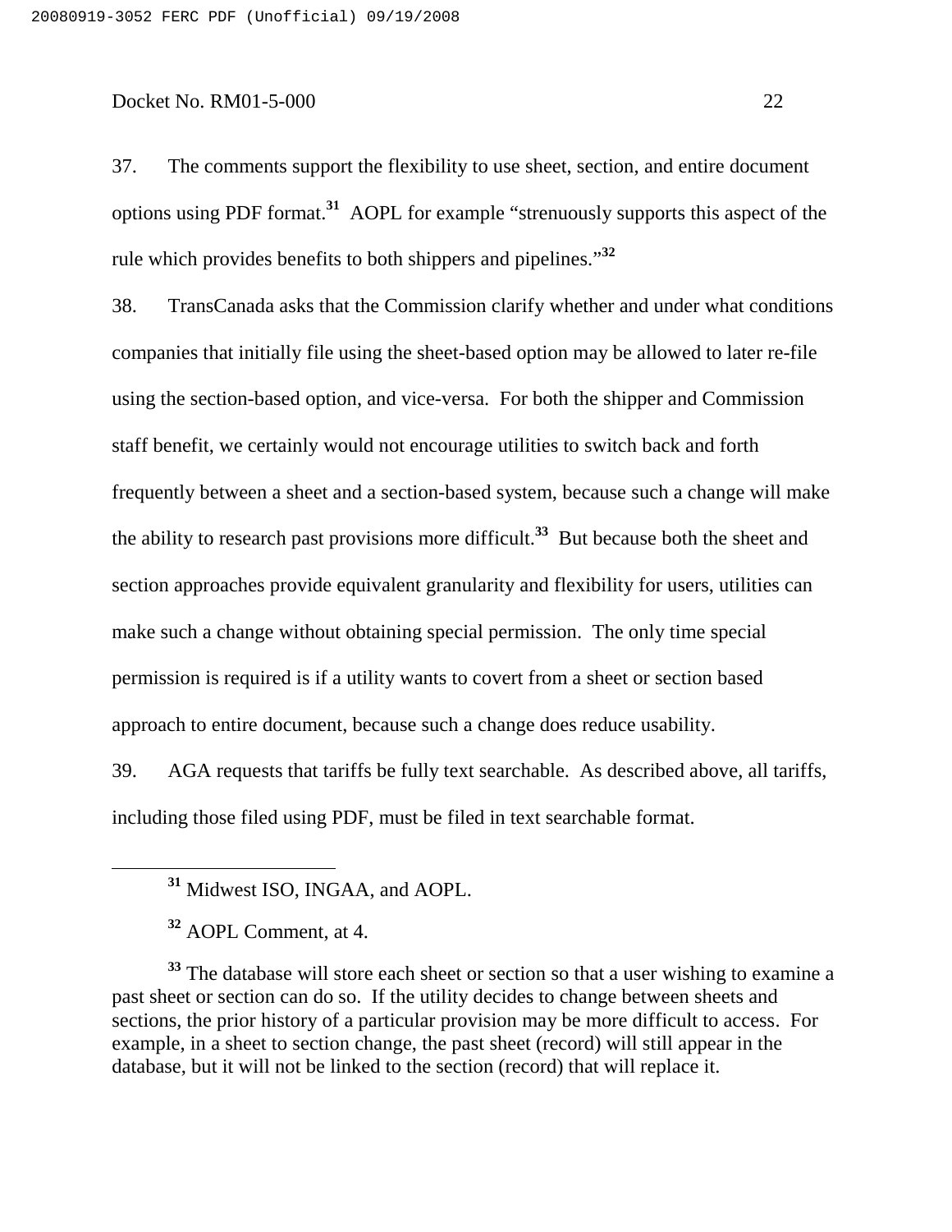37. The comments support the flexibility to use sheet, section, and entire document options using PDF format.[31] AOPL for example "strenuously supports this aspect of the rule which provides benefits to both shippers and pipelines."[32]

38. TransCanada asks that the Commission clarify whether and under what conditions companies that initially file using the sheet-based option may be allowed to later re-file using the section-based option, and vice-versa. For both the shipper and Commission staff benefit, we certainly would not encourage utilities to switch back and forth frequently between a sheet and a section-based system, because such a change will make the ability to research past provisions more difficult.[33] But because both the sheet and section approaches provide equivalent granularity and flexibility for users, utilities can make such a change without obtaining special permission. The only time special permission is required is if a utility wants to covert from a sheet or section based approach to entire document, because such a change does reduce usability.

39. AGA requests that tariffs be fully text searchable. As described above, all tariffs, including those filed using PDF, must be filed in text searchable format.

---

[31] Midwest ISO, INGAA, and AOPL.

[32] AOPL Comment, at 4.

[33] The database will store each sheet or section so that a user wishing to examine a past sheet or section can do so. If the utility decides to change between sheets and sections, the prior history of a particular provision may be more difficult to access. For example, in a sheet to section change, the past sheet (record) will still appear in the database, but it will not be linked to the section (record) that will replace it.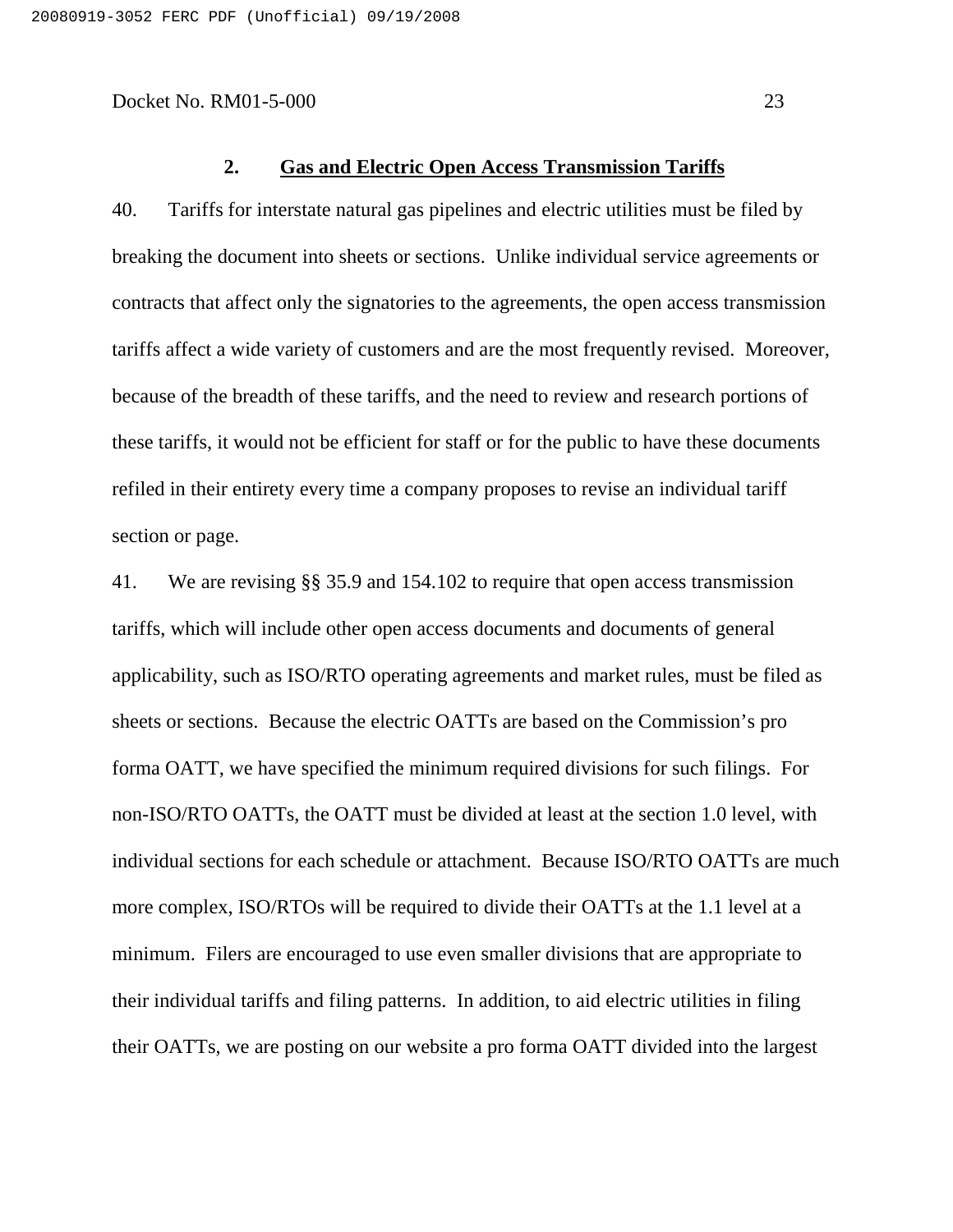### 2. Gas and Electric Open Access Transmission Tariffs

40. Tariffs for interstate natural gas pipelines and electric utilities must be filed by breaking the document into sheets or sections. Unlike individual service agreements or contracts that affect only the signatories to the agreements, the open access transmission tariffs affect a wide variety of customers and are the most frequently revised. Moreover, because of the breadth of these tariffs, and the need to review and research portions of these tariffs, it would not be efficient for staff or for the public to have these documents refiled in their entirety every time a company proposes to revise an individual tariff section or page.

41. We are revising §§ 35.9 and 154.102 to require that open access transmission tariffs, which will include other open access documents and documents of general applicability, such as ISO/RTO operating agreements and market rules, must be filed as sheets or sections. Because the electric OATTs are based on the Commission's pro forma OATT, we have specified the minimum required divisions for such filings. For non-ISO/RTO OATTs, the OATT must be divided at least at the section 1.0 level, with individual sections for each schedule or attachment. Because ISO/RTO OATTs are much more complex, ISO/RTOs will be required to divide their OATTs at the 1.1 level at a minimum. Filers are encouraged to use even smaller divisions that are appropriate to their individual tariffs and filing patterns. In addition, to aid electric utilities in filing their OATTs, we are posting on our website a pro forma OATT divided into the largest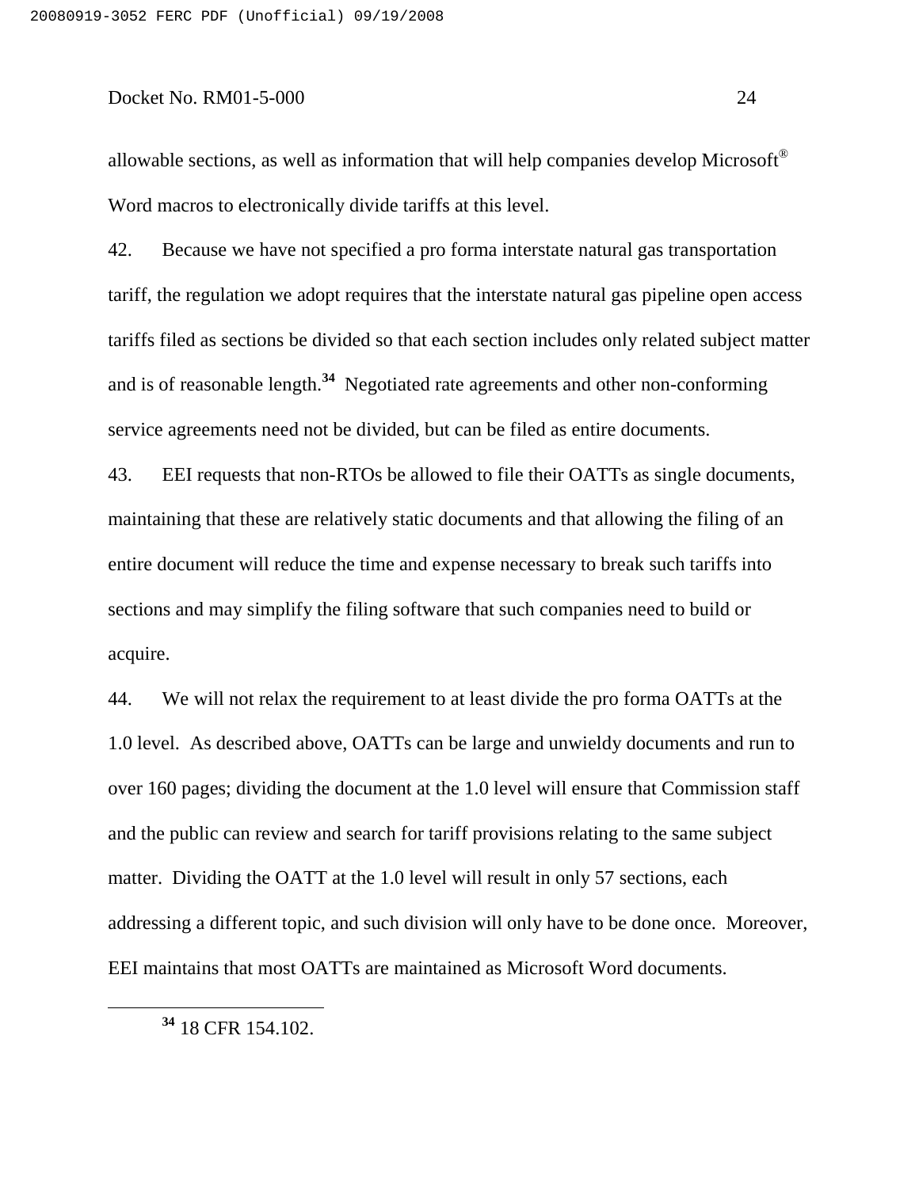allowable sections, as well as information that will help companies develop Microsoft® Word macros to electronically divide tariffs at this level.

42. Because we have not specified a pro forma interstate natural gas transportation tariff, the regulation we adopt requires that the interstate natural gas pipeline open access tariffs filed as sections be divided so that each section includes only related subject matter and is of reasonable length.[34] Negotiated rate agreements and other non-conforming service agreements need not be divided, but can be filed as entire documents.

43. EEI requests that non-RTOs be allowed to file their OATTs as single documents, maintaining that these are relatively static documents and that allowing the filing of an entire document will reduce the time and expense necessary to break such tariffs into sections and may simplify the filing software that such companies need to build or acquire.

44. We will not relax the requirement to at least divide the pro forma OATTs at the 1.0 level. As described above, OATTs can be large and unwieldy documents and run to over 160 pages; dividing the document at the 1.0 level will ensure that Commission staff and the public can review and search for tariff provisions relating to the same subject matter. Dividing the OATT at the 1.0 level will result in only 57 sections, each addressing a different topic, and such division will only have to be done once. Moreover, EEI maintains that most OATTs are maintained as Microsoft Word documents.

---

[34] 18 CFR 154.102.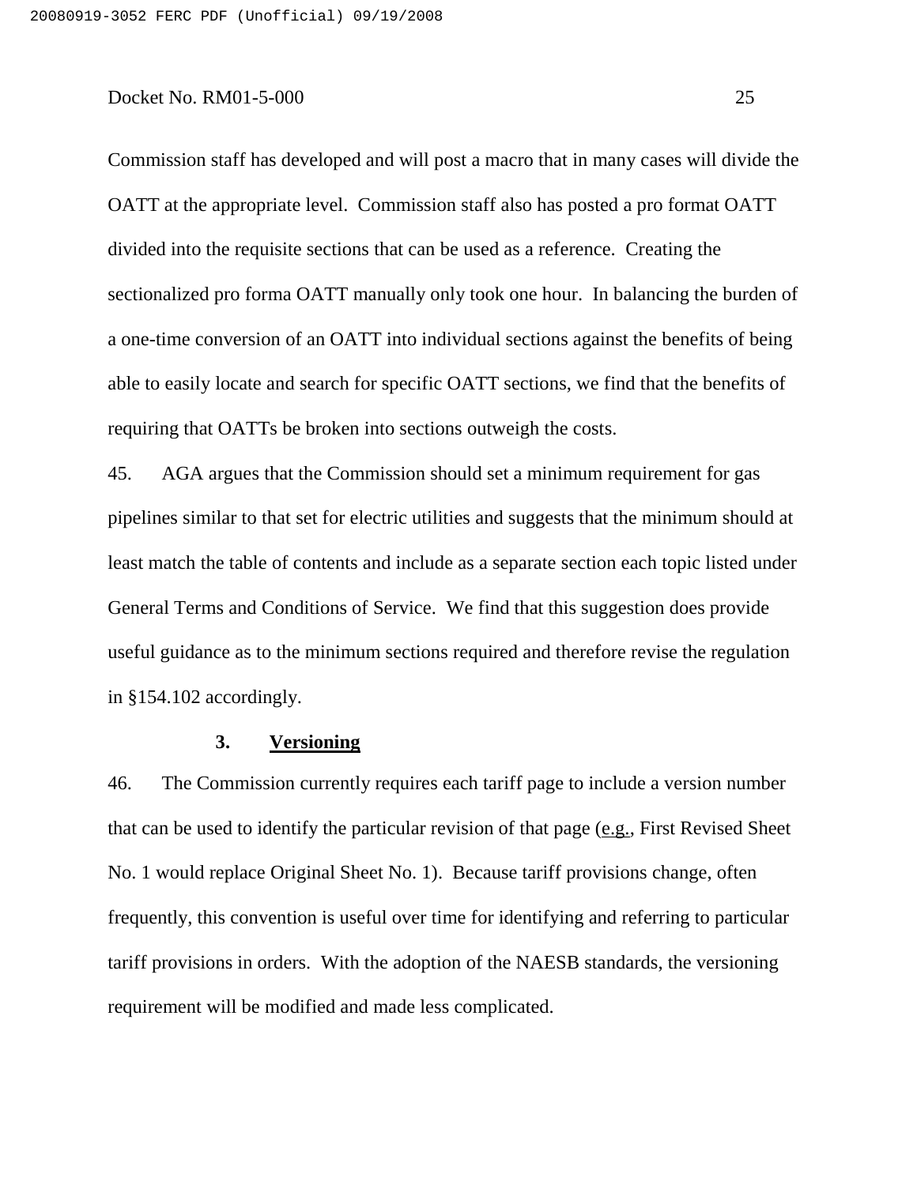Commission staff has developed and will post a macro that in many cases will divide the OATT at the appropriate level. Commission staff also has posted a pro format OATT divided into the requisite sections that can be used as a reference. Creating the sectionalized pro forma OATT manually only took one hour. In balancing the burden of a one-time conversion of an OATT into individual sections against the benefits of being able to easily locate and search for specific OATT sections, we find that the benefits of requiring that OATTs be broken into sections outweigh the costs.

45. AGA argues that the Commission should set a minimum requirement for gas pipelines similar to that set for electric utilities and suggests that the minimum should at least match the table of contents and include as a separate section each topic listed under General Terms and Conditions of Service. We find that this suggestion does provide useful guidance as to the minimum sections required and therefore revise the regulation in §154.102 accordingly.

### 3. Versioning

46. The Commission currently requires each tariff page to include a version number that can be used to identify the particular revision of that page (e.g., First Revised Sheet No. 1 would replace Original Sheet No. 1). Because tariff provisions change, often frequently, this convention is useful over time for identifying and referring to particular tariff provisions in orders. With the adoption of the NAESB standards, the versioning requirement will be modified and made less complicated.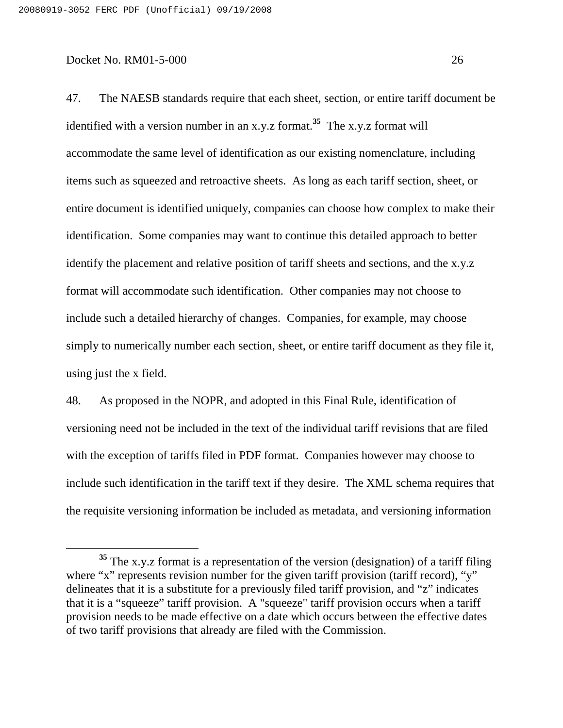47. The NAESB standards require that each sheet, section, or entire tariff document be identified with a version number in an x.y.z format.[35] The x.y.z format will accommodate the same level of identification as our existing nomenclature, including items such as squeezed and retroactive sheets. As long as each tariff section, sheet, or entire document is identified uniquely, companies can choose how complex to make their identification. Some companies may want to continue this detailed approach to better identify the placement and relative position of tariff sheets and sections, and the x.y.z format will accommodate such identification. Other companies may not choose to include such a detailed hierarchy of changes. Companies, for example, may choose simply to numerically number each section, sheet, or entire tariff document as they file it, using just the x field.

48. As proposed in the NOPR, and adopted in this Final Rule, identification of versioning need not be included in the text of the individual tariff revisions that are filed with the exception of tariffs filed in PDF format. Companies however may choose to include such identification in the tariff text if they desire. The XML schema requires that the requisite versioning information be included as metadata, and versioning information

---

[35] The x.y.z format is a representation of the version (designation) of a tariff filing where "x" represents revision number for the given tariff provision (tariff record), "y" delineates that it is a substitute for a previously filed tariff provision, and "z" indicates that it is a "squeeze" tariff provision. A "squeeze" tariff provision occurs when a tariff provision needs to be made effective on a date which occurs between the effective dates of two tariff provisions that already are filed with the Commission.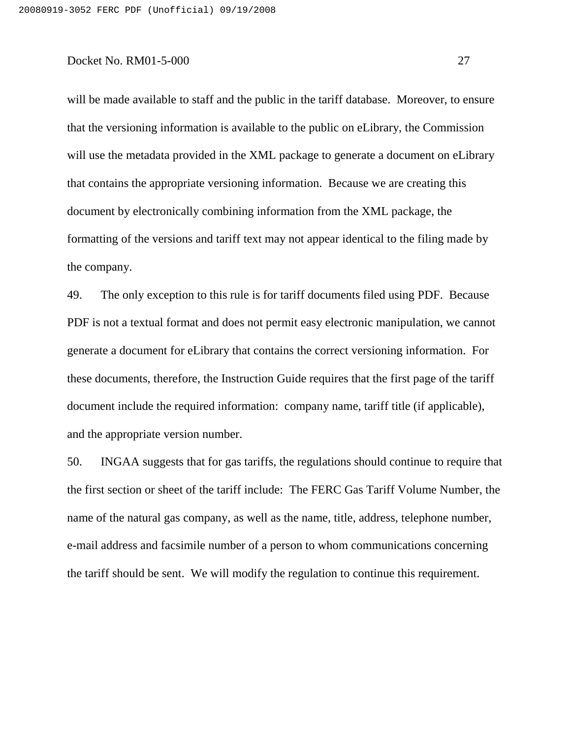will be made available to staff and the public in the tariff database. Moreover, to ensure that the versioning information is available to the public on eLibrary, the Commission will use the metadata provided in the XML package to generate a document on eLibrary that contains the appropriate versioning information. Because we are creating this document by electronically combining information from the XML package, the formatting of the versions and tariff text may not appear identical to the filing made by the company.

49. The only exception to this rule is for tariff documents filed using PDF. Because PDF is not a textual format and does not permit easy electronic manipulation, we cannot generate a document for eLibrary that contains the correct versioning information. For these documents, therefore, the Instruction Guide requires that the first page of the tariff document include the required information: company name, tariff title (if applicable), and the appropriate version number.

50. INGAA suggests that for gas tariffs, the regulations should continue to require that the first section or sheet of the tariff include: The FERC Gas Tariff Volume Number, the name of the natural gas company, as well as the name, title, address, telephone number, e-mail address and facsimile number of a person to whom communications concerning the tariff should be sent. We will modify the regulation to continue this requirement.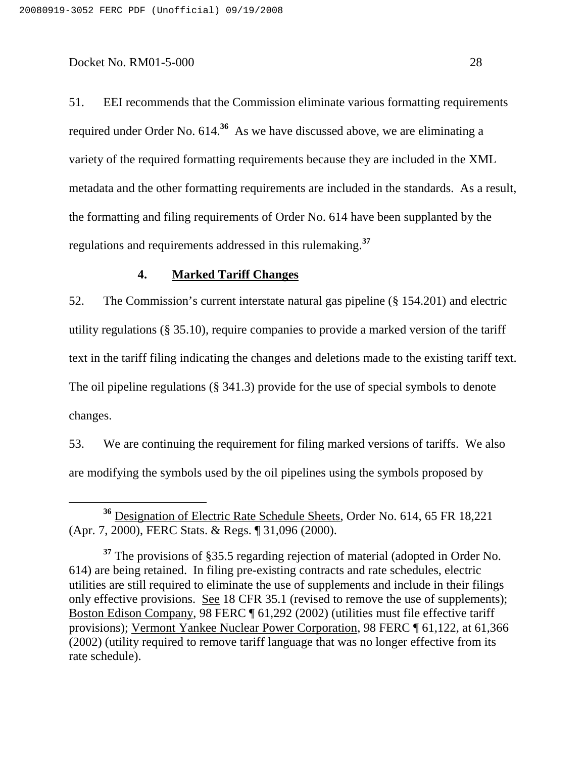51. EEI recommends that the Commission eliminate various formatting requirements required under Order No. 614.[36] As we have discussed above, we are eliminating a variety of the required formatting requirements because they are included in the XML metadata and the other formatting requirements are included in the standards. As a result, the formatting and filing requirements of Order No. 614 have been supplanted by the regulations and requirements addressed in this rulemaking.[37]

### 4. Marked Tariff Changes

52. The Commission's current interstate natural gas pipeline (§ 154.201) and electric utility regulations (§ 35.10), require companies to provide a marked version of the tariff text in the tariff filing indicating the changes and deletions made to the existing tariff text. The oil pipeline regulations (§ 341.3) provide for the use of special symbols to denote changes.

53. We are continuing the requirement for filing marked versions of tariffs. We also are modifying the symbols used by the oil pipelines using the symbols proposed by

---

[36] Designation of Electric Rate Schedule Sheets, Order No. 614, 65 FR 18,221 (Apr. 7, 2000), FERC Stats. & Regs. ¶ 31,096 (2000).

[37] The provisions of §35.5 regarding rejection of material (adopted in Order No. 614) are being retained. In filing pre-existing contracts and rate schedules, electric utilities are still required to eliminate the use of supplements and include in their filings only effective provisions. See 18 CFR 35.1 (revised to remove the use of supplements); Boston Edison Company, 98 FERC ¶ 61,292 (2002) (utilities must file effective tariff provisions); Vermont Yankee Nuclear Power Corporation, 98 FERC ¶ 61,122, at 61,366 (2002) (utility required to remove tariff language that was no longer effective from its rate schedule).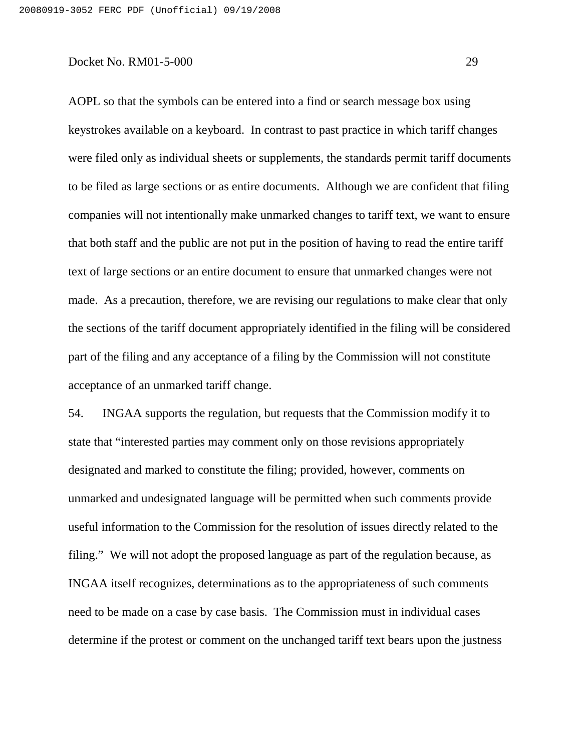AOPL so that the symbols can be entered into a find or search message box using keystrokes available on a keyboard. In contrast to past practice in which tariff changes were filed only as individual sheets or supplements, the standards permit tariff documents to be filed as large sections or as entire documents. Although we are confident that filing companies will not intentionally make unmarked changes to tariff text, we want to ensure that both staff and the public are not put in the position of having to read the entire tariff text of large sections or an entire document to ensure that unmarked changes were not made. As a precaution, therefore, we are revising our regulations to make clear that only the sections of the tariff document appropriately identified in the filing will be considered part of the filing and any acceptance of a filing by the Commission will not constitute acceptance of an unmarked tariff change.

54. INGAA supports the regulation, but requests that the Commission modify it to state that "interested parties may comment only on those revisions appropriately designated and marked to constitute the filing; provided, however, comments on unmarked and undesignated language will be permitted when such comments provide useful information to the Commission for the resolution of issues directly related to the filing." We will not adopt the proposed language as part of the regulation because, as INGAA itself recognizes, determinations as to the appropriateness of such comments need to be made on a case by case basis. The Commission must in individual cases determine if the protest or comment on the unchanged tariff text bears upon the justness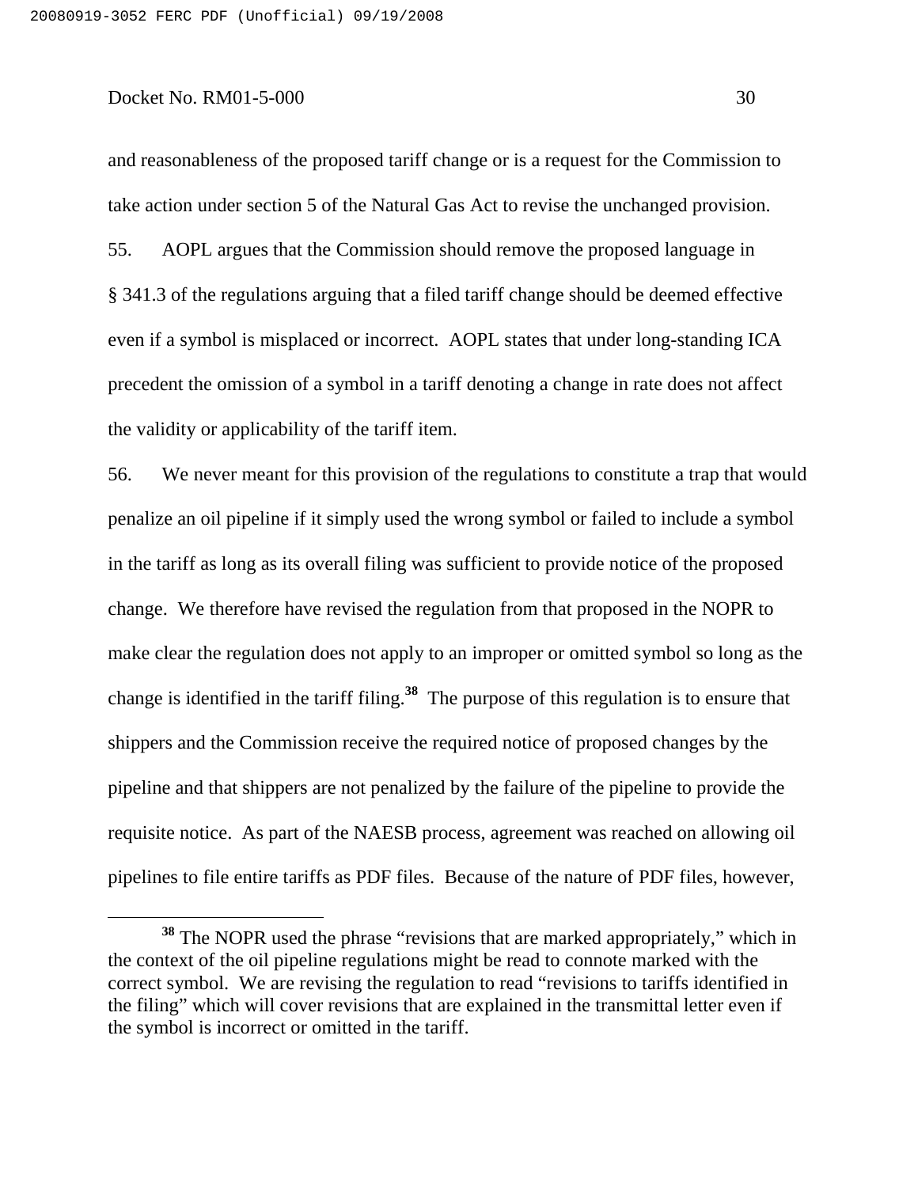and reasonableness of the proposed tariff change or is a request for the Commission to take action under section 5 of the Natural Gas Act to revise the unchanged provision.

55. AOPL argues that the Commission should remove the proposed language in § 341.3 of the regulations arguing that a filed tariff change should be deemed effective even if a symbol is misplaced or incorrect. AOPL states that under long-standing ICA precedent the omission of a symbol in a tariff denoting a change in rate does not affect the validity or applicability of the tariff item.

56. We never meant for this provision of the regulations to constitute a trap that would penalize an oil pipeline if it simply used the wrong symbol or failed to include a symbol in the tariff as long as its overall filing was sufficient to provide notice of the proposed change. We therefore have revised the regulation from that proposed in the NOPR to make clear the regulation does not apply to an improper or omitted symbol so long as the change is identified in the tariff filing.[38] The purpose of this regulation is to ensure that shippers and the Commission receive the required notice of proposed changes by the pipeline and that shippers are not penalized by the failure of the pipeline to provide the requisite notice. As part of the NAESB process, agreement was reached on allowing oil pipelines to file entire tariffs as PDF files. Because of the nature of PDF files, however,

---

[38] The NOPR used the phrase "revisions that are marked appropriately," which in the context of the oil pipeline regulations might be read to connote marked with the correct symbol. We are revising the regulation to read "revisions to tariffs identified in the filing" which will cover revisions that are explained in the transmittal letter even if the symbol is incorrect or omitted in the tariff.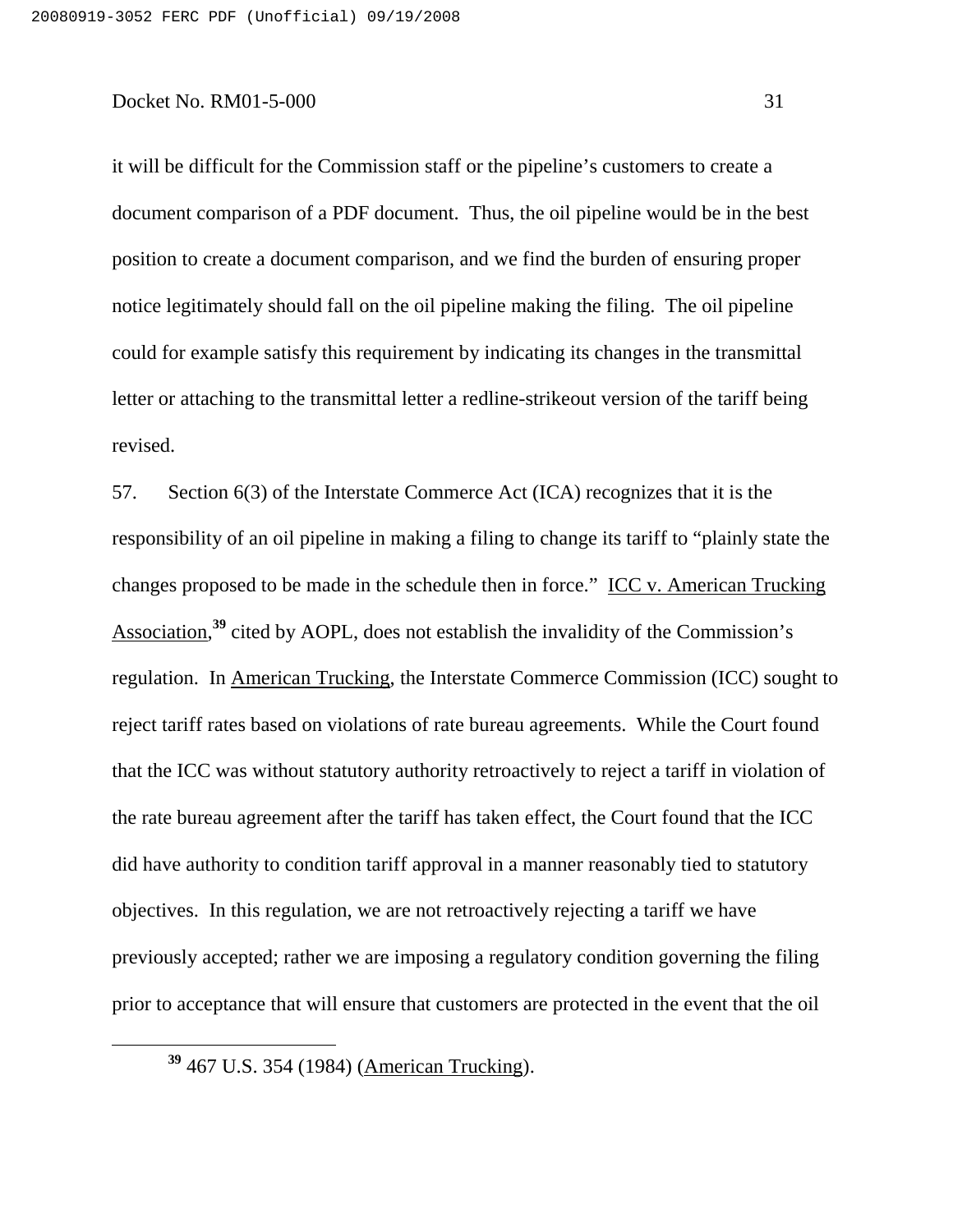it will be difficult for the Commission staff or the pipeline's customers to create a document comparison of a PDF document. Thus, the oil pipeline would be in the best position to create a document comparison, and we find the burden of ensuring proper notice legitimately should fall on the oil pipeline making the filing. The oil pipeline could for example satisfy this requirement by indicating its changes in the transmittal letter or attaching to the transmittal letter a redline-strikeout version of the tariff being revised.

57. Section 6(3) of the Interstate Commerce Act (ICA) recognizes that it is the responsibility of an oil pipeline in making a filing to change its tariff to "plainly state the changes proposed to be made in the schedule then in force." ICC v. American Trucking Association,[39] cited by AOPL, does not establish the invalidity of the Commission's regulation. In American Trucking, the Interstate Commerce Commission (ICC) sought to reject tariff rates based on violations of rate bureau agreements. While the Court found that the ICC was without statutory authority retroactively to reject a tariff in violation of the rate bureau agreement after the tariff has taken effect, the Court found that the ICC did have authority to condition tariff approval in a manner reasonably tied to statutory objectives. In this regulation, we are not retroactively rejecting a tariff we have previously accepted; rather we are imposing a regulatory condition governing the filing prior to acceptance that will ensure that customers are protected in the event that the oil

[39] 467 U.S. 354 (1984) (American Trucking).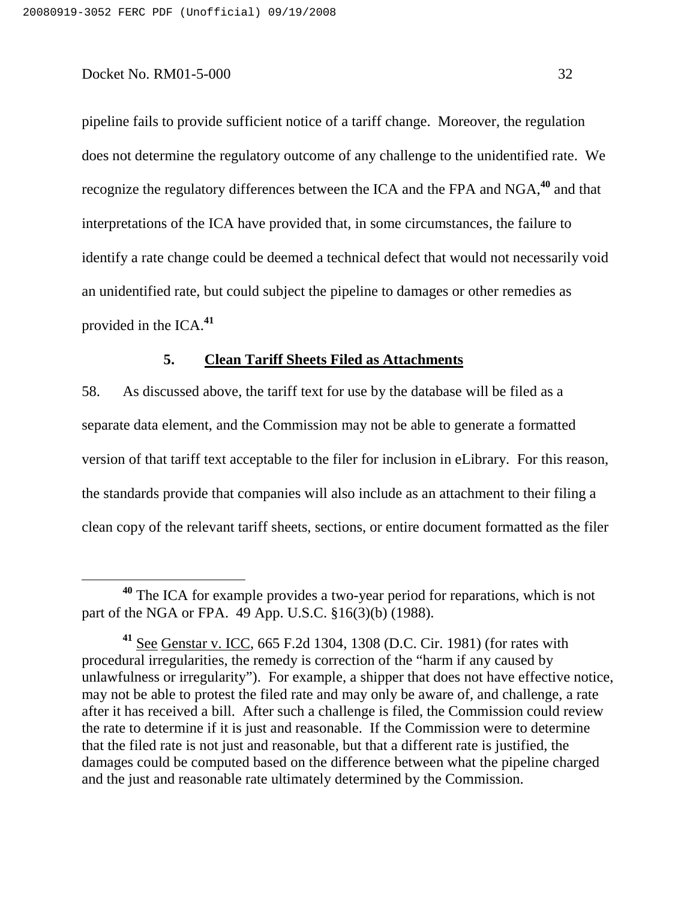pipeline fails to provide sufficient notice of a tariff change. Moreover, the regulation does not determine the regulatory outcome of any challenge to the unidentified rate. We recognize the regulatory differences between the ICA and the FPA and NGA,[40] and that interpretations of the ICA have provided that, in some circumstances, the failure to identify a rate change could be deemed a technical defect that would not necessarily void an unidentified rate, but could subject the pipeline to damages or other remedies as provided in the ICA.[41]

### 5. Clean Tariff Sheets Filed as Attachments

58. As discussed above, the tariff text for use by the database will be filed as a separate data element, and the Commission may not be able to generate a formatted version of that tariff text acceptable to the filer for inclusion in eLibrary. For this reason, the standards provide that companies will also include as an attachment to their filing a clean copy of the relevant tariff sheets, sections, or entire document formatted as the filer

---

[40] The ICA for example provides a two-year period for reparations, which is not part of the NGA or FPA. 49 App. U.S.C. §16(3)(b) (1988).

[41] See Genstar v. ICC, 665 F.2d 1304, 1308 (D.C. Cir. 1981) (for rates with procedural irregularities, the remedy is correction of the "harm if any caused by unlawfulness or irregularity"). For example, a shipper that does not have effective notice, may not be able to protest the filed rate and may only be aware of, and challenge, a rate after it has received a bill. After such a challenge is filed, the Commission could review the rate to determine if it is just and reasonable. If the Commission were to determine that the filed rate is not just and reasonable, but that a different rate is justified, the damages could be computed based on the difference between what the pipeline charged and the just and reasonable rate ultimately determined by the Commission.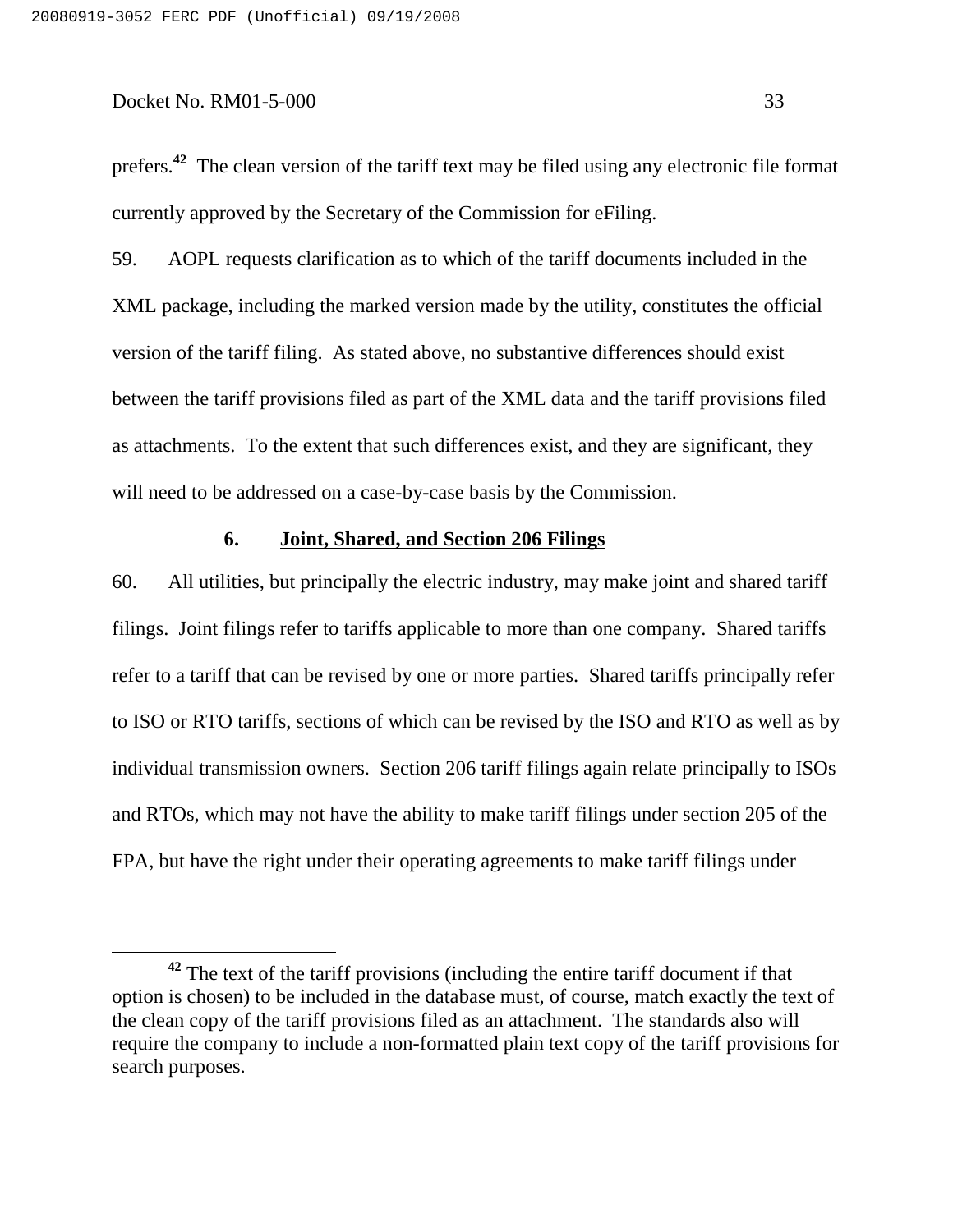prefers.[42] The clean version of the tariff text may be filed using any electronic file format currently approved by the Secretary of the Commission for eFiling.

59. AOPL requests clarification as to which of the tariff documents included in the XML package, including the marked version made by the utility, constitutes the official version of the tariff filing. As stated above, no substantive differences should exist between the tariff provisions filed as part of the XML data and the tariff provisions filed as attachments. To the extent that such differences exist, and they are significant, they will need to be addressed on a case-by-case basis by the Commission.

#### 6. Joint, Shared, and Section 206 Filings

60. All utilities, but principally the electric industry, may make joint and shared tariff filings. Joint filings refer to tariffs applicable to more than one company. Shared tariffs refer to a tariff that can be revised by one or more parties. Shared tariffs principally refer to ISO or RTO tariffs, sections of which can be revised by the ISO and RTO as well as by individual transmission owners. Section 206 tariff filings again relate principally to ISOs and RTOs, which may not have the ability to make tariff filings under section 205 of the FPA, but have the right under their operating agreements to make tariff filings under

---

[42] The text of the tariff provisions (including the entire tariff document if that option is chosen) to be included in the database must, of course, match exactly the text of the clean copy of the tariff provisions filed as an attachment. The standards also will require the company to include a non-formatted plain text copy of the tariff provisions for search purposes.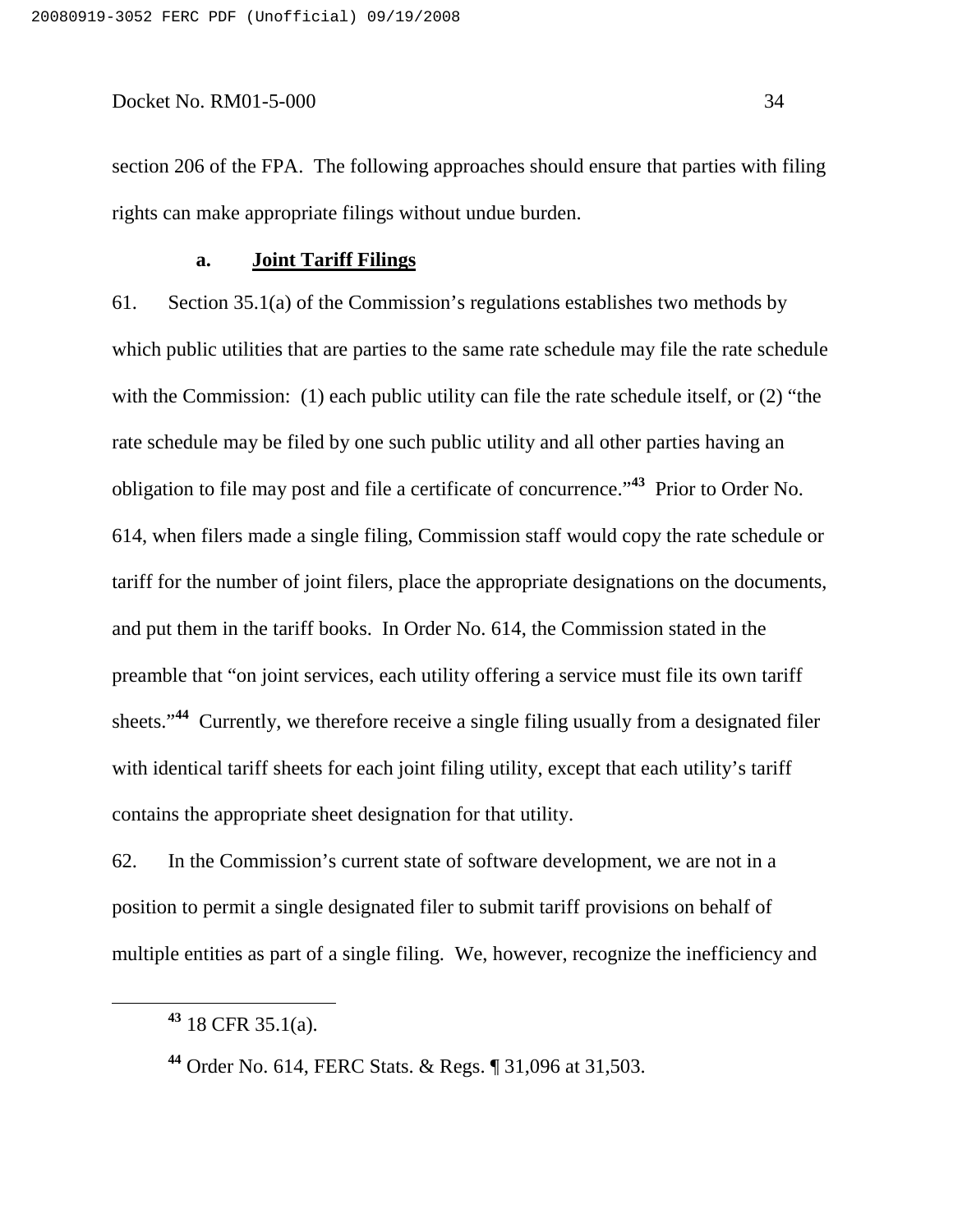section 206 of the FPA. The following approaches should ensure that parties with filing rights can make appropriate filings without undue burden.

### a. Joint Tariff Filings

61. Section 35.1(a) of the Commission's regulations establishes two methods by which public utilities that are parties to the same rate schedule may file the rate schedule with the Commission: (1) each public utility can file the rate schedule itself, or (2) "the rate schedule may be filed by one such public utility and all other parties having an obligation to file may post and file a certificate of concurrence."[43] Prior to Order No. 614, when filers made a single filing, Commission staff would copy the rate schedule or tariff for the number of joint filers, place the appropriate designations on the documents, and put them in the tariff books. In Order No. 614, the Commission stated in the preamble that "on joint services, each utility offering a service must file its own tariff sheets."[44] Currently, we therefore receive a single filing usually from a designated filer with identical tariff sheets for each joint filing utility, except that each utility's tariff contains the appropriate sheet designation for that utility.

62. In the Commission's current state of software development, we are not in a position to permit a single designated filer to submit tariff provisions on behalf of multiple entities as part of a single filing. We, however, recognize the inefficiency and

---

[43] 18 CFR 35.1(a).

[44] Order No. 614, FERC Stats. & Regs. ¶ 31,096 at 31,503.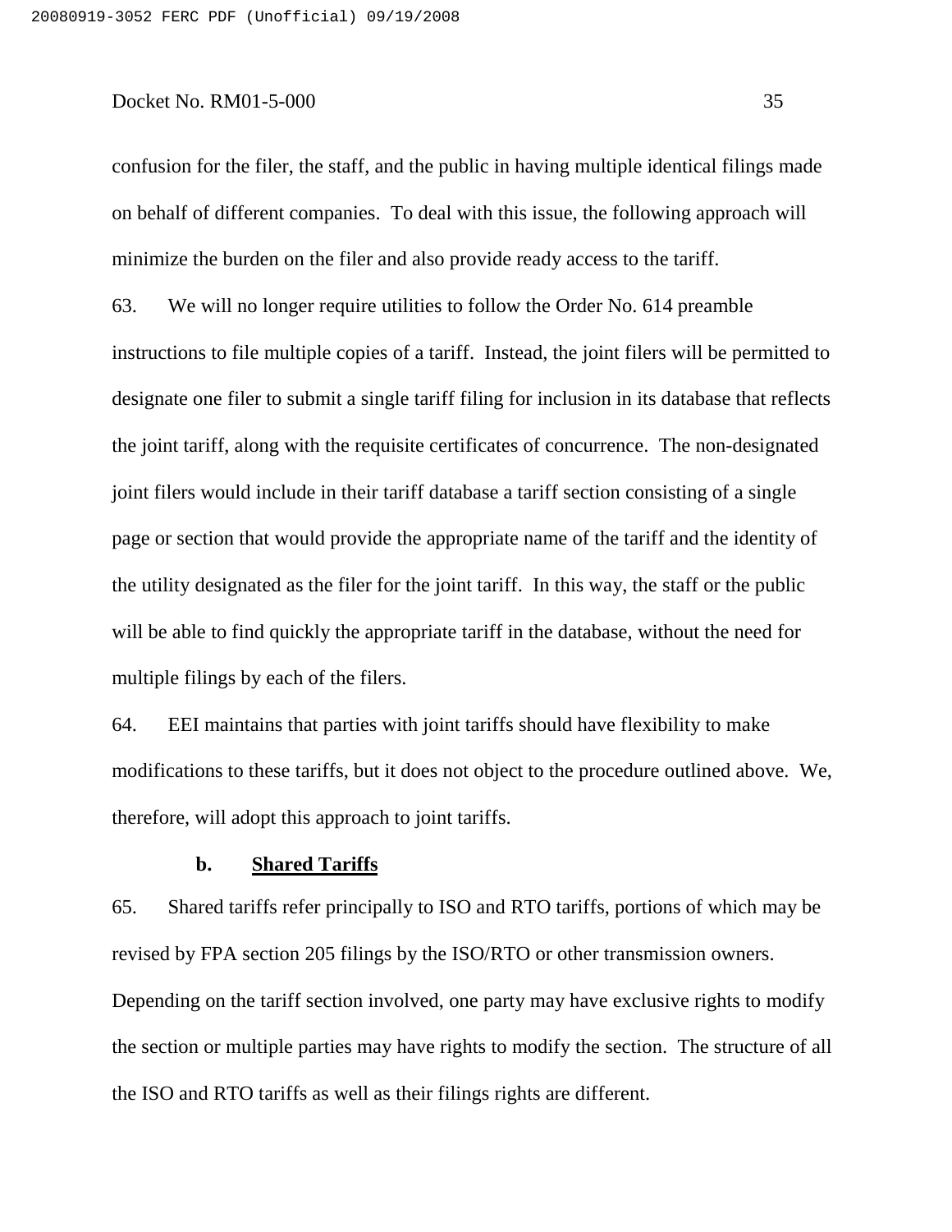confusion for the filer, the staff, and the public in having multiple identical filings made on behalf of different companies. To deal with this issue, the following approach will minimize the burden on the filer and also provide ready access to the tariff.

63. We will no longer require utilities to follow the Order No. 614 preamble instructions to file multiple copies of a tariff. Instead, the joint filers will be permitted to designate one filer to submit a single tariff filing for inclusion in its database that reflects the joint tariff, along with the requisite certificates of concurrence. The non-designated joint filers would include in their tariff database a tariff section consisting of a single page or section that would provide the appropriate name of the tariff and the identity of the utility designated as the filer for the joint tariff. In this way, the staff or the public will be able to find quickly the appropriate tariff in the database, without the need for multiple filings by each of the filers.

64. EEI maintains that parties with joint tariffs should have flexibility to make modifications to these tariffs, but it does not object to the procedure outlined above. We, therefore, will adopt this approach to joint tariffs.

### b. Shared Tariffs

65. Shared tariffs refer principally to ISO and RTO tariffs, portions of which may be revised by FPA section 205 filings by the ISO/RTO or other transmission owners. Depending on the tariff section involved, one party may have exclusive rights to modify the section or multiple parties may have rights to modify the section. The structure of all the ISO and RTO tariffs as well as their filings rights are different.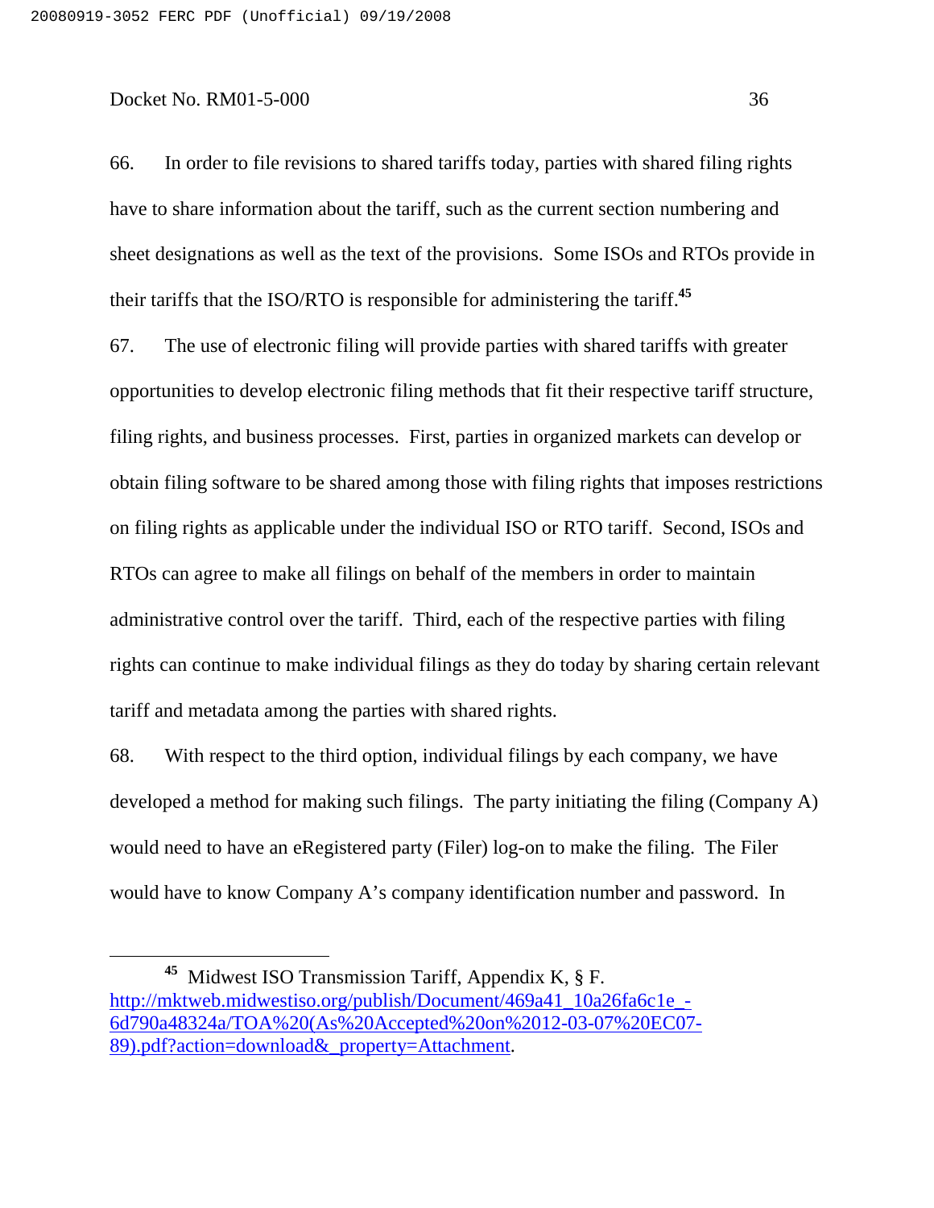66. In order to file revisions to shared tariffs today, parties with shared filing rights have to share information about the tariff, such as the current section numbering and sheet designations as well as the text of the provisions. Some ISOs and RTOs provide in their tariffs that the ISO/RTO is responsible for administering the tariff.[45]

67. The use of electronic filing will provide parties with shared tariffs with greater opportunities to develop electronic filing methods that fit their respective tariff structure, filing rights, and business processes. First, parties in organized markets can develop or obtain filing software to be shared among those with filing rights that imposes restrictions on filing rights as applicable under the individual ISO or RTO tariff. Second, ISOs and RTOs can agree to make all filings on behalf of the members in order to maintain administrative control over the tariff. Third, each of the respective parties with filing rights can continue to make individual filings as they do today by sharing certain relevant tariff and metadata among the parties with shared rights.

68. With respect to the third option, individual filings by each company, we have developed a method for making such filings. The party initiating the filing (Company A) would need to have an eRegistered party (Filer) log-on to make the filing. The Filer would have to know Company A's company identification number and password. In

---

[45] Midwest ISO Transmission Tariff, Appendix K, § F. http://mktweb.midwestiso.org/publish/Document/469a41_10a26fa6c1e_-6d790a48324a/TOA%20(As%20Accepted%20on%2012-03-07%20EC07-89).pdf?action=download&_property=Attachment.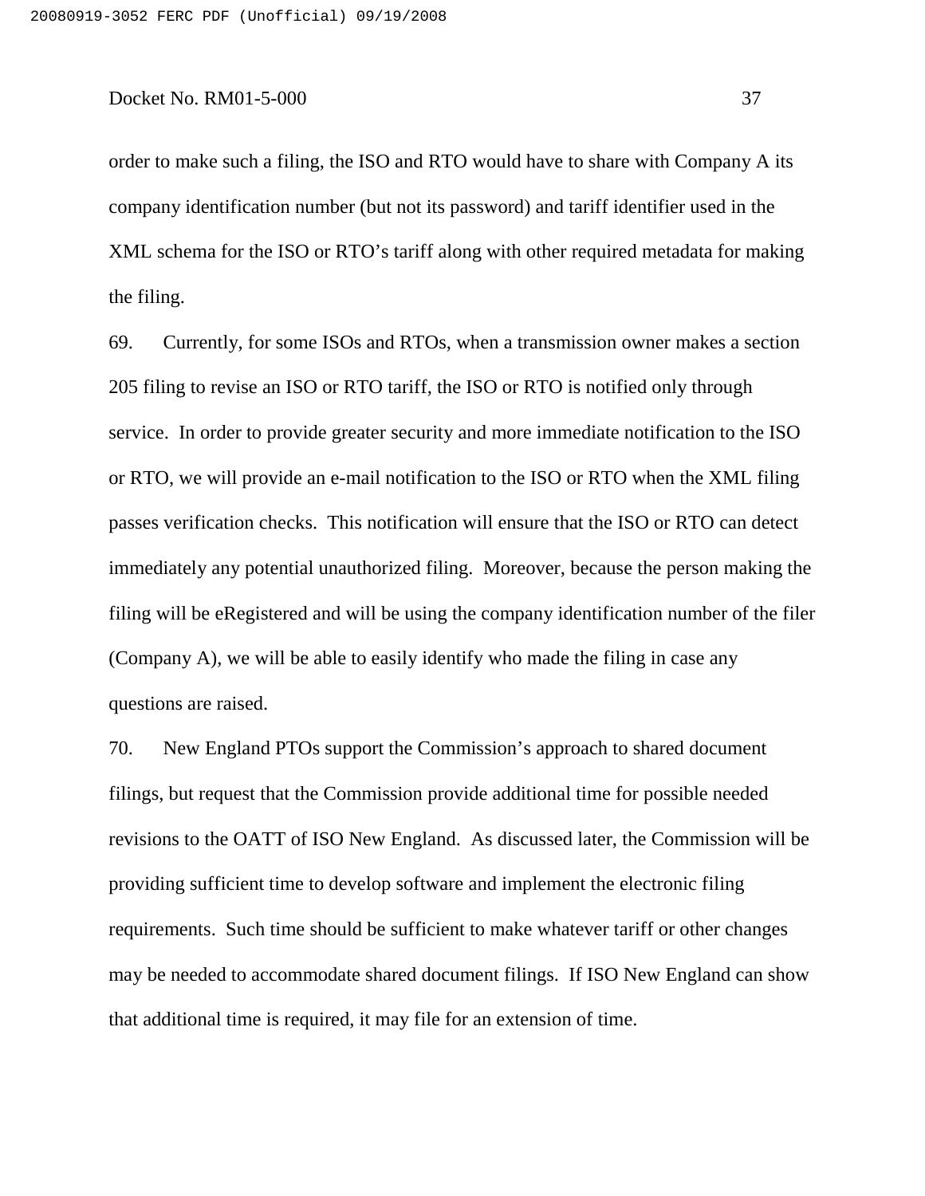order to make such a filing, the ISO and RTO would have to share with Company A its company identification number (but not its password) and tariff identifier used in the XML schema for the ISO or RTO's tariff along with other required metadata for making the filing.

69. Currently, for some ISOs and RTOs, when a transmission owner makes a section 205 filing to revise an ISO or RTO tariff, the ISO or RTO is notified only through service. In order to provide greater security and more immediate notification to the ISO or RTO, we will provide an e-mail notification to the ISO or RTO when the XML filing passes verification checks. This notification will ensure that the ISO or RTO can detect immediately any potential unauthorized filing. Moreover, because the person making the filing will be eRegistered and will be using the company identification number of the filer (Company A), we will be able to easily identify who made the filing in case any questions are raised.

70. New England PTOs support the Commission's approach to shared document filings, but request that the Commission provide additional time for possible needed revisions to the OATT of ISO New England. As discussed later, the Commission will be providing sufficient time to develop software and implement the electronic filing requirements. Such time should be sufficient to make whatever tariff or other changes may be needed to accommodate shared document filings. If ISO New England can show that additional time is required, it may file for an extension of time.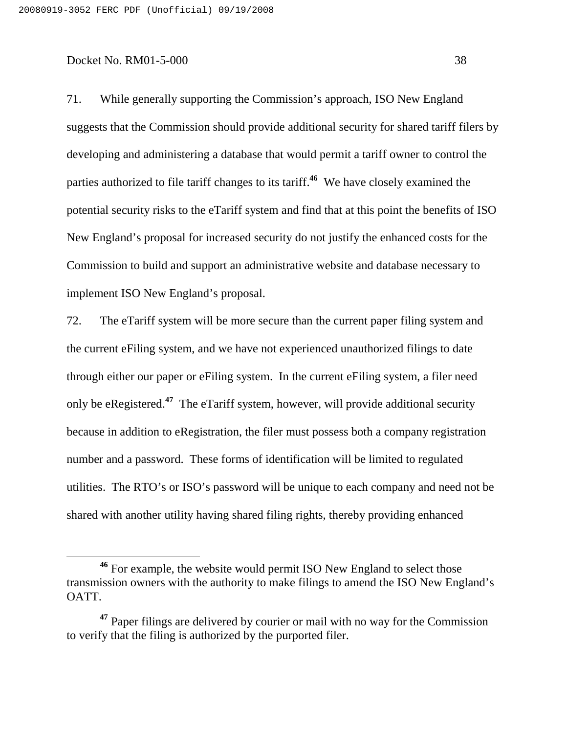71. While generally supporting the Commission's approach, ISO New England suggests that the Commission should provide additional security for shared tariff filers by developing and administering a database that would permit a tariff owner to control the parties authorized to file tariff changes to its tariff.[46] We have closely examined the potential security risks to the eTariff system and find that at this point the benefits of ISO New England's proposal for increased security do not justify the enhanced costs for the Commission to build and support an administrative website and database necessary to implement ISO New England's proposal.

72. The eTariff system will be more secure than the current paper filing system and the current eFiling system, and we have not experienced unauthorized filings to date through either our paper or eFiling system. In the current eFiling system, a filer need only be eRegistered.[47] The eTariff system, however, will provide additional security because in addition to eRegistration, the filer must possess both a company registration number and a password. These forms of identification will be limited to regulated utilities. The RTO's or ISO's password will be unique to each company and need not be shared with another utility having shared filing rights, thereby providing enhanced

---

[46] For example, the website would permit ISO New England to select those transmission owners with the authority to make filings to amend the ISO New England's OATT.

[47] Paper filings are delivered by courier or mail with no way for the Commission to verify that the filing is authorized by the purported filer.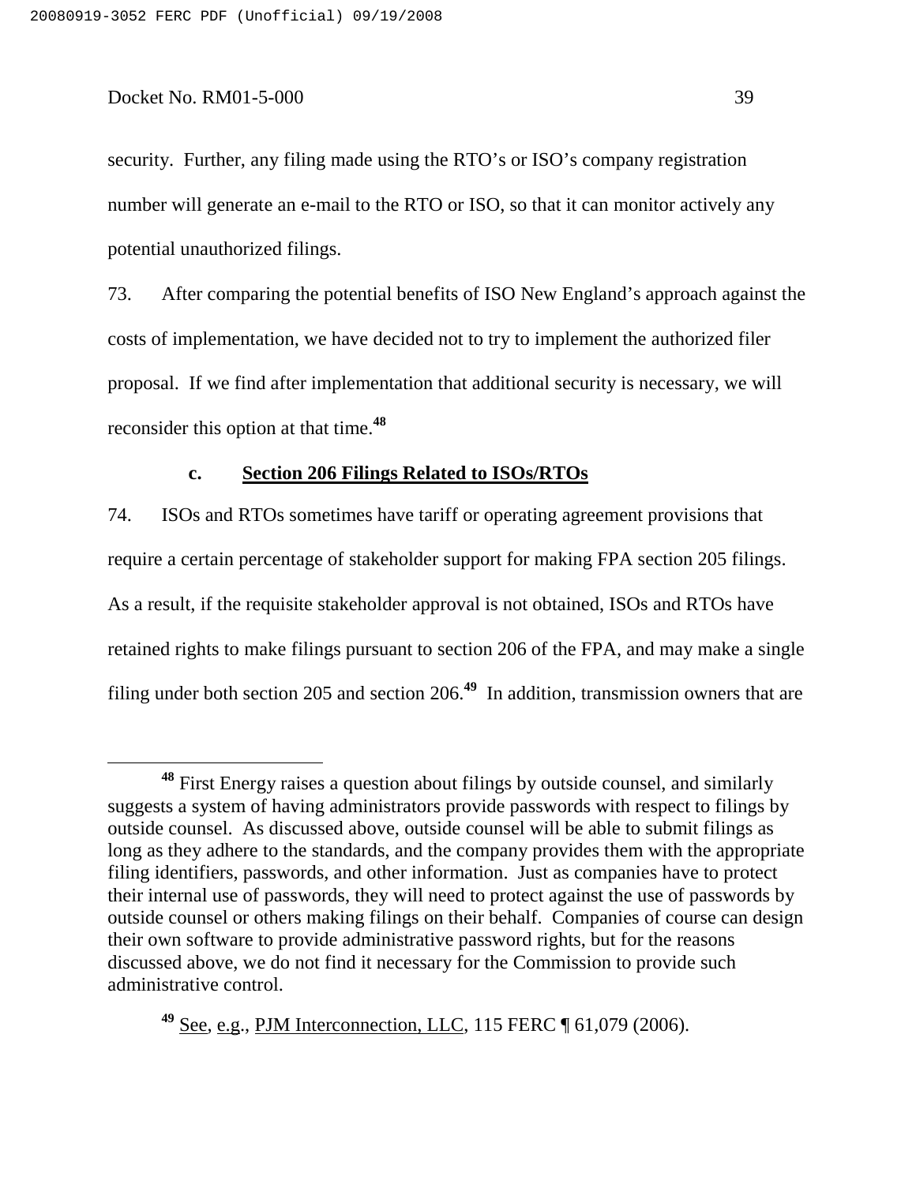security. Further, any filing made using the RTO's or ISO's company registration number will generate an e-mail to the RTO or ISO, so that it can monitor actively any potential unauthorized filings.

73. After comparing the potential benefits of ISO New England's approach against the costs of implementation, we have decided not to try to implement the authorized filer proposal. If we find after implementation that additional security is necessary, we will reconsider this option at that time.[48]

### c. Section 206 Filings Related to ISOs/RTOs

74. ISOs and RTOs sometimes have tariff or operating agreement provisions that require a certain percentage of stakeholder support for making FPA section 205 filings. As a result, if the requisite stakeholder approval is not obtained, ISOs and RTOs have retained rights to make filings pursuant to section 206 of the FPA, and may make a single filing under both section 205 and section 206.[49] In addition, transmission owners that are

---

[48] First Energy raises a question about filings by outside counsel, and similarly suggests a system of having administrators provide passwords with respect to filings by outside counsel. As discussed above, outside counsel will be able to submit filings as long as they adhere to the standards, and the company provides them with the appropriate filing identifiers, passwords, and other information. Just as companies have to protect their internal use of passwords, they will need to protect against the use of passwords by outside counsel or others making filings on their behalf. Companies of course can design their own software to provide administrative password rights, but for the reasons discussed above, we do not find it necessary for the Commission to provide such administrative control.

[49] See, e.g., PJM Interconnection, LLC, 115 FERC ¶ 61,079 (2006).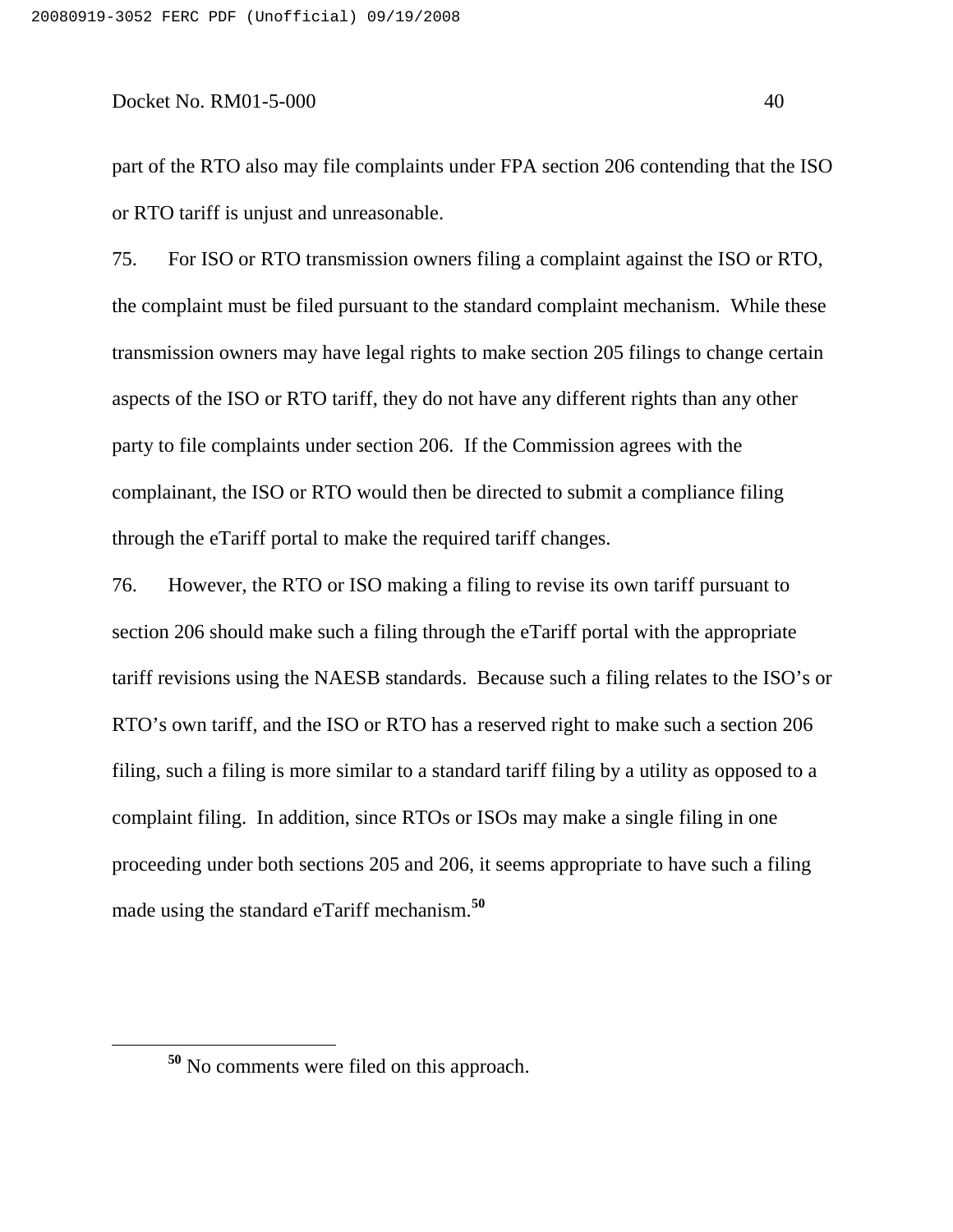part of the RTO also may file complaints under FPA section 206 contending that the ISO or RTO tariff is unjust and unreasonable.

75. For ISO or RTO transmission owners filing a complaint against the ISO or RTO, the complaint must be filed pursuant to the standard complaint mechanism. While these transmission owners may have legal rights to make section 205 filings to change certain aspects of the ISO or RTO tariff, they do not have any different rights than any other party to file complaints under section 206. If the Commission agrees with the complainant, the ISO or RTO would then be directed to submit a compliance filing through the eTariff portal to make the required tariff changes.

76. However, the RTO or ISO making a filing to revise its own tariff pursuant to section 206 should make such a filing through the eTariff portal with the appropriate tariff revisions using the NAESB standards. Because such a filing relates to the ISO's or RTO's own tariff, and the ISO or RTO has a reserved right to make such a section 206 filing, such a filing is more similar to a standard tariff filing by a utility as opposed to a complaint filing. In addition, since RTOs or ISOs may make a single filing in one proceeding under both sections 205 and 206, it seems appropriate to have such a filing made using the standard eTariff mechanism.[50]

[50] No comments were filed on this approach.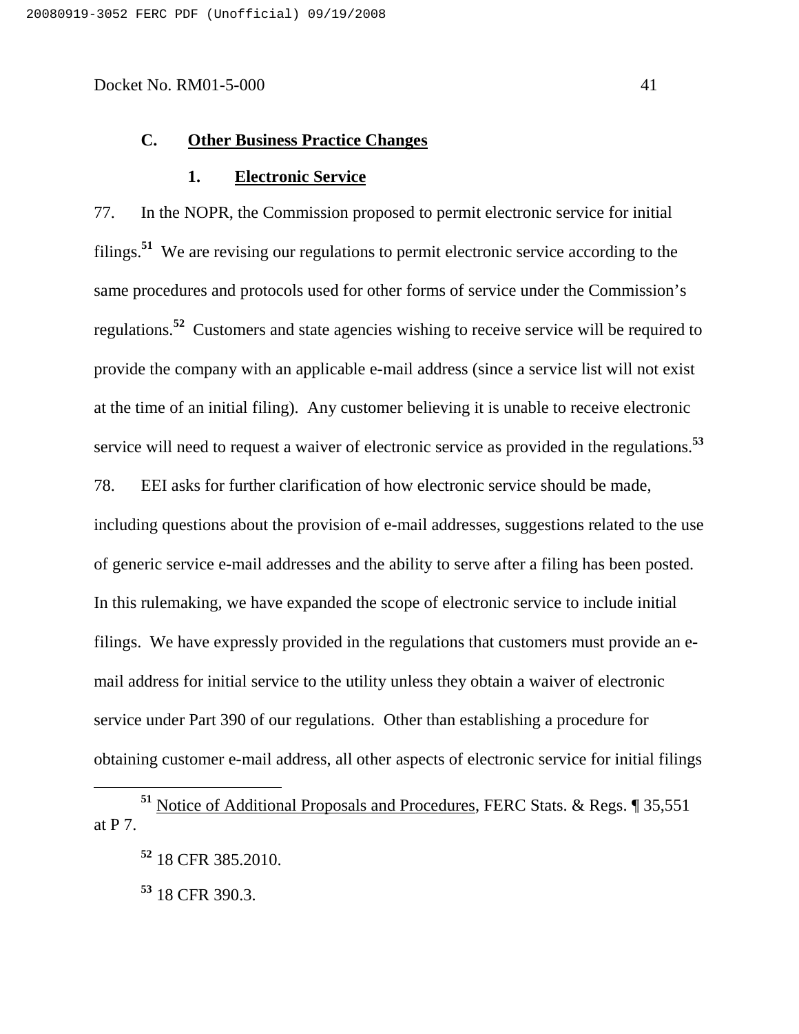### C. Other Business Practice Changes

#### 1. Electronic Service

77. In the NOPR, the Commission proposed to permit electronic service for initial filings.[51] We are revising our regulations to permit electronic service according to the same procedures and protocols used for other forms of service under the Commission's regulations.[52] Customers and state agencies wishing to receive service will be required to provide the company with an applicable e-mail address (since a service list will not exist at the time of an initial filing). Any customer believing it is unable to receive electronic service will need to request a waiver of electronic service as provided in the regulations.[53]

78. EEI asks for further clarification of how electronic service should be made, including questions about the provision of e-mail addresses, suggestions related to the use of generic service e-mail addresses and the ability to serve after a filing has been posted. In this rulemaking, we have expanded the scope of electronic service to include initial filings. We have expressly provided in the regulations that customers must provide an e-mail address for initial service to the utility unless they obtain a waiver of electronic service under Part 390 of our regulations. Other than establishing a procedure for obtaining customer e-mail address, all other aspects of electronic service for initial filings

---

[51] Notice of Additional Proposals and Procedures, FERC Stats. & Regs. ¶ 35,551 at P 7.

[52] 18 CFR 385.2010.

[53] 18 CFR 390.3.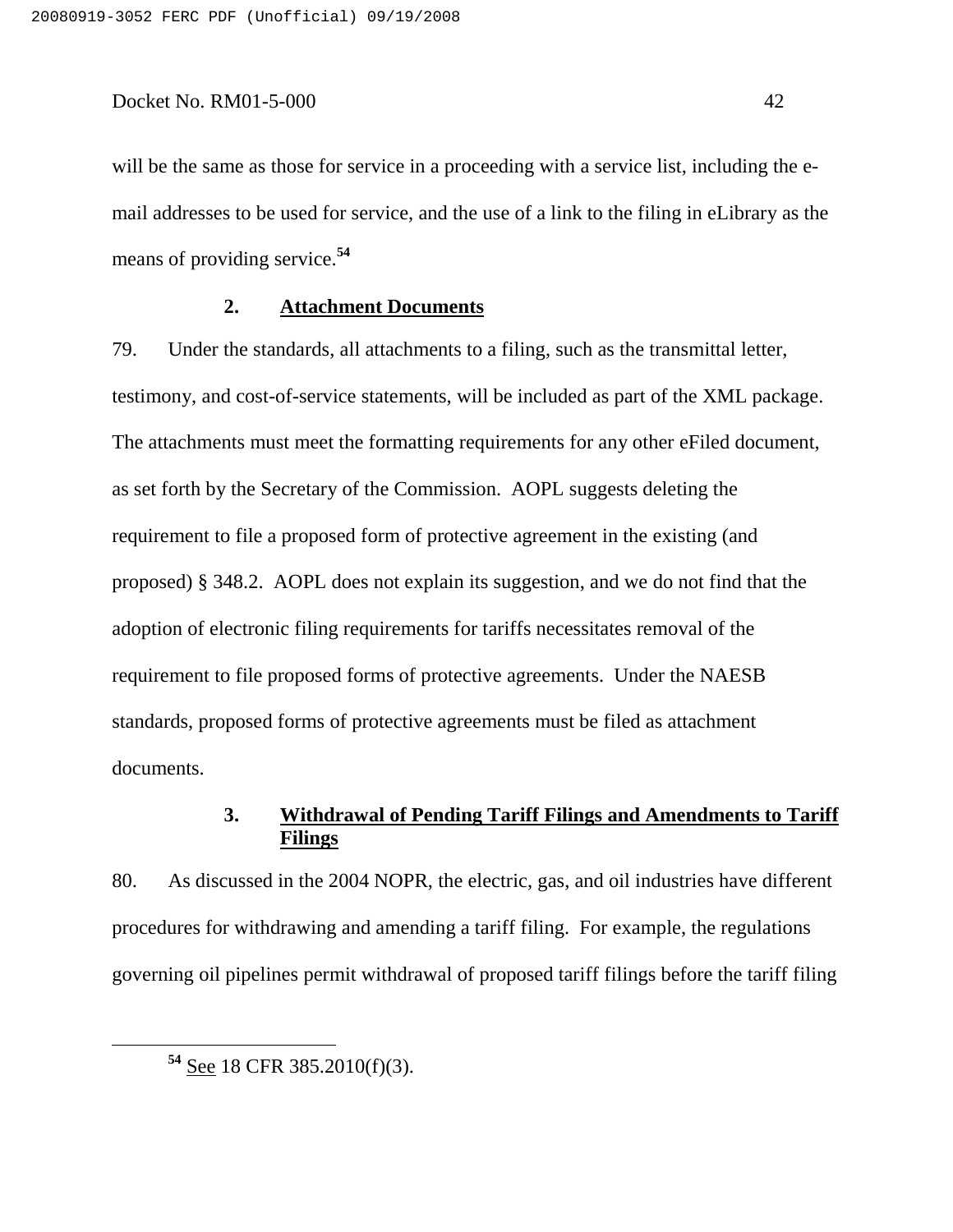will be the same as those for service in a proceeding with a service list, including the e-mail addresses to be used for service, and the use of a link to the filing in eLibrary as the means of providing service.[54]

### 2. Attachment Documents

79. Under the standards, all attachments to a filing, such as the transmittal letter, testimony, and cost-of-service statements, will be included as part of the XML package. The attachments must meet the formatting requirements for any other eFiled document, as set forth by the Secretary of the Commission. AOPL suggests deleting the requirement to file a proposed form of protective agreement in the existing (and proposed) § 348.2. AOPL does not explain its suggestion, and we do not find that the adoption of electronic filing requirements for tariffs necessitates removal of the requirement to file proposed forms of protective agreements. Under the NAESB standards, proposed forms of protective agreements must be filed as attachment documents.

### 3. Withdrawal of Pending Tariff Filings and Amendments to Tariff Filings

80. As discussed in the 2004 NOPR, the electric, gas, and oil industries have different procedures for withdrawing and amending a tariff filing. For example, the regulations governing oil pipelines permit withdrawal of proposed tariff filings before the tariff filing

---

[54] See 18 CFR 385.2010(f)(3).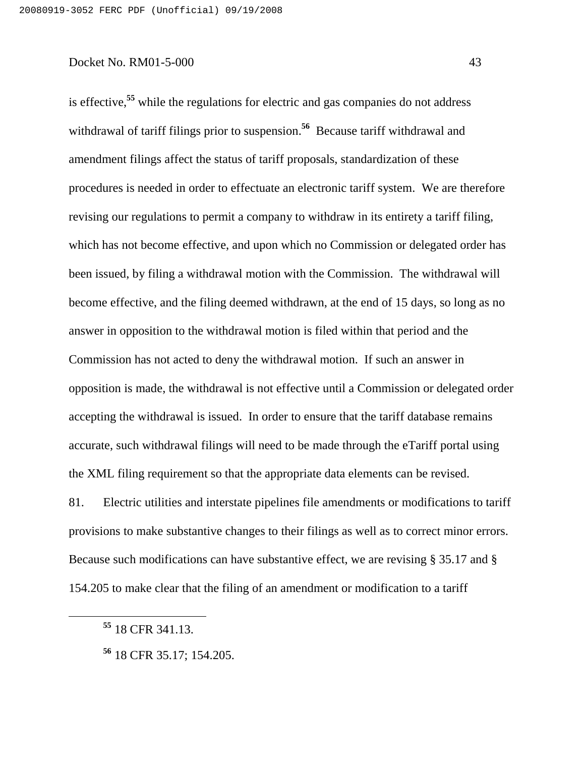is effective,[55] while the regulations for electric and gas companies do not address withdrawal of tariff filings prior to suspension.[56] Because tariff withdrawal and amendment filings affect the status of tariff proposals, standardization of these procedures is needed in order to effectuate an electronic tariff system. We are therefore revising our regulations to permit a company to withdraw in its entirety a tariff filing, which has not become effective, and upon which no Commission or delegated order has been issued, by filing a withdrawal motion with the Commission. The withdrawal will become effective, and the filing deemed withdrawn, at the end of 15 days, so long as no answer in opposition to the withdrawal motion is filed within that period and the Commission has not acted to deny the withdrawal motion. If such an answer in opposition is made, the withdrawal is not effective until a Commission or delegated order accepting the withdrawal is issued. In order to ensure that the tariff database remains accurate, such withdrawal filings will need to be made through the eTariff portal using the XML filing requirement so that the appropriate data elements can be revised.

81. Electric utilities and interstate pipelines file amendments or modifications to tariff provisions to make substantive changes to their filings as well as to correct minor errors. Because such modifications can have substantive effect, we are revising § 35.17 and § 154.205 to make clear that the filing of an amendment or modification to a tariff

---

[55] 18 CFR 341.13.

[56] 18 CFR 35.17; 154.205.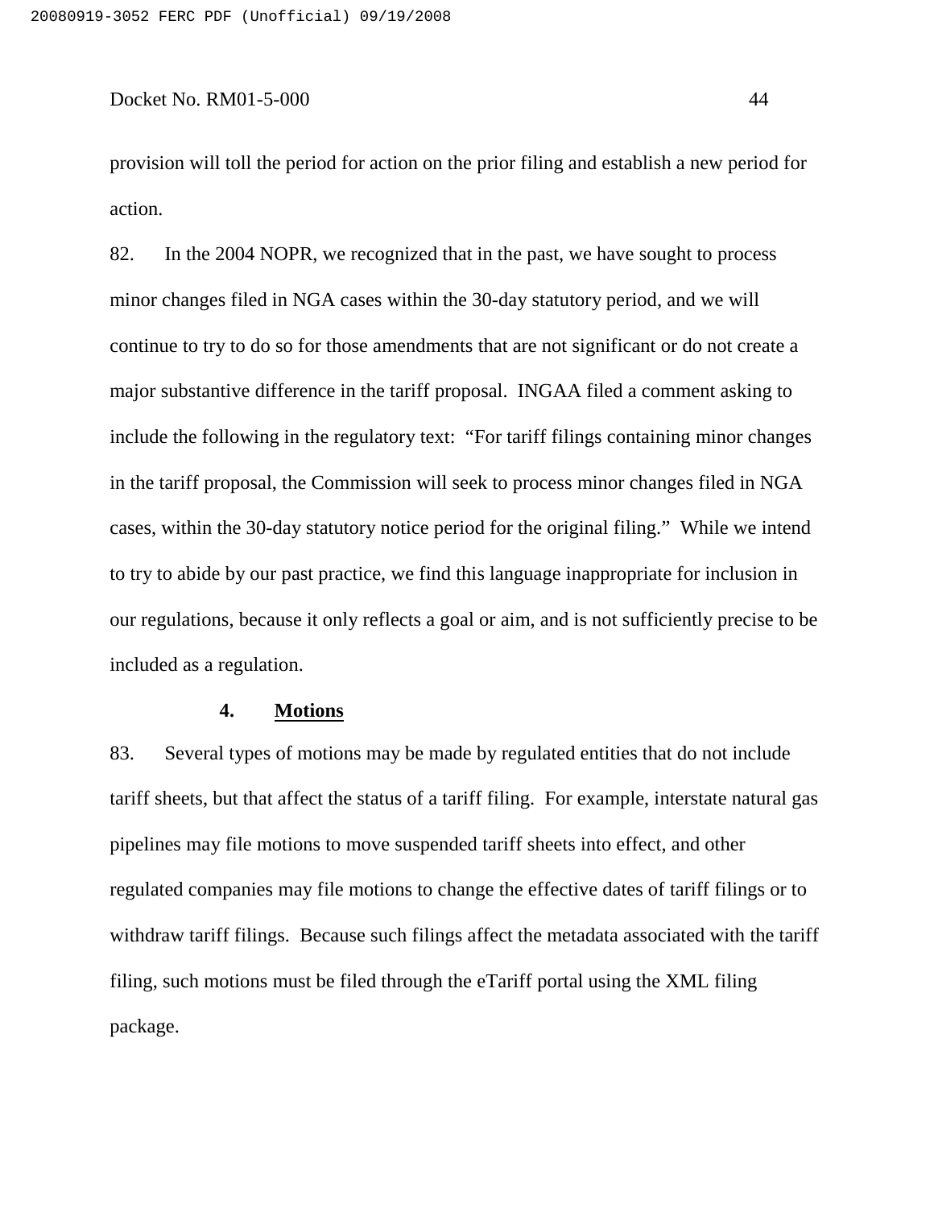provision will toll the period for action on the prior filing and establish a new period for action.

82. In the 2004 NOPR, we recognized that in the past, we have sought to process minor changes filed in NGA cases within the 30-day statutory period, and we will continue to try to do so for those amendments that are not significant or do not create a major substantive difference in the tariff proposal. INGAA filed a comment asking to include the following in the regulatory text: "For tariff filings containing minor changes in the tariff proposal, the Commission will seek to process minor changes filed in NGA cases, within the 30-day statutory notice period for the original filing." While we intend to try to abide by our past practice, we find this language inappropriate for inclusion in our regulations, because it only reflects a goal or aim, and is not sufficiently precise to be included as a regulation.

### 4. Motions

83. Several types of motions may be made by regulated entities that do not include tariff sheets, but that affect the status of a tariff filing. For example, interstate natural gas pipelines may file motions to move suspended tariff sheets into effect, and other regulated companies may file motions to change the effective dates of tariff filings or to withdraw tariff filings. Because such filings affect the metadata associated with the tariff filing, such motions must be filed through the eTariff portal using the XML filing package.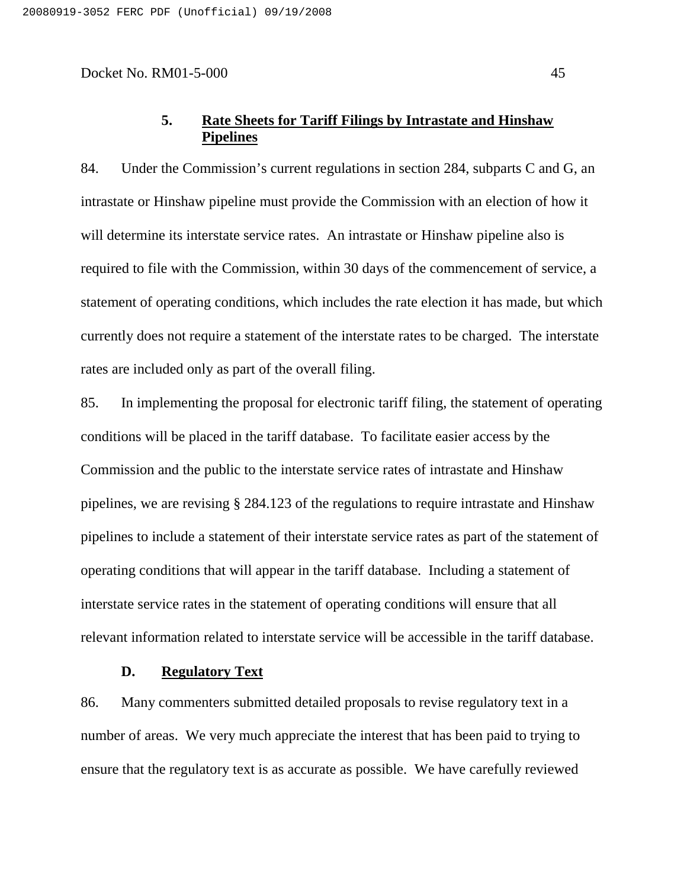### 5. **Rate Sheets for Tariff Filings by Intrastate and Hinshaw Pipelines**

84. Under the Commission's current regulations in section 284, subparts C and G, an intrastate or Hinshaw pipeline must provide the Commission with an election of how it will determine its interstate service rates. An intrastate or Hinshaw pipeline also is required to file with the Commission, within 30 days of the commencement of service, a statement of operating conditions, which includes the rate election it has made, but which currently does not require a statement of the interstate rates to be charged. The interstate rates are included only as part of the overall filing.

85. In implementing the proposal for electronic tariff filing, the statement of operating conditions will be placed in the tariff database. To facilitate easier access by the Commission and the public to the interstate service rates of intrastate and Hinshaw pipelines, we are revising § 284.123 of the regulations to require intrastate and Hinshaw pipelines to include a statement of their interstate service rates as part of the statement of operating conditions that will appear in the tariff database. Including a statement of interstate service rates in the statement of operating conditions will ensure that all relevant information related to interstate service will be accessible in the tariff database.

## D. **Regulatory Text**

86. Many commenters submitted detailed proposals to revise regulatory text in a number of areas. We very much appreciate the interest that has been paid to trying to ensure that the regulatory text is as accurate as possible. We have carefully reviewed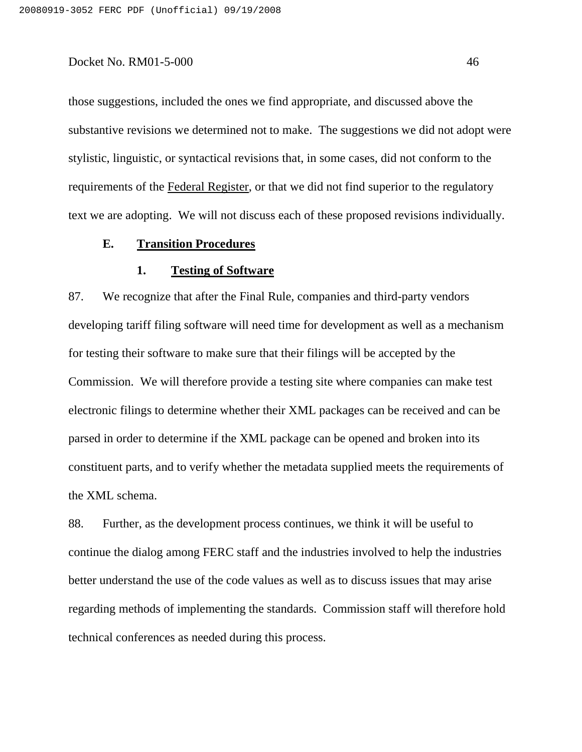those suggestions, included the ones we find appropriate, and discussed above the substantive revisions we determined not to make. The suggestions we did not adopt were stylistic, linguistic, or syntactical revisions that, in some cases, did not conform to the requirements of the Federal Register, or that we did not find superior to the regulatory text we are adopting. We will not discuss each of these proposed revisions individually.

## E. Transition Procedures

### 1. Testing of Software

87. We recognize that after the Final Rule, companies and third-party vendors developing tariff filing software will need time for development as well as a mechanism for testing their software to make sure that their filings will be accepted by the Commission. We will therefore provide a testing site where companies can make test electronic filings to determine whether their XML packages can be received and can be parsed in order to determine if the XML package can be opened and broken into its constituent parts, and to verify whether the metadata supplied meets the requirements of the XML schema.

88. Further, as the development process continues, we think it will be useful to continue the dialog among FERC staff and the industries involved to help the industries better understand the use of the code values as well as to discuss issues that may arise regarding methods of implementing the standards. Commission staff will therefore hold technical conferences as needed during this process.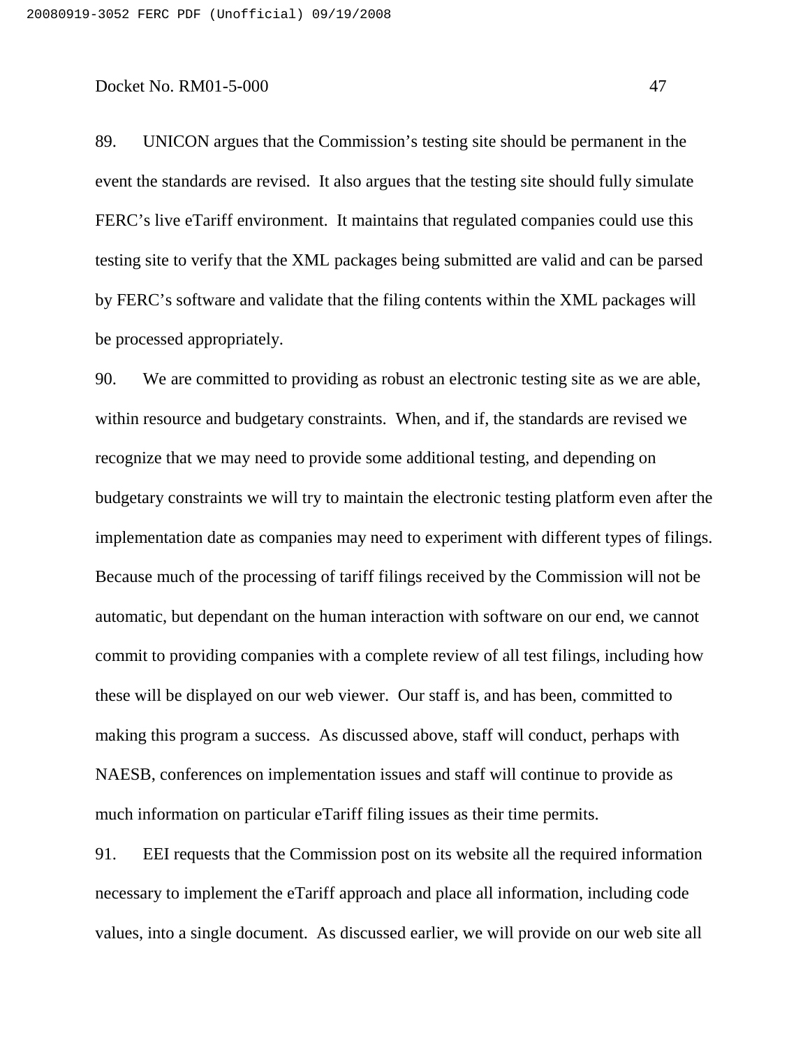89. UNICON argues that the Commission's testing site should be permanent in the event the standards are revised. It also argues that the testing site should fully simulate FERC's live eTariff environment. It maintains that regulated companies could use this testing site to verify that the XML packages being submitted are valid and can be parsed by FERC's software and validate that the filing contents within the XML packages will be processed appropriately.

90. We are committed to providing as robust an electronic testing site as we are able, within resource and budgetary constraints. When, and if, the standards are revised we recognize that we may need to provide some additional testing, and depending on budgetary constraints we will try to maintain the electronic testing platform even after the implementation date as companies may need to experiment with different types of filings. Because much of the processing of tariff filings received by the Commission will not be automatic, but dependant on the human interaction with software on our end, we cannot commit to providing companies with a complete review of all test filings, including how these will be displayed on our web viewer. Our staff is, and has been, committed to making this program a success. As discussed above, staff will conduct, perhaps with NAESB, conferences on implementation issues and staff will continue to provide as much information on particular eTariff filing issues as their time permits.

91. EEI requests that the Commission post on its website all the required information necessary to implement the eTariff approach and place all information, including code values, into a single document. As discussed earlier, we will provide on our web site all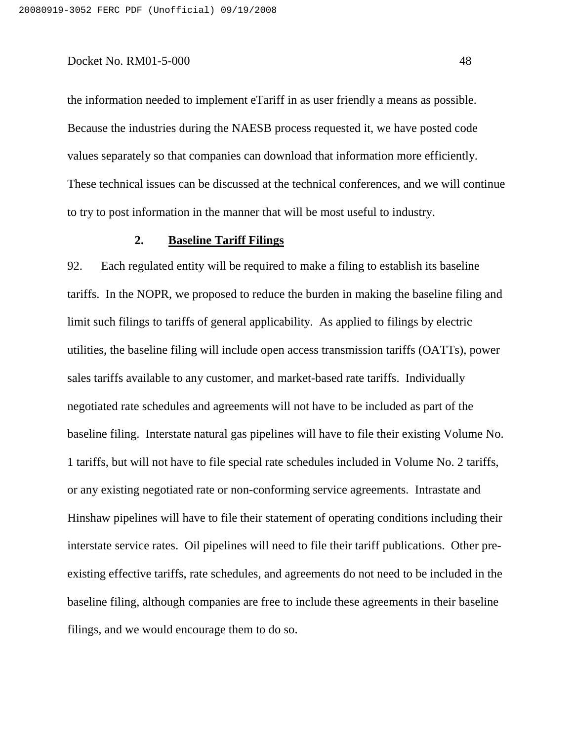the information needed to implement eTariff in as user friendly a means as possible. Because the industries during the NAESB process requested it, we have posted code values separately so that companies can download that information more efficiently. These technical issues can be discussed at the technical conferences, and we will continue to try to post information in the manner that will be most useful to industry.

### 2. Baseline Tariff Filings

92. Each regulated entity will be required to make a filing to establish its baseline tariffs. In the NOPR, we proposed to reduce the burden in making the baseline filing and limit such filings to tariffs of general applicability. As applied to filings by electric utilities, the baseline filing will include open access transmission tariffs (OATTs), power sales tariffs available to any customer, and market-based rate tariffs. Individually negotiated rate schedules and agreements will not have to be included as part of the baseline filing. Interstate natural gas pipelines will have to file their existing Volume No. 1 tariffs, but will not have to file special rate schedules included in Volume No. 2 tariffs, or any existing negotiated rate or non-conforming service agreements. Intrastate and Hinshaw pipelines will have to file their statement of operating conditions including their interstate service rates. Oil pipelines will need to file their tariff publications. Other pre-existing effective tariffs, rate schedules, and agreements do not need to be included in the baseline filing, although companies are free to include these agreements in their baseline filings, and we would encourage them to do so.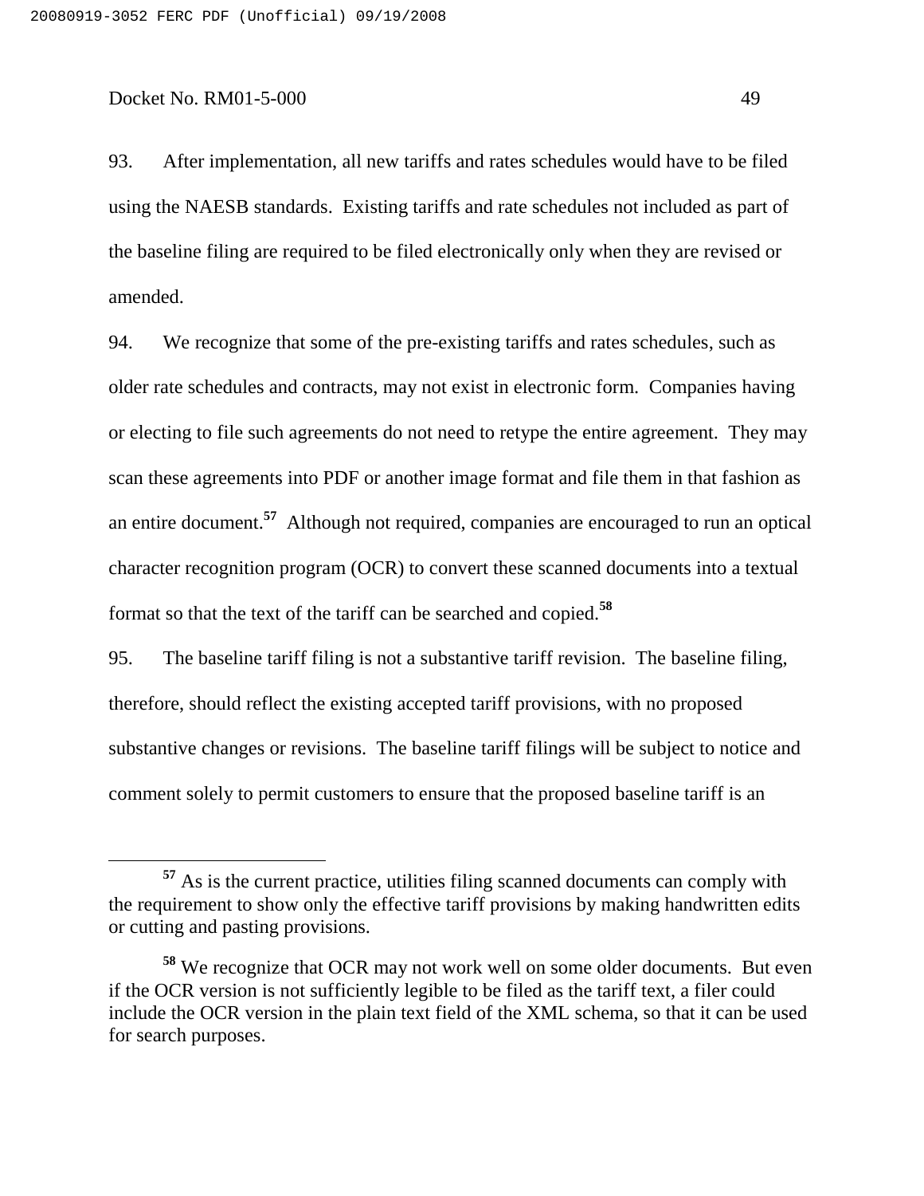93. After implementation, all new tariffs and rates schedules would have to be filed using the NAESB standards. Existing tariffs and rate schedules not included as part of the baseline filing are required to be filed electronically only when they are revised or amended.

94. We recognize that some of the pre-existing tariffs and rates schedules, such as older rate schedules and contracts, may not exist in electronic form. Companies having or electing to file such agreements do not need to retype the entire agreement. They may scan these agreements into PDF or another image format and file them in that fashion as an entire document.[57] Although not required, companies are encouraged to run an optical character recognition program (OCR) to convert these scanned documents into a textual format so that the text of the tariff can be searched and copied.[58]

95. The baseline tariff filing is not a substantive tariff revision. The baseline filing, therefore, should reflect the existing accepted tariff provisions, with no proposed substantive changes or revisions. The baseline tariff filings will be subject to notice and comment solely to permit customers to ensure that the proposed baseline tariff is an

---

[57] As is the current practice, utilities filing scanned documents can comply with the requirement to show only the effective tariff provisions by making handwritten edits or cutting and pasting provisions.

[58] We recognize that OCR may not work well on some older documents. But even if the OCR version is not sufficiently legible to be filed as the tariff text, a filer could include the OCR version in the plain text field of the XML schema, so that it can be used for search purposes.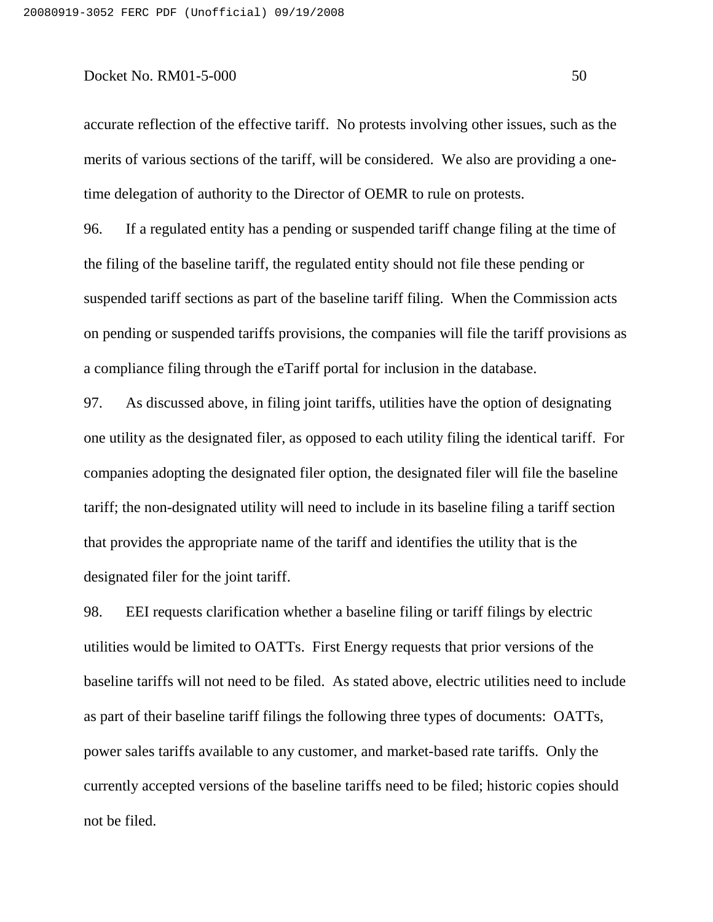accurate reflection of the effective tariff. No protests involving other issues, such as the merits of various sections of the tariff, will be considered. We also are providing a one-time delegation of authority to the Director of OEMR to rule on protests.

96. If a regulated entity has a pending or suspended tariff change filing at the time of the filing of the baseline tariff, the regulated entity should not file these pending or suspended tariff sections as part of the baseline tariff filing. When the Commission acts on pending or suspended tariffs provisions, the companies will file the tariff provisions as a compliance filing through the eTariff portal for inclusion in the database.

97. As discussed above, in filing joint tariffs, utilities have the option of designating one utility as the designated filer, as opposed to each utility filing the identical tariff. For companies adopting the designated filer option, the designated filer will file the baseline tariff; the non-designated utility will need to include in its baseline filing a tariff section that provides the appropriate name of the tariff and identifies the utility that is the designated filer for the joint tariff.

98. EEI requests clarification whether a baseline filing or tariff filings by electric utilities would be limited to OATTs. First Energy requests that prior versions of the baseline tariffs will not need to be filed. As stated above, electric utilities need to include as part of their baseline tariff filings the following three types of documents: OATTs, power sales tariffs available to any customer, and market-based rate tariffs. Only the currently accepted versions of the baseline tariffs need to be filed; historic copies should not be filed.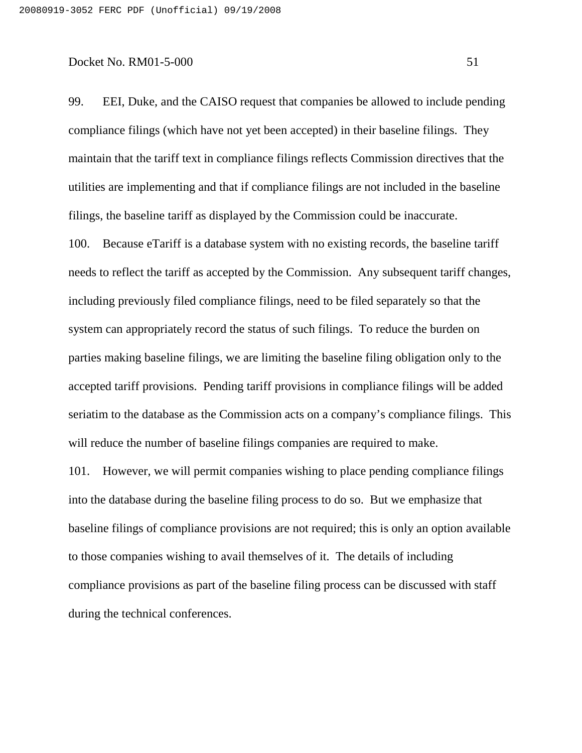99. EEI, Duke, and the CAISO request that companies be allowed to include pending compliance filings (which have not yet been accepted) in their baseline filings. They maintain that the tariff text in compliance filings reflects Commission directives that the utilities are implementing and that if compliance filings are not included in the baseline filings, the baseline tariff as displayed by the Commission could be inaccurate.

100. Because eTariff is a database system with no existing records, the baseline tariff needs to reflect the tariff as accepted by the Commission. Any subsequent tariff changes, including previously filed compliance filings, need to be filed separately so that the system can appropriately record the status of such filings. To reduce the burden on parties making baseline filings, we are limiting the baseline filing obligation only to the accepted tariff provisions. Pending tariff provisions in compliance filings will be added seriatim to the database as the Commission acts on a company's compliance filings. This will reduce the number of baseline filings companies are required to make.

101. However, we will permit companies wishing to place pending compliance filings into the database during the baseline filing process to do so. But we emphasize that baseline filings of compliance provisions are not required; this is only an option available to those companies wishing to avail themselves of it. The details of including compliance provisions as part of the baseline filing process can be discussed with staff during the technical conferences.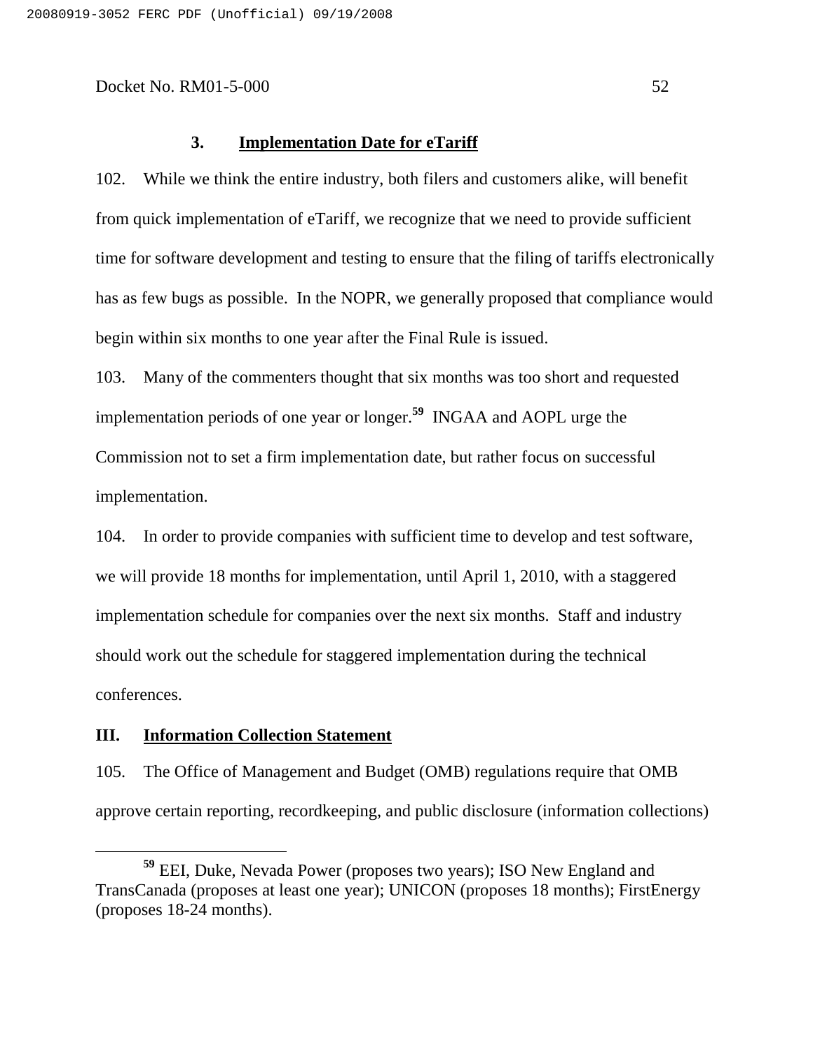### 3. Implementation Date for eTariff

102. While we think the entire industry, both filers and customers alike, will benefit from quick implementation of eTariff, we recognize that we need to provide sufficient time for software development and testing to ensure that the filing of tariffs electronically has as few bugs as possible. In the NOPR, we generally proposed that compliance would begin within six months to one year after the Final Rule is issued.

103. Many of the commenters thought that six months was too short and requested implementation periods of one year or longer.[59] INGAA and AOPL urge the Commission not to set a firm implementation date, but rather focus on successful implementation.

104. In order to provide companies with sufficient time to develop and test software, we will provide 18 months for implementation, until April 1, 2010, with a staggered implementation schedule for companies over the next six months. Staff and industry should work out the schedule for staggered implementation during the technical conferences.

## III. Information Collection Statement

105. The Office of Management and Budget (OMB) regulations require that OMB approve certain reporting, recordkeeping, and public disclosure (information collections)

---

[59] EEI, Duke, Nevada Power (proposes two years); ISO New England and TransCanada (proposes at least one year); UNICON (proposes 18 months); FirstEnergy (proposes 18-24 months).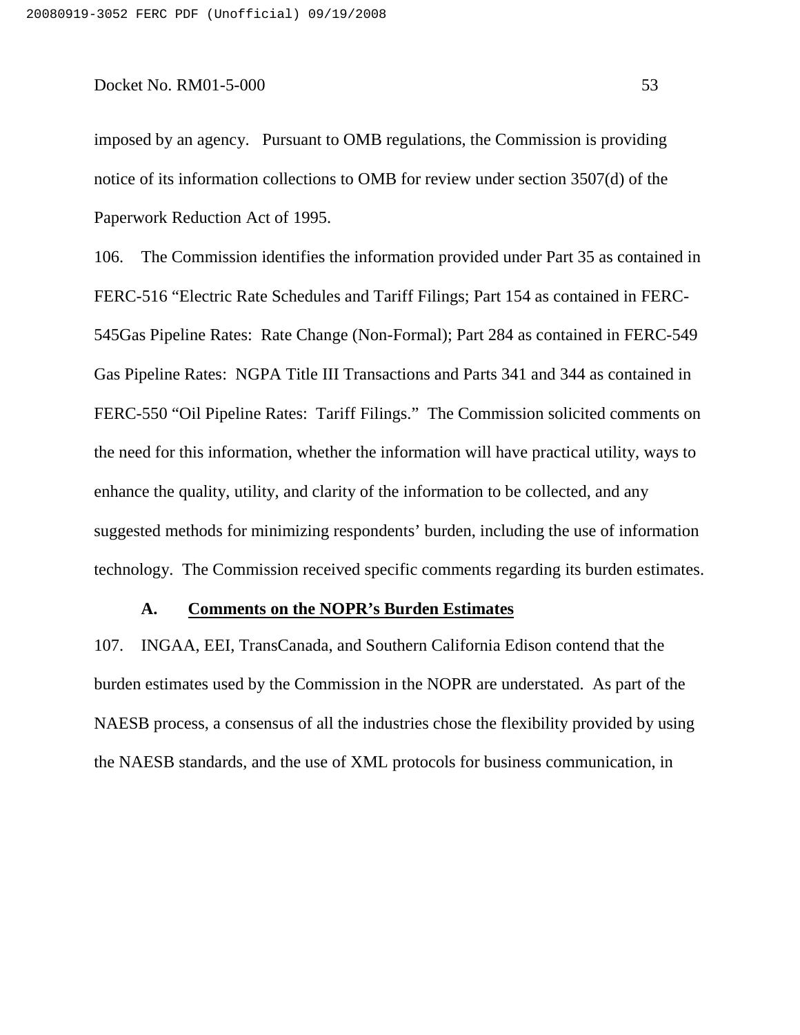imposed by an agency. Pursuant to OMB regulations, the Commission is providing notice of its information collections to OMB for review under section 3507(d) of the Paperwork Reduction Act of 1995.

106. The Commission identifies the information provided under Part 35 as contained in FERC-516 "Electric Rate Schedules and Tariff Filings; Part 154 as contained in FERC-545Gas Pipeline Rates: Rate Change (Non-Formal); Part 284 as contained in FERC-549 Gas Pipeline Rates: NGPA Title III Transactions and Parts 341 and 344 as contained in FERC-550 "Oil Pipeline Rates: Tariff Filings." The Commission solicited comments on the need for this information, whether the information will have practical utility, ways to enhance the quality, utility, and clarity of the information to be collected, and any suggested methods for minimizing respondents' burden, including the use of information technology. The Commission received specific comments regarding its burden estimates.

### A. Comments on the NOPR's Burden Estimates

107. INGAA, EEI, TransCanada, and Southern California Edison contend that the burden estimates used by the Commission in the NOPR are understated. As part of the NAESB process, a consensus of all the industries chose the flexibility provided by using the NAESB standards, and the use of XML protocols for business communication, in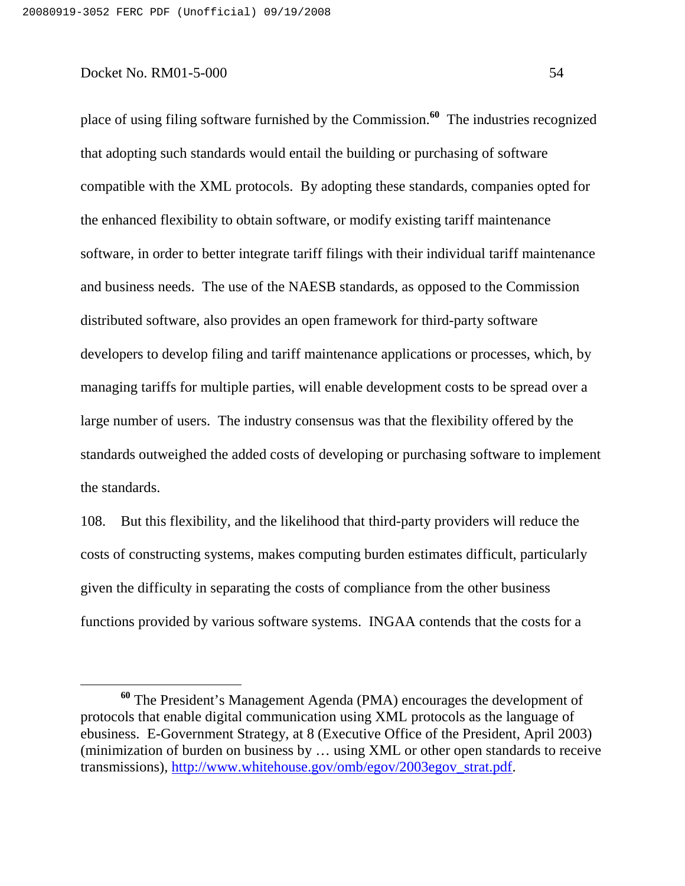place of using filing software furnished by the Commission.[60] The industries recognized that adopting such standards would entail the building or purchasing of software compatible with the XML protocols. By adopting these standards, companies opted for the enhanced flexibility to obtain software, or modify existing tariff maintenance software, in order to better integrate tariff filings with their individual tariff maintenance and business needs. The use of the NAESB standards, as opposed to the Commission distributed software, also provides an open framework for third-party software developers to develop filing and tariff maintenance applications or processes, which, by managing tariffs for multiple parties, will enable development costs to be spread over a large number of users. The industry consensus was that the flexibility offered by the standards outweighed the added costs of developing or purchasing software to implement the standards.

108. But this flexibility, and the likelihood that third-party providers will reduce the costs of constructing systems, makes computing burden estimates difficult, particularly given the difficulty in separating the costs of compliance from the other business functions provided by various software systems. INGAA contends that the costs for a

---

[60] The President's Management Agenda (PMA) encourages the development of protocols that enable digital communication using XML protocols as the language of ebusiness. E-Government Strategy, at 8 (Executive Office of the President, April 2003) (minimization of burden on business by … using XML or other open standards to receive transmissions), http://www.whitehouse.gov/omb/egov/2003egov_strat.pdf.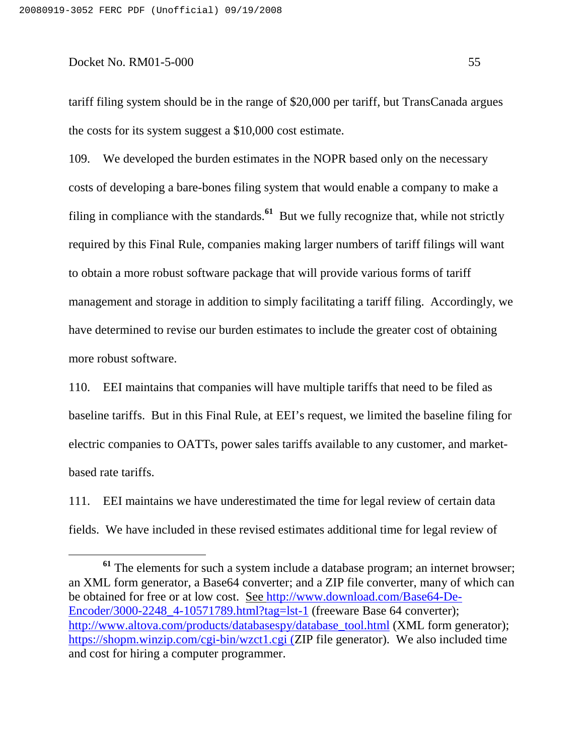tariff filing system should be in the range of $20,000 per tariff, but TransCanada argues the costs for its system suggest a $10,000 cost estimate.

109. We developed the burden estimates in the NOPR based only on the necessary costs of developing a bare-bones filing system that would enable a company to make a filing in compliance with the standards.[61] But we fully recognize that, while not strictly required by this Final Rule, companies making larger numbers of tariff filings will want to obtain a more robust software package that will provide various forms of tariff management and storage in addition to simply facilitating a tariff filing. Accordingly, we have determined to revise our burden estimates to include the greater cost of obtaining more robust software.

110. EEI maintains that companies will have multiple tariffs that need to be filed as baseline tariffs. But in this Final Rule, at EEI's request, we limited the baseline filing for electric companies to OATTs, power sales tariffs available to any customer, and market-based rate tariffs.

111. EEI maintains we have underestimated the time for legal review of certain data fields. We have included in these revised estimates additional time for legal review of

---

[61] The elements for such a system include a database program; an internet browser; an XML form generator, a Base64 converter; and a ZIP file converter, many of which can be obtained for free or at low cost. See http://www.download.com/Base64-De-Encoder/3000-2248_4-10571789.html?tag=lst-1 (freeware Base 64 converter); http://www.altova.com/products/databasespy/database_tool.html (XML form generator); https://shopm.winzip.com/cgi-bin/wzct1.cgi (ZIP file generator). We also included time and cost for hiring a computer programmer.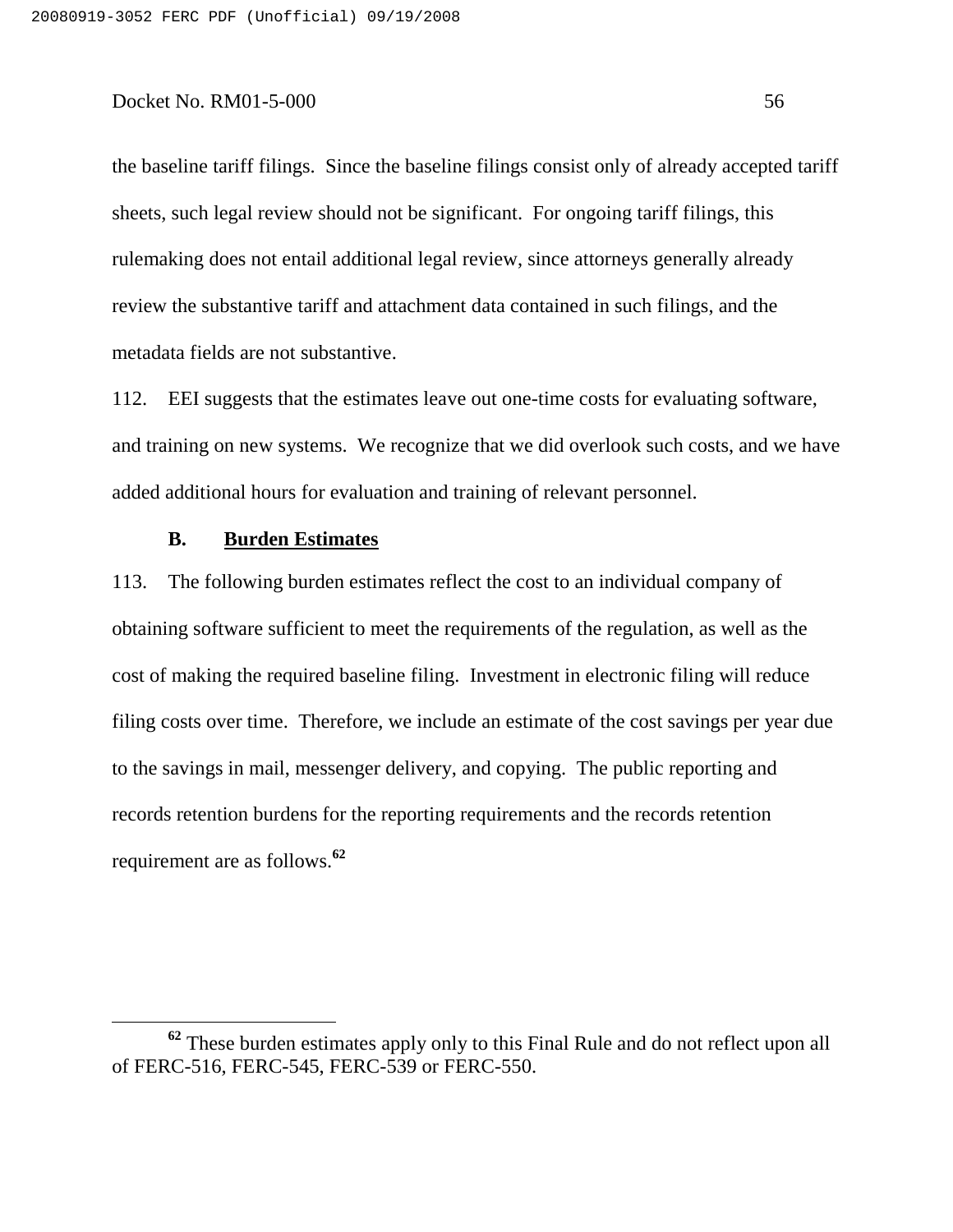the baseline tariff filings. Since the baseline filings consist only of already accepted tariff sheets, such legal review should not be significant. For ongoing tariff filings, this rulemaking does not entail additional legal review, since attorneys generally already review the substantive tariff and attachment data contained in such filings, and the metadata fields are not substantive.

112. EEI suggests that the estimates leave out one-time costs for evaluating software, and training on new systems. We recognize that we did overlook such costs, and we have added additional hours for evaluation and training of relevant personnel.

### B. Burden Estimates

113. The following burden estimates reflect the cost to an individual company of obtaining software sufficient to meet the requirements of the regulation, as well as the cost of making the required baseline filing. Investment in electronic filing will reduce filing costs over time. Therefore, we include an estimate of the cost savings per year due to the savings in mail, messenger delivery, and copying. The public reporting and records retention burdens for the reporting requirements and the records retention requirement are as follows.[62]

[62] These burden estimates apply only to this Final Rule and do not reflect upon all of FERC-516, FERC-545, FERC-539 or FERC-550.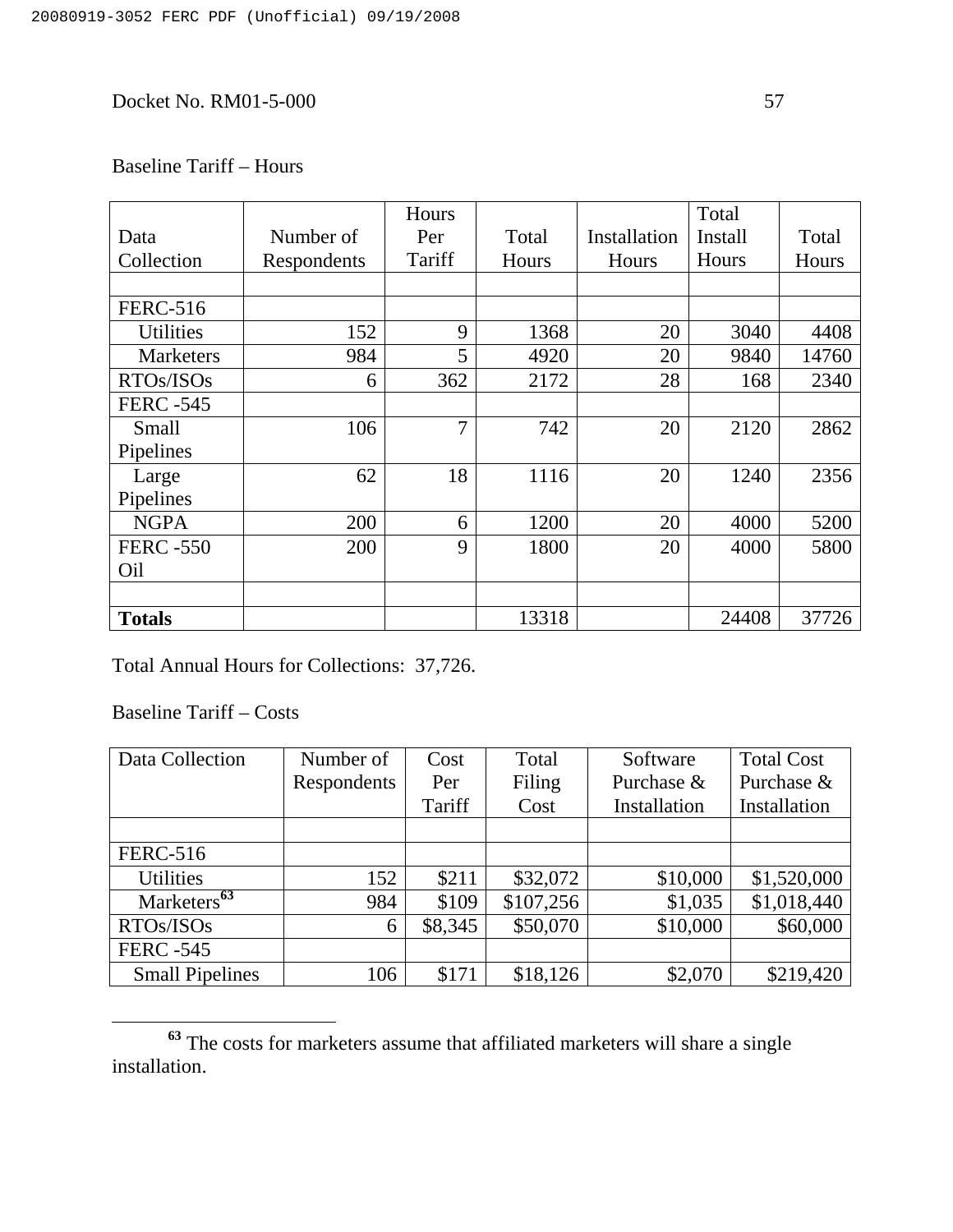Baseline Tariff – Hours

| Data Collection | Number of Respondents | Hours Per Tariff | Total Hours | Installation Hours | Total Install Hours | Total Hours |
|---|---|---|---|---|---|---|
| | | | | | | |
| FERC-516 | | | | | | |
| Utilities | 152 | 9 | 1368 | 20 | 3040 | 4408 |
| Marketers | 984 | 5 | 4920 | 20 | 9840 | 14760 |
| RTOs/ISOs | 6 | 362 | 2172 | 28 | 168 | 2340 |
| FERC -545 | | | | | | |
| Small Pipelines | 106 | 7 | 742 | 20 | 2120 | 2862 |
| Large Pipelines | 62 | 18 | 1116 | 20 | 1240 | 2356 |
| NGPA | 200 | 6 | 1200 | 20 | 4000 | 5200 |
| FERC -550 Oil | 200 | 9 | 1800 | 20 | 4000 | 5800 |
| | | | | | | |
| **Totals** | | | 13318 | | 24408 | 37726 |

Total Annual Hours for Collections: 37,726.

Baseline Tariff – Costs

| Data Collection | Number of Respondents | Cost Per Tariff | Total Filing Cost | Software Purchase & Installation | Total Cost Purchase & Installation |
|---|---|---|---|---|---|
| | | | | | |
| FERC-516 | | | | | |
| Utilities | 152 | $211 | $32,072 | $10,000 | $1,520,000 |
| Marketers[63] | 984 | $109 | $107,256 | $1,035 | $1,018,440 |
| RTOs/ISOs | 6 | $8,345 | $50,070 | $10,000 | $60,000 |
| FERC -545 | | | | | |
| Small Pipelines | 106 | $171 | $18,126 | $2,070 | $219,420 |

[63] The costs for marketers assume that affiliated marketers will share a single installation.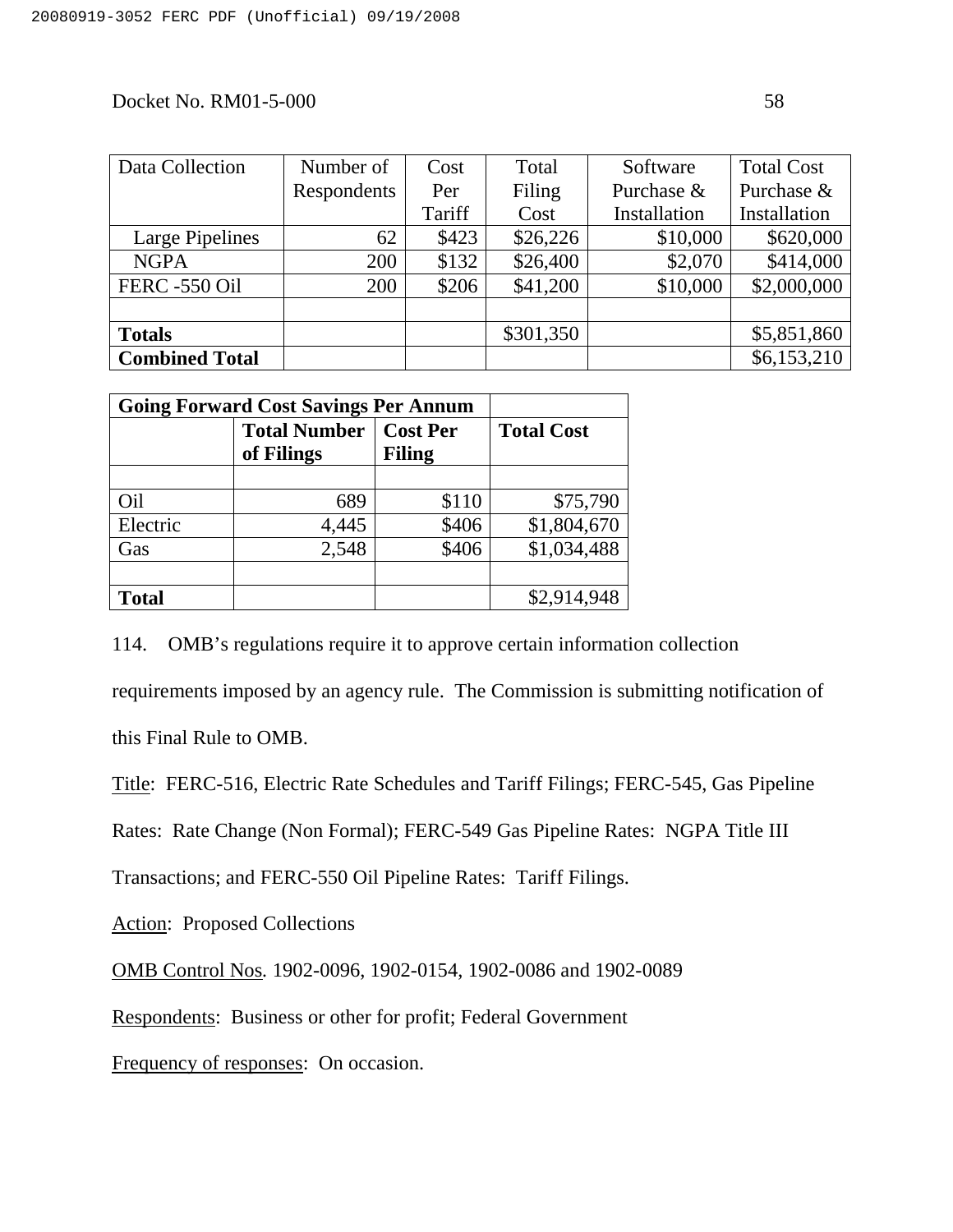| Data Collection | Number of Respondents | Cost Per Tariff | Total Filing Cost | Software Purchase & Installation | Total Cost Purchase & Installation |
|---|---|---|---|---|---|
| Large Pipelines | 62 | $423 | $26,226 | $10,000 | $620,000 |
| NGPA | 200 | $132 | $26,400 | $2,070 | $414,000 |
| FERC -550 Oil | 200 | $206 | $41,200 | $10,000 | $2,000,000 |
| | | | | | |
| **Totals** | | | $301,350 | | $5,851,860 |
| **Combined Total** | | | | | $6,153,210 |

| **Going Forward Cost Savings Per Annum** | | | |
|---|---|---|---|
| | **Total Number of Filings** | **Cost Per Filing** | **Total Cost** |
| | | | |
| Oil | 689 | $110 | $75,790 |
| Electric | 4,445 | $406 | $1,804,670 |
| Gas | 2,548 | $406 | $1,034,488 |
| | | | |
| **Total** | | | $2,914,948 |

114. OMB's regulations require it to approve certain information collection requirements imposed by an agency rule. The Commission is submitting notification of this Final Rule to OMB.

Title: FERC-516, Electric Rate Schedules and Tariff Filings; FERC-545, Gas Pipeline Rates: Rate Change (Non Formal); FERC-549 Gas Pipeline Rates: NGPA Title III Transactions; and FERC-550 Oil Pipeline Rates: Tariff Filings.

Action: Proposed Collections

OMB Control Nos. 1902-0096, 1902-0154, 1902-0086 and 1902-0089

Respondents: Business or other for profit; Federal Government

Frequency of responses: On occasion.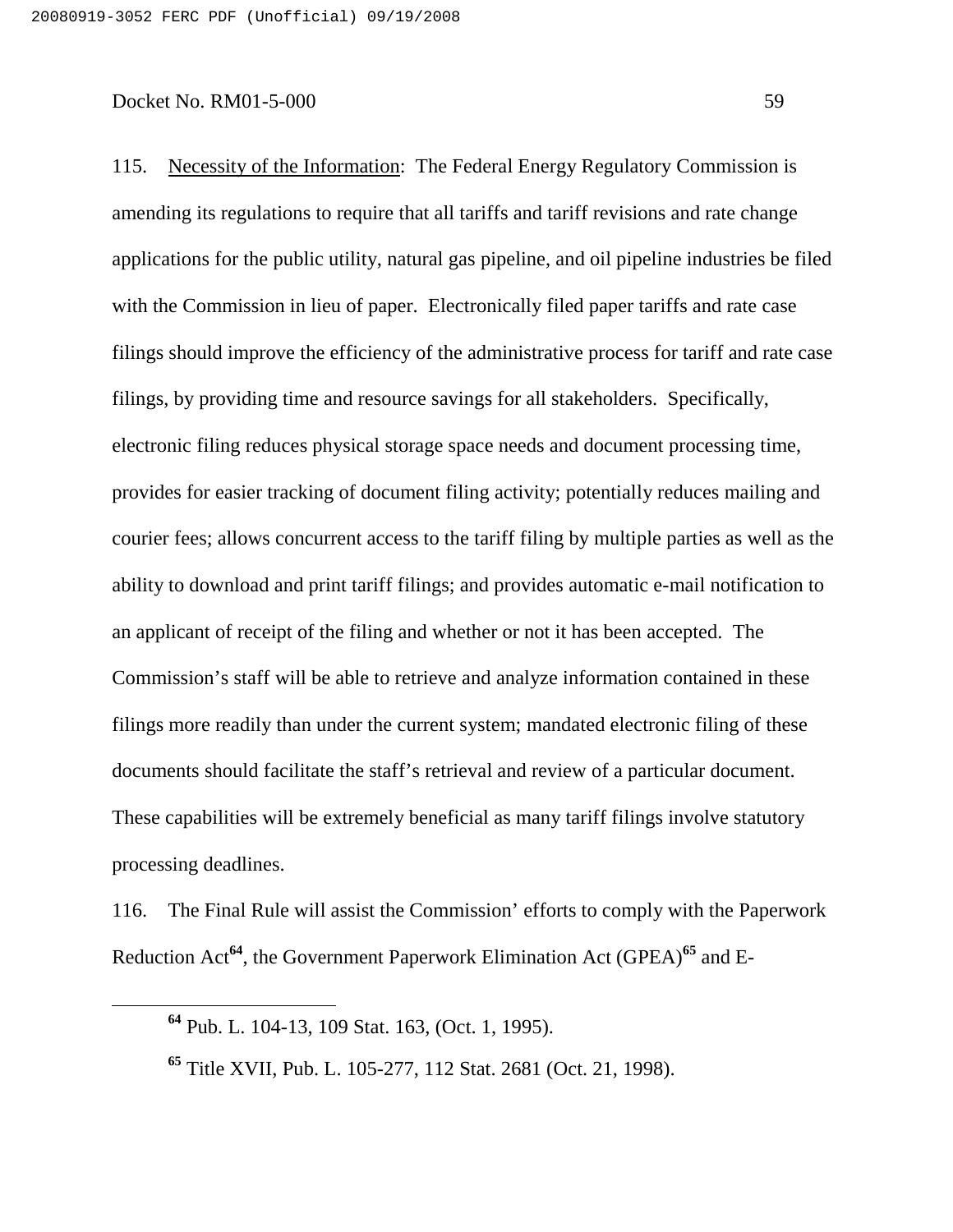115. <u>Necessity of the Information</u>: The Federal Energy Regulatory Commission is amending its regulations to require that all tariffs and tariff revisions and rate change applications for the public utility, natural gas pipeline, and oil pipeline industries be filed with the Commission in lieu of paper. Electronically filed paper tariffs and rate case filings should improve the efficiency of the administrative process for tariff and rate case filings, by providing time and resource savings for all stakeholders. Specifically, electronic filing reduces physical storage space needs and document processing time, provides for easier tracking of document filing activity; potentially reduces mailing and courier fees; allows concurrent access to the tariff filing by multiple parties as well as the ability to download and print tariff filings; and provides automatic e-mail notification to an applicant of receipt of the filing and whether or not it has been accepted. The Commission's staff will be able to retrieve and analyze information contained in these filings more readily than under the current system; mandated electronic filing of these documents should facilitate the staff's retrieval and review of a particular document. These capabilities will be extremely beneficial as many tariff filings involve statutory processing deadlines.

116. The Final Rule will assist the Commission' efforts to comply with the Paperwork Reduction Act[64], the Government Paperwork Elimination Act (GPEA)[65] and E-

---

[64] Pub. L. 104-13, 109 Stat. 163, (Oct. 1, 1995).

[65] Title XVII, Pub. L. 105-277, 112 Stat. 2681 (Oct. 21, 1998).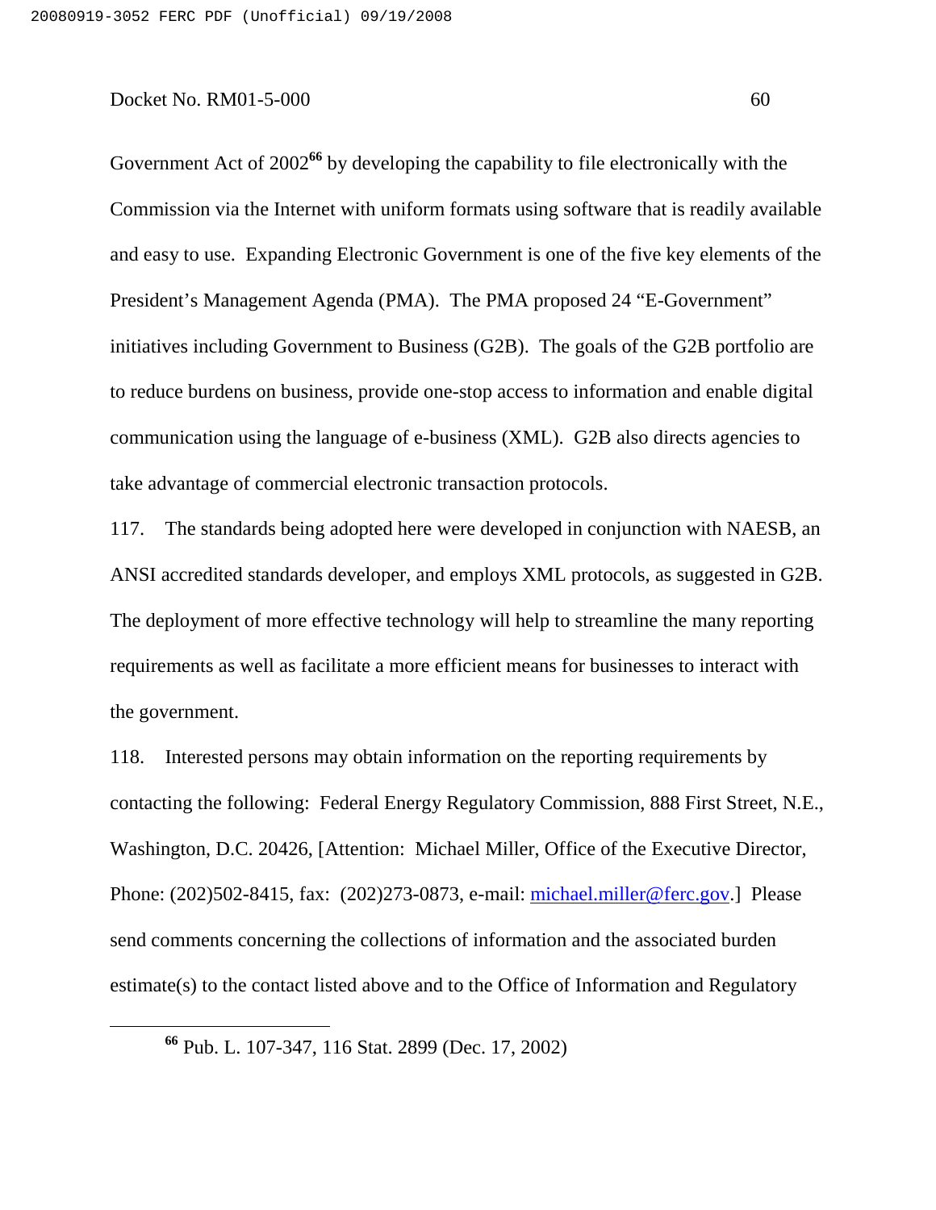Government Act of 2002[66] by developing the capability to file electronically with the Commission via the Internet with uniform formats using software that is readily available and easy to use. Expanding Electronic Government is one of the five key elements of the President's Management Agenda (PMA). The PMA proposed 24 "E-Government" initiatives including Government to Business (G2B). The goals of the G2B portfolio are to reduce burdens on business, provide one-stop access to information and enable digital communication using the language of e-business (XML). G2B also directs agencies to take advantage of commercial electronic transaction protocols.

117. The standards being adopted here were developed in conjunction with NAESB, an ANSI accredited standards developer, and employs XML protocols, as suggested in G2B. The deployment of more effective technology will help to streamline the many reporting requirements as well as facilitate a more efficient means for businesses to interact with the government.

118. Interested persons may obtain information on the reporting requirements by contacting the following: Federal Energy Regulatory Commission, 888 First Street, N.E., Washington, D.C. 20426, [Attention: Michael Miller, Office of the Executive Director, Phone: (202)502-8415, fax: (202)273-0873, e-mail: michael.miller@ferc.gov.] Please send comments concerning the collections of information and the associated burden estimate(s) to the contact listed above and to the Office of Information and Regulatory

---

[66] Pub. L. 107-347, 116 Stat. 2899 (Dec. 17, 2002)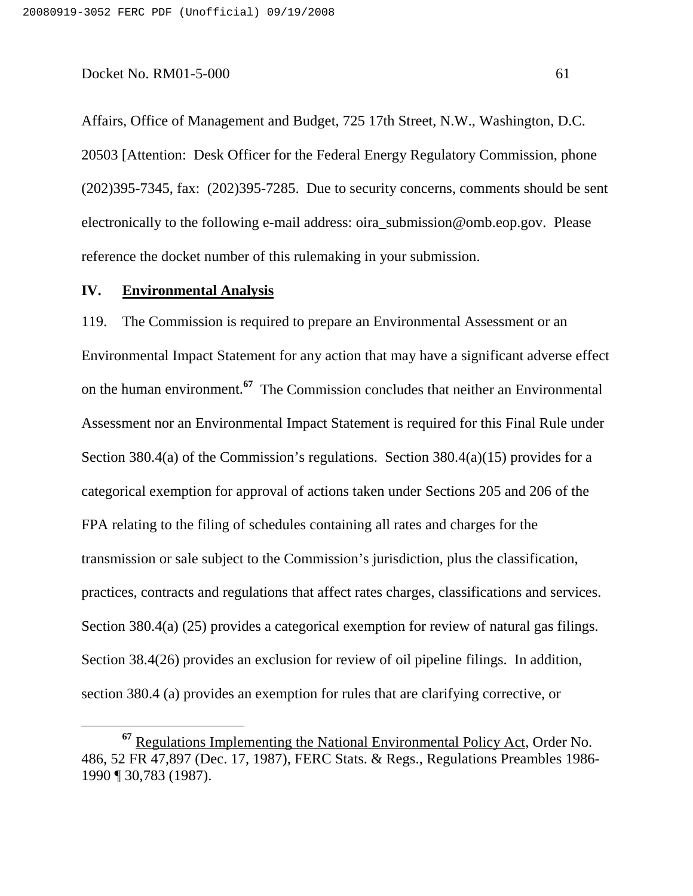Affairs, Office of Management and Budget, 725 17th Street, N.W., Washington, D.C. 20503 [Attention: Desk Officer for the Federal Energy Regulatory Commission, phone (202)395-7345, fax: (202)395-7285. Due to security concerns, comments should be sent electronically to the following e-mail address: oira_submission@omb.eop.gov. Please reference the docket number of this rulemaking in your submission.

## IV. Environmental Analysis

119. The Commission is required to prepare an Environmental Assessment or an Environmental Impact Statement for any action that may have a significant adverse effect on the human environment.[67] The Commission concludes that neither an Environmental Assessment nor an Environmental Impact Statement is required for this Final Rule under Section 380.4(a) of the Commission's regulations. Section 380.4(a)(15) provides for a categorical exemption for approval of actions taken under Sections 205 and 206 of the FPA relating to the filing of schedules containing all rates and charges for the transmission or sale subject to the Commission's jurisdiction, plus the classification, practices, contracts and regulations that affect rates charges, classifications and services. Section 380.4(a) (25) provides a categorical exemption for review of natural gas filings. Section 38.4(26) provides an exclusion for review of oil pipeline filings. In addition, section 380.4 (a) provides an exemption for rules that are clarifying corrective, or

---

[67] Regulations Implementing the National Environmental Policy Act, Order No. 486, 52 FR 47,897 (Dec. 17, 1987), FERC Stats. & Regs., Regulations Preambles 1986-1990 ¶ 30,783 (1987).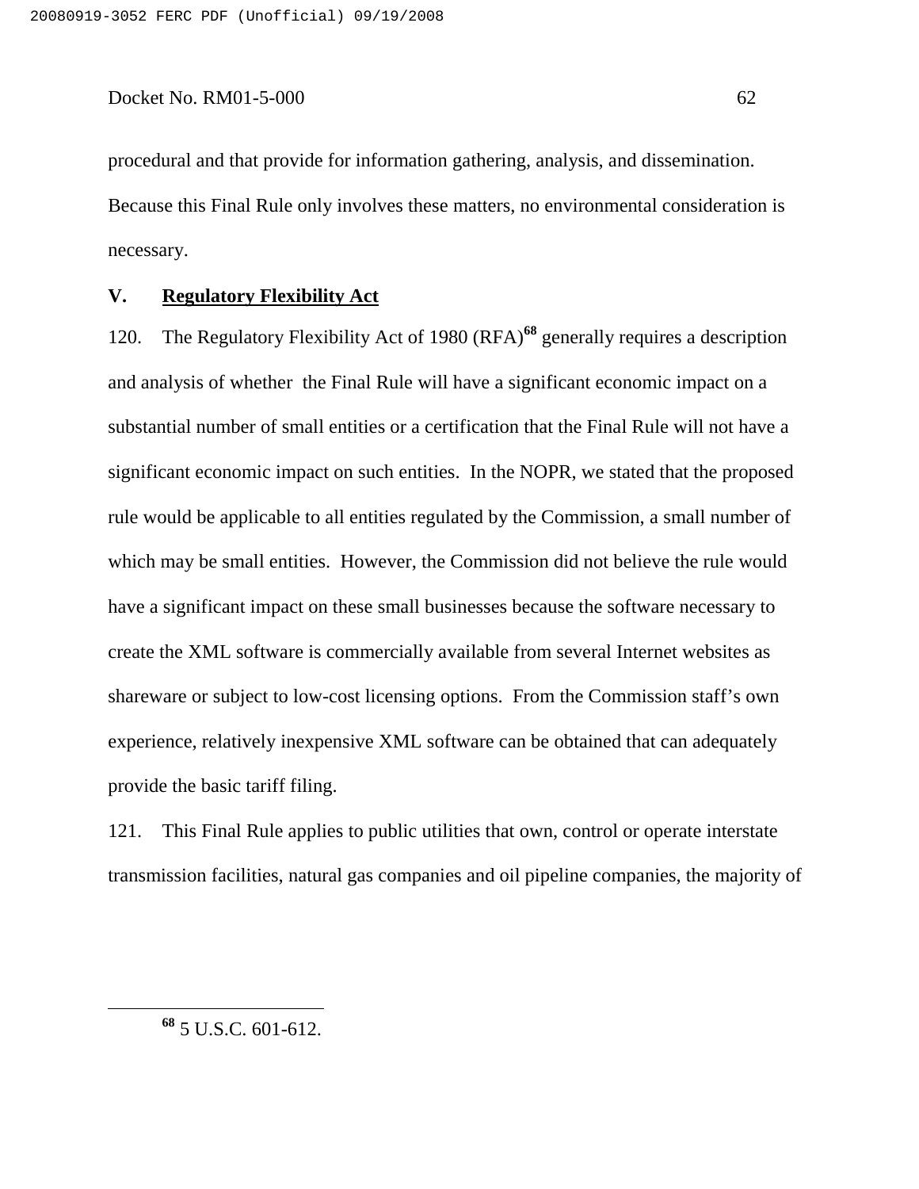procedural and that provide for information gathering, analysis, and dissemination. Because this Final Rule only involves these matters, no environmental consideration is necessary.

## V. Regulatory Flexibility Act

120. The Regulatory Flexibility Act of 1980 (RFA)[68] generally requires a description and analysis of whether the Final Rule will have a significant economic impact on a substantial number of small entities or a certification that the Final Rule will not have a significant economic impact on such entities. In the NOPR, we stated that the proposed rule would be applicable to all entities regulated by the Commission, a small number of which may be small entities. However, the Commission did not believe the rule would have a significant impact on these small businesses because the software necessary to create the XML software is commercially available from several Internet websites as shareware or subject to low-cost licensing options. From the Commission staff's own experience, relatively inexpensive XML software can be obtained that can adequately provide the basic tariff filing.

121. This Final Rule applies to public utilities that own, control or operate interstate transmission facilities, natural gas companies and oil pipeline companies, the majority of

[68] 5 U.S.C. 601-612.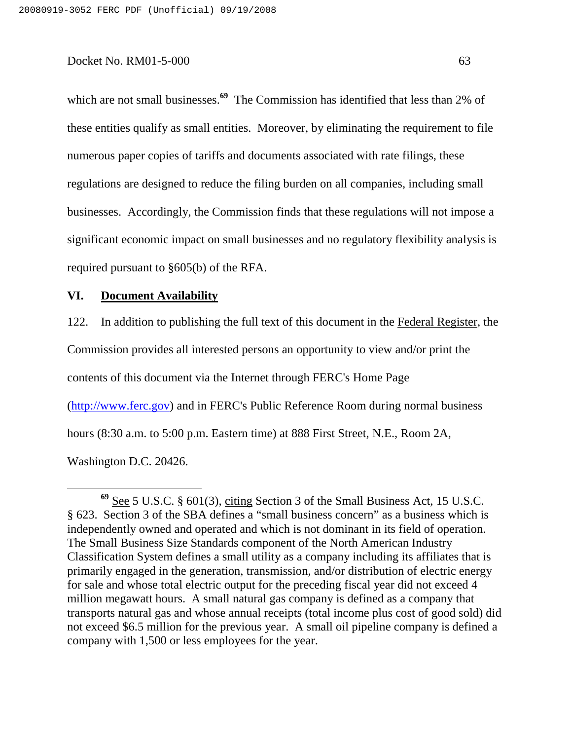which are not small businesses.[69] The Commission has identified that less than 2% of these entities qualify as small entities. Moreover, by eliminating the requirement to file numerous paper copies of tariffs and documents associated with rate filings, these regulations are designed to reduce the filing burden on all companies, including small businesses. Accordingly, the Commission finds that these regulations will not impose a significant economic impact on small businesses and no regulatory flexibility analysis is required pursuant to §605(b) of the RFA.

## VI. Document Availability

122. In addition to publishing the full text of this document in the Federal Register, the Commission provides all interested persons an opportunity to view and/or print the contents of this document via the Internet through FERC's Home Page (http://www.ferc.gov) and in FERC's Public Reference Room during normal business hours (8:30 a.m. to 5:00 p.m. Eastern time) at 888 First Street, N.E., Room 2A, Washington D.C. 20426.

---

[69] See 5 U.S.C. § 601(3), citing Section 3 of the Small Business Act, 15 U.S.C. § 623. Section 3 of the SBA defines a "small business concern" as a business which is independently owned and operated and which is not dominant in its field of operation. The Small Business Size Standards component of the North American Industry Classification System defines a small utility as a company including its affiliates that is primarily engaged in the generation, transmission, and/or distribution of electric energy for sale and whose total electric output for the preceding fiscal year did not exceed 4 million megawatt hours. A small natural gas company is defined as a company that transports natural gas and whose annual receipts (total income plus cost of good sold) did not exceed $6.5 million for the previous year. A small oil pipeline company is defined a company with 1,500 or less employees for the year.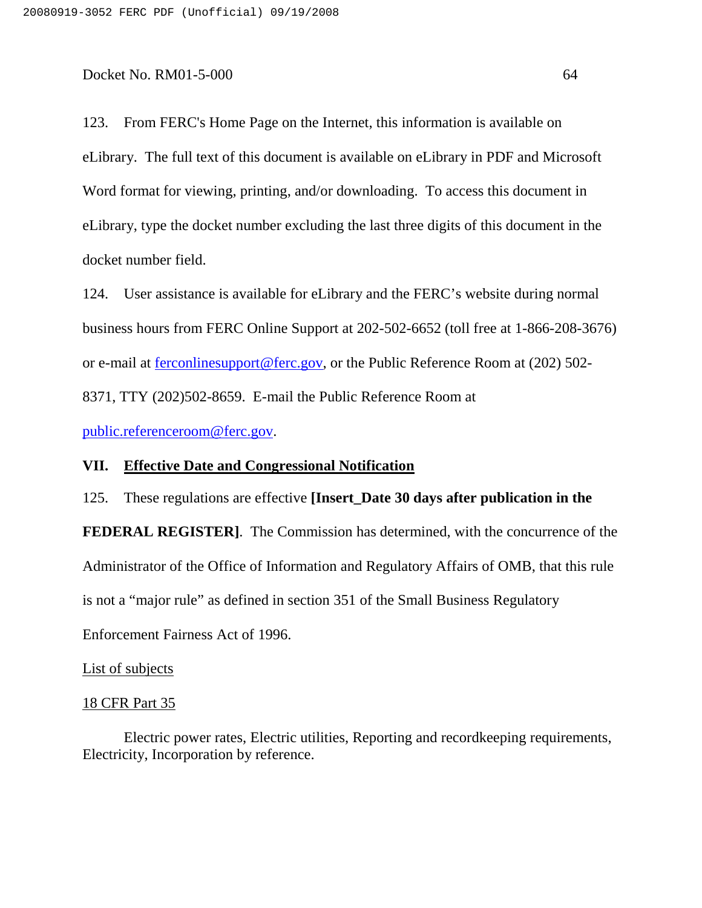123. From FERC's Home Page on the Internet, this information is available on eLibrary. The full text of this document is available on eLibrary in PDF and Microsoft Word format for viewing, printing, and/or downloading. To access this document in eLibrary, type the docket number excluding the last three digits of this document in the docket number field.

124. User assistance is available for eLibrary and the FERC's website during normal business hours from FERC Online Support at 202-502-6652 (toll free at 1-866-208-3676) or e-mail at ferconlinesupport@ferc.gov, or the Public Reference Room at (202) 502-8371, TTY (202)502-8659. E-mail the Public Reference Room at public.referenceroom@ferc.gov.

## VII. Effective Date and Congressional Notification

125. These regulations are effective **[Insert_Date 30 days after publication in the FEDERAL REGISTER]**. The Commission has determined, with the concurrence of the Administrator of the Office of Information and Regulatory Affairs of OMB, that this rule is not a "major rule" as defined in section 351 of the Small Business Regulatory Enforcement Fairness Act of 1996.

List of subjects

18 CFR Part 35

Electric power rates, Electric utilities, Reporting and recordkeeping requirements, Electricity, Incorporation by reference.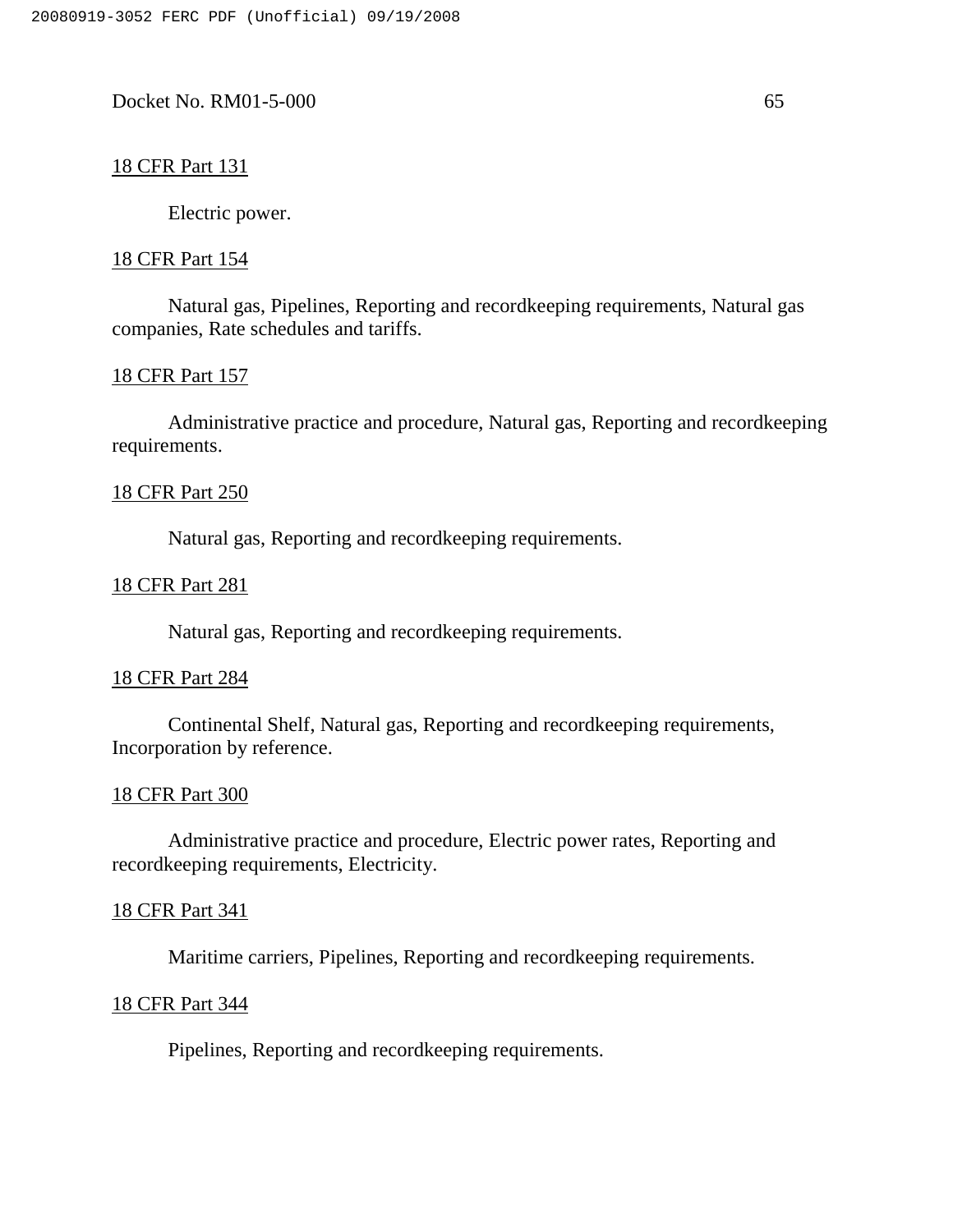18 CFR Part 131

Electric power.

18 CFR Part 154

Natural gas, Pipelines, Reporting and recordkeeping requirements, Natural gas companies, Rate schedules and tariffs.

18 CFR Part 157

Administrative practice and procedure, Natural gas, Reporting and recordkeeping requirements.

18 CFR Part 250

Natural gas, Reporting and recordkeeping requirements.

18 CFR Part 281

Natural gas, Reporting and recordkeeping requirements.

18 CFR Part 284

Continental Shelf, Natural gas, Reporting and recordkeeping requirements, Incorporation by reference.

18 CFR Part 300

Administrative practice and procedure, Electric power rates, Reporting and recordkeeping requirements, Electricity.

18 CFR Part 341

Maritime carriers, Pipelines, Reporting and recordkeeping requirements.

18 CFR Part 344

Pipelines, Reporting and recordkeeping requirements.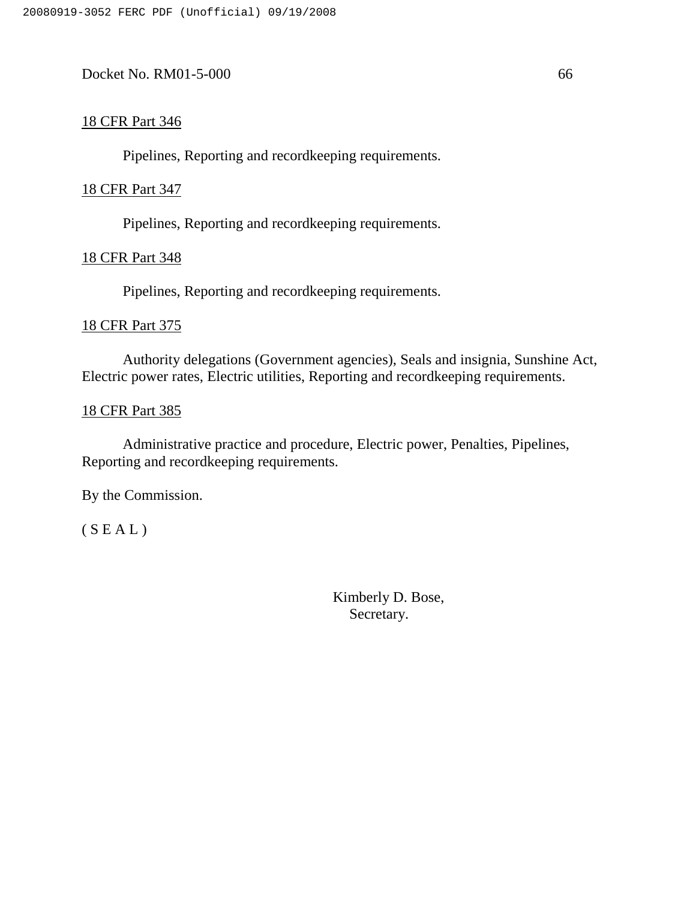18 CFR Part 346

Pipelines, Reporting and recordkeeping requirements.

18 CFR Part 347

Pipelines, Reporting and recordkeeping requirements.

18 CFR Part 348

Pipelines, Reporting and recordkeeping requirements.

18 CFR Part 375

Authority delegations (Government agencies), Seals and insignia, Sunshine Act, Electric power rates, Electric utilities, Reporting and recordkeeping requirements.

18 CFR Part 385

Administrative practice and procedure, Electric power, Penalties, Pipelines, Reporting and recordkeeping requirements.

By the Commission.

( S E A L )

Kimberly D. Bose,
Secretary.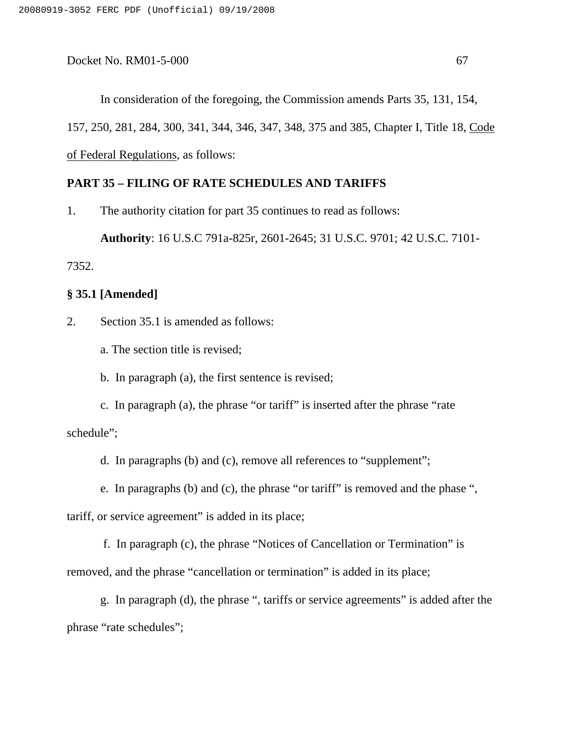In consideration of the foregoing, the Commission amends Parts 35, 131, 154, 157, 250, 281, 284, 300, 341, 344, 346, 347, 348, 375 and 385, Chapter I, Title 18, Code of Federal Regulations, as follows:

**PART 35 – FILING OF RATE SCHEDULES AND TARIFFS**

1. The authority citation for part 35 continues to read as follows:

**Authority**: 16 U.S.C 791a-825r, 2601-2645; 31 U.S.C. 9701; 42 U.S.C. 7101-7352.

**§ 35.1 [Amended]**

2. Section 35.1 is amended as follows:

a. The section title is revised;

b. In paragraph (a), the first sentence is revised;

c. In paragraph (a), the phrase "or tariff" is inserted after the phrase "rate schedule";

d. In paragraphs (b) and (c), remove all references to "supplement";

e. In paragraphs (b) and (c), the phrase "or tariff" is removed and the phase ", tariff, or service agreement" is added in its place;

f. In paragraph (c), the phrase "Notices of Cancellation or Termination" is removed, and the phrase "cancellation or termination" is added in its place;

g. In paragraph (d), the phrase ", tariffs or service agreements" is added after the phrase "rate schedules";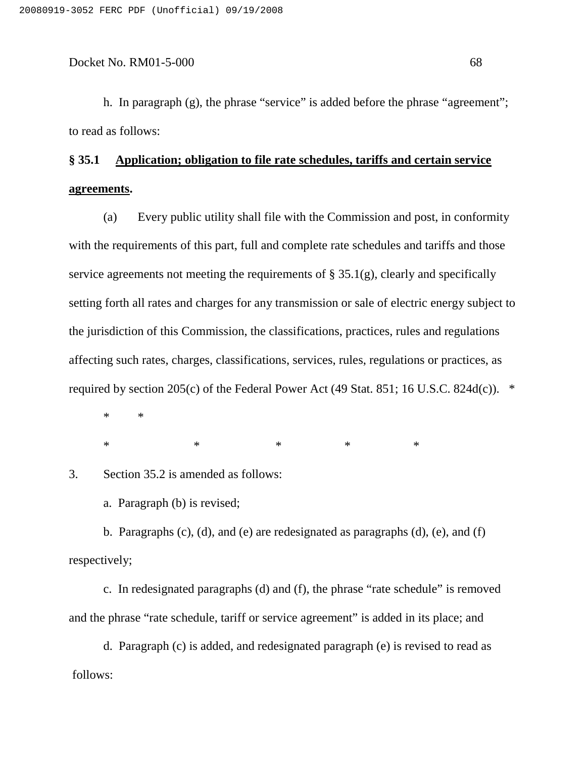h. In paragraph (g), the phrase "service" is added before the phrase "agreement"; to read as follows:

**§ 35.1 Application; obligation to file rate schedules, tariffs and certain service agreements.**

(a) Every public utility shall file with the Commission and post, in conformity with the requirements of this part, full and complete rate schedules and tariffs and those service agreements not meeting the requirements of § 35.1(g), clearly and specifically setting forth all rates and charges for any transmission or sale of electric energy subject to the jurisdiction of this Commission, the classifications, practices, rules and regulations affecting such rates, charges, classifications, services, rules, regulations or practices, as required by section 205(c) of the Federal Power Act (49 Stat. 851; 16 U.S.C. 824d(c)). * * *

\* \* \* \* \*

3. Section 35.2 is amended as follows:

a. Paragraph (b) is revised;

b. Paragraphs (c), (d), and (e) are redesignated as paragraphs (d), (e), and (f) respectively;

c. In redesignated paragraphs (d) and (f), the phrase "rate schedule" is removed and the phrase "rate schedule, tariff or service agreement" is added in its place; and

d. Paragraph (c) is added, and redesignated paragraph (e) is revised to read as follows: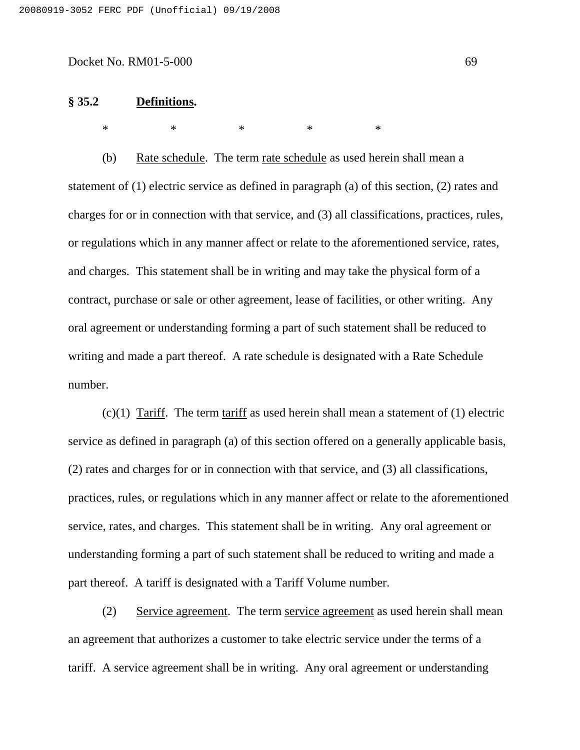**§ 35.2 Definitions.**

\* \* \* \* \*

(b) Rate schedule. The term rate schedule as used herein shall mean a statement of (1) electric service as defined in paragraph (a) of this section, (2) rates and charges for or in connection with that service, and (3) all classifications, practices, rules, or regulations which in any manner affect or relate to the aforementioned service, rates, and charges. This statement shall be in writing and may take the physical form of a contract, purchase or sale or other agreement, lease of facilities, or other writing. Any oral agreement or understanding forming a part of such statement shall be reduced to writing and made a part thereof. A rate schedule is designated with a Rate Schedule number.

(c)(1) Tariff. The term tariff as used herein shall mean a statement of (1) electric service as defined in paragraph (a) of this section offered on a generally applicable basis, (2) rates and charges for or in connection with that service, and (3) all classifications, practices, rules, or regulations which in any manner affect or relate to the aforementioned service, rates, and charges. This statement shall be in writing. Any oral agreement or understanding forming a part of such statement shall be reduced to writing and made a part thereof. A tariff is designated with a Tariff Volume number.

(2) Service agreement. The term service agreement as used herein shall mean an agreement that authorizes a customer to take electric service under the terms of a tariff. A service agreement shall be in writing. Any oral agreement or understanding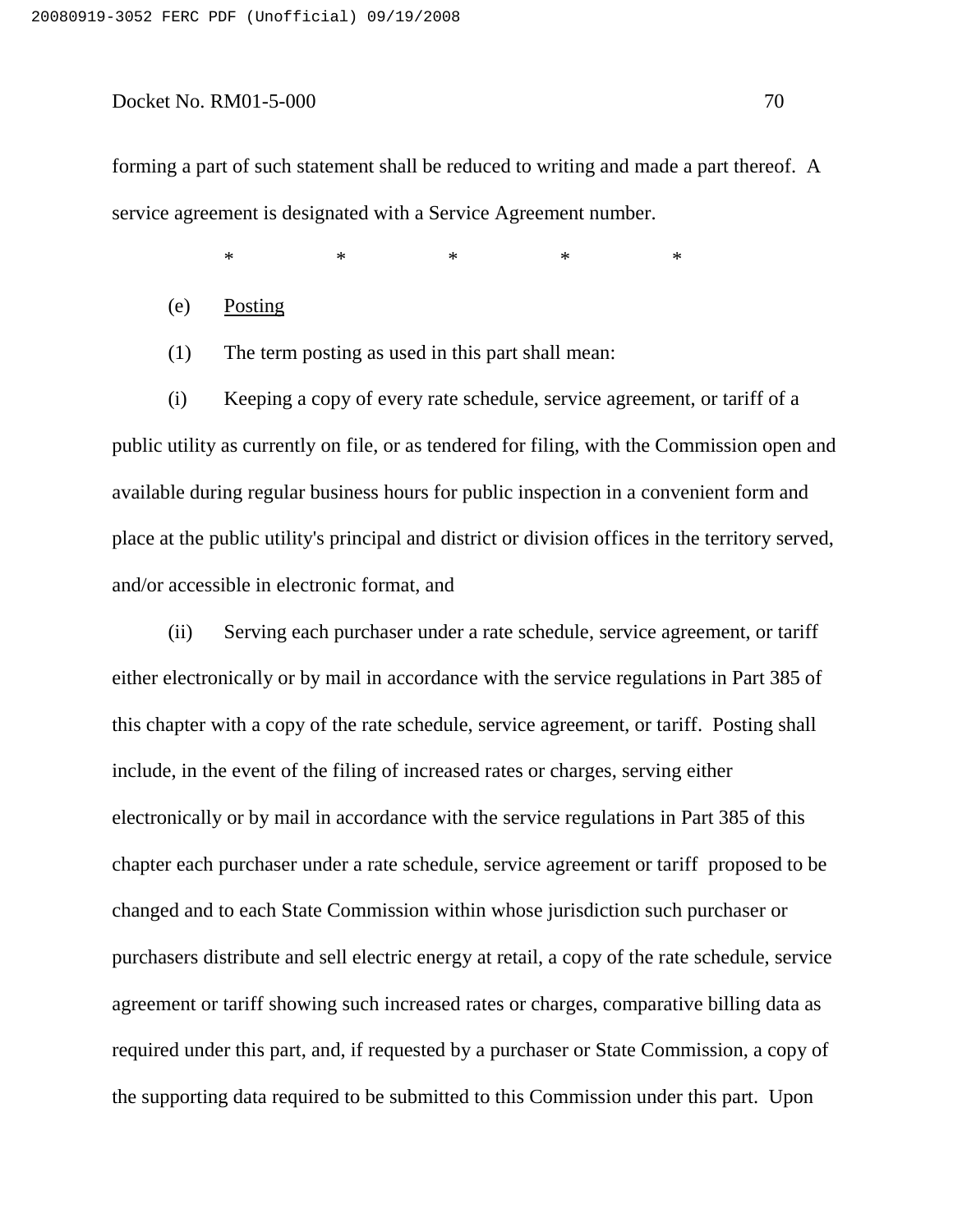forming a part of such statement shall be reduced to writing and made a part thereof. A service agreement is designated with a Service Agreement number.

\*  \*  \*  \*  \*

(e) Posting

(1) The term posting as used in this part shall mean:

(i) Keeping a copy of every rate schedule, service agreement, or tariff of a public utility as currently on file, or as tendered for filing, with the Commission open and available during regular business hours for public inspection in a convenient form and place at the public utility's principal and district or division offices in the territory served, and/or accessible in electronic format, and

(ii) Serving each purchaser under a rate schedule, service agreement, or tariff either electronically or by mail in accordance with the service regulations in Part 385 of this chapter with a copy of the rate schedule, service agreement, or tariff. Posting shall include, in the event of the filing of increased rates or charges, serving either electronically or by mail in accordance with the service regulations in Part 385 of this chapter each purchaser under a rate schedule, service agreement or tariff proposed to be changed and to each State Commission within whose jurisdiction such purchaser or purchasers distribute and sell electric energy at retail, a copy of the rate schedule, service agreement or tariff showing such increased rates or charges, comparative billing data as required under this part, and, if requested by a purchaser or State Commission, a copy of the supporting data required to be submitted to this Commission under this part. Upon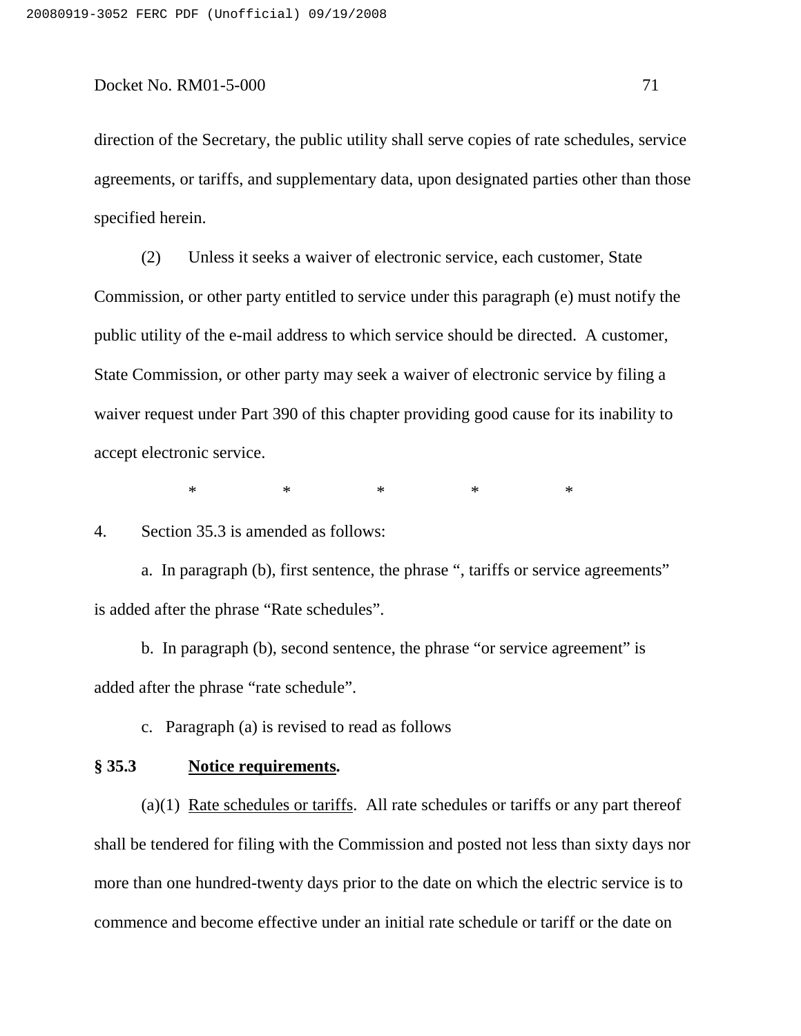direction of the Secretary, the public utility shall serve copies of rate schedules, service agreements, or tariffs, and supplementary data, upon designated parties other than those specified herein.

(2) Unless it seeks a waiver of electronic service, each customer, State Commission, or other party entitled to service under this paragraph (e) must notify the public utility of the e-mail address to which service should be directed. A customer, State Commission, or other party may seek a waiver of electronic service by filing a waiver request under Part 390 of this chapter providing good cause for its inability to accept electronic service.

\* \* \* \* \*

4. Section 35.3 is amended as follows:

a. In paragraph (b), first sentence, the phrase ", tariffs or service agreements" is added after the phrase "Rate schedules".

b. In paragraph (b), second sentence, the phrase "or service agreement" is added after the phrase "rate schedule".

c. Paragraph (a) is revised to read as follows

**§ 35.3 <u>Notice requirements</u>.**

(a)(1) <u>Rate schedules or tariffs</u>. All rate schedules or tariffs or any part thereof shall be tendered for filing with the Commission and posted not less than sixty days nor more than one hundred-twenty days prior to the date on which the electric service is to commence and become effective under an initial rate schedule or tariff or the date on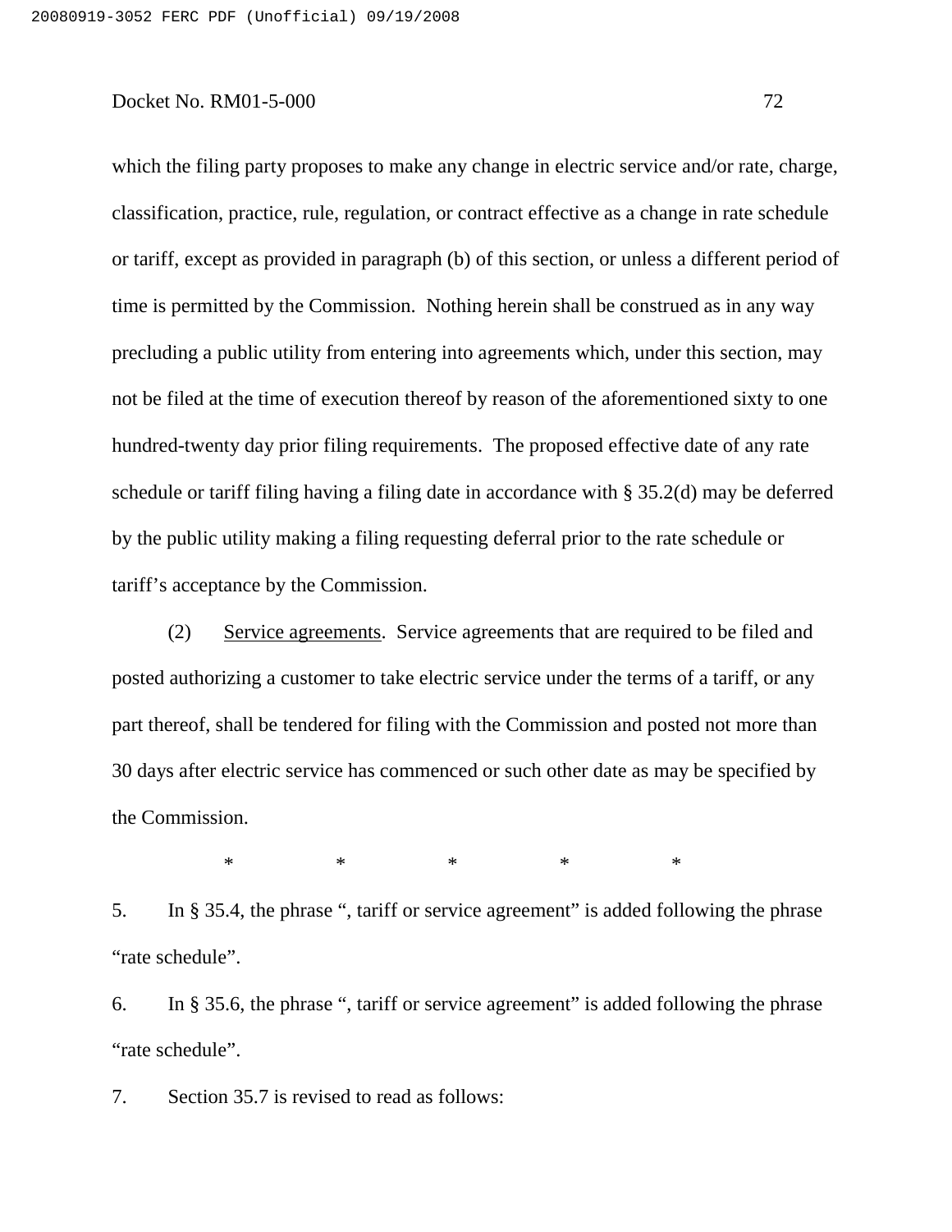which the filing party proposes to make any change in electric service and/or rate, charge, classification, practice, rule, regulation, or contract effective as a change in rate schedule or tariff, except as provided in paragraph (b) of this section, or unless a different period of time is permitted by the Commission. Nothing herein shall be construed as in any way precluding a public utility from entering into agreements which, under this section, may not be filed at the time of execution thereof by reason of the aforementioned sixty to one hundred-twenty day prior filing requirements. The proposed effective date of any rate schedule or tariff filing having a filing date in accordance with § 35.2(d) may be deferred by the public utility making a filing requesting deferral prior to the rate schedule or tariff's acceptance by the Commission.

(2) Service agreements. Service agreements that are required to be filed and posted authorizing a customer to take electric service under the terms of a tariff, or any part thereof, shall be tendered for filing with the Commission and posted not more than 30 days after electric service has commenced or such other date as may be specified by the Commission.

\* \* \* \* \*

5. In § 35.4, the phrase ", tariff or service agreement" is added following the phrase "rate schedule".

6. In § 35.6, the phrase ", tariff or service agreement" is added following the phrase "rate schedule".

7. Section 35.7 is revised to read as follows: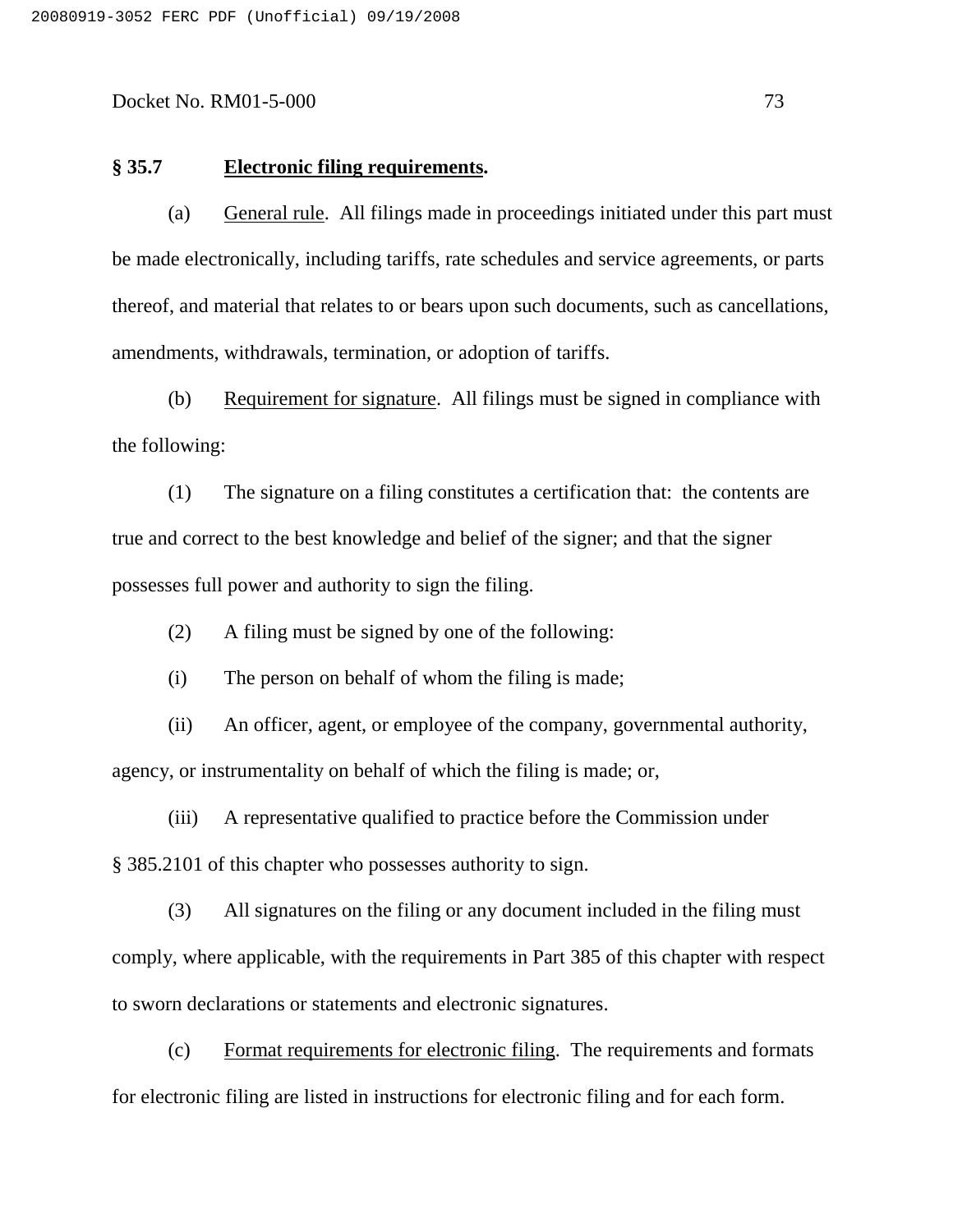**§ 35.7 Electronic filing requirements.**

(a) General rule. All filings made in proceedings initiated under this part must be made electronically, including tariffs, rate schedules and service agreements, or parts thereof, and material that relates to or bears upon such documents, such as cancellations, amendments, withdrawals, termination, or adoption of tariffs.

(b) Requirement for signature. All filings must be signed in compliance with the following:

(1) The signature on a filing constitutes a certification that: the contents are true and correct to the best knowledge and belief of the signer; and that the signer possesses full power and authority to sign the filing.

(2) A filing must be signed by one of the following:

(i) The person on behalf of whom the filing is made;

(ii) An officer, agent, or employee of the company, governmental authority, agency, or instrumentality on behalf of which the filing is made; or,

(iii) A representative qualified to practice before the Commission under § 385.2101 of this chapter who possesses authority to sign.

(3) All signatures on the filing or any document included in the filing must comply, where applicable, with the requirements in Part 385 of this chapter with respect to sworn declarations or statements and electronic signatures.

(c) Format requirements for electronic filing. The requirements and formats for electronic filing are listed in instructions for electronic filing and for each form.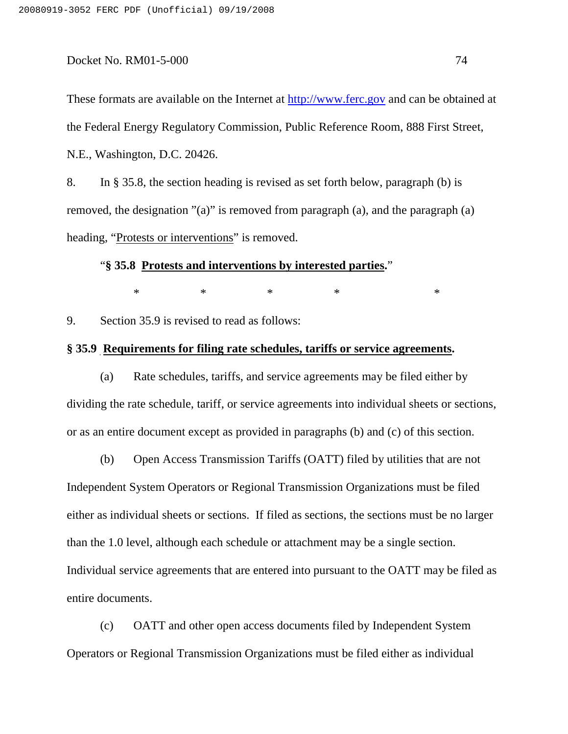These formats are available on the Internet at http://www.ferc.gov and can be obtained at the Federal Energy Regulatory Commission, Public Reference Room, 888 First Street, N.E., Washington, D.C. 20426.

8. In § 35.8, the section heading is revised as set forth below, paragraph (b) is removed, the designation "(a)" is removed from paragraph (a), and the paragraph (a) heading, "Protests or interventions" is removed.

"**§ 35.8 Protests and interventions by interested parties.**"

\* \* \* \* \*

9. Section 35.9 is revised to read as follows:

**§ 35.9 Requirements for filing rate schedules, tariffs or service agreements.**

(a) Rate schedules, tariffs, and service agreements may be filed either by dividing the rate schedule, tariff, or service agreements into individual sheets or sections, or as an entire document except as provided in paragraphs (b) and (c) of this section.

(b) Open Access Transmission Tariffs (OATT) filed by utilities that are not Independent System Operators or Regional Transmission Organizations must be filed either as individual sheets or sections. If filed as sections, the sections must be no larger than the 1.0 level, although each schedule or attachment may be a single section. Individual service agreements that are entered into pursuant to the OATT may be filed as entire documents.

(c) OATT and other open access documents filed by Independent System Operators or Regional Transmission Organizations must be filed either as individual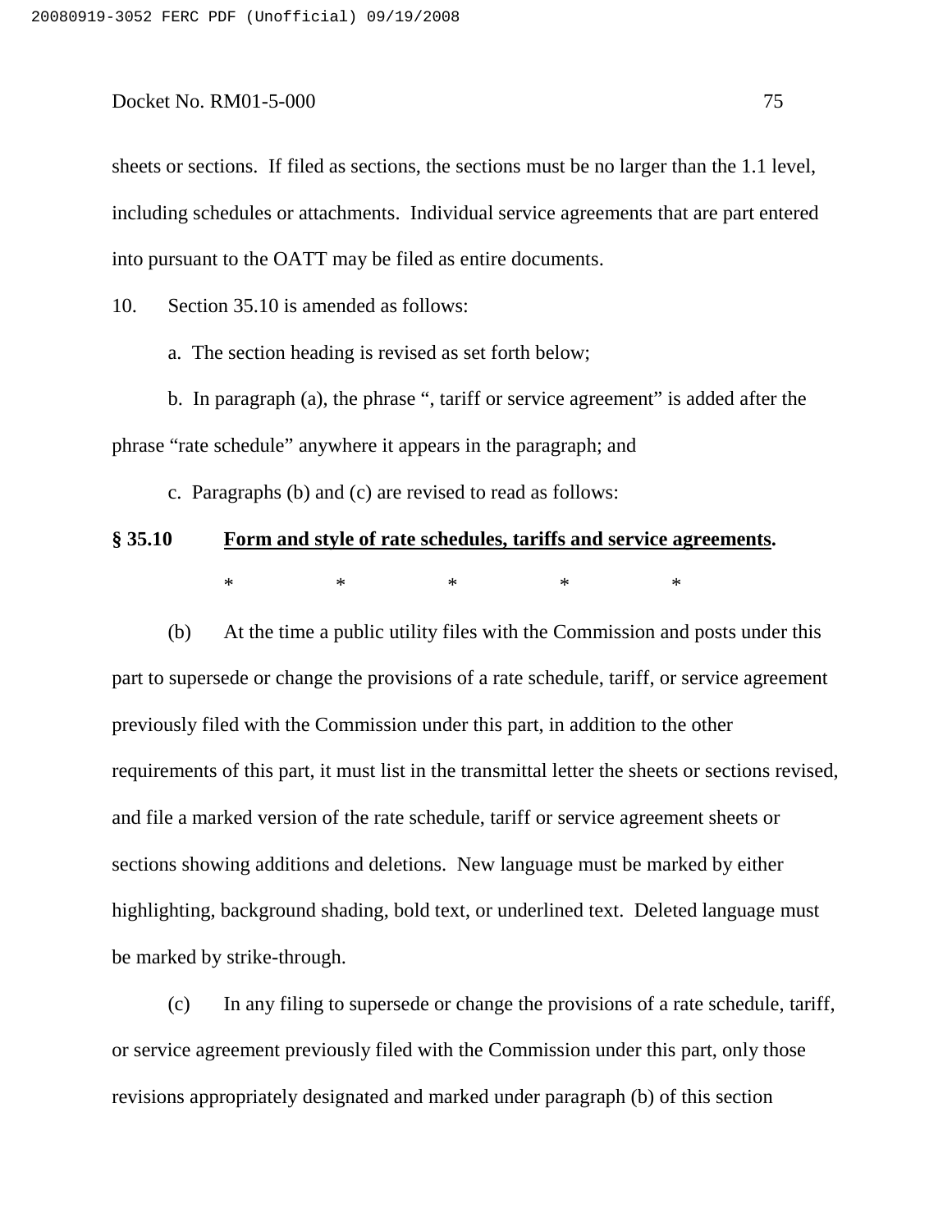sheets or sections. If filed as sections, the sections must be no larger than the 1.1 level, including schedules or attachments. Individual service agreements that are part entered into pursuant to the OATT may be filed as entire documents.

10. Section 35.10 is amended as follows:

a. The section heading is revised as set forth below;

b. In paragraph (a), the phrase ", tariff or service agreement" is added after the phrase "rate schedule" anywhere it appears in the paragraph; and

c. Paragraphs (b) and (c) are revised to read as follows:

**§ 35.10 Form and style of rate schedules, tariffs and service agreements.**

\* \* \* \* \*

(b) At the time a public utility files with the Commission and posts under this part to supersede or change the provisions of a rate schedule, tariff, or service agreement previously filed with the Commission under this part, in addition to the other requirements of this part, it must list in the transmittal letter the sheets or sections revised, and file a marked version of the rate schedule, tariff or service agreement sheets or sections showing additions and deletions. New language must be marked by either highlighting, background shading, bold text, or underlined text. Deleted language must be marked by strike-through.

(c) In any filing to supersede or change the provisions of a rate schedule, tariff, or service agreement previously filed with the Commission under this part, only those revisions appropriately designated and marked under paragraph (b) of this section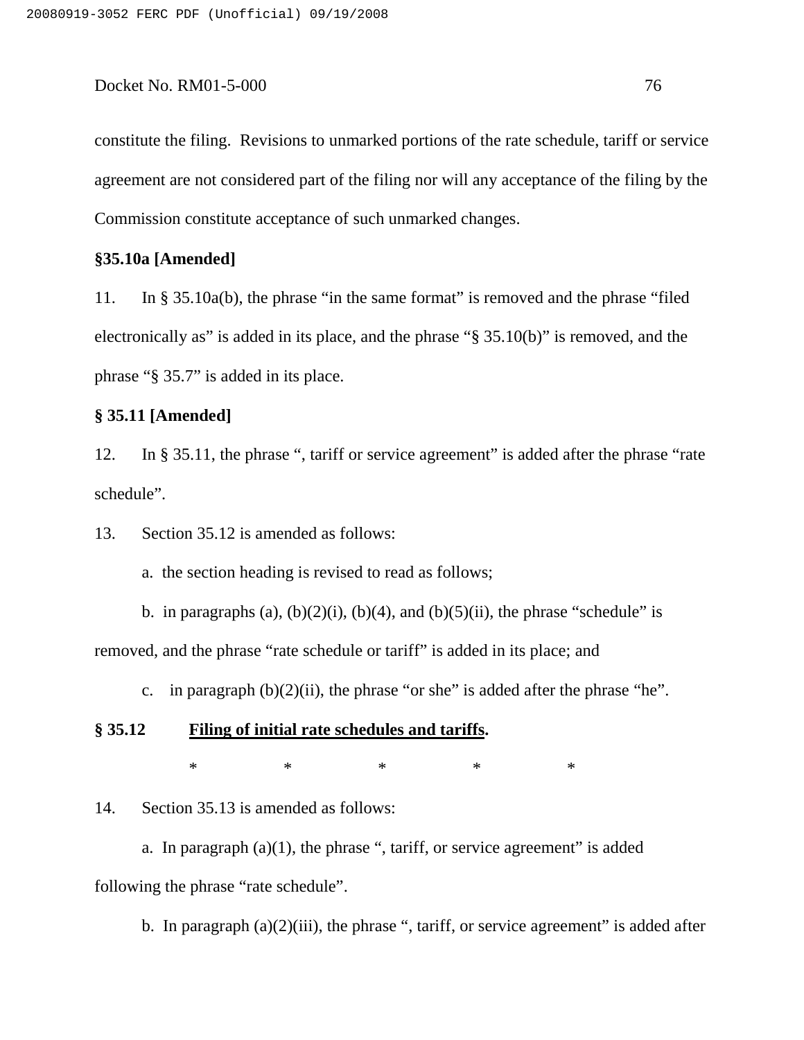constitute the filing. Revisions to unmarked portions of the rate schedule, tariff or service agreement are not considered part of the filing nor will any acceptance of the filing by the Commission constitute acceptance of such unmarked changes.

**§35.10a [Amended]**

11. In § 35.10a(b), the phrase "in the same format" is removed and the phrase "filed electronically as" is added in its place, and the phrase "§ 35.10(b)" is removed, and the phrase "§ 35.7" is added in its place.

**§ 35.11 [Amended]**

12. In § 35.11, the phrase ", tariff or service agreement" is added after the phrase "rate schedule".

13. Section 35.12 is amended as follows:

a. the section heading is revised to read as follows;

b. in paragraphs (a), (b)(2)(i), (b)(4), and (b)(5)(ii), the phrase "schedule" is removed, and the phrase "rate schedule or tariff" is added in its place; and

c. in paragraph (b)(2)(ii), the phrase "or she" is added after the phrase "he".

**§ 35.12 Filing of initial rate schedules and tariffs.**

\* \* \* \* \*

14. Section 35.13 is amended as follows:

a. In paragraph (a)(1), the phrase ", tariff, or service agreement" is added following the phrase "rate schedule".

b. In paragraph (a)(2)(iii), the phrase ", tariff, or service agreement" is added after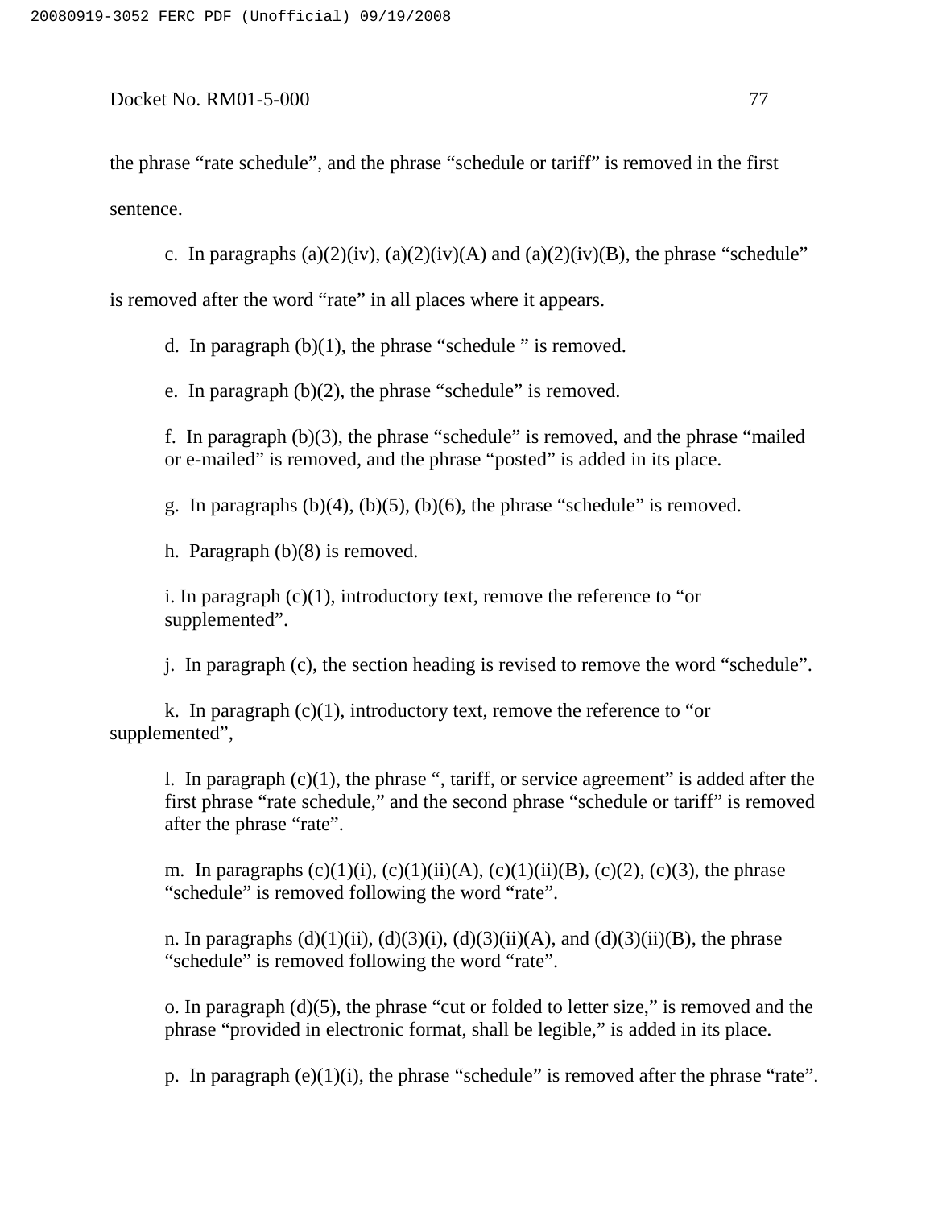the phrase “rate schedule”, and the phrase “schedule or tariff” is removed in the first sentence.

c. In paragraphs (a)(2)(iv), (a)(2)(iv)(A) and (a)(2)(iv)(B), the phrase “schedule” is removed after the word “rate” in all places where it appears.

d. In paragraph (b)(1), the phrase “schedule ” is removed.

e. In paragraph (b)(2), the phrase “schedule” is removed.

f. In paragraph (b)(3), the phrase “schedule” is removed, and the phrase “mailed or e-mailed” is removed, and the phrase “posted” is added in its place.

g. In paragraphs (b)(4), (b)(5), (b)(6), the phrase “schedule” is removed.

h. Paragraph (b)(8) is removed.

i. In paragraph (c)(1), introductory text, remove the reference to “or supplemented”.

j. In paragraph (c), the section heading is revised to remove the word “schedule”.

k. In paragraph (c)(1), introductory text, remove the reference to “or supplemented”,

l. In paragraph (c)(1), the phrase “, tariff, or service agreement” is added after the first phrase “rate schedule,” and the second phrase “schedule or tariff” is removed after the phrase “rate”.

m. In paragraphs (c)(1)(i), (c)(1)(ii)(A), (c)(1)(ii)(B), (c)(2), (c)(3), the phrase “schedule” is removed following the word “rate”.

n. In paragraphs (d)(1)(ii), (d)(3)(i), (d)(3)(ii)(A), and (d)(3)(ii)(B), the phrase “schedule” is removed following the word “rate”.

o. In paragraph (d)(5), the phrase “cut or folded to letter size,” is removed and the phrase “provided in electronic format, shall be legible,” is added in its place.

p. In paragraph (e)(1)(i), the phrase “schedule” is removed after the phrase “rate”.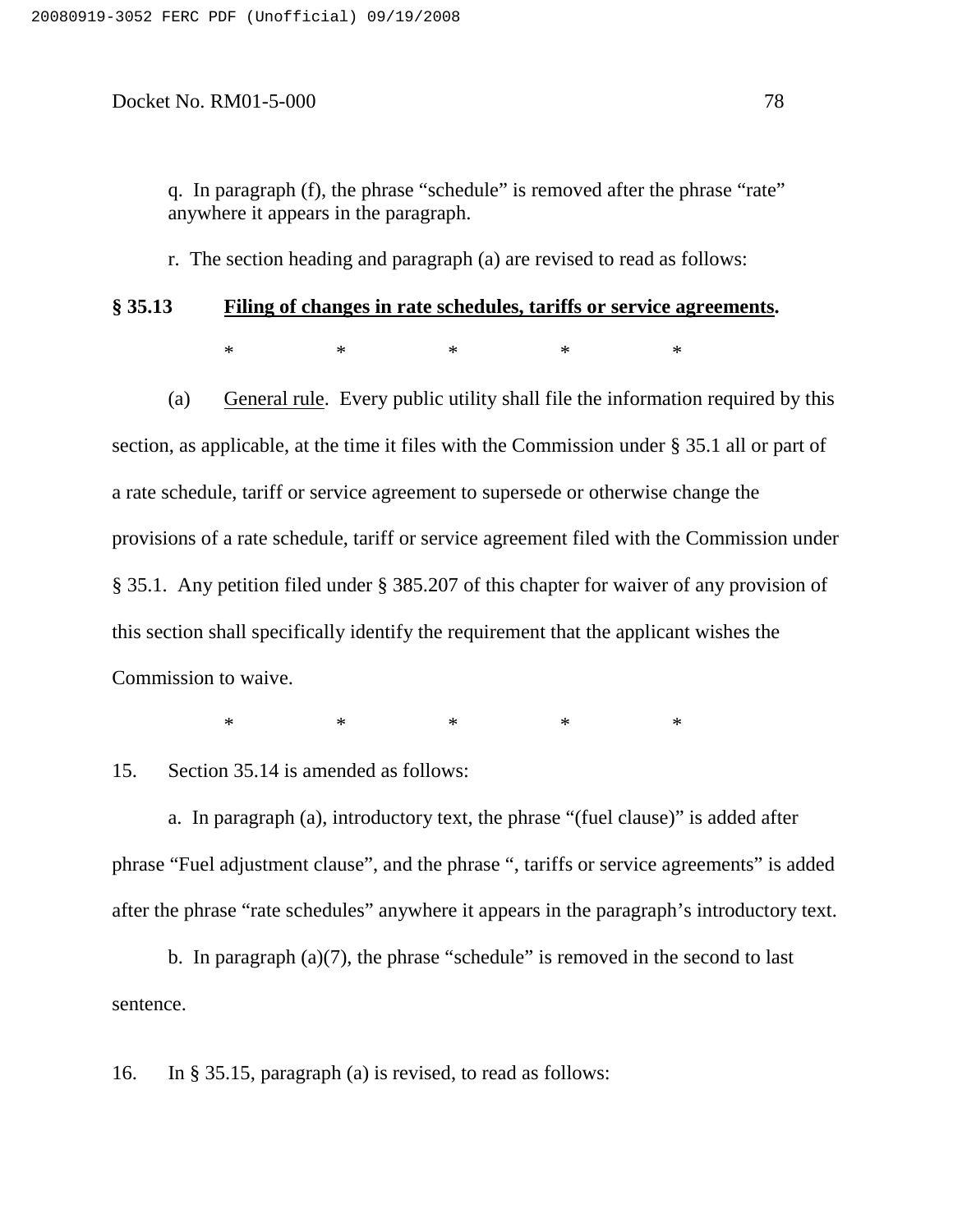q. In paragraph (f), the phrase “schedule” is removed after the phrase “rate” anywhere it appears in the paragraph.

r. The section heading and paragraph (a) are revised to read as follows:

**§ 35.13 Filing of changes in rate schedules, tariffs or service agreements.**

\* \* \* \* \*

(a) General rule. Every public utility shall file the information required by this section, as applicable, at the time it files with the Commission under § 35.1 all or part of a rate schedule, tariff or service agreement to supersede or otherwise change the provisions of a rate schedule, tariff or service agreement filed with the Commission under § 35.1. Any petition filed under § 385.207 of this chapter for waiver of any provision of this section shall specifically identify the requirement that the applicant wishes the Commission to waive.

\* \* \* \* \*

15. Section 35.14 is amended as follows:

a. In paragraph (a), introductory text, the phrase “(fuel clause)” is added after phrase “Fuel adjustment clause”, and the phrase “, tariffs or service agreements” is added after the phrase “rate schedules” anywhere it appears in the paragraph’s introductory text.

b. In paragraph (a)(7), the phrase “schedule” is removed in the second to last sentence.

16. In § 35.15, paragraph (a) is revised, to read as follows: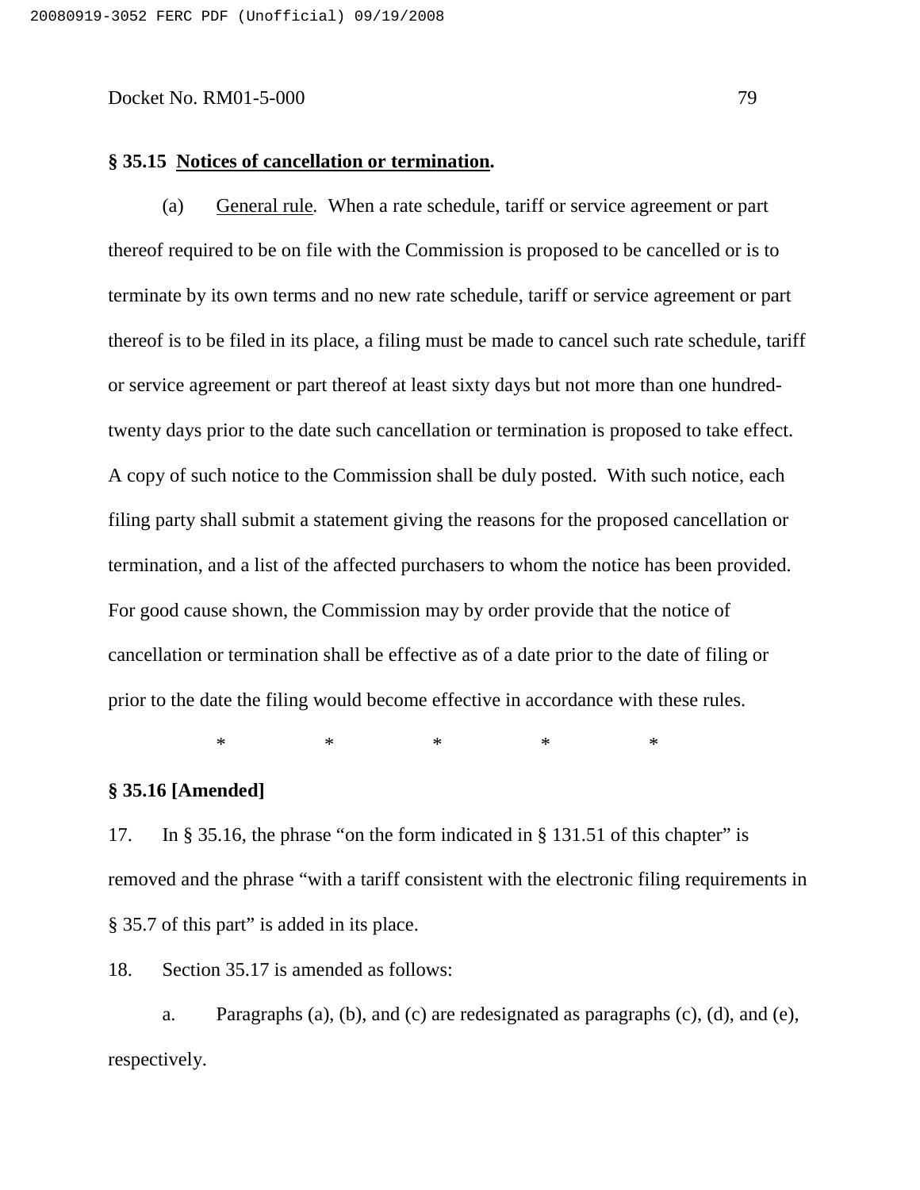**§ 35.15 Notices of cancellation or termination.**

(a) General rule. When a rate schedule, tariff or service agreement or part thereof required to be on file with the Commission is proposed to be cancelled or is to terminate by its own terms and no new rate schedule, tariff or service agreement or part thereof is to be filed in its place, a filing must be made to cancel such rate schedule, tariff or service agreement or part thereof at least sixty days but not more than one hundred-twenty days prior to the date such cancellation or termination is proposed to take effect. A copy of such notice to the Commission shall be duly posted. With such notice, each filing party shall submit a statement giving the reasons for the proposed cancellation or termination, and a list of the affected purchasers to whom the notice has been provided. For good cause shown, the Commission may by order provide that the notice of cancellation or termination shall be effective as of a date prior to the date of filing or prior to the date the filing would become effective in accordance with these rules.

\* \* \* \* \*

**§ 35.16 [Amended]**

17. In § 35.16, the phrase "on the form indicated in § 131.51 of this chapter" is removed and the phrase "with a tariff consistent with the electronic filing requirements in § 35.7 of this part" is added in its place.

18. Section 35.17 is amended as follows:

a. Paragraphs (a), (b), and (c) are redesignated as paragraphs (c), (d), and (e), respectively.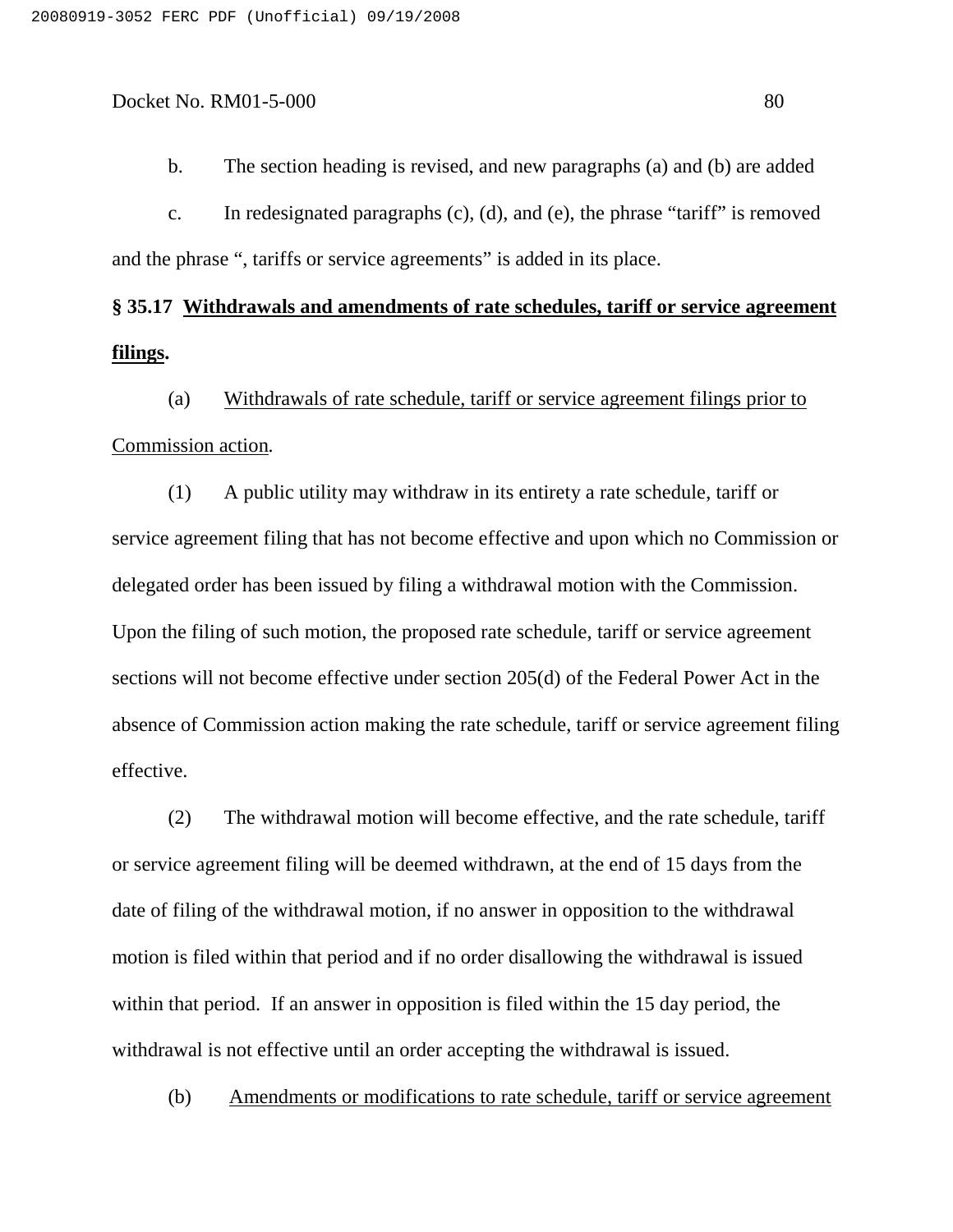b. The section heading is revised, and new paragraphs (a) and (b) are added

c. In redesignated paragraphs (c), (d), and (e), the phrase "tariff" is removed and the phrase ", tariffs or service agreements" is added in its place.

**§ 35.17 Withdrawals and amendments of rate schedules, tariff or service agreement filings.**

(a) Withdrawals of rate schedule, tariff or service agreement filings prior to Commission action.

(1) A public utility may withdraw in its entirety a rate schedule, tariff or service agreement filing that has not become effective and upon which no Commission or delegated order has been issued by filing a withdrawal motion with the Commission. Upon the filing of such motion, the proposed rate schedule, tariff or service agreement sections will not become effective under section 205(d) of the Federal Power Act in the absence of Commission action making the rate schedule, tariff or service agreement filing effective.

(2) The withdrawal motion will become effective, and the rate schedule, tariff or service agreement filing will be deemed withdrawn, at the end of 15 days from the date of filing of the withdrawal motion, if no answer in opposition to the withdrawal motion is filed within that period and if no order disallowing the withdrawal is issued within that period. If an answer in opposition is filed within the 15 day period, the withdrawal is not effective until an order accepting the withdrawal is issued.

(b) Amendments or modifications to rate schedule, tariff or service agreement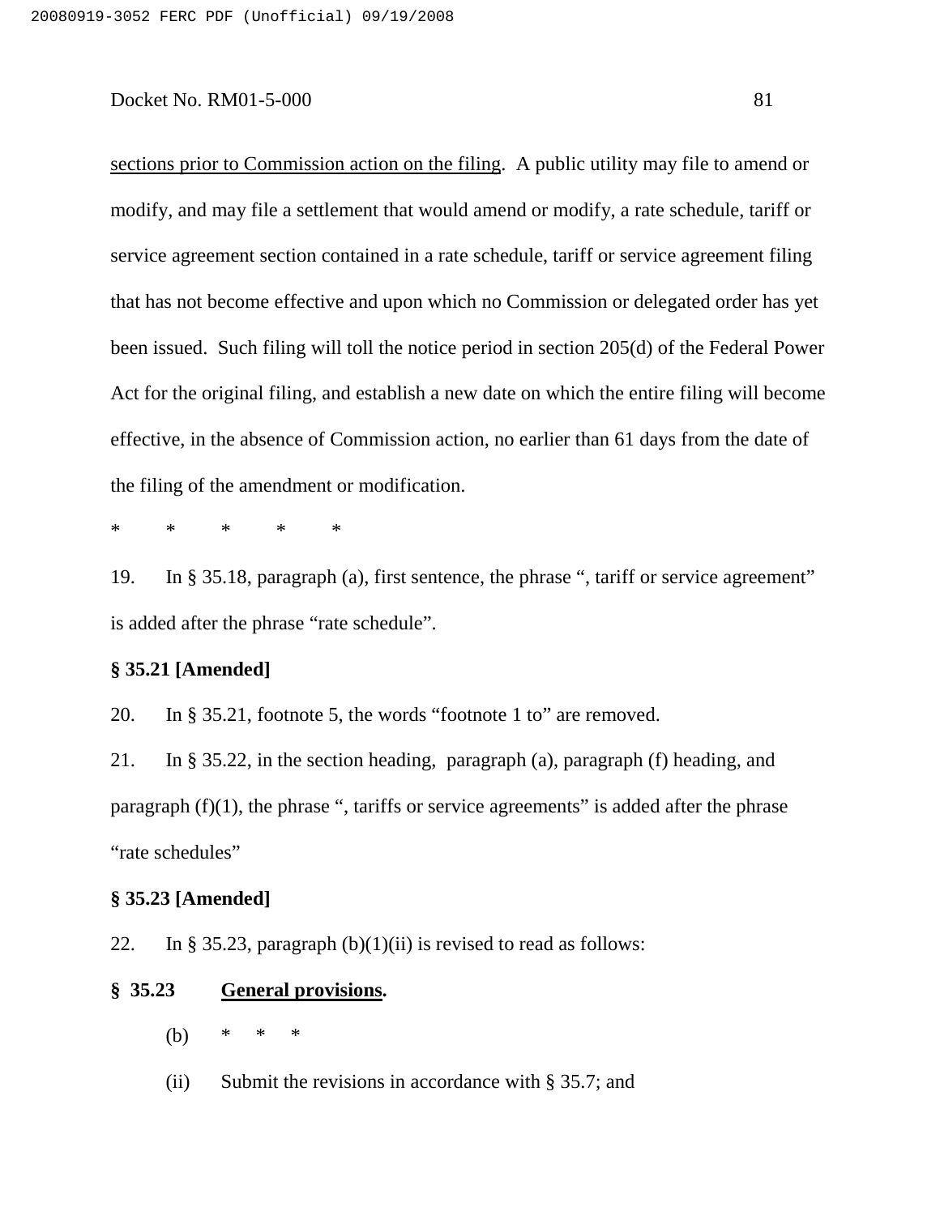<u>sections prior to Commission action on the filing</u>. A public utility may file to amend or modify, and may file a settlement that would amend or modify, a rate schedule, tariff or service agreement section contained in a rate schedule, tariff or service agreement filing that has not become effective and upon which no Commission or delegated order has yet been issued. Such filing will toll the notice period in section 205(d) of the Federal Power Act for the original filing, and establish a new date on which the entire filing will become effective, in the absence of Commission action, no earlier than 61 days from the date of the filing of the amendment or modification.

\* \* \* \* \*

19. In § 35.18, paragraph (a), first sentence, the phrase ", tariff or service agreement" is added after the phrase "rate schedule".

**§ 35.21 [Amended]**

20. In § 35.21, footnote 5, the words "footnote 1 to" are removed.

21. In § 35.22, in the section heading, paragraph (a), paragraph (f) heading, and paragraph (f)(1), the phrase ", tariffs or service agreements" is added after the phrase "rate schedules"

**§ 35.23 [Amended]**

22. In § 35.23, paragraph (b)(1)(ii) is revised to read as follows:

**§ 35.23 <u>General provisions</u>.**

(b) \* \* \*

(ii) Submit the revisions in accordance with § 35.7; and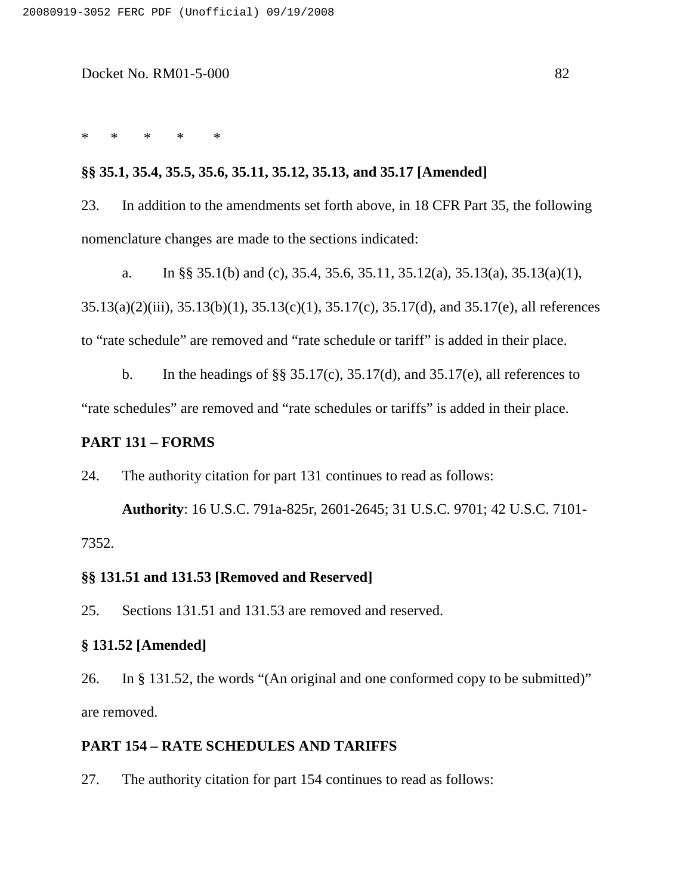*     *     *     *     *

**§§ 35.1, 35.4, 35.5, 35.6, 35.11, 35.12, 35.13, and 35.17 [Amended]**

23. In addition to the amendments set forth above, in 18 CFR Part 35, the following nomenclature changes are made to the sections indicated:

a. In §§ 35.1(b) and (c), 35.4, 35.6, 35.11, 35.12(a), 35.13(a), 35.13(a)(1), 35.13(a)(2)(iii), 35.13(b)(1), 35.13(c)(1), 35.17(c), 35.17(d), and 35.17(e), all references to "rate schedule" are removed and "rate schedule or tariff" is added in their place.

b. In the headings of §§ 35.17(c), 35.17(d), and 35.17(e), all references to "rate schedules" are removed and "rate schedules or tariffs" is added in their place.

**PART 131 – FORMS**

24. The authority citation for part 131 continues to read as follows:

**Authority**: 16 U.S.C. 791a-825r, 2601-2645; 31 U.S.C. 9701; 42 U.S.C. 7101-7352.

**§§ 131.51 and 131.53 [Removed and Reserved]**

25. Sections 131.51 and 131.53 are removed and reserved.

**§ 131.52 [Amended]**

26. In § 131.52, the words "(An original and one conformed copy to be submitted)" are removed.

**PART 154 – RATE SCHEDULES AND TARIFFS**

27. The authority citation for part 154 continues to read as follows: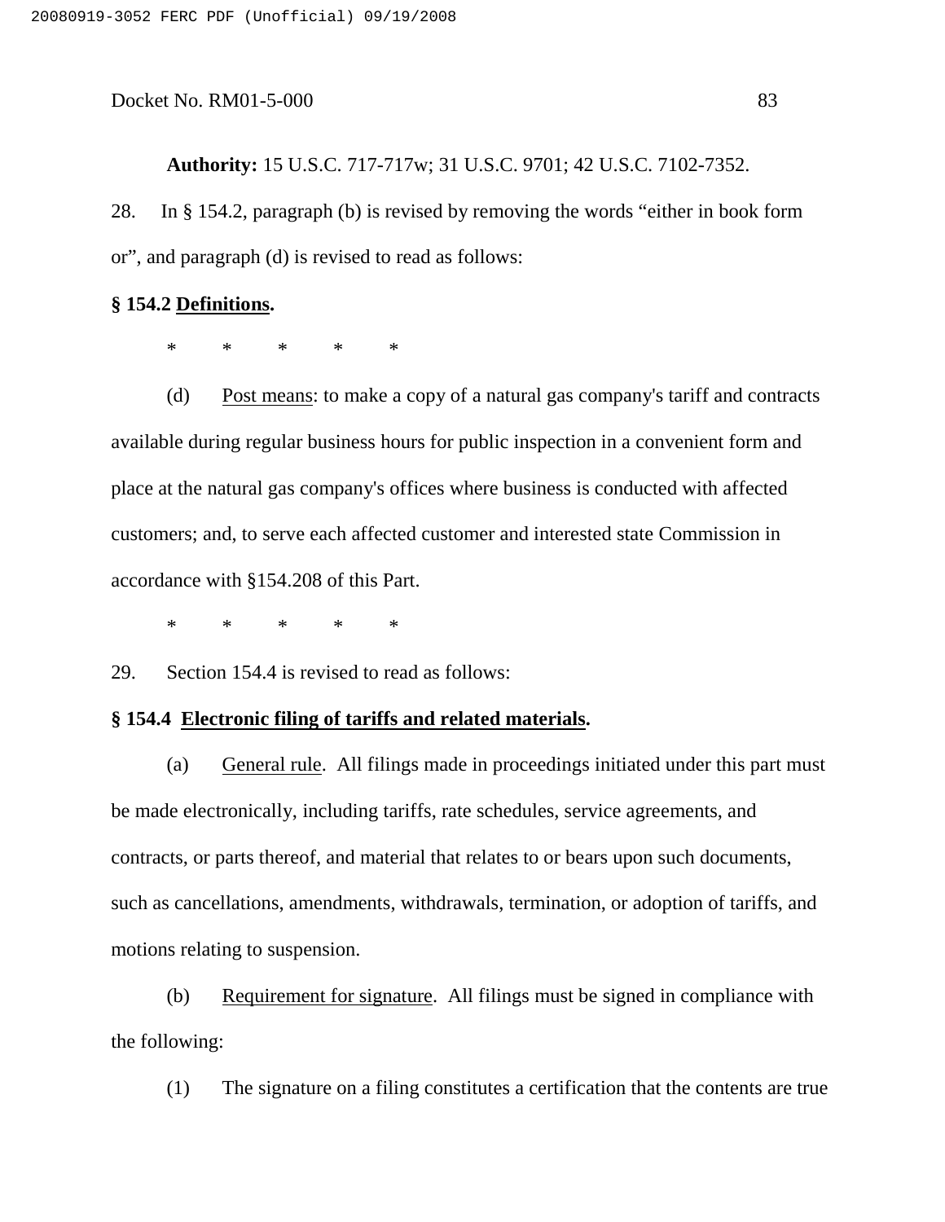**Authority:** 15 U.S.C. 717-717w; 31 U.S.C. 9701; 42 U.S.C. 7102-7352.

28. In § 154.2, paragraph (b) is revised by removing the words "either in book form or", and paragraph (d) is revised to read as follows:

**§ 154.2 Definitions.**

\* \* \* \* \*

(d) Post means: to make a copy of a natural gas company's tariff and contracts available during regular business hours for public inspection in a convenient form and place at the natural gas company's offices where business is conducted with affected customers; and, to serve each affected customer and interested state Commission in accordance with §154.208 of this Part.

\* \* \* \* \*

29. Section 154.4 is revised to read as follows:

**§ 154.4 Electronic filing of tariffs and related materials.**

(a) General rule. All filings made in proceedings initiated under this part must be made electronically, including tariffs, rate schedules, service agreements, and contracts, or parts thereof, and material that relates to or bears upon such documents, such as cancellations, amendments, withdrawals, termination, or adoption of tariffs, and motions relating to suspension.

(b) Requirement for signature. All filings must be signed in compliance with the following:

(1) The signature on a filing constitutes a certification that the contents are true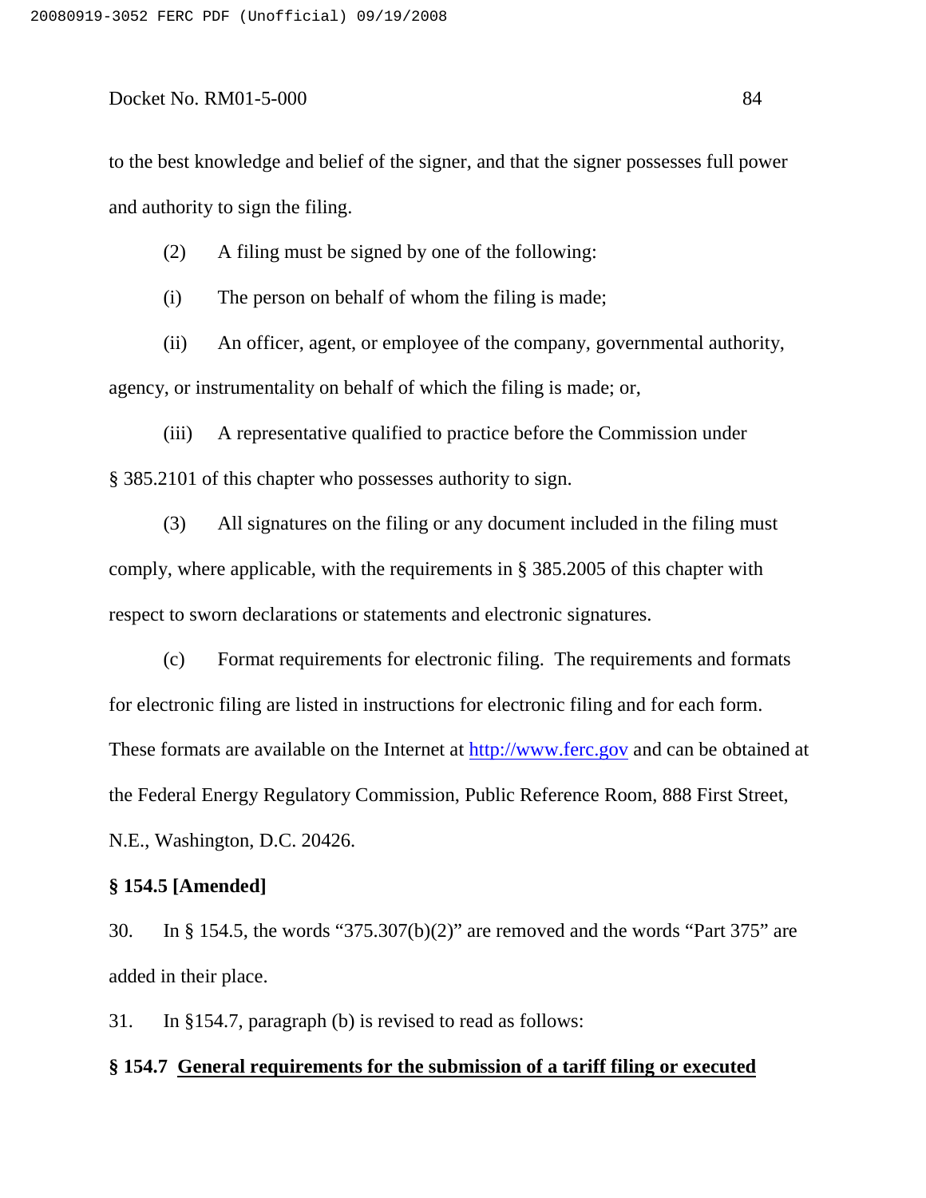to the best knowledge and belief of the signer, and that the signer possesses full power and authority to sign the filing.

(2) A filing must be signed by one of the following:

(i) The person on behalf of whom the filing is made;

(ii) An officer, agent, or employee of the company, governmental authority, agency, or instrumentality on behalf of which the filing is made; or,

(iii) A representative qualified to practice before the Commission under § 385.2101 of this chapter who possesses authority to sign.

(3) All signatures on the filing or any document included in the filing must comply, where applicable, with the requirements in § 385.2005 of this chapter with respect to sworn declarations or statements and electronic signatures.

(c) Format requirements for electronic filing. The requirements and formats for electronic filing are listed in instructions for electronic filing and for each form. These formats are available on the Internet at http://www.ferc.gov and can be obtained at the Federal Energy Regulatory Commission, Public Reference Room, 888 First Street, N.E., Washington, D.C. 20426.

**§ 154.5 [Amended]**

30. In § 154.5, the words "375.307(b)(2)" are removed and the words "Part 375" are added in their place.

31. In §154.7, paragraph (b) is revised to read as follows:

**§ 154.7 General requirements for the submission of a tariff filing or executed**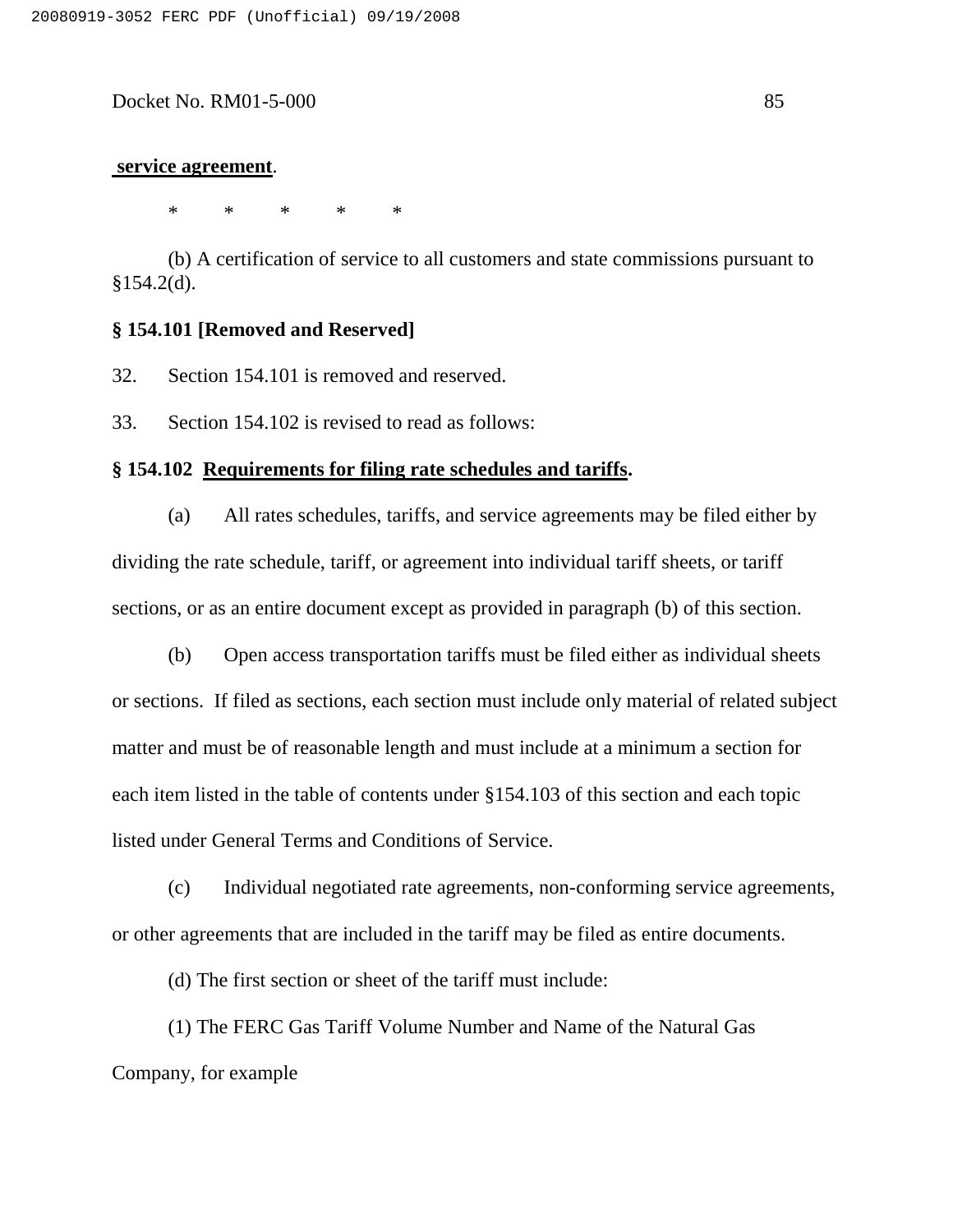**service agreement**.

\*        \*        \*        \*        \*

(b) A certification of service to all customers and state commissions pursuant to §154.2(d).

**§ 154.101 [Removed and Reserved]**

32. Section 154.101 is removed and reserved.

33. Section 154.102 is revised to read as follows:

**§ 154.102 Requirements for filing rate schedules and tariffs.**

(a) All rates schedules, tariffs, and service agreements may be filed either by dividing the rate schedule, tariff, or agreement into individual tariff sheets, or tariff sections, or as an entire document except as provided in paragraph (b) of this section.

(b) Open access transportation tariffs must be filed either as individual sheets or sections. If filed as sections, each section must include only material of related subject matter and must be of reasonable length and must include at a minimum a section for each item listed in the table of contents under §154.103 of this section and each topic listed under General Terms and Conditions of Service.

(c) Individual negotiated rate agreements, non-conforming service agreements, or other agreements that are included in the tariff may be filed as entire documents.

(d) The first section or sheet of the tariff must include:

(1) The FERC Gas Tariff Volume Number and Name of the Natural Gas Company, for example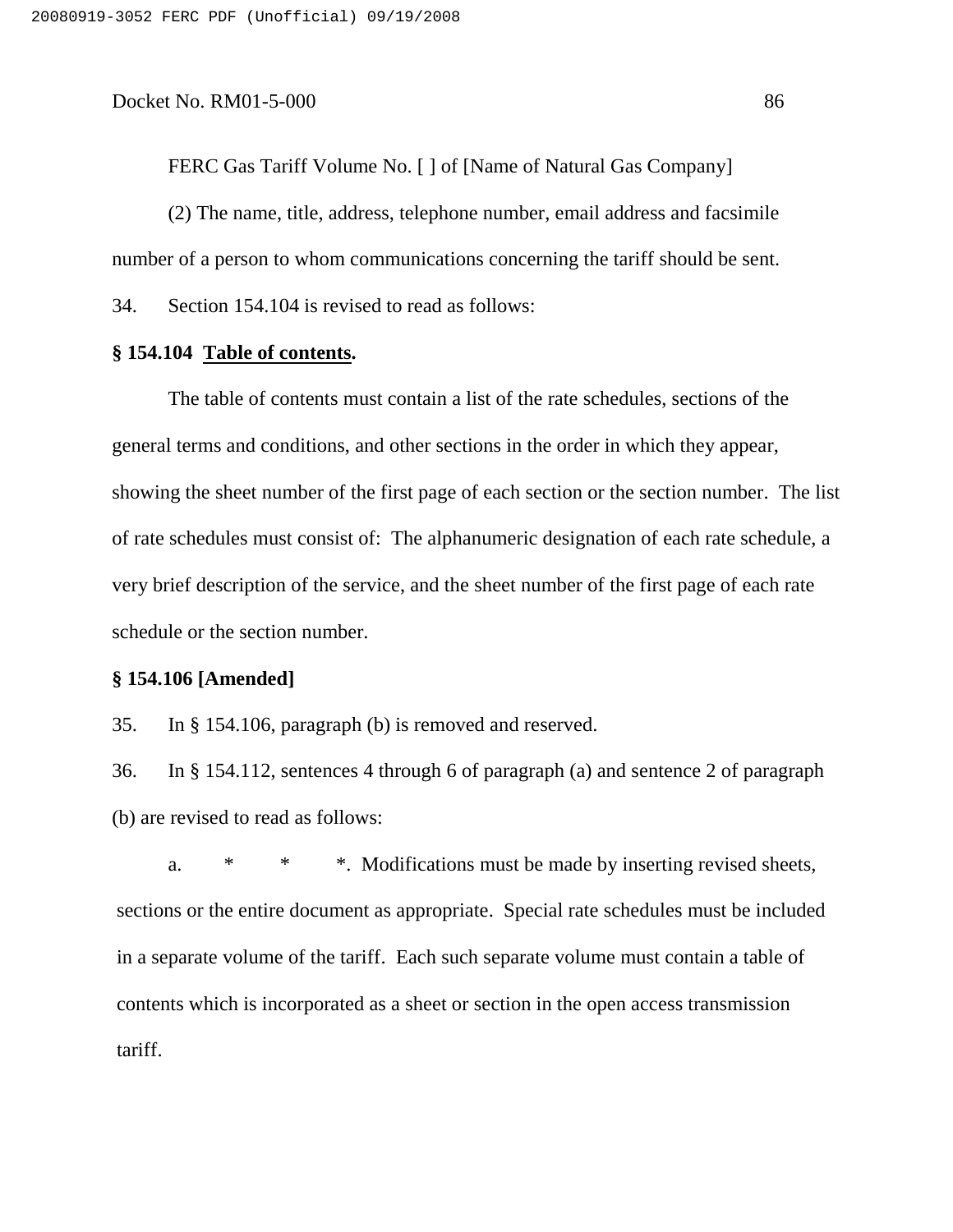FERC Gas Tariff Volume No. [ ] of [Name of Natural Gas Company]

(2) The name, title, address, telephone number, email address and facsimile number of a person to whom communications concerning the tariff should be sent.

34. Section 154.104 is revised to read as follows:

**§ 154.104 Table of contents.**

The table of contents must contain a list of the rate schedules, sections of the general terms and conditions, and other sections in the order in which they appear, showing the sheet number of the first page of each section or the section number. The list of rate schedules must consist of: The alphanumeric designation of each rate schedule, a very brief description of the service, and the sheet number of the first page of each rate schedule or the section number.

**§ 154.106 [Amended]**

35. In § 154.106, paragraph (b) is removed and reserved.

36. In § 154.112, sentences 4 through 6 of paragraph (a) and sentence 2 of paragraph (b) are revised to read as follows:

a. * * *. Modifications must be made by inserting revised sheets, sections or the entire document as appropriate. Special rate schedules must be included in a separate volume of the tariff. Each such separate volume must contain a table of contents which is incorporated as a sheet or section in the open access transmission tariff.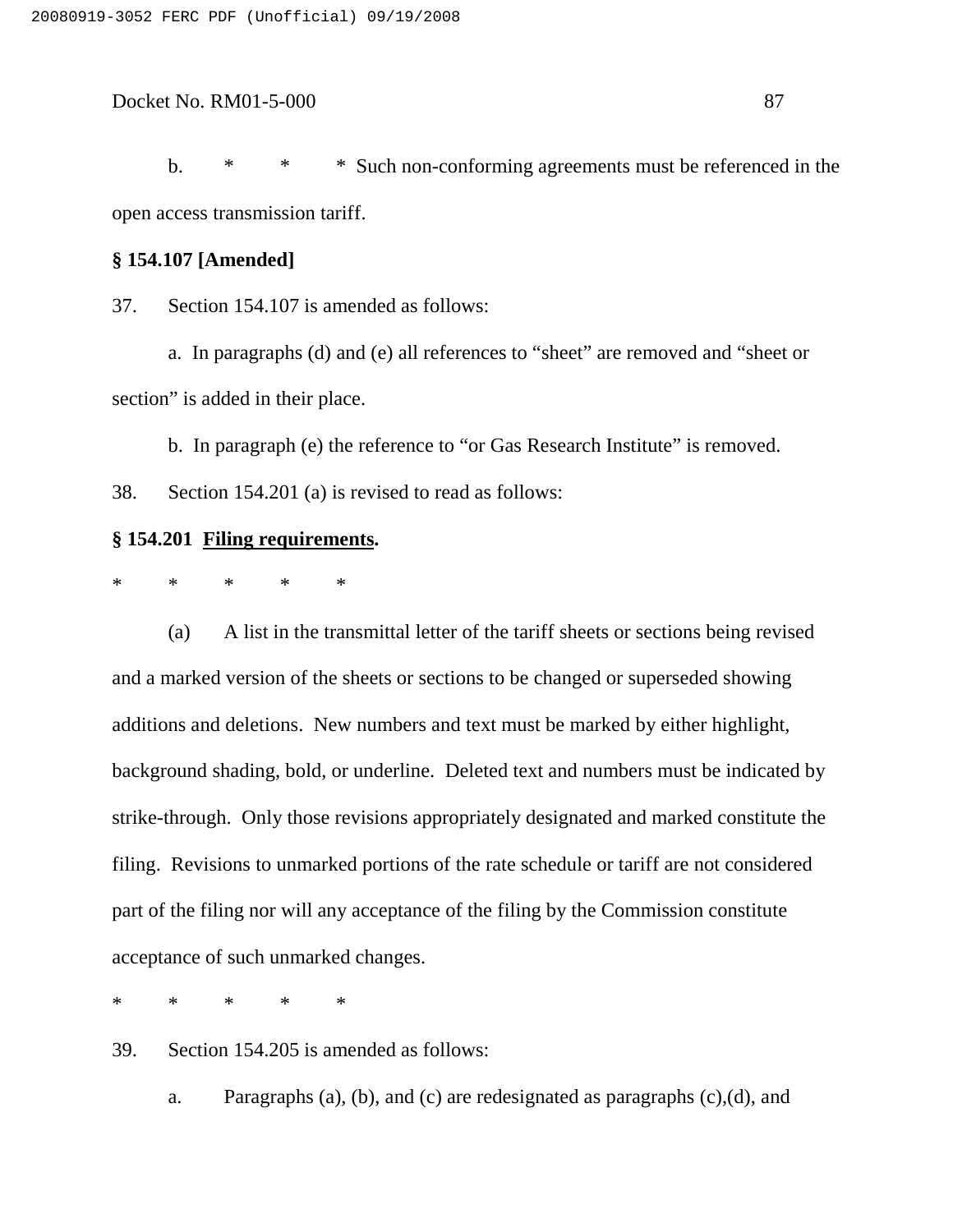b. * * * Such non-conforming agreements must be referenced in the open access transmission tariff.

**§ 154.107 [Amended]**

37. Section 154.107 is amended as follows:

a. In paragraphs (d) and (e) all references to "sheet" are removed and "sheet or section" is added in their place.

b. In paragraph (e) the reference to "or Gas Research Institute" is removed.

38. Section 154.201 (a) is revised to read as follows:

**§ 154.201 Filing requirements.**

\* \* \* \* \*

(a) A list in the transmittal letter of the tariff sheets or sections being revised and a marked version of the sheets or sections to be changed or superseded showing additions and deletions. New numbers and text must be marked by either highlight, background shading, bold, or underline. Deleted text and numbers must be indicated by strike-through. Only those revisions appropriately designated and marked constitute the filing. Revisions to unmarked portions of the rate schedule or tariff are not considered part of the filing nor will any acceptance of the filing by the Commission constitute acceptance of such unmarked changes.

\* \* \* \* \*

39. Section 154.205 is amended as follows:

a. Paragraphs (a), (b), and (c) are redesignated as paragraphs (c),(d), and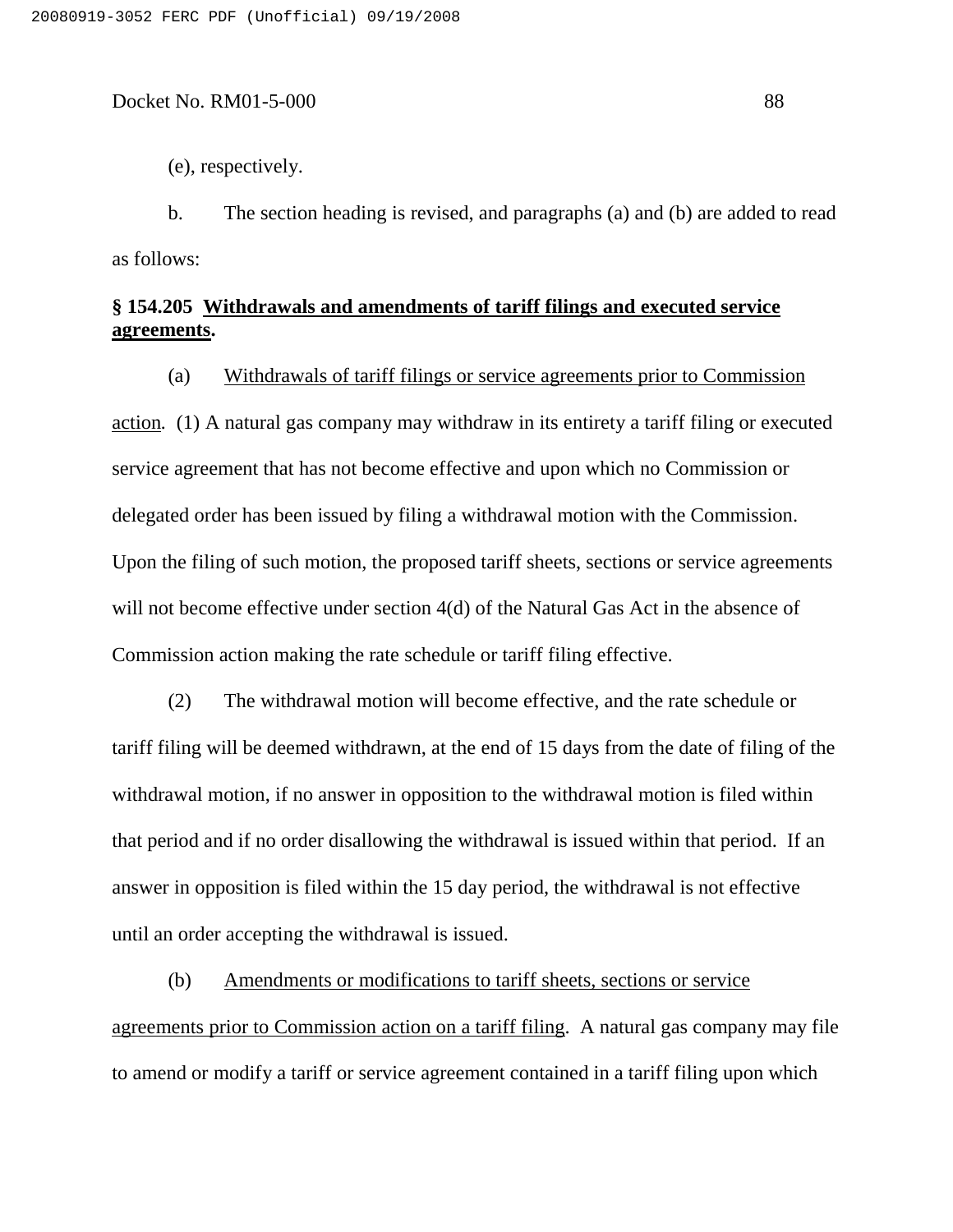(e), respectively.

b. The section heading is revised, and paragraphs (a) and (b) are added to read as follows:

**§ 154.205 Withdrawals and amendments of tariff filings and executed service agreements.**

(a) Withdrawals of tariff filings or service agreements prior to Commission action. (1) A natural gas company may withdraw in its entirety a tariff filing or executed service agreement that has not become effective and upon which no Commission or delegated order has been issued by filing a withdrawal motion with the Commission. Upon the filing of such motion, the proposed tariff sheets, sections or service agreements will not become effective under section 4(d) of the Natural Gas Act in the absence of Commission action making the rate schedule or tariff filing effective.

(2) The withdrawal motion will become effective, and the rate schedule or tariff filing will be deemed withdrawn, at the end of 15 days from the date of filing of the withdrawal motion, if no answer in opposition to the withdrawal motion is filed within that period and if no order disallowing the withdrawal is issued within that period. If an answer in opposition is filed within the 15 day period, the withdrawal is not effective until an order accepting the withdrawal is issued.

(b) Amendments or modifications to tariff sheets, sections or service agreements prior to Commission action on a tariff filing. A natural gas company may file to amend or modify a tariff or service agreement contained in a tariff filing upon which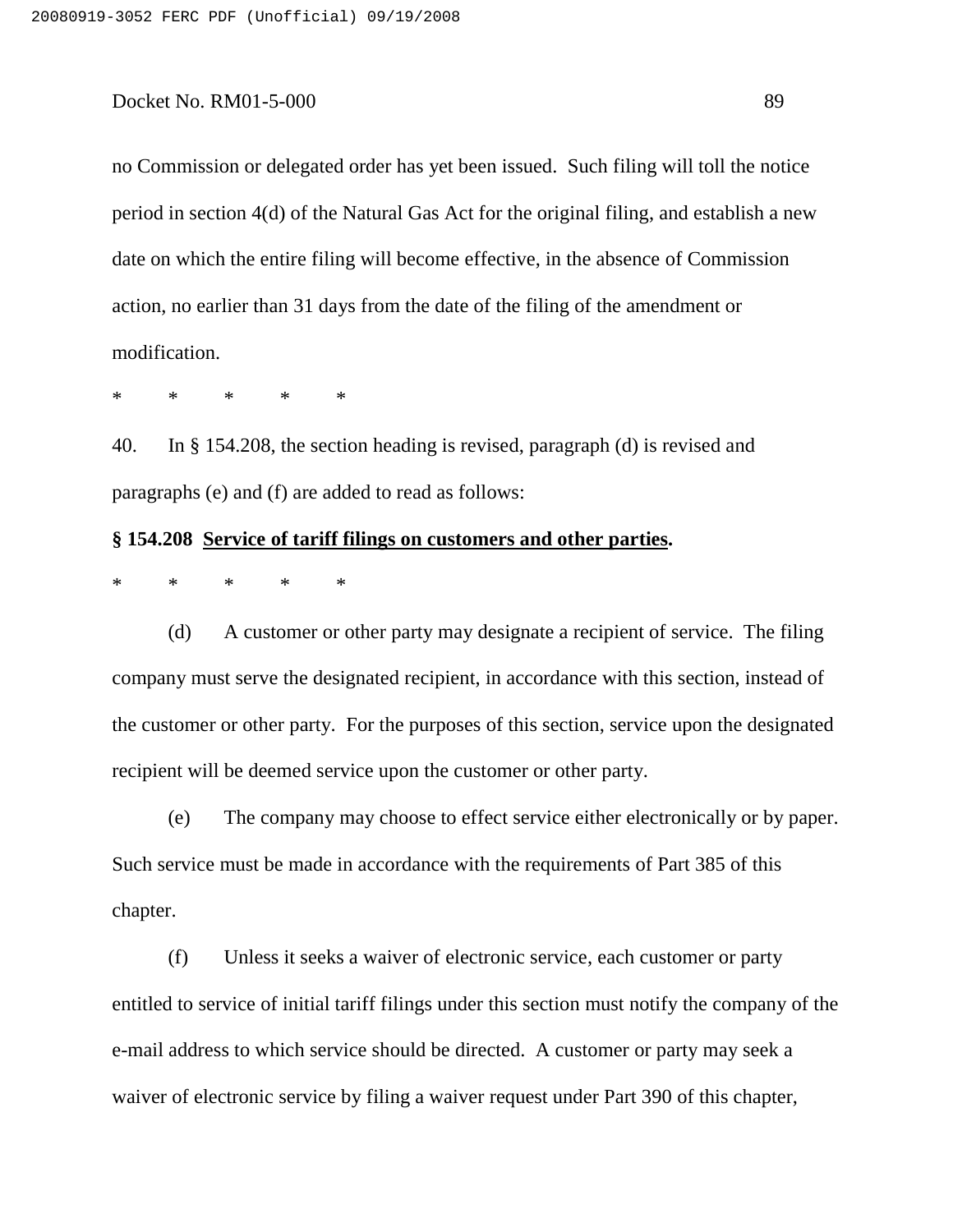no Commission or delegated order has yet been issued. Such filing will toll the notice period in section 4(d) of the Natural Gas Act for the original filing, and establish a new date on which the entire filing will become effective, in the absence of Commission action, no earlier than 31 days from the date of the filing of the amendment or modification.

\*          \*          \*          \*          \*

40. In § 154.208, the section heading is revised, paragraph (d) is revised and paragraphs (e) and (f) are added to read as follows:

**§ 154.208 Service of tariff filings on customers and other parties.**

\*          \*          \*          \*          \*

(d) A customer or other party may designate a recipient of service. The filing company must serve the designated recipient, in accordance with this section, instead of the customer or other party. For the purposes of this section, service upon the designated recipient will be deemed service upon the customer or other party.

(e) The company may choose to effect service either electronically or by paper. Such service must be made in accordance with the requirements of Part 385 of this chapter.

(f) Unless it seeks a waiver of electronic service, each customer or party entitled to service of initial tariff filings under this section must notify the company of the e-mail address to which service should be directed. A customer or party may seek a waiver of electronic service by filing a waiver request under Part 390 of this chapter,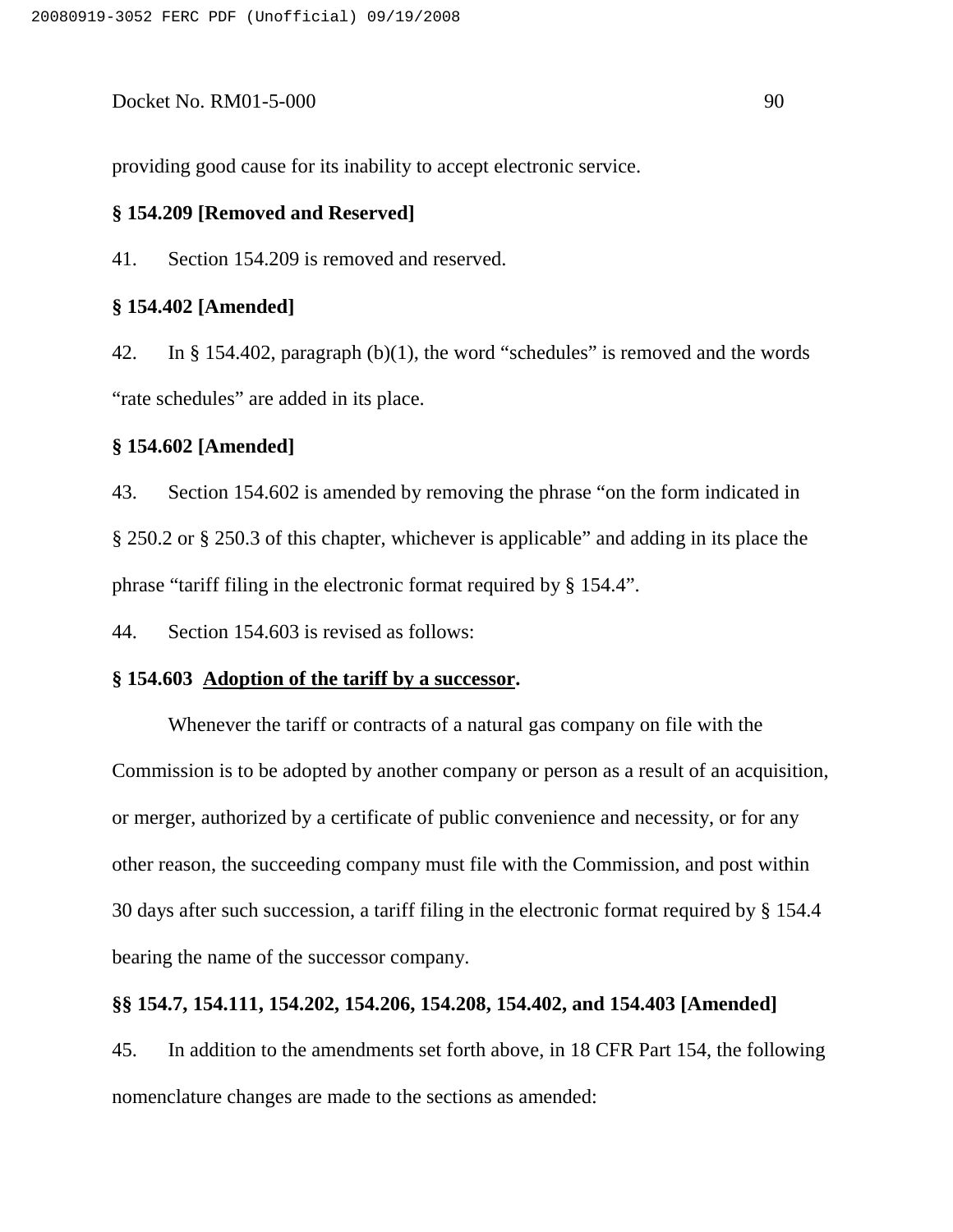providing good cause for its inability to accept electronic service.

**§ 154.209 [Removed and Reserved]**

41. Section 154.209 is removed and reserved.

**§ 154.402 [Amended]**

42. In § 154.402, paragraph (b)(1), the word "schedules" is removed and the words "rate schedules" are added in its place.

**§ 154.602 [Amended]**

43. Section 154.602 is amended by removing the phrase "on the form indicated in § 250.2 or § 250.3 of this chapter, whichever is applicable" and adding in its place the phrase "tariff filing in the electronic format required by § 154.4".

44. Section 154.603 is revised as follows:

**§ 154.603 Adoption of the tariff by a successor.**

Whenever the tariff or contracts of a natural gas company on file with the Commission is to be adopted by another company or person as a result of an acquisition, or merger, authorized by a certificate of public convenience and necessity, or for any other reason, the succeeding company must file with the Commission, and post within 30 days after such succession, a tariff filing in the electronic format required by § 154.4 bearing the name of the successor company.

**§§ 154.7, 154.111, 154.202, 154.206, 154.208, 154.402, and 154.403 [Amended]**

45. In addition to the amendments set forth above, in 18 CFR Part 154, the following nomenclature changes are made to the sections as amended: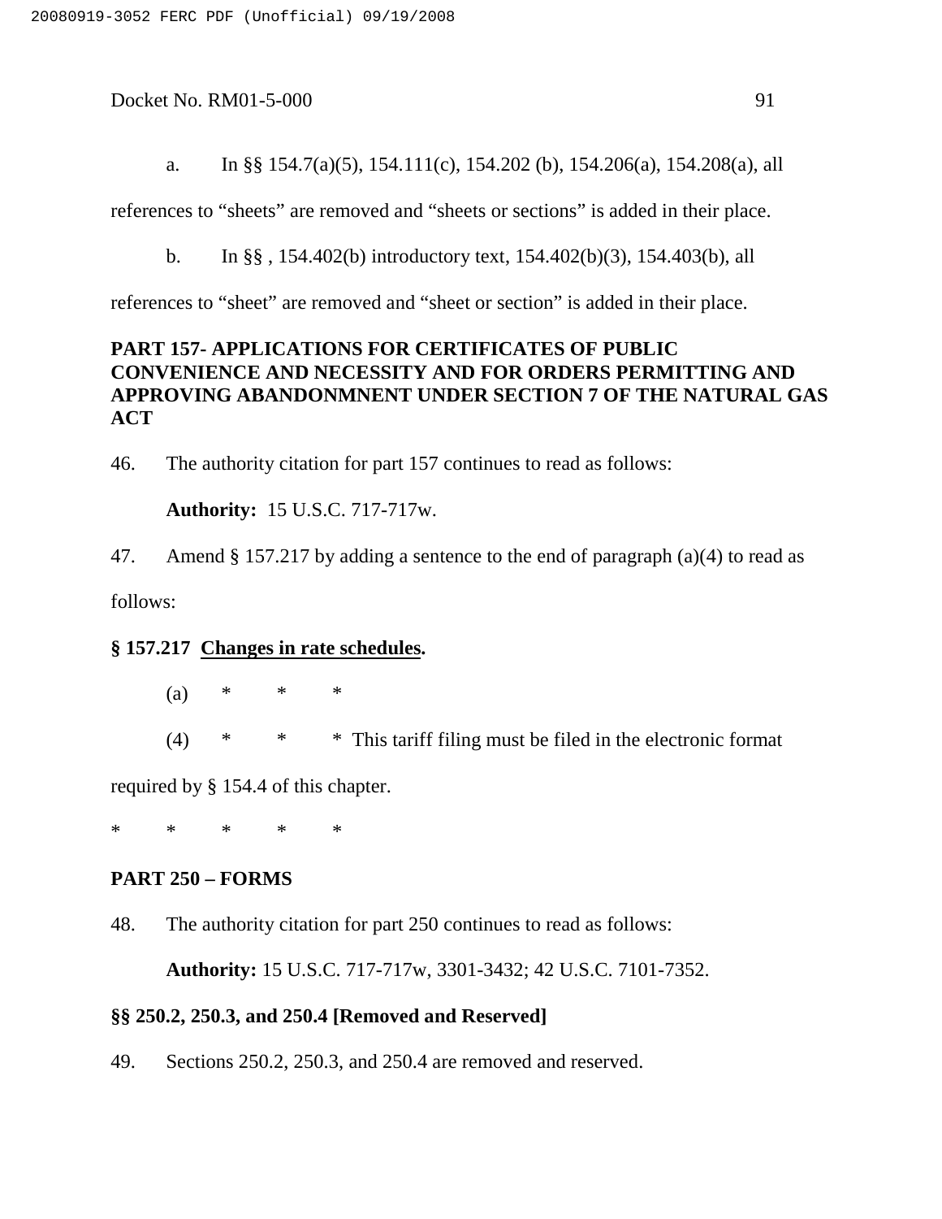a. In §§ 154.7(a)(5), 154.111(c), 154.202 (b), 154.206(a), 154.208(a), all references to "sheets" are removed and "sheets or sections" is added in their place.

b. In §§ , 154.402(b) introductory text, 154.402(b)(3), 154.403(b), all references to "sheet" are removed and "sheet or section" is added in their place.

**PART 157- APPLICATIONS FOR CERTIFICATES OF PUBLIC CONVENIENCE AND NECESSITY AND FOR ORDERS PERMITTING AND APPROVING ABANDONMNENT UNDER SECTION 7 OF THE NATURAL GAS ACT**

46. The authority citation for part 157 continues to read as follows:

**Authority:** 15 U.S.C. 717-717w.

47. Amend § 157.217 by adding a sentence to the end of paragraph (a)(4) to read as follows:

**§ 157.217 Changes in rate schedules.**

(a) * * *

(4) * * * This tariff filing must be filed in the electronic format required by § 154.4 of this chapter.

* * * * *

**PART 250 – FORMS**

48. The authority citation for part 250 continues to read as follows:

**Authority:** 15 U.S.C. 717-717w, 3301-3432; 42 U.S.C. 7101-7352.

**§§ 250.2, 250.3, and 250.4 [Removed and Reserved]**

49. Sections 250.2, 250.3, and 250.4 are removed and reserved.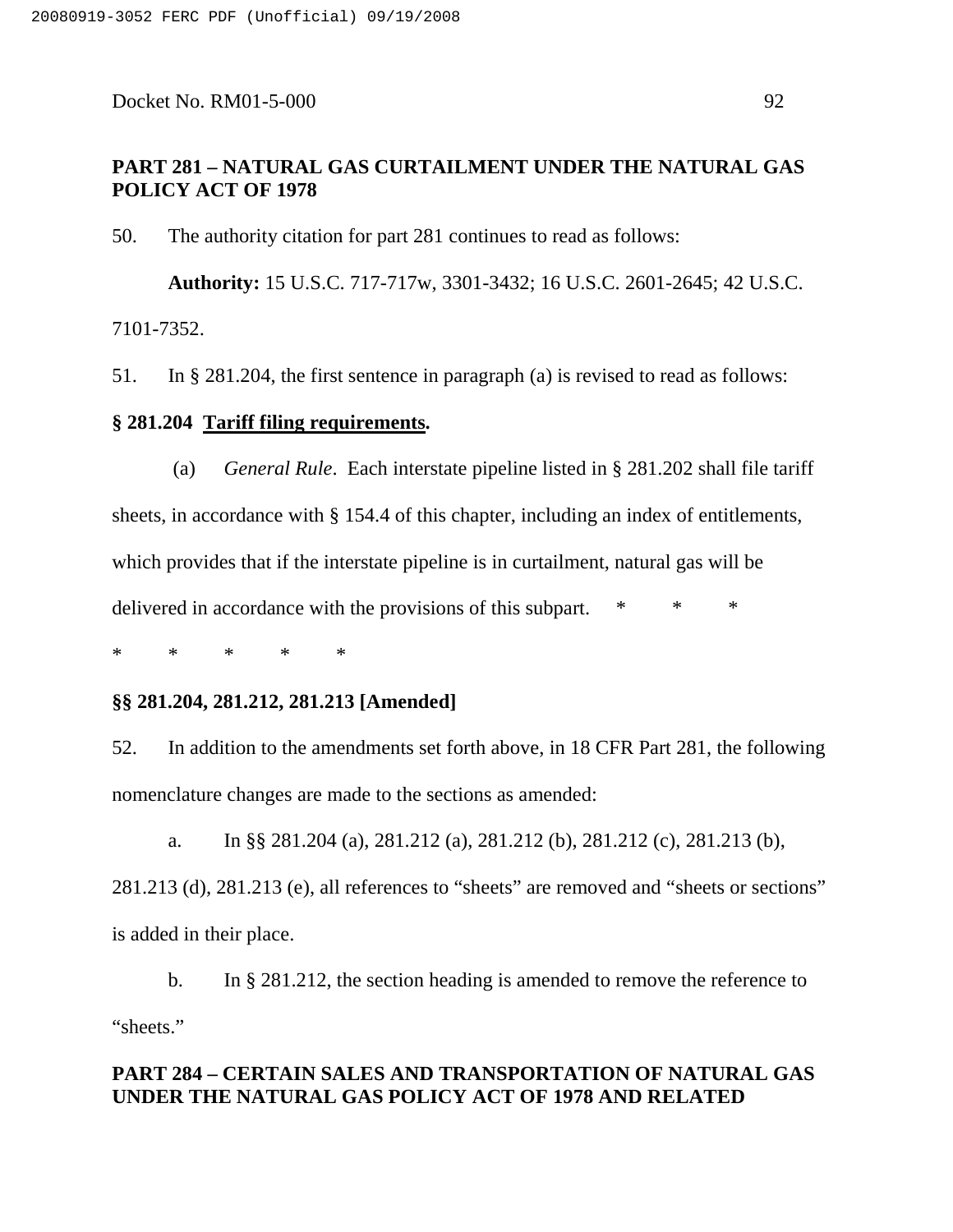**PART 281 – NATURAL GAS CURTAILMENT UNDER THE NATURAL GAS POLICY ACT OF 1978**

50. The authority citation for part 281 continues to read as follows:

**Authority:** 15 U.S.C. 717-717w, 3301-3432; 16 U.S.C. 2601-2645; 42 U.S.C. 7101-7352.

51. In § 281.204, the first sentence in paragraph (a) is revised to read as follows:

**§ 281.204 Tariff filing requirements.**

(a) *General Rule*. Each interstate pipeline listed in § 281.202 shall file tariff sheets, in accordance with § 154.4 of this chapter, including an index of entitlements, which provides that if the interstate pipeline is in curtailment, natural gas will be delivered in accordance with the provisions of this subpart. * * *

* * * * *

**§§ 281.204, 281.212, 281.213 [Amended]**

52. In addition to the amendments set forth above, in 18 CFR Part 281, the following nomenclature changes are made to the sections as amended:

a. In §§ 281.204 (a), 281.212 (a), 281.212 (b), 281.212 (c), 281.213 (b), 281.213 (d), 281.213 (e), all references to "sheets" are removed and "sheets or sections" is added in their place.

b. In § 281.212, the section heading is amended to remove the reference to "sheets."

**PART 284 – CERTAIN SALES AND TRANSPORTATION OF NATURAL GAS UNDER THE NATURAL GAS POLICY ACT OF 1978 AND RELATED**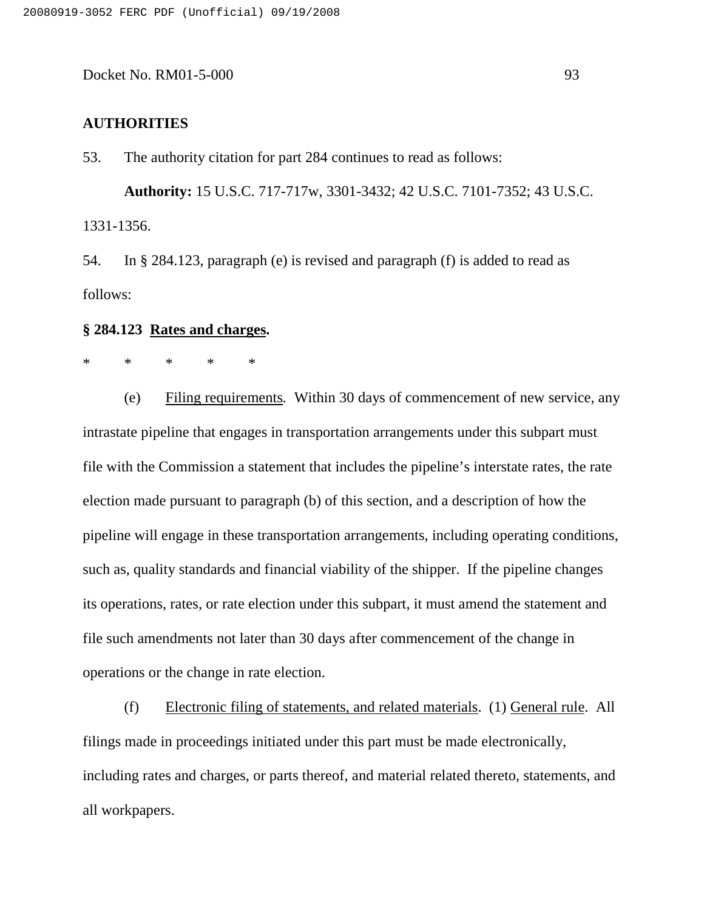**AUTHORITIES**

53. The authority citation for part 284 continues to read as follows:

**Authority:** 15 U.S.C. 717-717w, 3301-3432; 42 U.S.C. 7101-7352; 43 U.S.C. 1331-1356.

54. In § 284.123, paragraph (e) is revised and paragraph (f) is added to read as follows:

**§ 284.123 Rates and charges.**

\* \* \* \* \*

(e) Filing requirements. Within 30 days of commencement of new service, any intrastate pipeline that engages in transportation arrangements under this subpart must file with the Commission a statement that includes the pipeline's interstate rates, the rate election made pursuant to paragraph (b) of this section, and a description of how the pipeline will engage in these transportation arrangements, including operating conditions, such as, quality standards and financial viability of the shipper. If the pipeline changes its operations, rates, or rate election under this subpart, it must amend the statement and file such amendments not later than 30 days after commencement of the change in operations or the change in rate election.

(f) Electronic filing of statements, and related materials. (1) General rule. All filings made in proceedings initiated under this part must be made electronically, including rates and charges, or parts thereof, and material related thereto, statements, and all workpapers.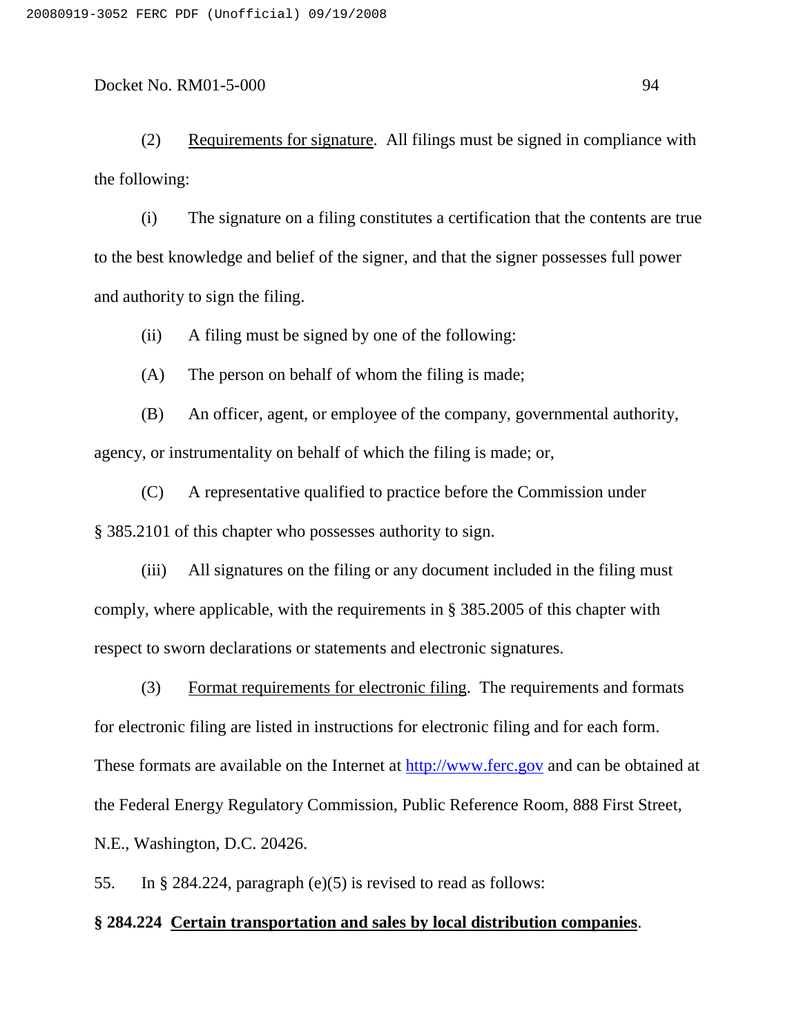(2) Requirements for signature. All filings must be signed in compliance with the following:

(i) The signature on a filing constitutes a certification that the contents are true to the best knowledge and belief of the signer, and that the signer possesses full power and authority to sign the filing.

(ii) A filing must be signed by one of the following:

(A) The person on behalf of whom the filing is made;

(B) An officer, agent, or employee of the company, governmental authority, agency, or instrumentality on behalf of which the filing is made; or,

(C) A representative qualified to practice before the Commission under § 385.2101 of this chapter who possesses authority to sign.

(iii) All signatures on the filing or any document included in the filing must comply, where applicable, with the requirements in § 385.2005 of this chapter with respect to sworn declarations or statements and electronic signatures.

(3) Format requirements for electronic filing. The requirements and formats for electronic filing are listed in instructions for electronic filing and for each form. These formats are available on the Internet at http://www.ferc.gov and can be obtained at the Federal Energy Regulatory Commission, Public Reference Room, 888 First Street, N.E., Washington, D.C. 20426.

55. In § 284.224, paragraph (e)(5) is revised to read as follows:

**§ 284.224 Certain transportation and sales by local distribution companies**.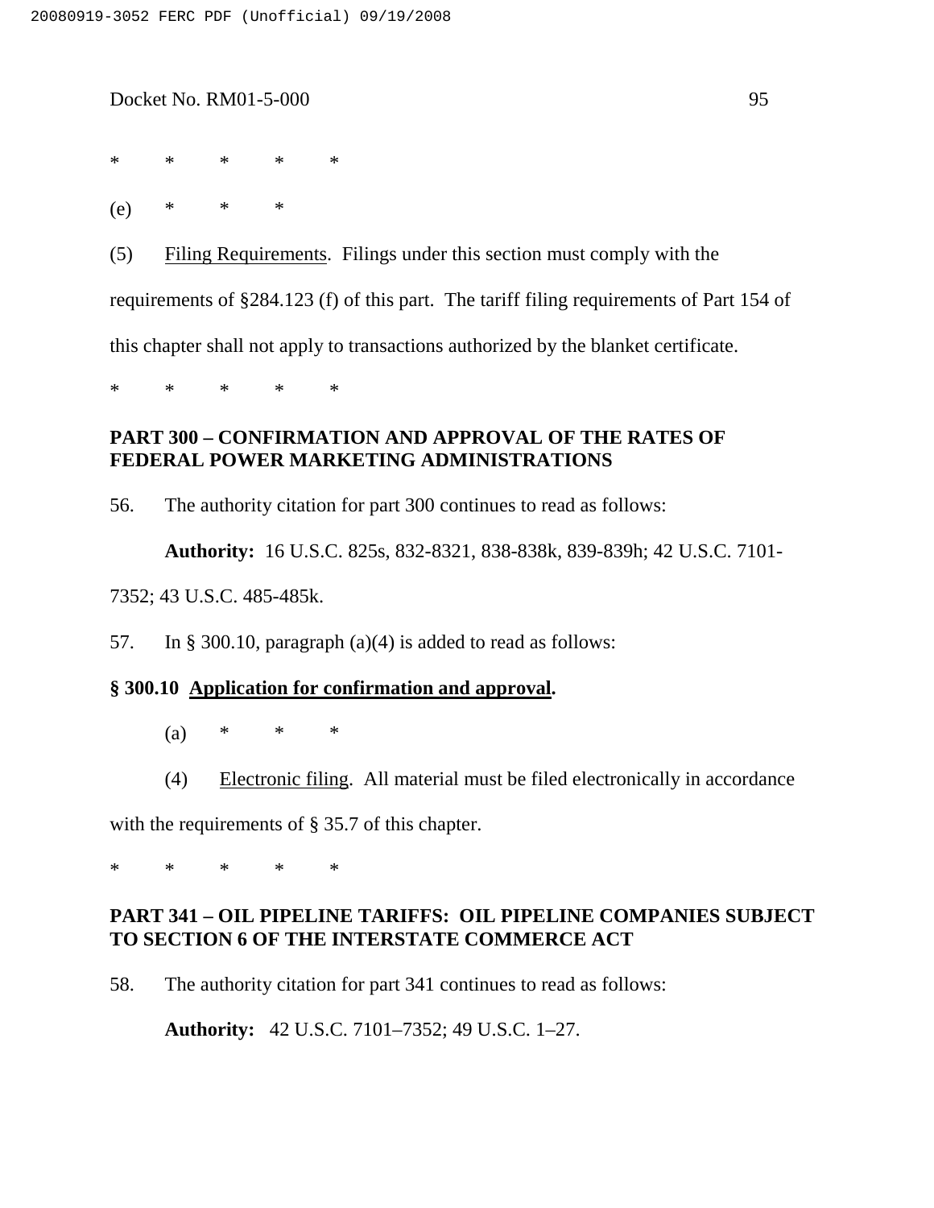\*         \*         \*         \*         \*

(e)    \*    \*    \*

(5)    Filing Requirements. Filings under this section must comply with the requirements of §284.123 (f) of this part. The tariff filing requirements of Part 154 of this chapter shall not apply to transactions authorized by the blanket certificate.

\*         \*         \*         \*         \*

## PART 300 – CONFIRMATION AND APPROVAL OF THE RATES OF FEDERAL POWER MARKETING ADMINISTRATIONS

56.    The authority citation for part 300 continues to read as follows:

**Authority:** 16 U.S.C. 825s, 832-8321, 838-838k, 839-839h; 42 U.S.C. 7101-7352; 43 U.S.C. 485-485k.

57.    In § 300.10, paragraph (a)(4) is added to read as follows:

**§ 300.10 Application for confirmation and approval.**

(a)    \*    \*    \*

(4)    Electronic filing. All material must be filed electronically in accordance with the requirements of § 35.7 of this chapter.

\*         \*         \*         \*         \*

## PART 341 – OIL PIPELINE TARIFFS: OIL PIPELINE COMPANIES SUBJECT TO SECTION 6 OF THE INTERSTATE COMMERCE ACT

58.    The authority citation for part 341 continues to read as follows:

**Authority:** 42 U.S.C. 7101–7352; 49 U.S.C. 1–27.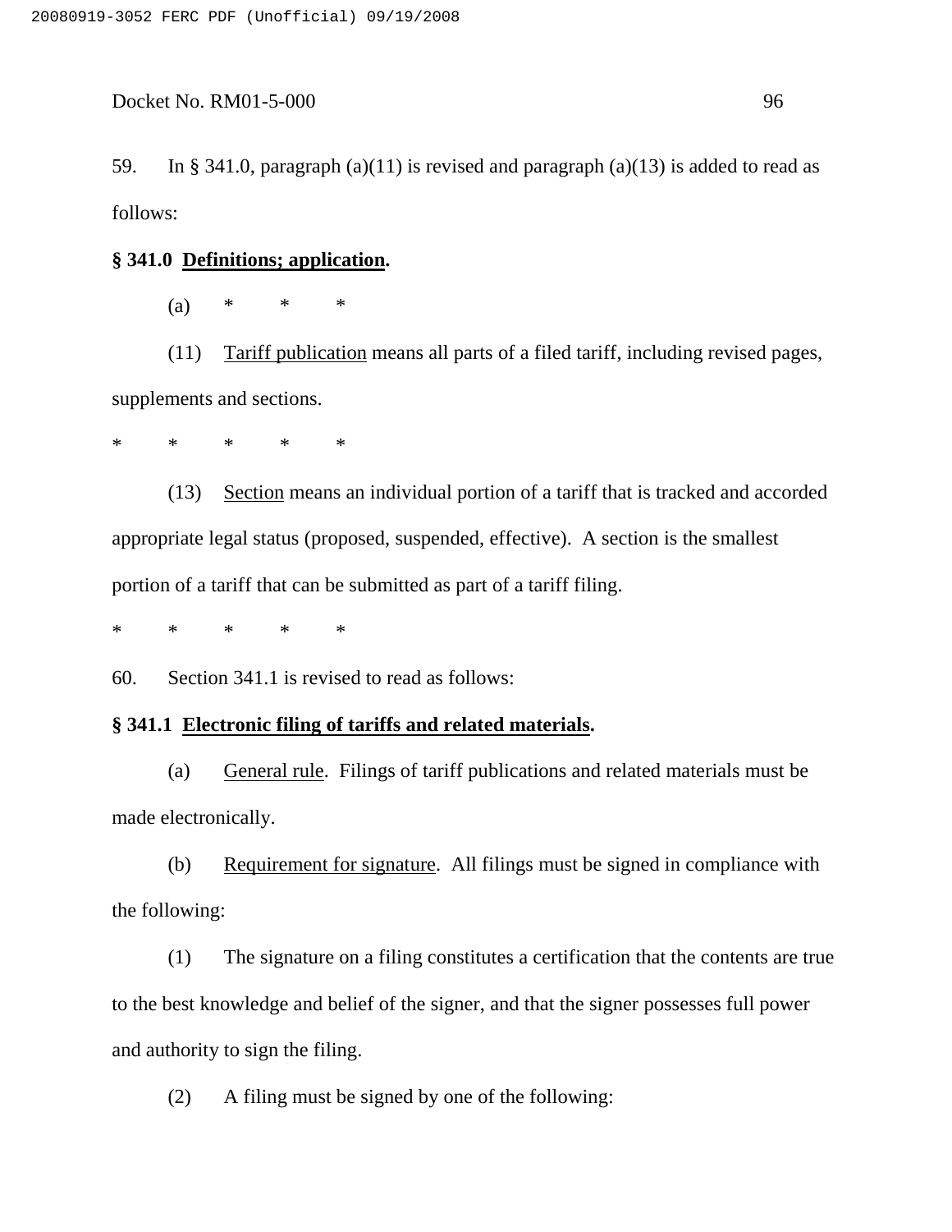59. In § 341.0, paragraph (a)(11) is revised and paragraph (a)(13) is added to read as follows:

**§ 341.0 Definitions; application.**

(a) * * *

(11) Tariff publication means all parts of a filed tariff, including revised pages, supplements and sections.

\* * * * *

(13) Section means an individual portion of a tariff that is tracked and accorded appropriate legal status (proposed, suspended, effective). A section is the smallest portion of a tariff that can be submitted as part of a tariff filing.

\* * * * *

60. Section 341.1 is revised to read as follows:

**§ 341.1 Electronic filing of tariffs and related materials.**

(a) General rule. Filings of tariff publications and related materials must be made electronically.

(b) Requirement for signature. All filings must be signed in compliance with the following:

(1) The signature on a filing constitutes a certification that the contents are true to the best knowledge and belief of the signer, and that the signer possesses full power and authority to sign the filing.

(2) A filing must be signed by one of the following: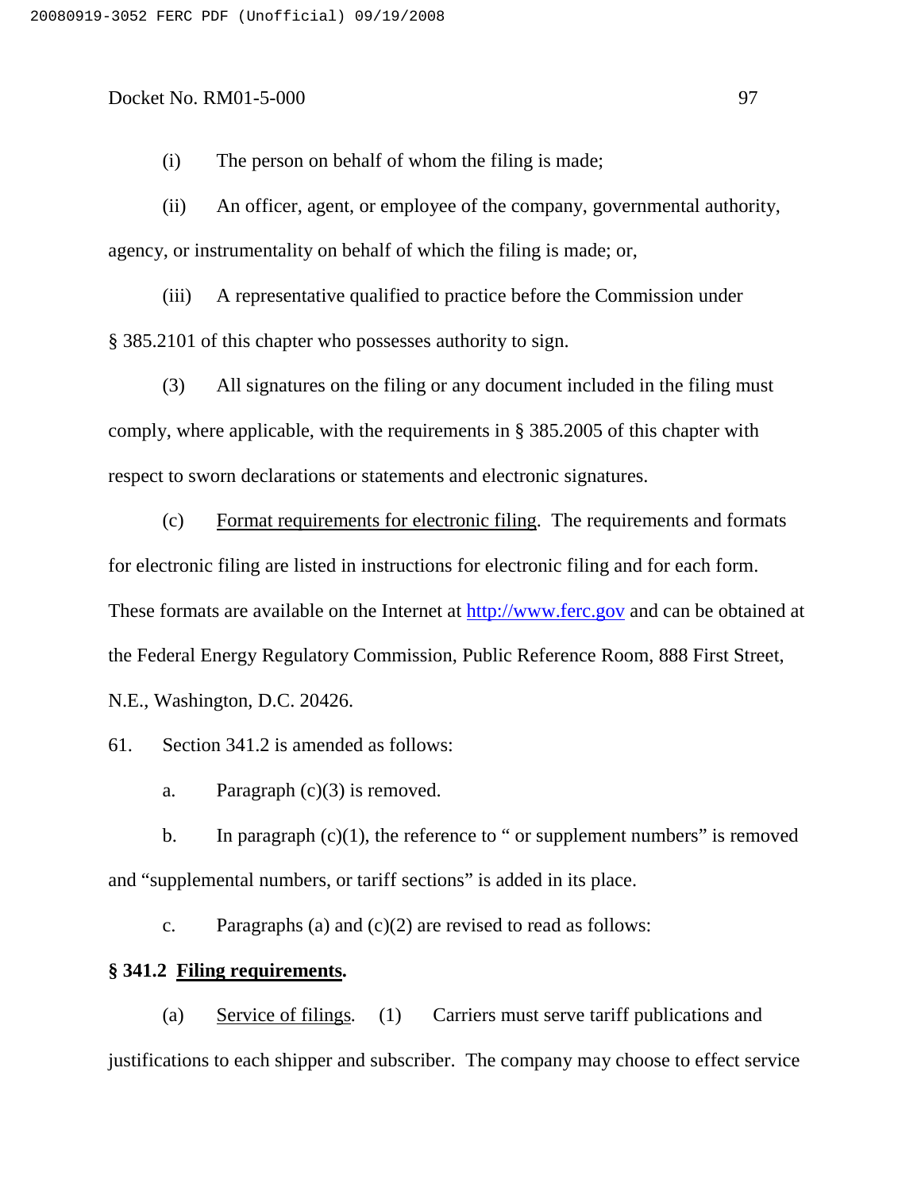(i) The person on behalf of whom the filing is made;

(ii) An officer, agent, or employee of the company, governmental authority, agency, or instrumentality on behalf of which the filing is made; or,

(iii) A representative qualified to practice before the Commission under § 385.2101 of this chapter who possesses authority to sign.

(3) All signatures on the filing or any document included in the filing must comply, where applicable, with the requirements in § 385.2005 of this chapter with respect to sworn declarations or statements and electronic signatures.

(c) Format requirements for electronic filing. The requirements and formats for electronic filing are listed in instructions for electronic filing and for each form. These formats are available on the Internet at http://www.ferc.gov and can be obtained at the Federal Energy Regulatory Commission, Public Reference Room, 888 First Street, N.E., Washington, D.C. 20426.

61. Section 341.2 is amended as follows:

a. Paragraph (c)(3) is removed.

b. In paragraph (c)(1), the reference to " or supplement numbers" is removed and "supplemental numbers, or tariff sections" is added in its place.

c. Paragraphs (a) and (c)(2) are revised to read as follows:

**§ 341.2 Filing requirements.**

(a) Service of filings. (1) Carriers must serve tariff publications and justifications to each shipper and subscriber. The company may choose to effect service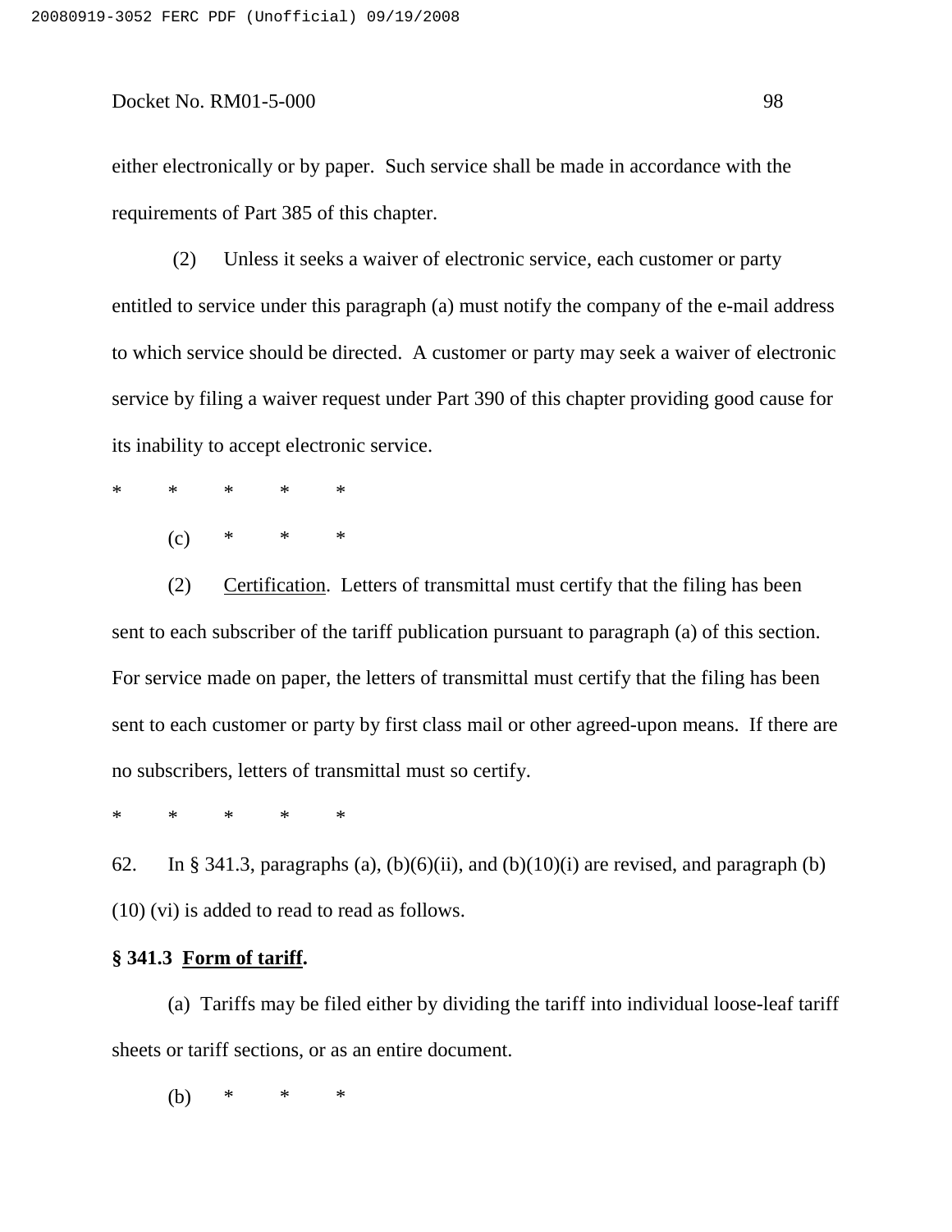either electronically or by paper. Such service shall be made in accordance with the requirements of Part 385 of this chapter.

(2) Unless it seeks a waiver of electronic service, each customer or party entitled to service under this paragraph (a) must notify the company of the e-mail address to which service should be directed. A customer or party may seek a waiver of electronic service by filing a waiver request under Part 390 of this chapter providing good cause for its inability to accept electronic service.

\* \* \* \* \*

(c) \* \* \*

(2) Certification. Letters of transmittal must certify that the filing has been sent to each subscriber of the tariff publication pursuant to paragraph (a) of this section. For service made on paper, the letters of transmittal must certify that the filing has been sent to each customer or party by first class mail or other agreed-upon means. If there are no subscribers, letters of transmittal must so certify.

\* \* \* \* \*

62. In § 341.3, paragraphs (a), (b)(6)(ii), and (b)(10)(i) are revised, and paragraph (b) (10) (vi) is added to read to read as follows.

**§ 341.3 Form of tariff.**

(a) Tariffs may be filed either by dividing the tariff into individual loose-leaf tariff sheets or tariff sections, or as an entire document.

(b) \* \* \*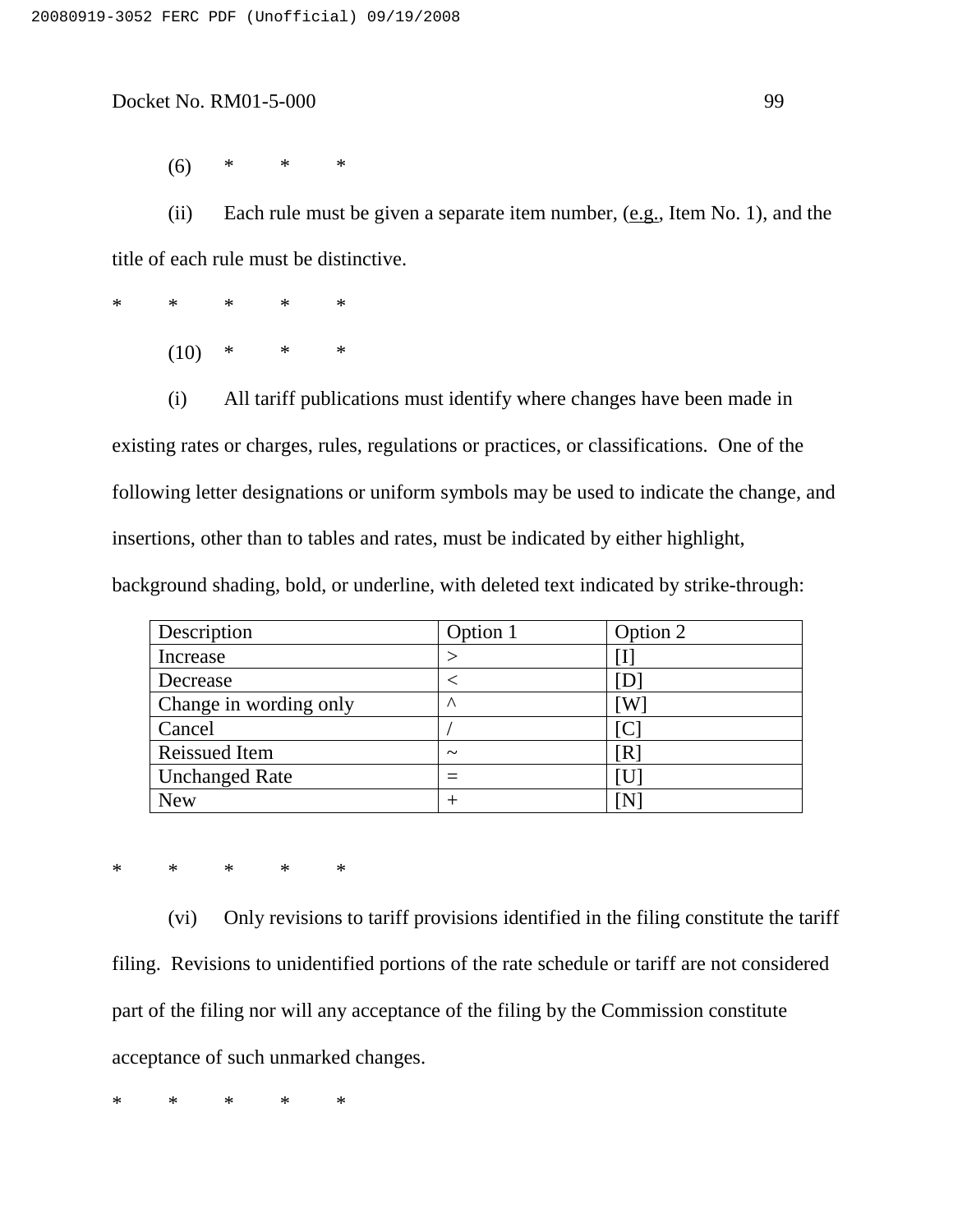(6) * * *

(ii) Each rule must be given a separate item number, (e.g., Item No. 1), and the title of each rule must be distinctive.

* * * * *

(10) * * *

(i) All tariff publications must identify where changes have been made in existing rates or charges, rules, regulations or practices, or classifications. One of the following letter designations or uniform symbols may be used to indicate the change, and insertions, other than to tables and rates, must be indicated by either highlight, background shading, bold, or underline, with deleted text indicated by strike-through:

| Description | Option 1 | Option 2 |
|---|---|---|
| Increase | > | [I] |
| Decrease | < | [D] |
| Change in wording only | ^ | [W] |
| Cancel | / | [C] |
| Reissued Item | ~ | [R] |
| Unchanged Rate | = | [U] |
| New | + | [N] |

* * * * *

(vi) Only revisions to tariff provisions identified in the filing constitute the tariff filing. Revisions to unidentified portions of the rate schedule or tariff are not considered part of the filing nor will any acceptance of the filing by the Commission constitute acceptance of such unmarked changes.

* * * * *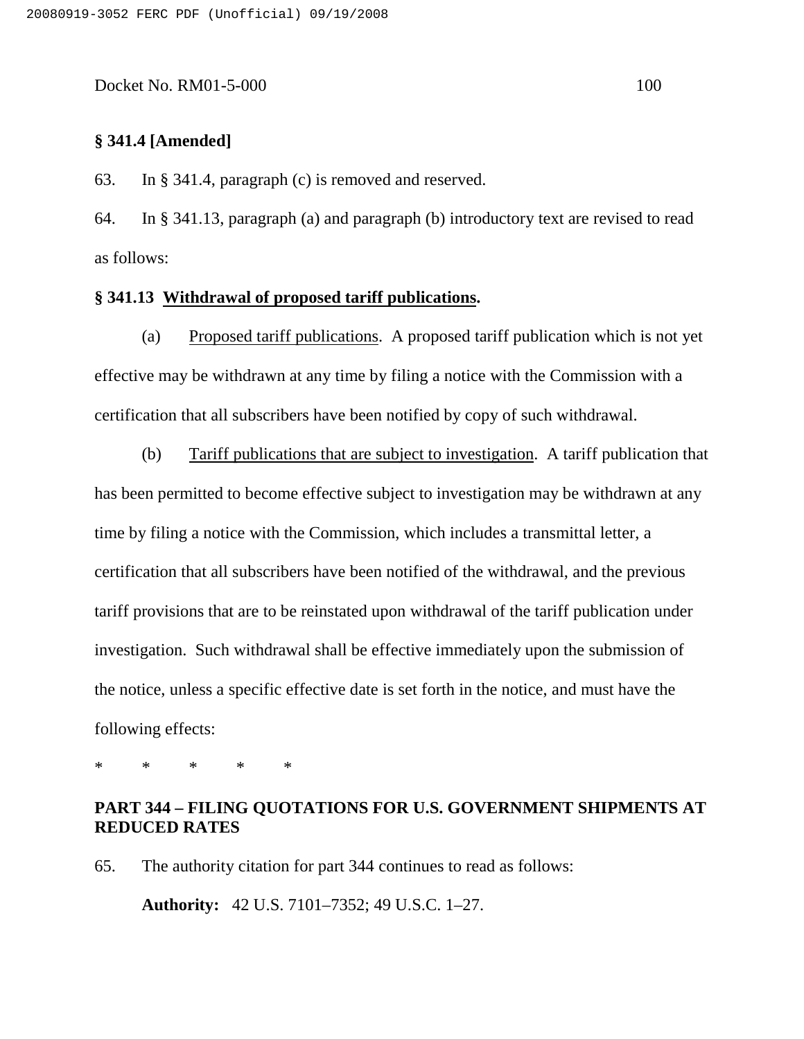**§ 341.4 [Amended]**

63. In § 341.4, paragraph (c) is removed and reserved.

64. In § 341.13, paragraph (a) and paragraph (b) introductory text are revised to read as follows:

**§ 341.13 Withdrawal of proposed tariff publications.**

(a) Proposed tariff publications. A proposed tariff publication which is not yet effective may be withdrawn at any time by filing a notice with the Commission with a certification that all subscribers have been notified by copy of such withdrawal.

(b) Tariff publications that are subject to investigation. A tariff publication that has been permitted to become effective subject to investigation may be withdrawn at any time by filing a notice with the Commission, which includes a transmittal letter, a certification that all subscribers have been notified of the withdrawal, and the previous tariff provisions that are to be reinstated upon withdrawal of the tariff publication under investigation. Such withdrawal shall be effective immediately upon the submission of the notice, unless a specific effective date is set forth in the notice, and must have the following effects:

\* \* \* \* \*

**PART 344 – FILING QUOTATIONS FOR U.S. GOVERNMENT SHIPMENTS AT REDUCED RATES**

65. The authority citation for part 344 continues to read as follows:

**Authority:** 42 U.S. 7101–7352; 49 U.S.C. 1–27.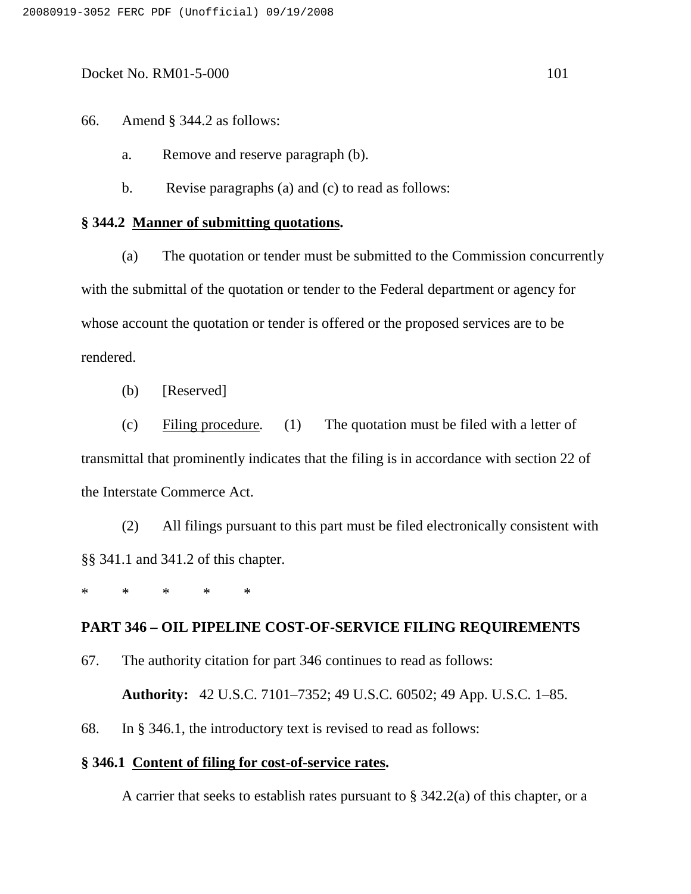66. Amend § 344.2 as follows:

a. Remove and reserve paragraph (b).

b. Revise paragraphs (a) and (c) to read as follows:

**§ 344.2 Manner of submitting quotations.**

(a) The quotation or tender must be submitted to the Commission concurrently with the submittal of the quotation or tender to the Federal department or agency for whose account the quotation or tender is offered or the proposed services are to be rendered.

(b) [Reserved]

(c) Filing procedure. (1) The quotation must be filed with a letter of transmittal that prominently indicates that the filing is in accordance with section 22 of the Interstate Commerce Act.

(2) All filings pursuant to this part must be filed electronically consistent with §§ 341.1 and 341.2 of this chapter.

\* \* \* \* \*

**PART 346 – OIL PIPELINE COST-OF-SERVICE FILING REQUIREMENTS**

67. The authority citation for part 346 continues to read as follows:

**Authority:** 42 U.S.C. 7101–7352; 49 U.S.C. 60502; 49 App. U.S.C. 1–85.

68. In § 346.1, the introductory text is revised to read as follows:

**§ 346.1 Content of filing for cost-of-service rates.**

A carrier that seeks to establish rates pursuant to § 342.2(a) of this chapter, or a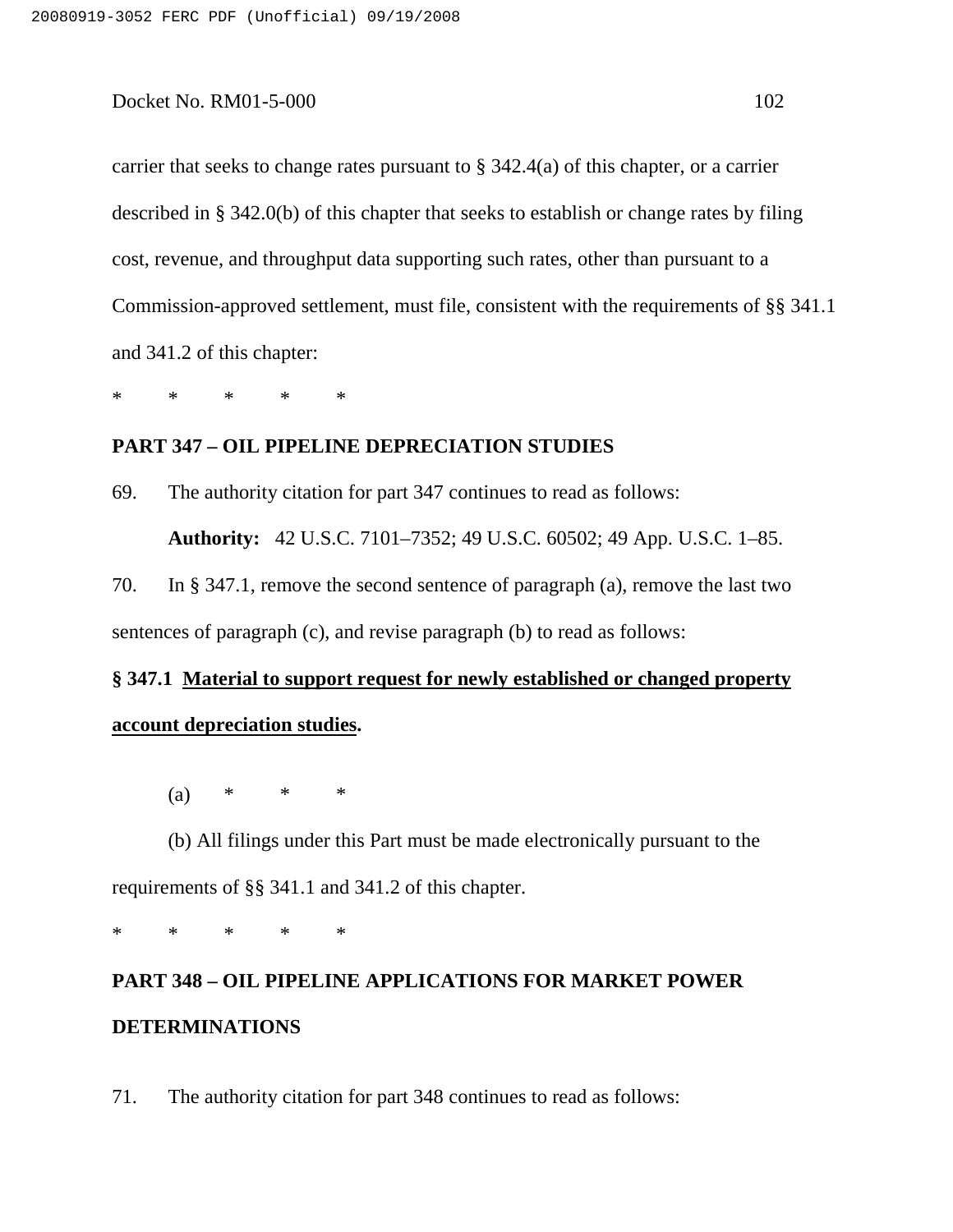carrier that seeks to change rates pursuant to § 342.4(a) of this chapter, or a carrier described in § 342.0(b) of this chapter that seeks to establish or change rates by filing cost, revenue, and throughput data supporting such rates, other than pursuant to a Commission-approved settlement, must file, consistent with the requirements of §§ 341.1 and 341.2 of this chapter:

\*     \*     \*     \*     \*

**PART 347 – OIL PIPELINE DEPRECIATION STUDIES**

69. The authority citation for part 347 continues to read as follows:

**Authority:** 42 U.S.C. 7101–7352; 49 U.S.C. 60502; 49 App. U.S.C. 1–85.

70. In § 347.1, remove the second sentence of paragraph (a), remove the last two sentences of paragraph (c), and revise paragraph (b) to read as follows:

**§ 347.1 <u>Material to support request for newly established or changed property account depreciation studies</u>.**

(a)     \*     \*     \*

(b) All filings under this Part must be made electronically pursuant to the requirements of §§ 341.1 and 341.2 of this chapter.

\*     \*     \*     \*     \*

**PART 348 – OIL PIPELINE APPLICATIONS FOR MARKET POWER DETERMINATIONS**

71. The authority citation for part 348 continues to read as follows: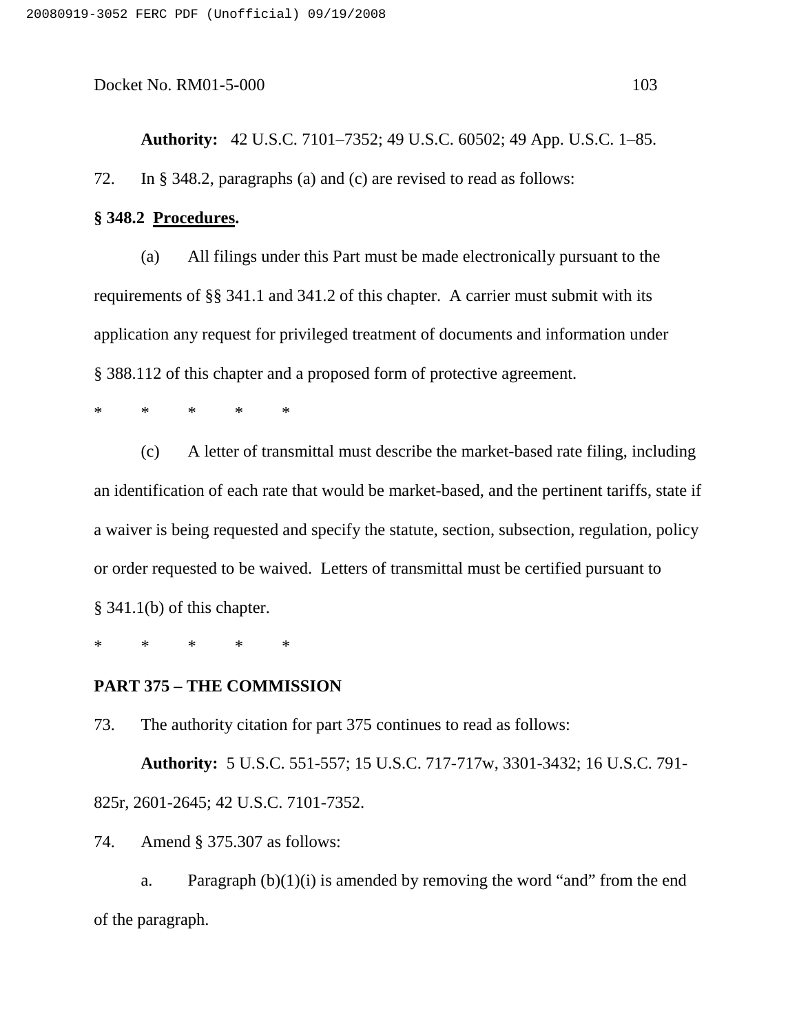**Authority:** 42 U.S.C. 7101–7352; 49 U.S.C. 60502; 49 App. U.S.C. 1–85.

72. In § 348.2, paragraphs (a) and (c) are revised to read as follows:

**§ 348.2 Procedures.**

(a) All filings under this Part must be made electronically pursuant to the requirements of §§ 341.1 and 341.2 of this chapter. A carrier must submit with its application any request for privileged treatment of documents and information under § 388.112 of this chapter and a proposed form of protective agreement.

\* \* \* \* \*

(c) A letter of transmittal must describe the market-based rate filing, including an identification of each rate that would be market-based, and the pertinent tariffs, state if a waiver is being requested and specify the statute, section, subsection, regulation, policy or order requested to be waived. Letters of transmittal must be certified pursuant to § 341.1(b) of this chapter.

\* \* \* \* \*

**PART 375 – THE COMMISSION**

73. The authority citation for part 375 continues to read as follows:

**Authority:** 5 U.S.C. 551-557; 15 U.S.C. 717-717w, 3301-3432; 16 U.S.C. 791-825r, 2601-2645; 42 U.S.C. 7101-7352.

74. Amend § 375.307 as follows:

a. Paragraph (b)(1)(i) is amended by removing the word "and" from the end of the paragraph.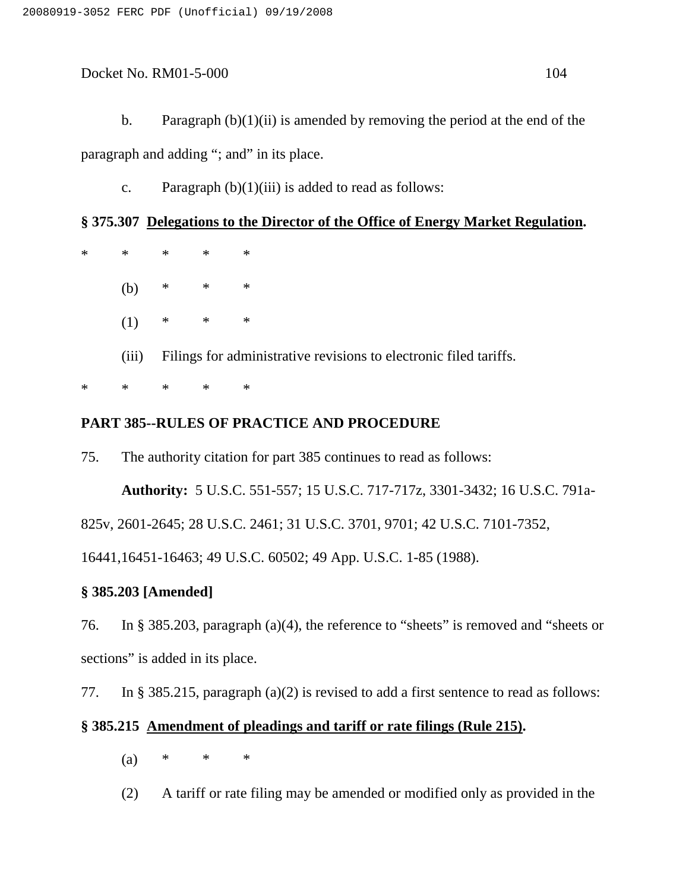b. Paragraph (b)(1)(ii) is amended by removing the period at the end of the paragraph and adding "; and" in its place.

c. Paragraph (b)(1)(iii) is added to read as follows:

**§ 375.307 Delegations to the Director of the Office of Energy Market Regulation.**

\* \* \* \* \*

(b) \* \* \*

(1) \* \* \*

(iii) Filings for administrative revisions to electronic filed tariffs.

\* \* \* \* \*

**PART 385--RULES OF PRACTICE AND PROCEDURE**

75. The authority citation for part 385 continues to read as follows:

**Authority:** 5 U.S.C. 551-557; 15 U.S.C. 717-717z, 3301-3432; 16 U.S.C. 791a-825v, 2601-2645; 28 U.S.C. 2461; 31 U.S.C. 3701, 9701; 42 U.S.C. 7101-7352, 16441,16451-16463; 49 U.S.C. 60502; 49 App. U.S.C. 1-85 (1988).

**§ 385.203 [Amended]**

76. In § 385.203, paragraph (a)(4), the reference to "sheets" is removed and "sheets or sections" is added in its place.

77. In § 385.215, paragraph (a)(2) is revised to add a first sentence to read as follows:

**§ 385.215 Amendment of pleadings and tariff or rate filings (Rule 215).**

(a) \* \* \*

(2) A tariff or rate filing may be amended or modified only as provided in the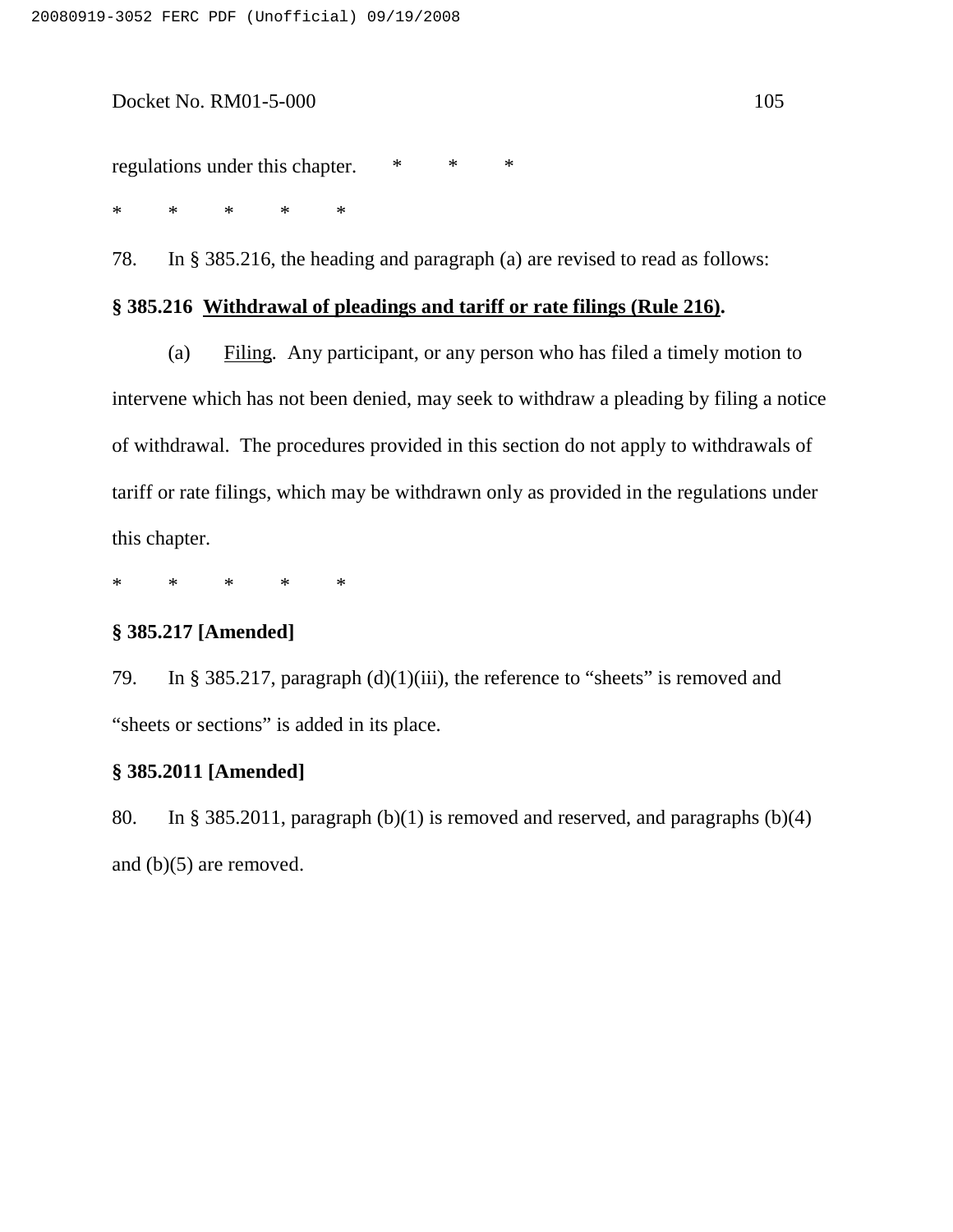regulations under this chapter. * * *

\* * * * *

78. In § 385.216, the heading and paragraph (a) are revised to read as follows:

**§ 385.216 Withdrawal of pleadings and tariff or rate filings (Rule 216).**

(a) Filing. Any participant, or any person who has filed a timely motion to intervene which has not been denied, may seek to withdraw a pleading by filing a notice of withdrawal. The procedures provided in this section do not apply to withdrawals of tariff or rate filings, which may be withdrawn only as provided in the regulations under this chapter.

\* * * * *

**§ 385.217 [Amended]**

79. In § 385.217, paragraph (d)(1)(iii), the reference to "sheets" is removed and "sheets or sections" is added in its place.

**§ 385.2011 [Amended]**

80. In § 385.2011, paragraph (b)(1) is removed and reserved, and paragraphs (b)(4) and (b)(5) are removed.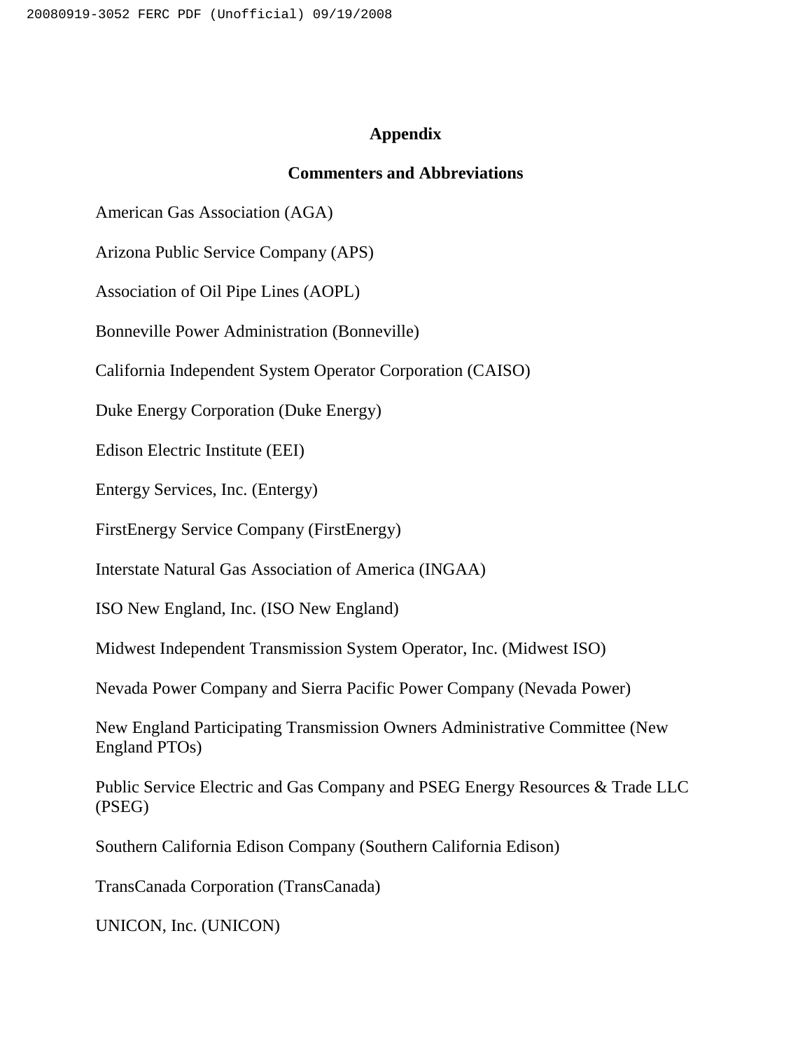# Appendix

## Commenters and Abbreviations

American Gas Association (AGA)

Arizona Public Service Company (APS)

Association of Oil Pipe Lines (AOPL)

Bonneville Power Administration (Bonneville)

California Independent System Operator Corporation (CAISO)

Duke Energy Corporation (Duke Energy)

Edison Electric Institute (EEI)

Entergy Services, Inc. (Entergy)

FirstEnergy Service Company (FirstEnergy)

Interstate Natural Gas Association of America (INGAA)

ISO New England, Inc. (ISO New England)

Midwest Independent Transmission System Operator, Inc. (Midwest ISO)

Nevada Power Company and Sierra Pacific Power Company (Nevada Power)

New England Participating Transmission Owners Administrative Committee (New England PTOs)

Public Service Electric and Gas Company and PSEG Energy Resources & Trade LLC (PSEG)

Southern California Edison Company (Southern California Edison)

TransCanada Corporation (TransCanada)

UNICON, Inc. (UNICON)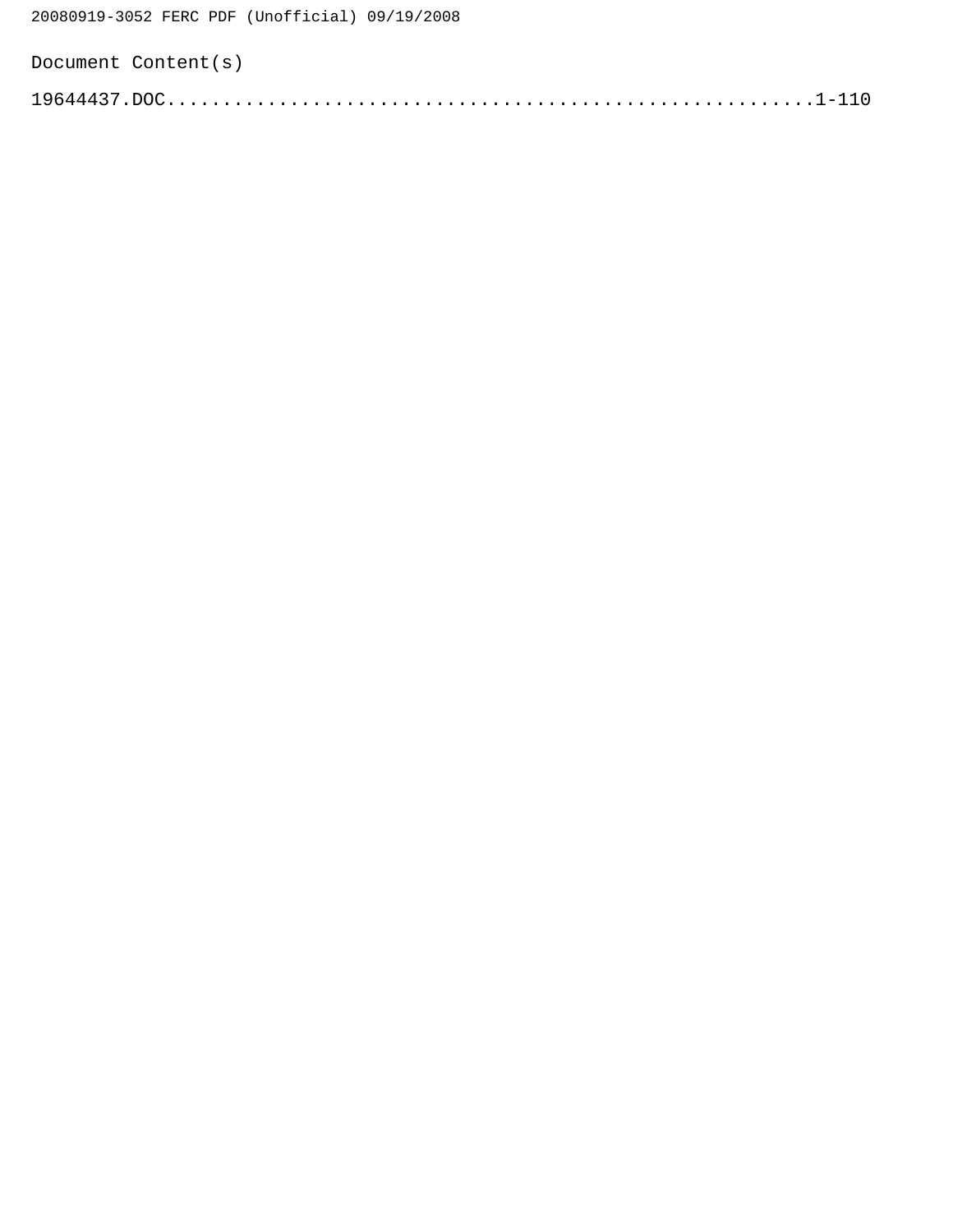Document Content(s)

19644437.DOC....................................................1-110